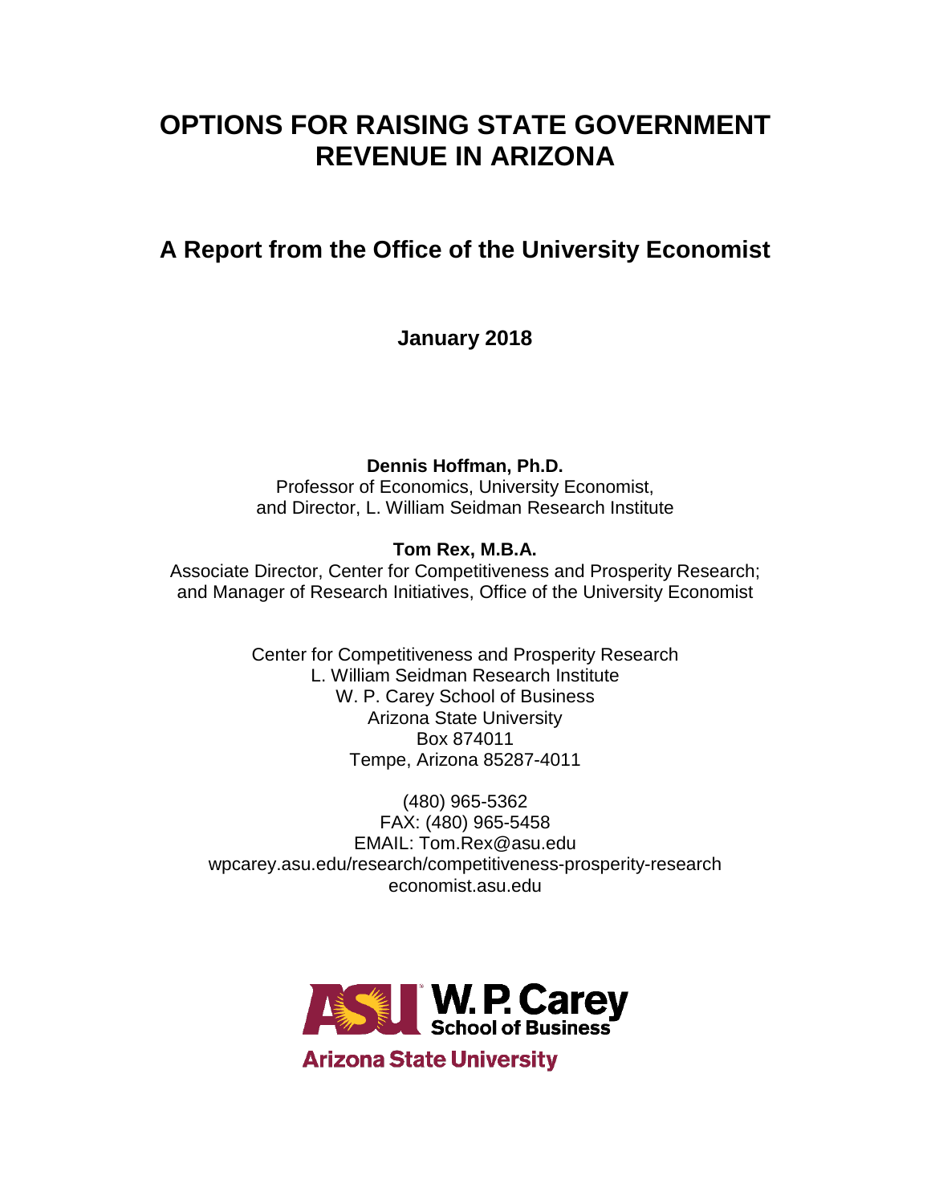# OPTIONS FOR RAISING STATE GOVERNMENT REVENUE IN ARIZONA

## A Report from the Office of the University Economist

**January 2018**

**Dennis Hoffman, Ph.D.**
Professor of Economics, University Economist,
and Director, L. William Seidman Research Institute

**Tom Rex, M.B.A.**
Associate Director, Center for Competitiveness and Prosperity Research;
and Manager of Research Initiatives, Office of the University Economist

Center for Competitiveness and Prosperity Research
L. William Seidman Research Institute
W. P. Carey School of Business
Arizona State University
Box 874011
Tempe, Arizona 85287-4011

(480) 965-5362
FAX: (480) 965-5458
EMAIL: Tom.Rex@asu.edu
wpcarey.asu.edu/research/competitiveness-prosperity-research
economist.asu.edu

ASU W. P. Carey School of Business
Arizona State University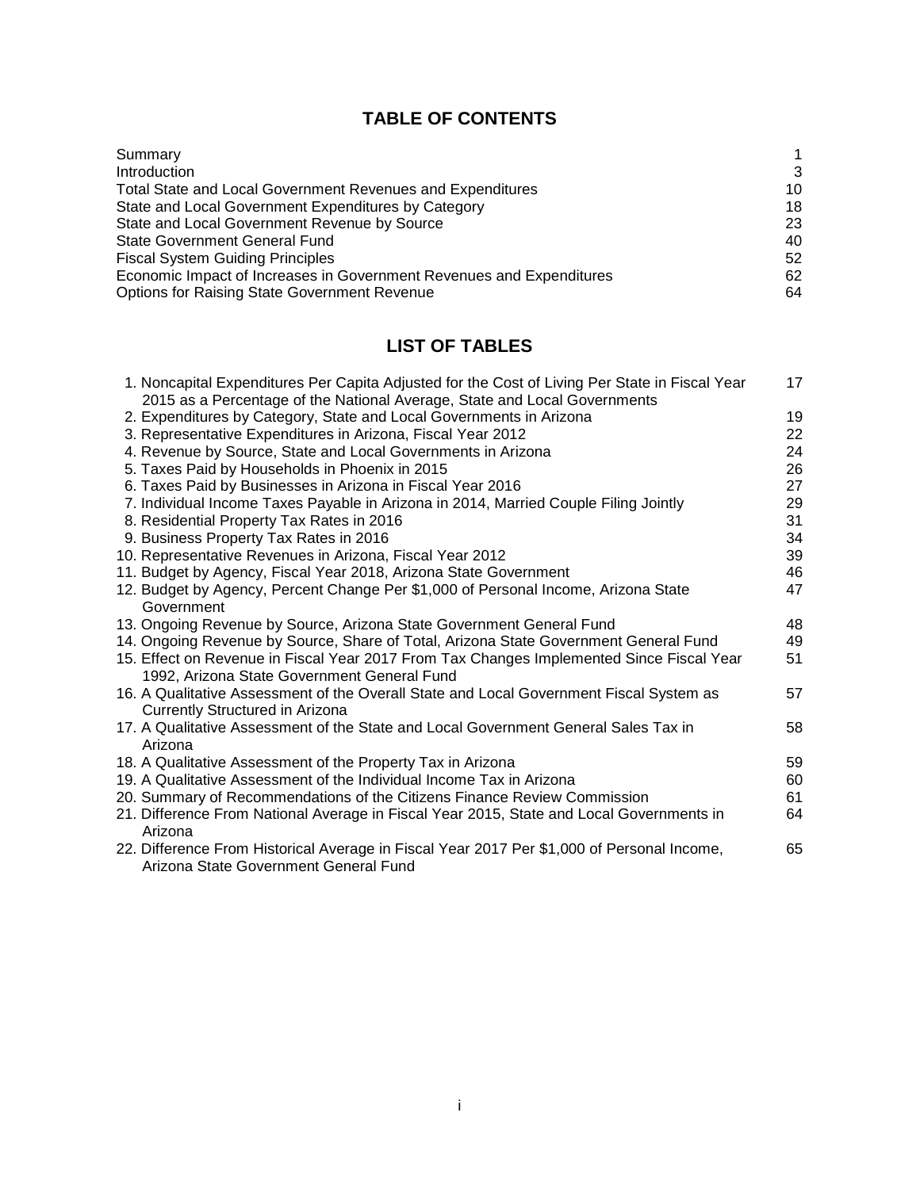## TABLE OF CONTENTS

| | |
|---|---|
| Summary | 1 |
| Introduction | 3 |
| Total State and Local Government Revenues and Expenditures | 10 |
| State and Local Government Expenditures by Category | 18 |
| State and Local Government Revenue by Source | 23 |
| State Government General Fund | 40 |
| Fiscal System Guiding Principles | 52 |
| Economic Impact of Increases in Government Revenues and Expenditures | 62 |
| Options for Raising State Government Revenue | 64 |

## LIST OF TABLES

| | |
|---|---|
| 1. Noncapital Expenditures Per Capita Adjusted for the Cost of Living Per State in Fiscal Year 2015 as a Percentage of the National Average, State and Local Governments | 17 |
| 2. Expenditures by Category, State and Local Governments in Arizona | 19 |
| 3. Representative Expenditures in Arizona, Fiscal Year 2012 | 22 |
| 4. Revenue by Source, State and Local Governments in Arizona | 24 |
| 5. Taxes Paid by Households in Phoenix in 2015 | 26 |
| 6. Taxes Paid by Businesses in Arizona in Fiscal Year 2016 | 27 |
| 7. Individual Income Taxes Payable in Arizona in 2014, Married Couple Filing Jointly | 29 |
| 8. Residential Property Tax Rates in 2016 | 31 |
| 9. Business Property Tax Rates in 2016 | 34 |
| 10. Representative Revenues in Arizona, Fiscal Year 2012 | 39 |
| 11. Budget by Agency, Fiscal Year 2018, Arizona State Government | 46 |
| 12. Budget by Agency, Percent Change Per $1,000 of Personal Income, Arizona State Government | 47 |
| 13. Ongoing Revenue by Source, Arizona State Government General Fund | 48 |
| 14. Ongoing Revenue by Source, Share of Total, Arizona State Government General Fund | 49 |
| 15. Effect on Revenue in Fiscal Year 2017 From Tax Changes Implemented Since Fiscal Year 1992, Arizona State Government General Fund | 51 |
| 16. A Qualitative Assessment of the Overall State and Local Government Fiscal System as Currently Structured in Arizona | 57 |
| 17. A Qualitative Assessment of the State and Local Government General Sales Tax in Arizona | 58 |
| 18. A Qualitative Assessment of the Property Tax in Arizona | 59 |
| 19. A Qualitative Assessment of the Individual Income Tax in Arizona | 60 |
| 20. Summary of Recommendations of the Citizens Finance Review Commission | 61 |
| 21. Difference From National Average in Fiscal Year 2015, State and Local Governments in Arizona | 64 |
| 22. Difference From Historical Average in Fiscal Year 2017 Per $1,000 of Personal Income, Arizona State Government General Fund | 65 |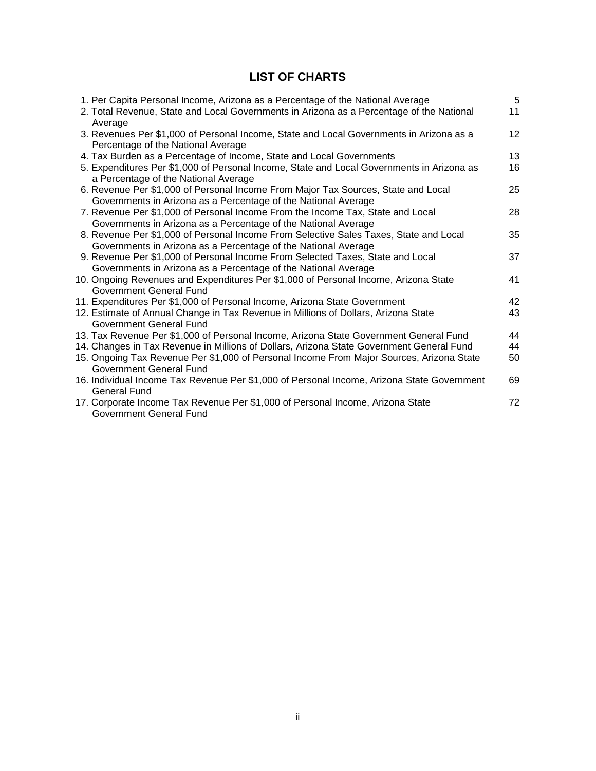# LIST OF CHARTS

| | |
|---|---|
| 1. Per Capita Personal Income, Arizona as a Percentage of the National Average | 5 |
| 2. Total Revenue, State and Local Governments in Arizona as a Percentage of the National Average | 11 |
| 3. Revenues Per $1,000 of Personal Income, State and Local Governments in Arizona as a Percentage of the National Average | 12 |
| 4. Tax Burden as a Percentage of Income, State and Local Governments | 13 |
| 5. Expenditures Per $1,000 of Personal Income, State and Local Governments in Arizona as a Percentage of the National Average | 16 |
| 6. Revenue Per $1,000 of Personal Income From Major Tax Sources, State and Local Governments in Arizona as a Percentage of the National Average | 25 |
| 7. Revenue Per $1,000 of Personal Income From the Income Tax, State and Local Governments in Arizona as a Percentage of the National Average | 28 |
| 8. Revenue Per $1,000 of Personal Income From Selective Sales Taxes, State and Local Governments in Arizona as a Percentage of the National Average | 35 |
| 9. Revenue Per $1,000 of Personal Income From Selected Taxes, State and Local Governments in Arizona as a Percentage of the National Average | 37 |
| 10. Ongoing Revenues and Expenditures Per $1,000 of Personal Income, Arizona State Government General Fund | 41 |
| 11. Expenditures Per $1,000 of Personal Income, Arizona State Government | 42 |
| 12. Estimate of Annual Change in Tax Revenue in Millions of Dollars, Arizona State Government General Fund | 43 |
| 13. Tax Revenue Per $1,000 of Personal Income, Arizona State Government General Fund | 44 |
| 14. Changes in Tax Revenue in Millions of Dollars, Arizona State Government General Fund | 44 |
| 15. Ongoing Tax Revenue Per $1,000 of Personal Income From Major Sources, Arizona State Government General Fund | 50 |
| 16. Individual Income Tax Revenue Per $1,000 of Personal Income, Arizona State Government General Fund | 69 |
| 17. Corporate Income Tax Revenue Per $1,000 of Personal Income, Arizona State Government General Fund | 72 |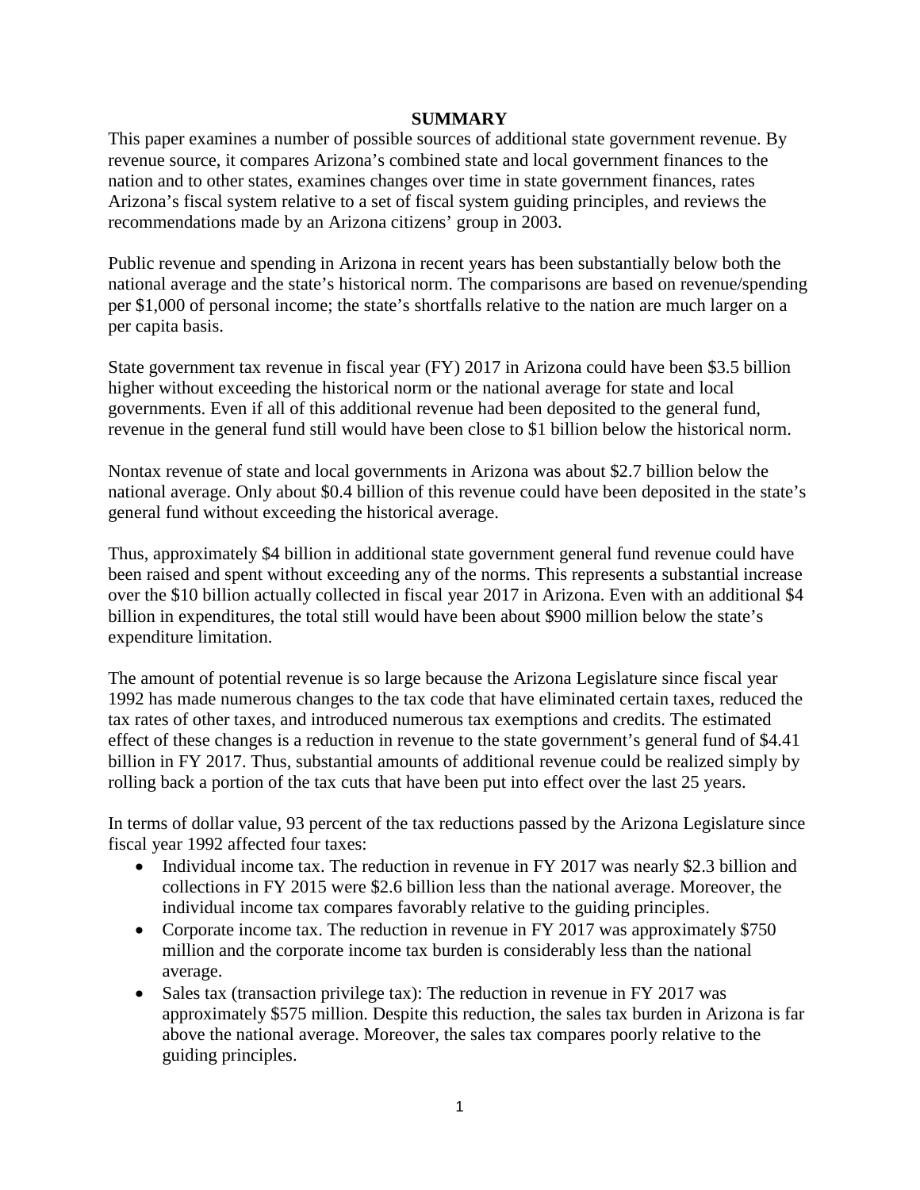# SUMMARY

This paper examines a number of possible sources of additional state government revenue. By revenue source, it compares Arizona's combined state and local government finances to the nation and to other states, examines changes over time in state government finances, rates Arizona's fiscal system relative to a set of fiscal system guiding principles, and reviews the recommendations made by an Arizona citizens' group in 2003.

Public revenue and spending in Arizona in recent years has been substantially below both the national average and the state's historical norm. The comparisons are based on revenue/spending per $1,000 of personal income; the state's shortfalls relative to the nation are much larger on a per capita basis.

State government tax revenue in fiscal year (FY) 2017 in Arizona could have been $3.5 billion higher without exceeding the historical norm or the national average for state and local governments. Even if all of this additional revenue had been deposited to the general fund, revenue in the general fund still would have been close to $1 billion below the historical norm.

Nontax revenue of state and local governments in Arizona was about $2.7 billion below the national average. Only about $0.4 billion of this revenue could have been deposited in the state's general fund without exceeding the historical average.

Thus, approximately $4 billion in additional state government general fund revenue could have been raised and spent without exceeding any of the norms. This represents a substantial increase over the $10 billion actually collected in fiscal year 2017 in Arizona. Even with an additional $4 billion in expenditures, the total still would have been about $900 million below the state's expenditure limitation.

The amount of potential revenue is so large because the Arizona Legislature since fiscal year 1992 has made numerous changes to the tax code that have eliminated certain taxes, reduced the tax rates of other taxes, and introduced numerous tax exemptions and credits. The estimated effect of these changes is a reduction in revenue to the state government's general fund of $4.41 billion in FY 2017. Thus, substantial amounts of additional revenue could be realized simply by rolling back a portion of the tax cuts that have been put into effect over the last 25 years.

In terms of dollar value, 93 percent of the tax reductions passed by the Arizona Legislature since fiscal year 1992 affected four taxes:

- Individual income tax. The reduction in revenue in FY 2017 was nearly $2.3 billion and collections in FY 2015 were $2.6 billion less than the national average. Moreover, the individual income tax compares favorably relative to the guiding principles.
- Corporate income tax. The reduction in revenue in FY 2017 was approximately $750 million and the corporate income tax burden is considerably less than the national average.
- Sales tax (transaction privilege tax): The reduction in revenue in FY 2017 was approximately $575 million. Despite this reduction, the sales tax burden in Arizona is far above the national average. Moreover, the sales tax compares poorly relative to the guiding principles.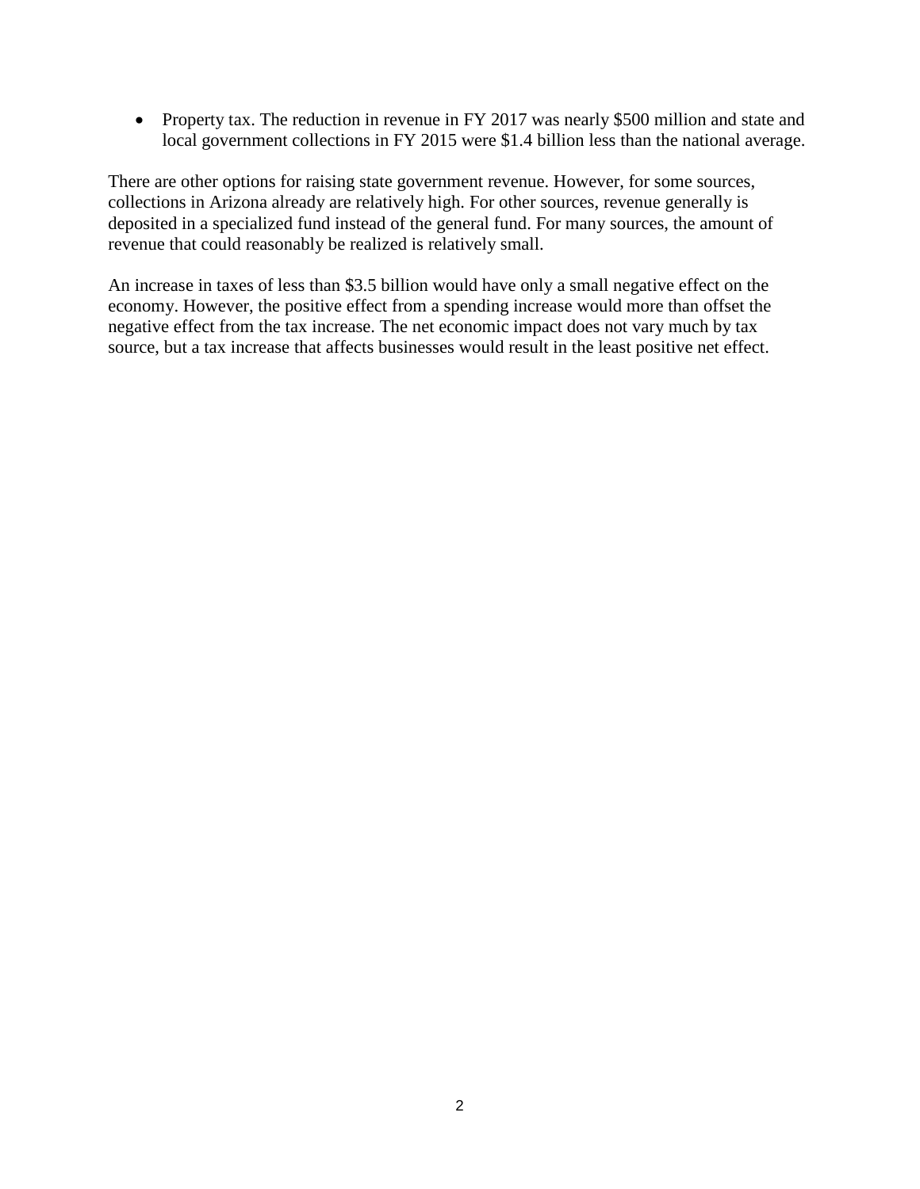- Property tax. The reduction in revenue in FY 2017 was nearly $500 million and state and local government collections in FY 2015 were $1.4 billion less than the national average.

There are other options for raising state government revenue. However, for some sources, collections in Arizona already are relatively high. For other sources, revenue generally is deposited in a specialized fund instead of the general fund. For many sources, the amount of revenue that could reasonably be realized is relatively small.

An increase in taxes of less than $3.5 billion would have only a small negative effect on the economy. However, the positive effect from a spending increase would more than offset the negative effect from the tax increase. The net economic impact does not vary much by tax source, but a tax increase that affects businesses would result in the least positive net effect.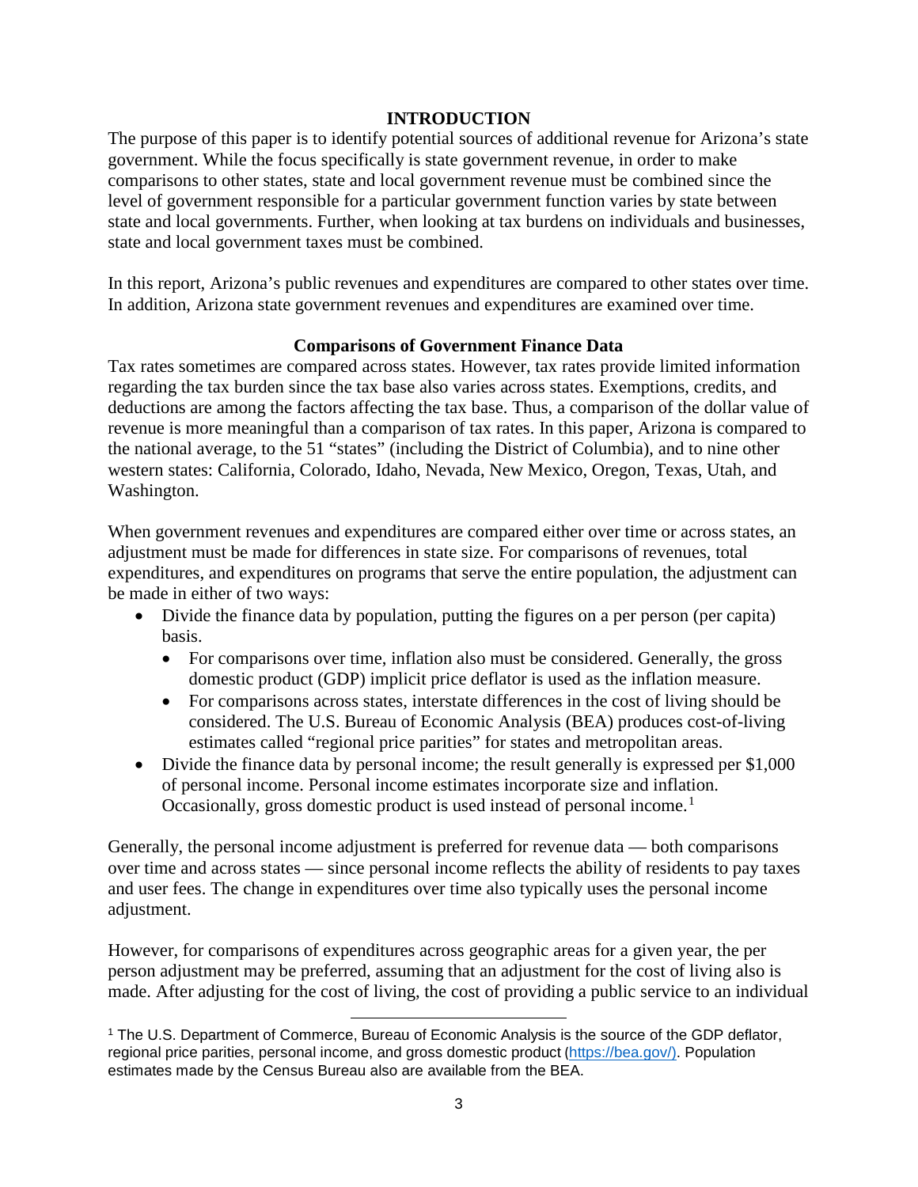# INTRODUCTION

The purpose of this paper is to identify potential sources of additional revenue for Arizona's state government. While the focus specifically is state government revenue, in order to make comparisons to other states, state and local government revenue must be combined since the level of government responsible for a particular government function varies by state between state and local governments. Further, when looking at tax burdens on individuals and businesses, state and local government taxes must be combined.

In this report, Arizona's public revenues and expenditures are compared to other states over time. In addition, Arizona state government revenues and expenditures are examined over time.

## Comparisons of Government Finance Data

Tax rates sometimes are compared across states. However, tax rates provide limited information regarding the tax burden since the tax base also varies across states. Exemptions, credits, and deductions are among the factors affecting the tax base. Thus, a comparison of the dollar value of revenue is more meaningful than a comparison of tax rates. In this paper, Arizona is compared to the national average, to the 51 "states" (including the District of Columbia), and to nine other western states: California, Colorado, Idaho, Nevada, New Mexico, Oregon, Texas, Utah, and Washington.

When government revenues and expenditures are compared either over time or across states, an adjustment must be made for differences in state size. For comparisons of revenues, total expenditures, and expenditures on programs that serve the entire population, the adjustment can be made in either of two ways:

- Divide the finance data by population, putting the figures on a per person (per capita) basis.
  - For comparisons over time, inflation also must be considered. Generally, the gross domestic product (GDP) implicit price deflator is used as the inflation measure.
  - For comparisons across states, interstate differences in the cost of living should be considered. The U.S. Bureau of Economic Analysis (BEA) produces cost-of-living estimates called "regional price parities" for states and metropolitan areas.
- Divide the finance data by personal income; the result generally is expressed per $1,000 of personal income. Personal income estimates incorporate size and inflation. Occasionally, gross domestic product is used instead of personal income.[1]

Generally, the personal income adjustment is preferred for revenue data — both comparisons over time and across states — since personal income reflects the ability of residents to pay taxes and user fees. The change in expenditures over time also typically uses the personal income adjustment.

However, for comparisons of expenditures across geographic areas for a given year, the per person adjustment may be preferred, assuming that an adjustment for the cost of living also is made. After adjusting for the cost of living, the cost of providing a public service to an individual

[1] The U.S. Department of Commerce, Bureau of Economic Analysis is the source of the GDP deflator, regional price parities, personal income, and gross domestic product (https://bea.gov/). Population estimates made by the Census Bureau also are available from the BEA.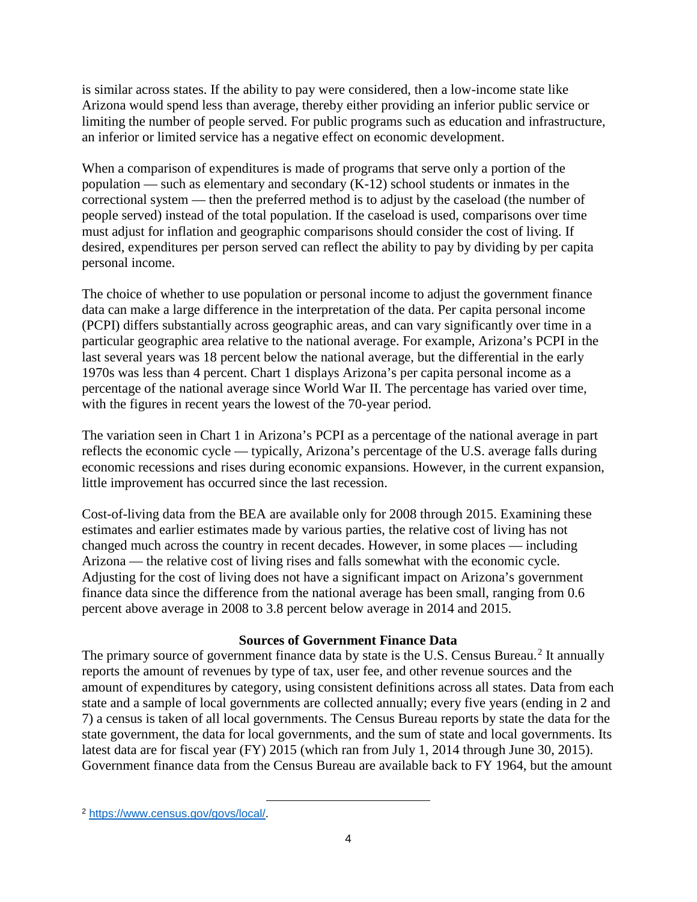is similar across states. If the ability to pay were considered, then a low-income state like Arizona would spend less than average, thereby either providing an inferior public service or limiting the number of people served. For public programs such as education and infrastructure, an inferior or limited service has a negative effect on economic development.

When a comparison of expenditures is made of programs that serve only a portion of the population — such as elementary and secondary (K-12) school students or inmates in the correctional system — then the preferred method is to adjust by the caseload (the number of people served) instead of the total population. If the caseload is used, comparisons over time must adjust for inflation and geographic comparisons should consider the cost of living. If desired, expenditures per person served can reflect the ability to pay by dividing by per capita personal income.

The choice of whether to use population or personal income to adjust the government finance data can make a large difference in the interpretation of the data. Per capita personal income (PCPI) differs substantially across geographic areas, and can vary significantly over time in a particular geographic area relative to the national average. For example, Arizona's PCPI in the last several years was 18 percent below the national average, but the differential in the early 1970s was less than 4 percent. Chart 1 displays Arizona's per capita personal income as a percentage of the national average since World War II. The percentage has varied over time, with the figures in recent years the lowest of the 70-year period.

The variation seen in Chart 1 in Arizona's PCPI as a percentage of the national average in part reflects the economic cycle — typically, Arizona's percentage of the U.S. average falls during economic recessions and rises during economic expansions. However, in the current expansion, little improvement has occurred since the last recession.

Cost-of-living data from the BEA are available only for 2008 through 2015. Examining these estimates and earlier estimates made by various parties, the relative cost of living has not changed much across the country in recent decades. However, in some places — including Arizona — the relative cost of living rises and falls somewhat with the economic cycle. Adjusting for the cost of living does not have a significant impact on Arizona's government finance data since the difference from the national average has been small, ranging from 0.6 percent above average in 2008 to 3.8 percent below average in 2014 and 2015.

## Sources of Government Finance Data

The primary source of government finance data by state is the U.S. Census Bureau.[2] It annually reports the amount of revenues by type of tax, user fee, and other revenue sources and the amount of expenditures by category, using consistent definitions across all states. Data from each state and a sample of local governments are collected annually; every five years (ending in 2 and 7) a census is taken of all local governments. The Census Bureau reports by state the data for the state government, the data for local governments, and the sum of state and local governments. Its latest data are for fiscal year (FY) 2015 (which ran from July 1, 2014 through June 30, 2015). Government finance data from the Census Bureau are available back to FY 1964, but the amount

[2] https://www.census.gov/govs/local/.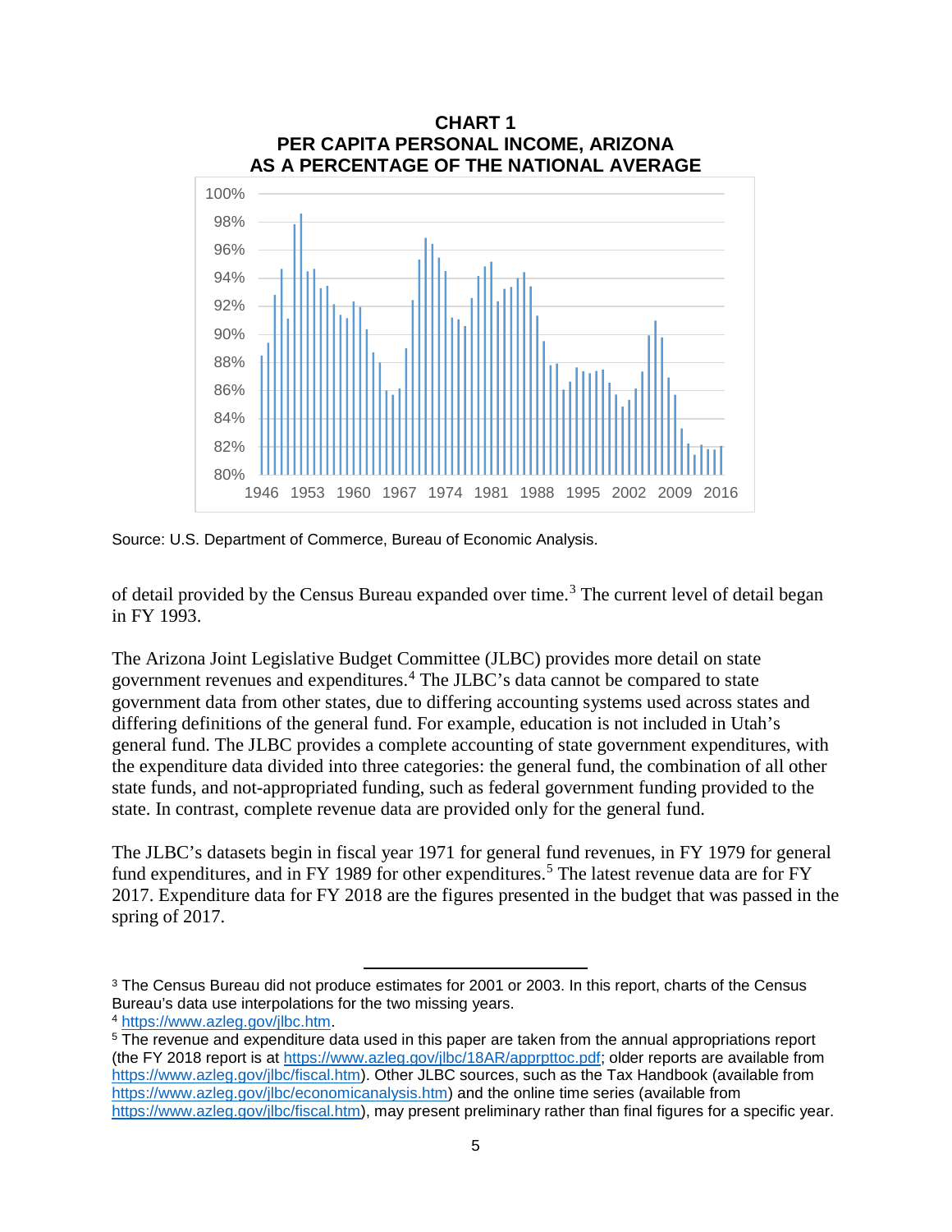**CHART 1**
**PER CAPITA PERSONAL INCOME, ARIZONA AS A PERCENTAGE OF THE NATIONAL AVERAGE**

Source: U.S. Department of Commerce, Bureau of Economic Analysis.

of detail provided by the Census Bureau expanded over time.[3] The current level of detail began in FY 1993.

The Arizona Joint Legislative Budget Committee (JLBC) provides more detail on state government revenues and expenditures.[4] The JLBC's data cannot be compared to state government data from other states, due to differing accounting systems used across states and differing definitions of the general fund. For example, education is not included in Utah's general fund. The JLBC provides a complete accounting of state government expenditures, with the expenditure data divided into three categories: the general fund, the combination of all other state funds, and not-appropriated funding, such as federal government funding provided to the state. In contrast, complete revenue data are provided only for the general fund.

The JLBC's datasets begin in fiscal year 1971 for general fund revenues, in FY 1979 for general fund expenditures, and in FY 1989 for other expenditures.[5] The latest revenue data are for FY 2017. Expenditure data for FY 2018 are the figures presented in the budget that was passed in the spring of 2017.

---

[3] The Census Bureau did not produce estimates for 2001 or 2003. In this report, charts of the Census Bureau's data use interpolations for the two missing years.

[4] https://www.azleg.gov/jlbc.htm.

[5] The revenue and expenditure data used in this paper are taken from the annual appropriations report (the FY 2018 report is at https://www.azleg.gov/jlbc/18AR/apprpttoc.pdf; older reports are available from https://www.azleg.gov/jlbc/fiscal.htm). Other JLBC sources, such as the Tax Handbook (available from https://www.azleg.gov/jlbc/economicanalysis.htm) and the online time series (available from https://www.azleg.gov/jlbc/fiscal.htm), may present preliminary rather than final figures for a specific year.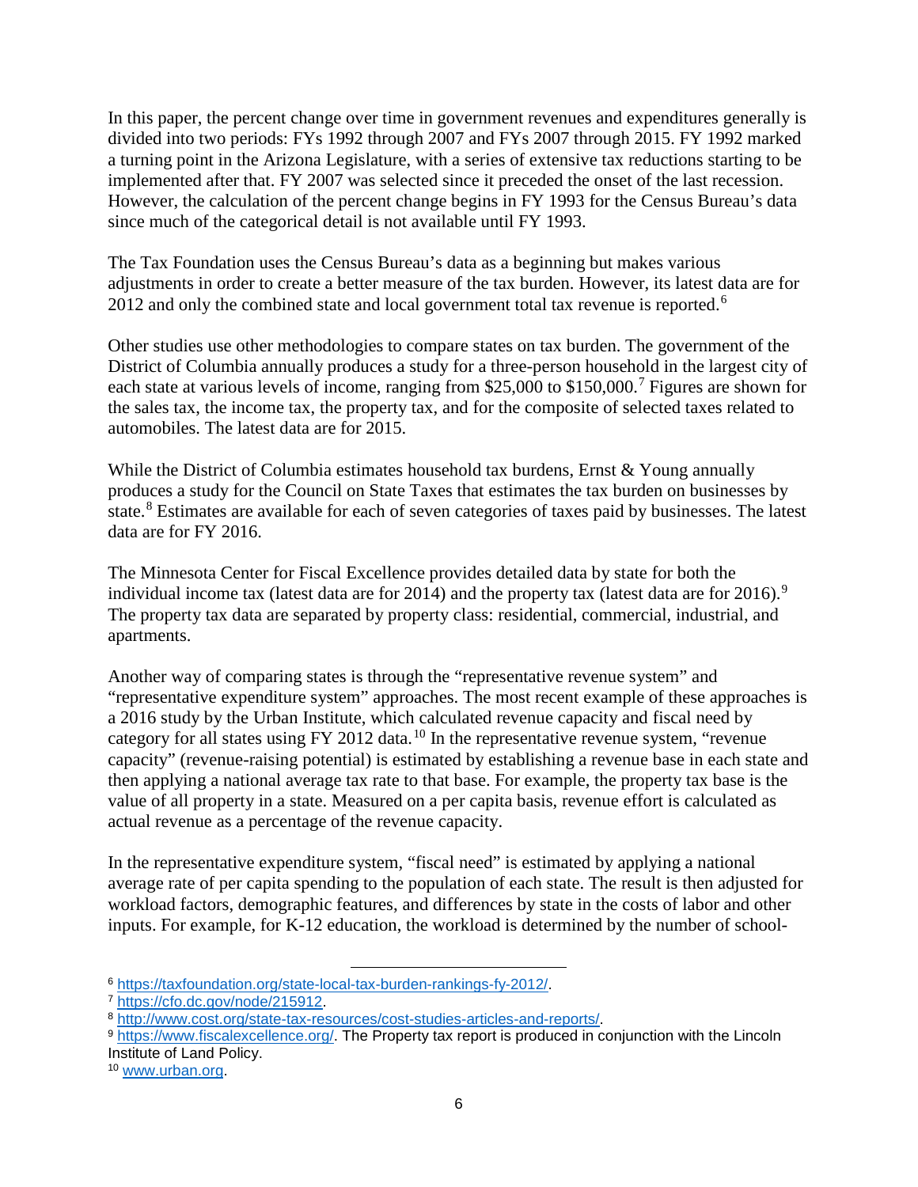In this paper, the percent change over time in government revenues and expenditures generally is divided into two periods: FYs 1992 through 2007 and FYs 2007 through 2015. FY 1992 marked a turning point in the Arizona Legislature, with a series of extensive tax reductions starting to be implemented after that. FY 2007 was selected since it preceded the onset of the last recession. However, the calculation of the percent change begins in FY 1993 for the Census Bureau's data since much of the categorical detail is not available until FY 1993.

The Tax Foundation uses the Census Bureau's data as a beginning but makes various adjustments in order to create a better measure of the tax burden. However, its latest data are for 2012 and only the combined state and local government total tax revenue is reported.[6]

Other studies use other methodologies to compare states on tax burden. The government of the District of Columbia annually produces a study for a three-person household in the largest city of each state at various levels of income, ranging from $25,000 to $150,000.[7] Figures are shown for the sales tax, the income tax, the property tax, and for the composite of selected taxes related to automobiles. The latest data are for 2015.

While the District of Columbia estimates household tax burdens, Ernst & Young annually produces a study for the Council on State Taxes that estimates the tax burden on businesses by state.[8] Estimates are available for each of seven categories of taxes paid by businesses. The latest data are for FY 2016.

The Minnesota Center for Fiscal Excellence provides detailed data by state for both the individual income tax (latest data are for 2014) and the property tax (latest data are for 2016).[9] The property tax data are separated by property class: residential, commercial, industrial, and apartments.

Another way of comparing states is through the "representative revenue system" and "representative expenditure system" approaches. The most recent example of these approaches is a 2016 study by the Urban Institute, which calculated revenue capacity and fiscal need by category for all states using FY 2012 data.[10] In the representative revenue system, "revenue capacity" (revenue-raising potential) is estimated by establishing a revenue base in each state and then applying a national average tax rate to that base. For example, the property tax base is the value of all property in a state. Measured on a per capita basis, revenue effort is calculated as actual revenue as a percentage of the revenue capacity.

In the representative expenditure system, "fiscal need" is estimated by applying a national average rate of per capita spending to the population of each state. The result is then adjusted for workload factors, demographic features, and differences by state in the costs of labor and other inputs. For example, for K-12 education, the workload is determined by the number of school-

---

[6] https://taxfoundation.org/state-local-tax-burden-rankings-fy-2012/.

[7] https://cfo.dc.gov/node/215912.

[8] http://www.cost.org/state-tax-resources/cost-studies-articles-and-reports/.

[9] https://www.fiscalexcellence.org/. The Property tax report is produced in conjunction with the Lincoln Institute of Land Policy.

[10] www.urban.org.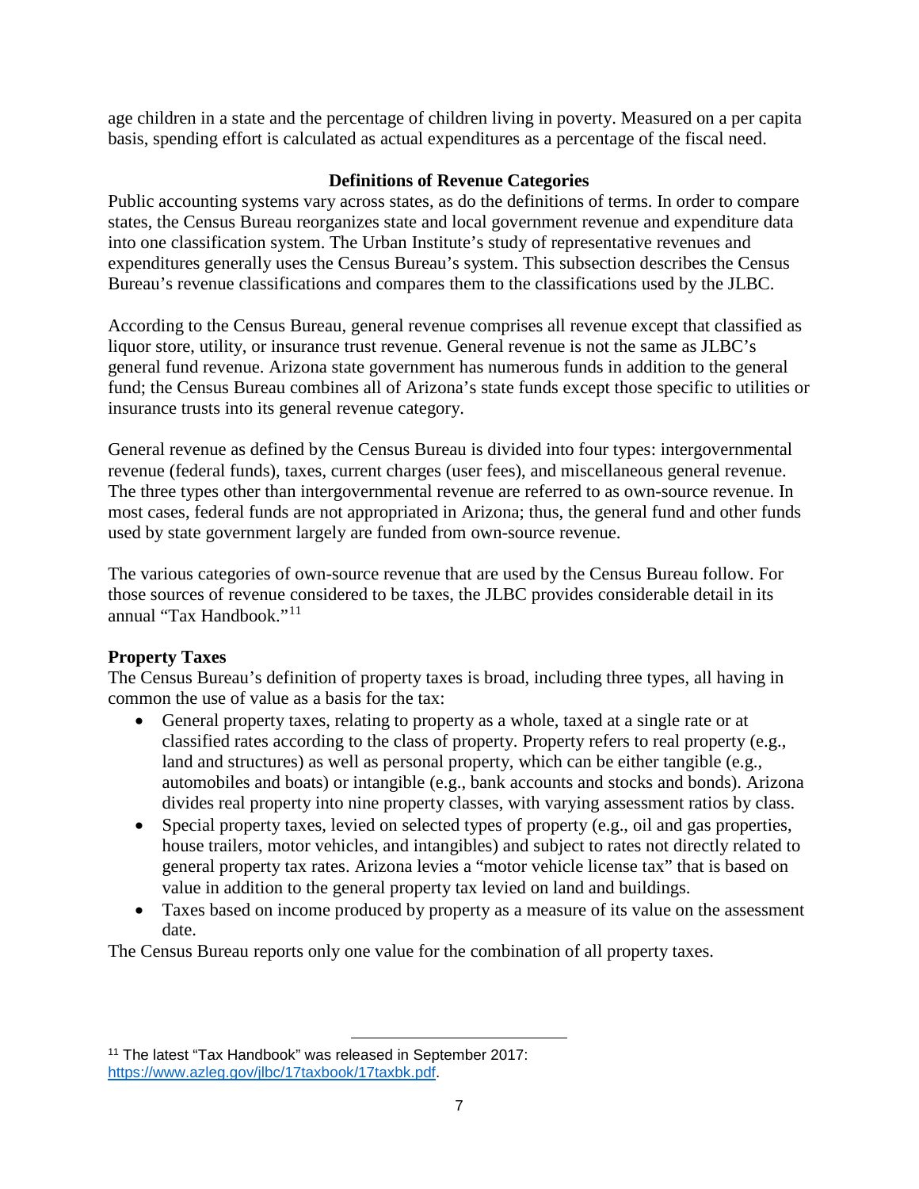age children in a state and the percentage of children living in poverty. Measured on a per capita basis, spending effort is calculated as actual expenditures as a percentage of the fiscal need.

## Definitions of Revenue Categories

Public accounting systems vary across states, as do the definitions of terms. In order to compare states, the Census Bureau reorganizes state and local government revenue and expenditure data into one classification system. The Urban Institute's study of representative revenues and expenditures generally uses the Census Bureau's system. This subsection describes the Census Bureau's revenue classifications and compares them to the classifications used by the JLBC.

According to the Census Bureau, general revenue comprises all revenue except that classified as liquor store, utility, or insurance trust revenue. General revenue is not the same as JLBC's general fund revenue. Arizona state government has numerous funds in addition to the general fund; the Census Bureau combines all of Arizona's state funds except those specific to utilities or insurance trusts into its general revenue category.

General revenue as defined by the Census Bureau is divided into four types: intergovernmental revenue (federal funds), taxes, current charges (user fees), and miscellaneous general revenue. The three types other than intergovernmental revenue are referred to as own-source revenue. In most cases, federal funds are not appropriated in Arizona; thus, the general fund and other funds used by state government largely are funded from own-source revenue.

The various categories of own-source revenue that are used by the Census Bureau follow. For those sources of revenue considered to be taxes, the JLBC provides considerable detail in its annual "Tax Handbook."[11]

### Property Taxes

The Census Bureau's definition of property taxes is broad, including three types, all having in common the use of value as a basis for the tax:

- General property taxes, relating to property as a whole, taxed at a single rate or at classified rates according to the class of property. Property refers to real property (e.g., land and structures) as well as personal property, which can be either tangible (e.g., automobiles and boats) or intangible (e.g., bank accounts and stocks and bonds). Arizona divides real property into nine property classes, with varying assessment ratios by class.
- Special property taxes, levied on selected types of property (e.g., oil and gas properties, house trailers, motor vehicles, and intangibles) and subject to rates not directly related to general property tax rates. Arizona levies a "motor vehicle license tax" that is based on value in addition to the general property tax levied on land and buildings.
- Taxes based on income produced by property as a measure of its value on the assessment date.

The Census Bureau reports only one value for the combination of all property taxes.

---

[11] The latest "Tax Handbook" was released in September 2017: https://www.azleg.gov/jlbc/17taxbook/17taxbk.pdf.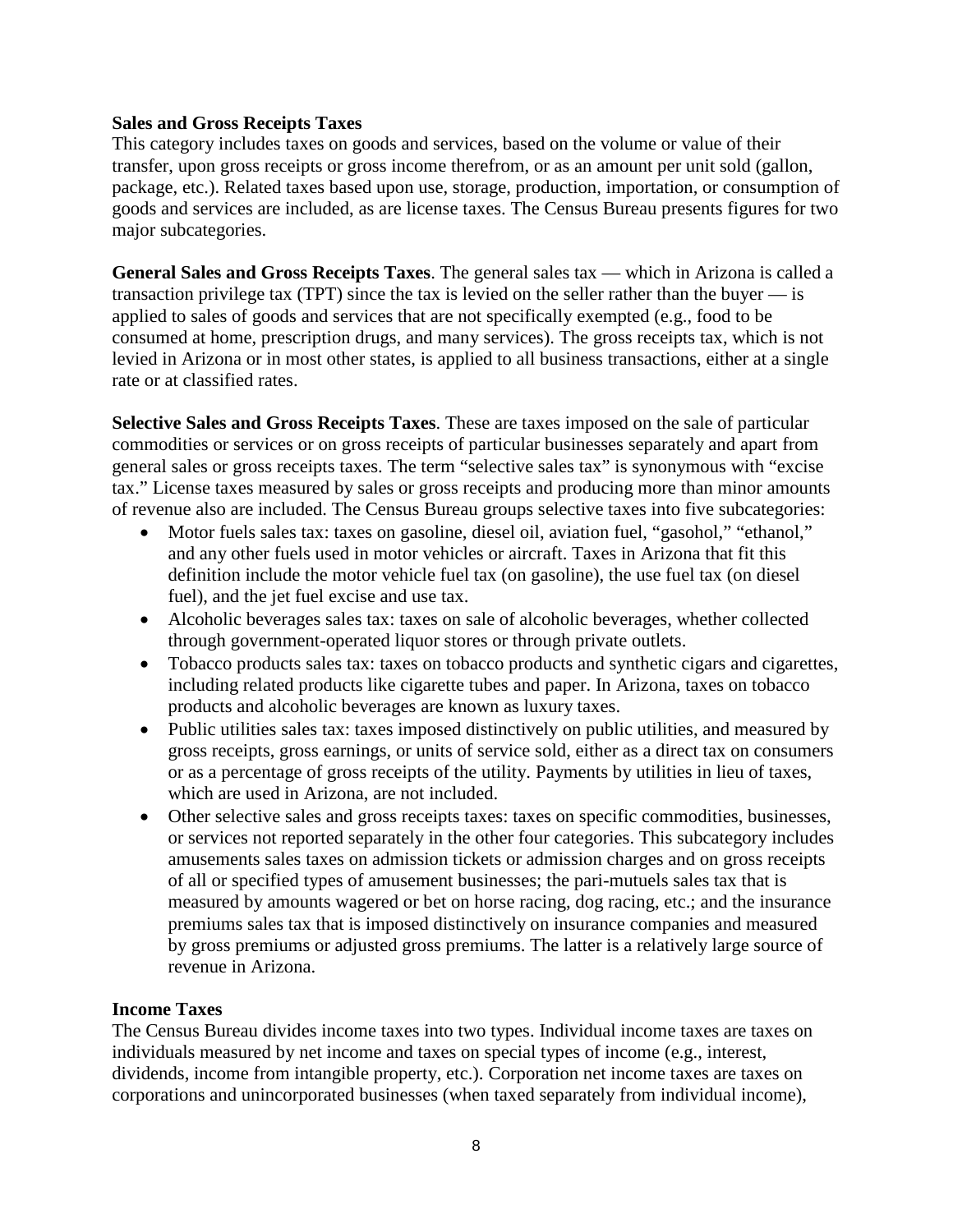### Sales and Gross Receipts Taxes

This category includes taxes on goods and services, based on the volume or value of their transfer, upon gross receipts or gross income therefrom, or as an amount per unit sold (gallon, package, etc.). Related taxes based upon use, storage, production, importation, or consumption of goods and services are included, as are license taxes. The Census Bureau presents figures for two major subcategories.

**General Sales and Gross Receipts Taxes**. The general sales tax — which in Arizona is called a transaction privilege tax (TPT) since the tax is levied on the seller rather than the buyer — is applied to sales of goods and services that are not specifically exempted (e.g., food to be consumed at home, prescription drugs, and many services). The gross receipts tax, which is not levied in Arizona or in most other states, is applied to all business transactions, either at a single rate or at classified rates.

**Selective Sales and Gross Receipts Taxes**. These are taxes imposed on the sale of particular commodities or services or on gross receipts of particular businesses separately and apart from general sales or gross receipts taxes. The term "selective sales tax" is synonymous with "excise tax." License taxes measured by sales or gross receipts and producing more than minor amounts of revenue also are included. The Census Bureau groups selective taxes into five subcategories:

- Motor fuels sales tax: taxes on gasoline, diesel oil, aviation fuel, "gasohol," "ethanol," and any other fuels used in motor vehicles or aircraft. Taxes in Arizona that fit this definition include the motor vehicle fuel tax (on gasoline), the use fuel tax (on diesel fuel), and the jet fuel excise and use tax.
- Alcoholic beverages sales tax: taxes on sale of alcoholic beverages, whether collected through government-operated liquor stores or through private outlets.
- Tobacco products sales tax: taxes on tobacco products and synthetic cigars and cigarettes, including related products like cigarette tubes and paper. In Arizona, taxes on tobacco products and alcoholic beverages are known as luxury taxes.
- Public utilities sales tax: taxes imposed distinctively on public utilities, and measured by gross receipts, gross earnings, or units of service sold, either as a direct tax on consumers or as a percentage of gross receipts of the utility. Payments by utilities in lieu of taxes, which are used in Arizona, are not included.
- Other selective sales and gross receipts taxes: taxes on specific commodities, businesses, or services not reported separately in the other four categories. This subcategory includes amusements sales taxes on admission tickets or admission charges and on gross receipts of all or specified types of amusement businesses; the pari-mutuels sales tax that is measured by amounts wagered or bet on horse racing, dog racing, etc.; and the insurance premiums sales tax that is imposed distinctively on insurance companies and measured by gross premiums or adjusted gross premiums. The latter is a relatively large source of revenue in Arizona.

### Income Taxes

The Census Bureau divides income taxes into two types. Individual income taxes are taxes on individuals measured by net income and taxes on special types of income (e.g., interest, dividends, income from intangible property, etc.). Corporation net income taxes are taxes on corporations and unincorporated businesses (when taxed separately from individual income),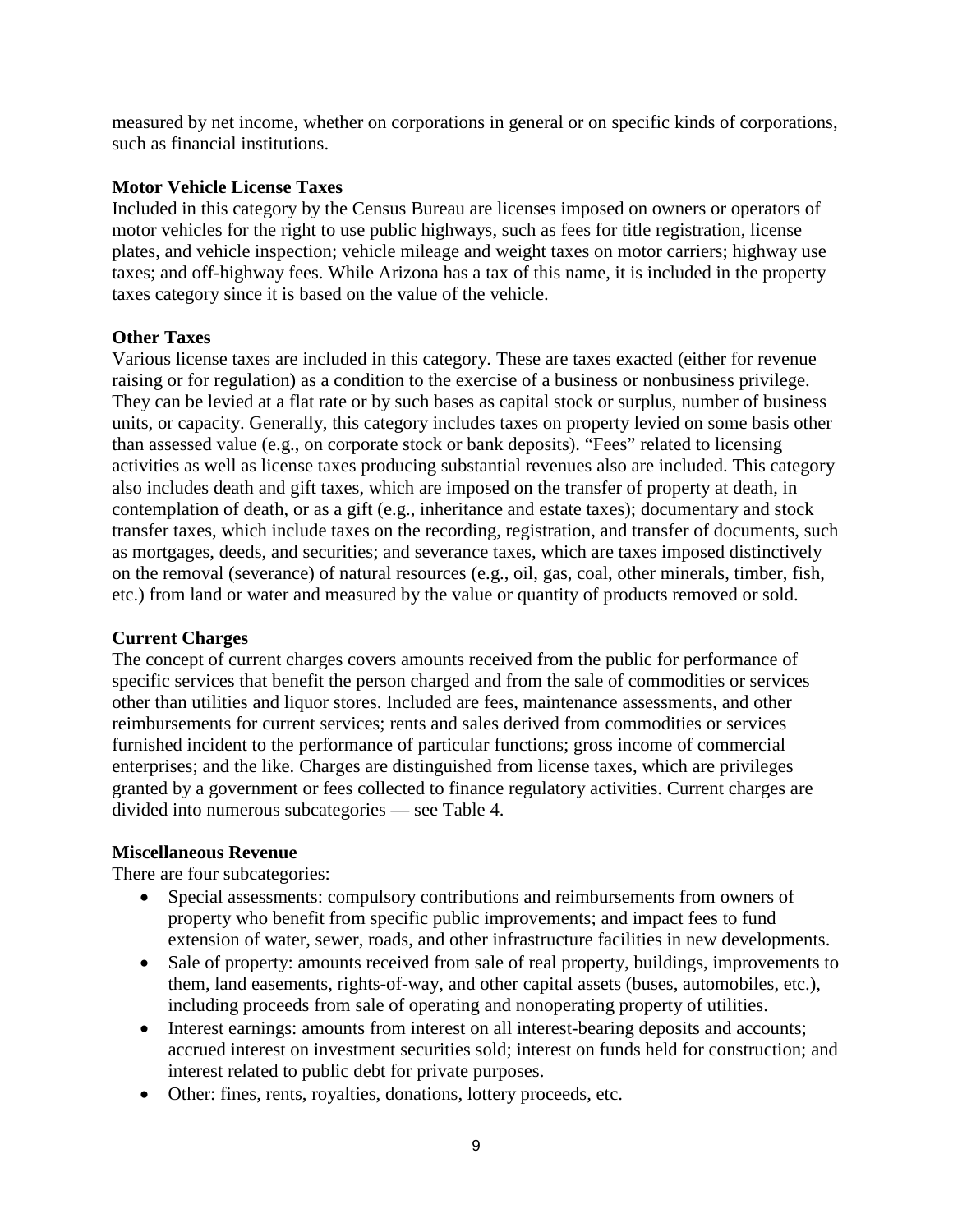measured by net income, whether on corporations in general or on specific kinds of corporations, such as financial institutions.

**Motor Vehicle License Taxes**

Included in this category by the Census Bureau are licenses imposed on owners or operators of motor vehicles for the right to use public highways, such as fees for title registration, license plates, and vehicle inspection; vehicle mileage and weight taxes on motor carriers; highway use taxes; and off-highway fees. While Arizona has a tax of this name, it is included in the property taxes category since it is based on the value of the vehicle.

**Other Taxes**

Various license taxes are included in this category. These are taxes exacted (either for revenue raising or for regulation) as a condition to the exercise of a business or nonbusiness privilege. They can be levied at a flat rate or by such bases as capital stock or surplus, number of business units, or capacity. Generally, this category includes taxes on property levied on some basis other than assessed value (e.g., on corporate stock or bank deposits). "Fees" related to licensing activities as well as license taxes producing substantial revenues also are included. This category also includes death and gift taxes, which are imposed on the transfer of property at death, in contemplation of death, or as a gift (e.g., inheritance and estate taxes); documentary and stock transfer taxes, which include taxes on the recording, registration, and transfer of documents, such as mortgages, deeds, and securities; and severance taxes, which are taxes imposed distinctively on the removal (severance) of natural resources (e.g., oil, gas, coal, other minerals, timber, fish, etc.) from land or water and measured by the value or quantity of products removed or sold.

**Current Charges**

The concept of current charges covers amounts received from the public for performance of specific services that benefit the person charged and from the sale of commodities or services other than utilities and liquor stores. Included are fees, maintenance assessments, and other reimbursements for current services; rents and sales derived from commodities or services furnished incident to the performance of particular functions; gross income of commercial enterprises; and the like. Charges are distinguished from license taxes, which are privileges granted by a government or fees collected to finance regulatory activities. Current charges are divided into numerous subcategories — see Table 4.

**Miscellaneous Revenue**

There are four subcategories:

- Special assessments: compulsory contributions and reimbursements from owners of property who benefit from specific public improvements; and impact fees to fund extension of water, sewer, roads, and other infrastructure facilities in new developments.
- Sale of property: amounts received from sale of real property, buildings, improvements to them, land easements, rights-of-way, and other capital assets (buses, automobiles, etc.), including proceeds from sale of operating and nonoperating property of utilities.
- Interest earnings: amounts from interest on all interest-bearing deposits and accounts; accrued interest on investment securities sold; interest on funds held for construction; and interest related to public debt for private purposes.
- Other: fines, rents, royalties, donations, lottery proceeds, etc.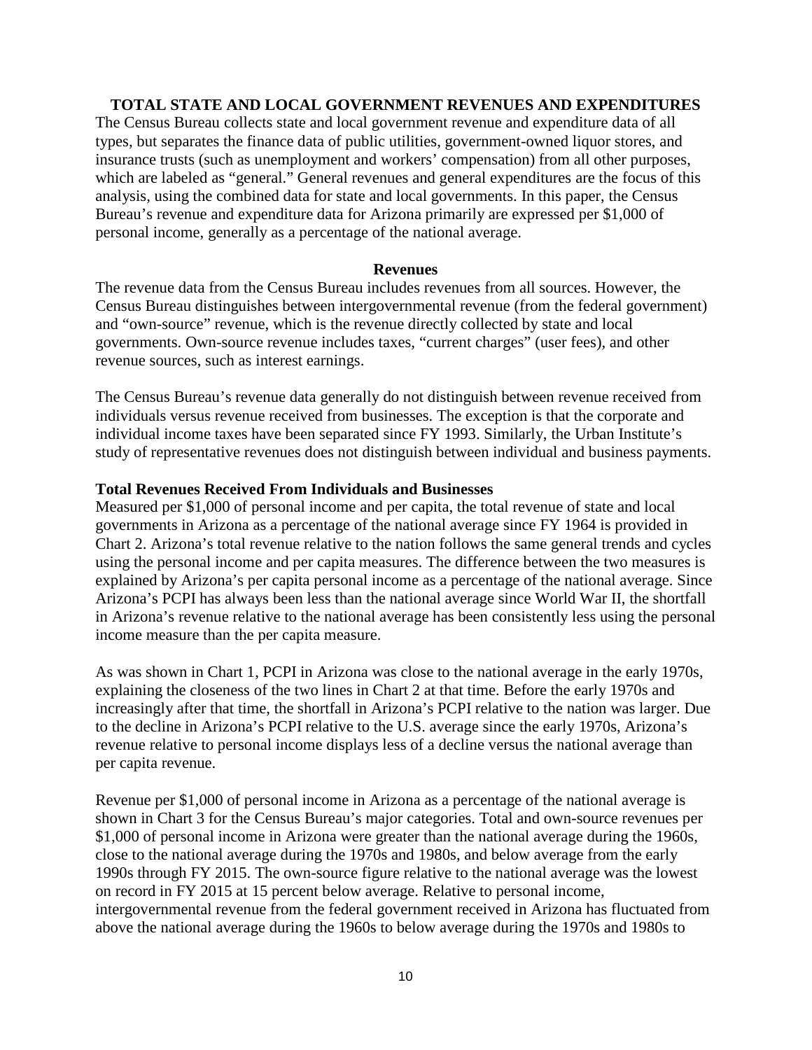## TOTAL STATE AND LOCAL GOVERNMENT REVENUES AND EXPENDITURES

The Census Bureau collects state and local government revenue and expenditure data of all types, but separates the finance data of public utilities, government-owned liquor stores, and insurance trusts (such as unemployment and workers' compensation) from all other purposes, which are labeled as "general." General revenues and general expenditures are the focus of this analysis, using the combined data for state and local governments. In this paper, the Census Bureau's revenue and expenditure data for Arizona primarily are expressed per $1,000 of personal income, generally as a percentage of the national average.

### Revenues

The revenue data from the Census Bureau includes revenues from all sources. However, the Census Bureau distinguishes between intergovernmental revenue (from the federal government) and "own-source" revenue, which is the revenue directly collected by state and local governments. Own-source revenue includes taxes, "current charges" (user fees), and other revenue sources, such as interest earnings.

The Census Bureau's revenue data generally do not distinguish between revenue received from individuals versus revenue received from businesses. The exception is that the corporate and individual income taxes have been separated since FY 1993. Similarly, the Urban Institute's study of representative revenues does not distinguish between individual and business payments.

**Total Revenues Received From Individuals and Businesses**

Measured per $1,000 of personal income and per capita, the total revenue of state and local governments in Arizona as a percentage of the national average since FY 1964 is provided in Chart 2. Arizona's total revenue relative to the nation follows the same general trends and cycles using the personal income and per capita measures. The difference between the two measures is explained by Arizona's per capita personal income as a percentage of the national average. Since Arizona's PCPI has always been less than the national average since World War II, the shortfall in Arizona's revenue relative to the national average has been consistently less using the personal income measure than the per capita measure.

As was shown in Chart 1, PCPI in Arizona was close to the national average in the early 1970s, explaining the closeness of the two lines in Chart 2 at that time. Before the early 1970s and increasingly after that time, the shortfall in Arizona's PCPI relative to the nation was larger. Due to the decline in Arizona's PCPI relative to the U.S. average since the early 1970s, Arizona's revenue relative to personal income displays less of a decline versus the national average than per capita revenue.

Revenue per $1,000 of personal income in Arizona as a percentage of the national average is shown in Chart 3 for the Census Bureau's major categories. Total and own-source revenues per $1,000 of personal income in Arizona were greater than the national average during the 1960s, close to the national average during the 1970s and 1980s, and below average from the early 1990s through FY 2015. The own-source figure relative to the national average was the lowest on record in FY 2015 at 15 percent below average. Relative to personal income, intergovernmental revenue from the federal government received in Arizona has fluctuated from above the national average during the 1960s to below average during the 1970s and 1980s to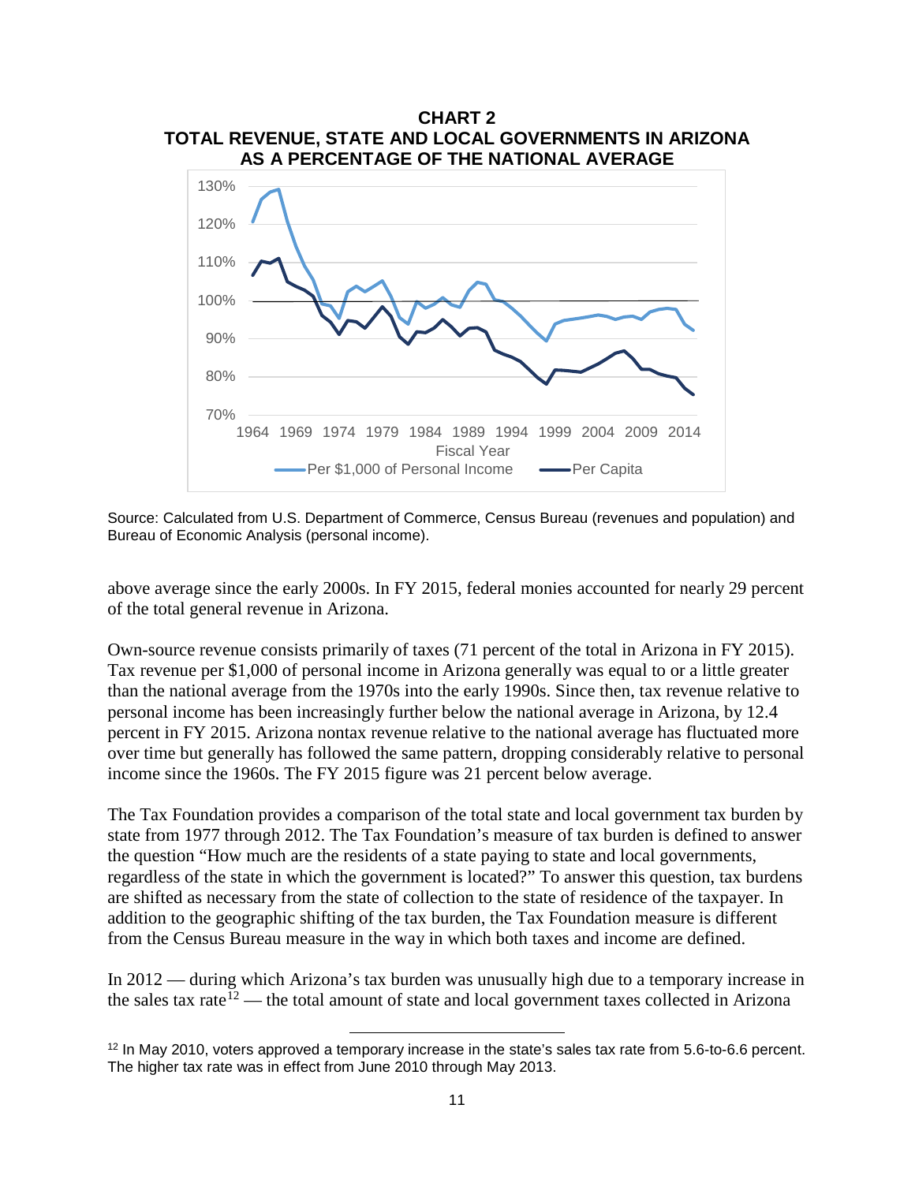**CHART 2**
**TOTAL REVENUE, STATE AND LOCAL GOVERNMENTS IN ARIZONA AS A PERCENTAGE OF THE NATIONAL AVERAGE**

Source: Calculated from U.S. Department of Commerce, Census Bureau (revenues and population) and Bureau of Economic Analysis (personal income).

above average since the early 2000s. In FY 2015, federal monies accounted for nearly 29 percent of the total general revenue in Arizona.

Own-source revenue consists primarily of taxes (71 percent of the total in Arizona in FY 2015). Tax revenue per $1,000 of personal income in Arizona generally was equal to or a little greater than the national average from the 1970s into the early 1990s. Since then, tax revenue relative to personal income has been increasingly further below the national average in Arizona, by 12.4 percent in FY 2015. Arizona nontax revenue relative to the national average has fluctuated more over time but generally has followed the same pattern, dropping considerably relative to personal income since the 1960s. The FY 2015 figure was 21 percent below average.

The Tax Foundation provides a comparison of the total state and local government tax burden by state from 1977 through 2012. The Tax Foundation's measure of tax burden is defined to answer the question "How much are the residents of a state paying to state and local governments, regardless of the state in which the government is located?" To answer this question, tax burdens are shifted as necessary from the state of collection to the state of residence of the taxpayer. In addition to the geographic shifting of the tax burden, the Tax Foundation measure is different from the Census Bureau measure in the way in which both taxes and income are defined.

In 2012 — during which Arizona's tax burden was unusually high due to a temporary increase in the sales tax rate[12] — the total amount of state and local government taxes collected in Arizona

[12] In May 2010, voters approved a temporary increase in the state's sales tax rate from 5.6-to-6.6 percent. The higher tax rate was in effect from June 2010 through May 2013.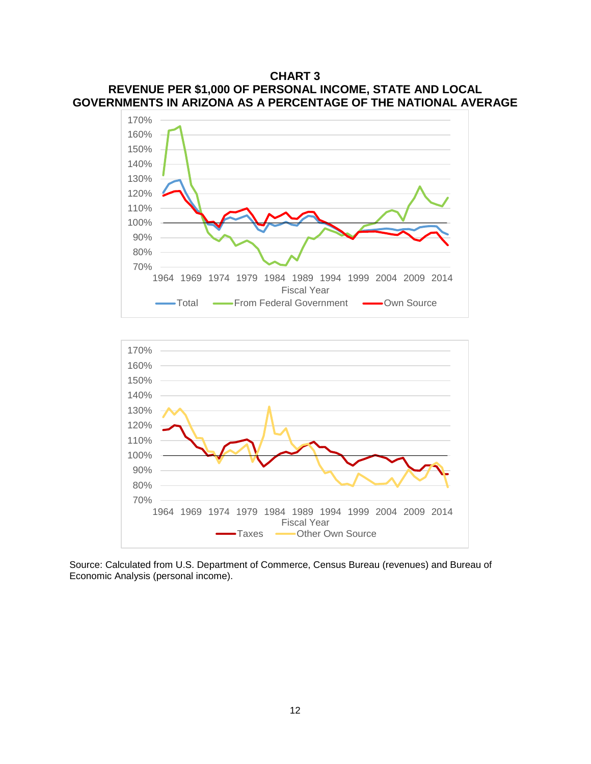**CHART 3**
**REVENUE PER $1,000 OF PERSONAL INCOME, STATE AND LOCAL GOVERNMENTS IN ARIZONA AS A PERCENTAGE OF THE NATIONAL AVERAGE**

Source: Calculated from U.S. Department of Commerce, Census Bureau (revenues) and Bureau of Economic Analysis (personal income).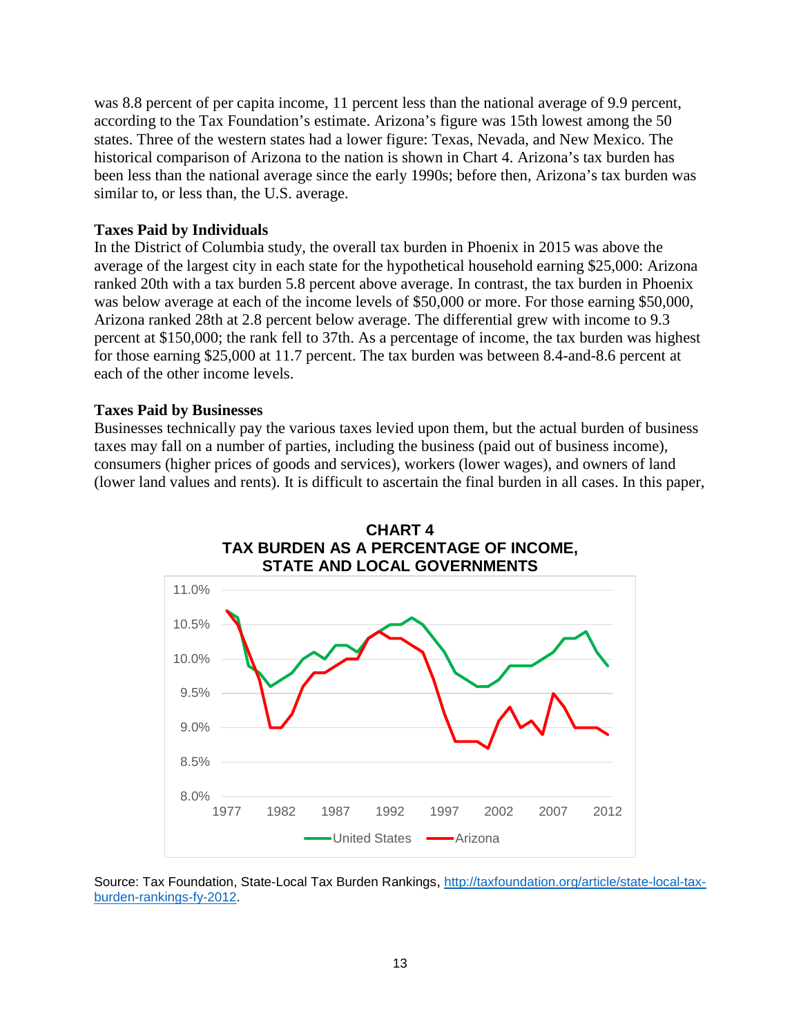was 8.8 percent of per capita income, 11 percent less than the national average of 9.9 percent, according to the Tax Foundation's estimate. Arizona's figure was 15th lowest among the 50 states. Three of the western states had a lower figure: Texas, Nevada, and New Mexico. The historical comparison of Arizona to the nation is shown in Chart 4. Arizona's tax burden has been less than the national average since the early 1990s; before then, Arizona's tax burden was similar to, or less than, the U.S. average.

**Taxes Paid by Individuals**

In the District of Columbia study, the overall tax burden in Phoenix in 2015 was above the average of the largest city in each state for the hypothetical household earning $25,000: Arizona ranked 20th with a tax burden 5.8 percent above average. In contrast, the tax burden in Phoenix was below average at each of the income levels of $50,000 or more. For those earning $50,000, Arizona ranked 28th at 2.8 percent below average. The differential grew with income to 9.3 percent at $150,000; the rank fell to 37th. As a percentage of income, the tax burden was highest for those earning $25,000 at 11.7 percent. The tax burden was between 8.4-and-8.6 percent at each of the other income levels.

**Taxes Paid by Businesses**

Businesses technically pay the various taxes levied upon them, but the actual burden of business taxes may fall on a number of parties, including the business (paid out of business income), consumers (higher prices of goods and services), workers (lower wages), and owners of land (lower land values and rents). It is difficult to ascertain the final burden in all cases. In this paper,

**CHART 4**
**TAX BURDEN AS A PERCENTAGE OF INCOME, STATE AND LOCAL GOVERNMENTS**

Source: Tax Foundation, State-Local Tax Burden Rankings, http://taxfoundation.org/article/state-local-tax-burden-rankings-fy-2012.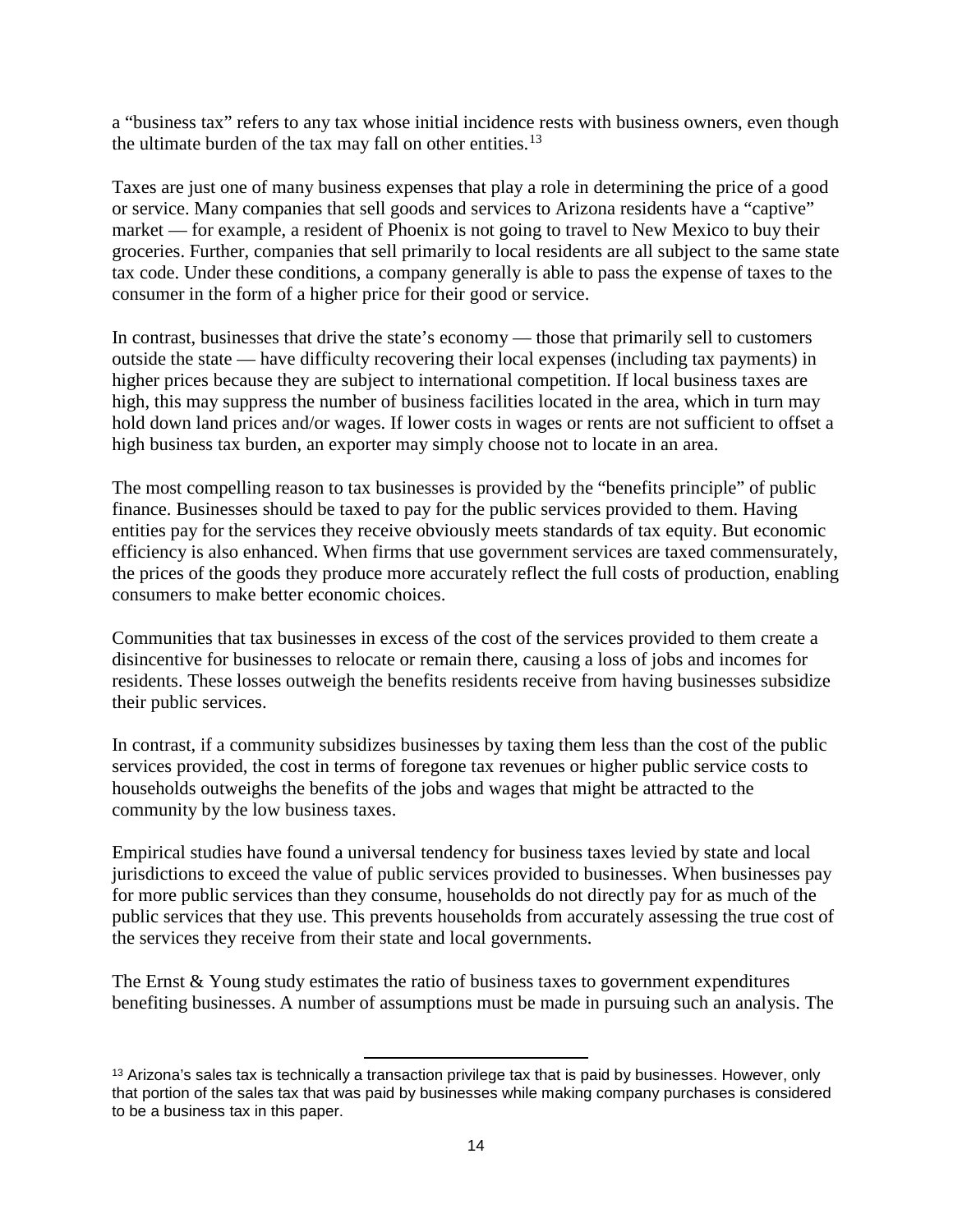a "business tax" refers to any tax whose initial incidence rests with business owners, even though the ultimate burden of the tax may fall on other entities.[13]

Taxes are just one of many business expenses that play a role in determining the price of a good or service. Many companies that sell goods and services to Arizona residents have a "captive" market — for example, a resident of Phoenix is not going to travel to New Mexico to buy their groceries. Further, companies that sell primarily to local residents are all subject to the same state tax code. Under these conditions, a company generally is able to pass the expense of taxes to the consumer in the form of a higher price for their good or service.

In contrast, businesses that drive the state's economy — those that primarily sell to customers outside the state — have difficulty recovering their local expenses (including tax payments) in higher prices because they are subject to international competition. If local business taxes are high, this may suppress the number of business facilities located in the area, which in turn may hold down land prices and/or wages. If lower costs in wages or rents are not sufficient to offset a high business tax burden, an exporter may simply choose not to locate in an area.

The most compelling reason to tax businesses is provided by the "benefits principle" of public finance. Businesses should be taxed to pay for the public services provided to them. Having entities pay for the services they receive obviously meets standards of tax equity. But economic efficiency is also enhanced. When firms that use government services are taxed commensurately, the prices of the goods they produce more accurately reflect the full costs of production, enabling consumers to make better economic choices.

Communities that tax businesses in excess of the cost of the services provided to them create a disincentive for businesses to relocate or remain there, causing a loss of jobs and incomes for residents. These losses outweigh the benefits residents receive from having businesses subsidize their public services.

In contrast, if a community subsidizes businesses by taxing them less than the cost of the public services provided, the cost in terms of foregone tax revenues or higher public service costs to households outweighs the benefits of the jobs and wages that might be attracted to the community by the low business taxes.

Empirical studies have found a universal tendency for business taxes levied by state and local jurisdictions to exceed the value of public services provided to businesses. When businesses pay for more public services than they consume, households do not directly pay for as much of the public services that they use. This prevents households from accurately assessing the true cost of the services they receive from their state and local governments.

The Ernst & Young study estimates the ratio of business taxes to government expenditures benefiting businesses. A number of assumptions must be made in pursuing such an analysis. The

[13] Arizona's sales tax is technically a transaction privilege tax that is paid by businesses. However, only that portion of the sales tax that was paid by businesses while making company purchases is considered to be a business tax in this paper.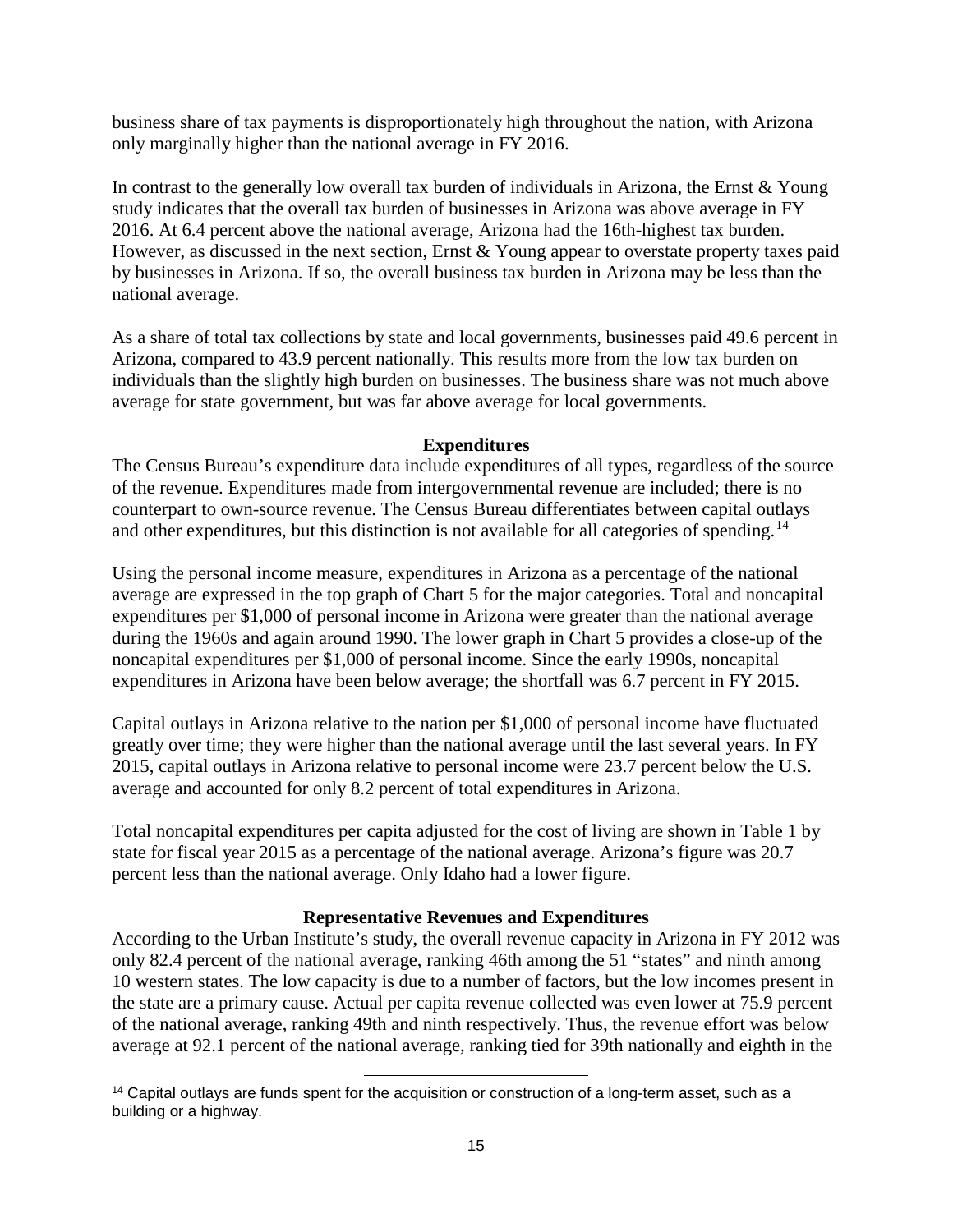business share of tax payments is disproportionately high throughout the nation, with Arizona only marginally higher than the national average in FY 2016.

In contrast to the generally low overall tax burden of individuals in Arizona, the Ernst & Young study indicates that the overall tax burden of businesses in Arizona was above average in FY 2016. At 6.4 percent above the national average, Arizona had the 16th-highest tax burden. However, as discussed in the next section, Ernst & Young appear to overstate property taxes paid by businesses in Arizona. If so, the overall business tax burden in Arizona may be less than the national average.

As a share of total tax collections by state and local governments, businesses paid 49.6 percent in Arizona, compared to 43.9 percent nationally. This results more from the low tax burden on individuals than the slightly high burden on businesses. The business share was not much above average for state government, but was far above average for local governments.

## Expenditures

The Census Bureau's expenditure data include expenditures of all types, regardless of the source of the revenue. Expenditures made from intergovernmental revenue are included; there is no counterpart to own-source revenue. The Census Bureau differentiates between capital outlays and other expenditures, but this distinction is not available for all categories of spending.[14]

Using the personal income measure, expenditures in Arizona as a percentage of the national average are expressed in the top graph of Chart 5 for the major categories. Total and noncapital expenditures per $1,000 of personal income in Arizona were greater than the national average during the 1960s and again around 1990. The lower graph in Chart 5 provides a close-up of the noncapital expenditures per $1,000 of personal income. Since the early 1990s, noncapital expenditures in Arizona have been below average; the shortfall was 6.7 percent in FY 2015.

Capital outlays in Arizona relative to the nation per $1,000 of personal income have fluctuated greatly over time; they were higher than the national average until the last several years. In FY 2015, capital outlays in Arizona relative to personal income were 23.7 percent below the U.S. average and accounted for only 8.2 percent of total expenditures in Arizona.

Total noncapital expenditures per capita adjusted for the cost of living are shown in Table 1 by state for fiscal year 2015 as a percentage of the national average. Arizona's figure was 20.7 percent less than the national average. Only Idaho had a lower figure.

## Representative Revenues and Expenditures

According to the Urban Institute's study, the overall revenue capacity in Arizona in FY 2012 was only 82.4 percent of the national average, ranking 46th among the 51 "states" and ninth among 10 western states. The low capacity is due to a number of factors, but the low incomes present in the state are a primary cause. Actual per capita revenue collected was even lower at 75.9 percent of the national average, ranking 49th and ninth respectively. Thus, the revenue effort was below average at 92.1 percent of the national average, ranking tied for 39th nationally and eighth in the

[14] Capital outlays are funds spent for the acquisition or construction of a long-term asset, such as a building or a highway.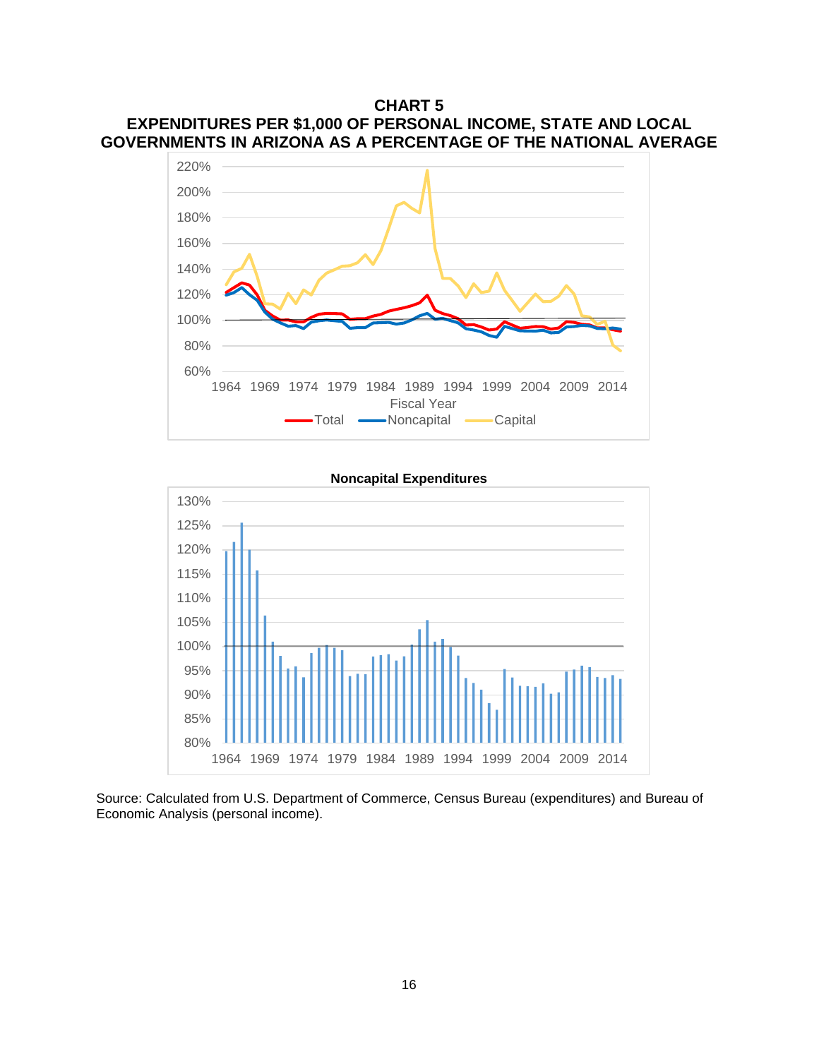**CHART 5**

**EXPENDITURES PER $1,000 OF PERSONAL INCOME, STATE AND LOCAL GOVERNMENTS IN ARIZONA AS A PERCENTAGE OF THE NATIONAL AVERAGE**

**Noncapital Expenditures**

Source: Calculated from U.S. Department of Commerce, Census Bureau (expenditures) and Bureau of Economic Analysis (personal income).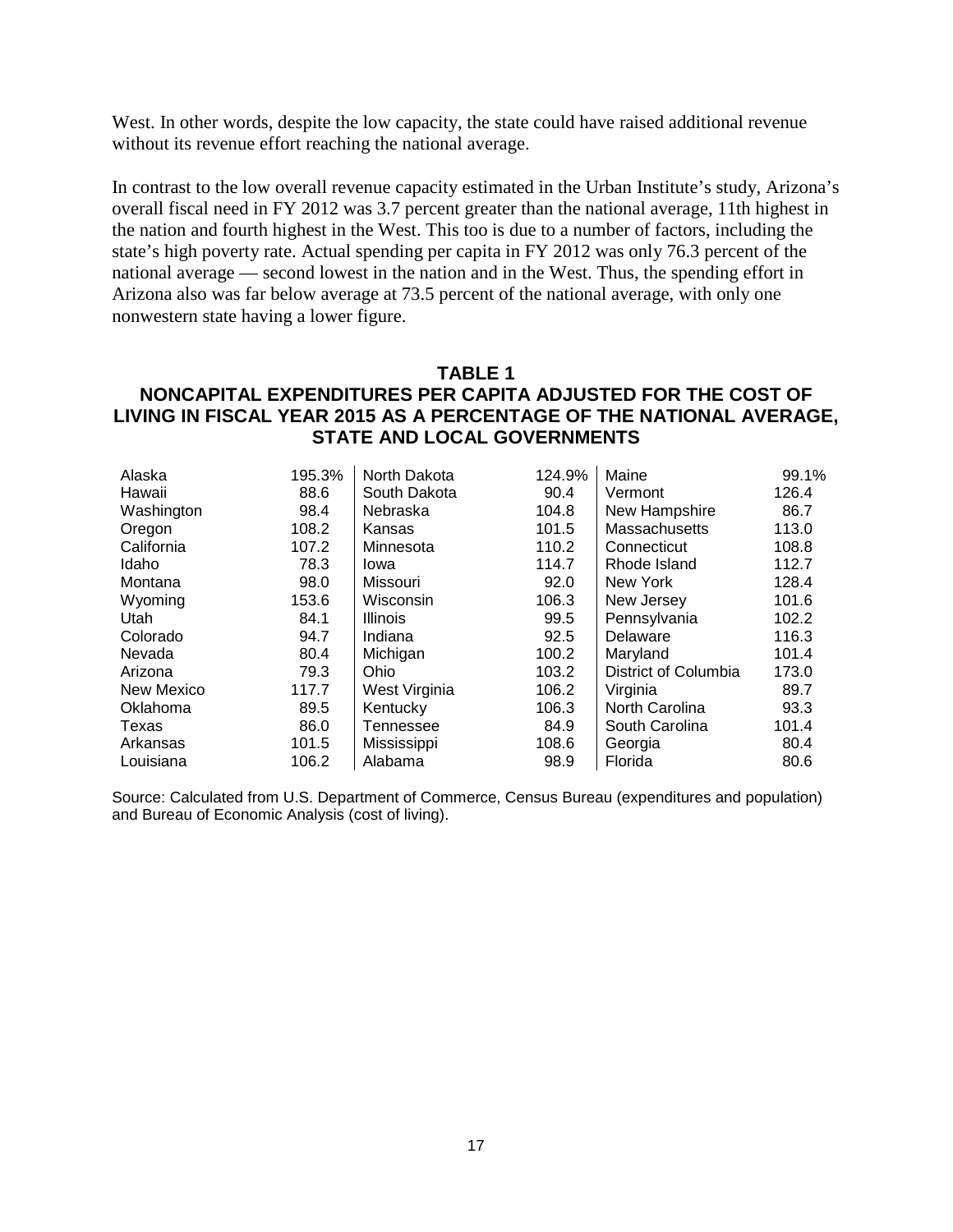West. In other words, despite the low capacity, the state could have raised additional revenue without its revenue effort reaching the national average.

In contrast to the low overall revenue capacity estimated in the Urban Institute's study, Arizona's overall fiscal need in FY 2012 was 3.7 percent greater than the national average, 11th highest in the nation and fourth highest in the West. This too is due to a number of factors, including the state's high poverty rate. Actual spending per capita in FY 2012 was only 76.3 percent of the national average — second lowest in the nation and in the West. Thus, the spending effort in Arizona also was far below average at 73.5 percent of the national average, with only one nonwestern state having a lower figure.

**TABLE 1**

**NONCAPITAL EXPENDITURES PER CAPITA ADJUSTED FOR THE COST OF LIVING IN FISCAL YEAR 2015 AS A PERCENTAGE OF THE NATIONAL AVERAGE, STATE AND LOCAL GOVERNMENTS**

| State | Percent | State | Percent | State | Percent |
|---|---|---|---|---|---|
| Alaska | 195.3% | North Dakota | 124.9% | Maine | 99.1% |
| Hawaii | 88.6 | South Dakota | 90.4 | Vermont | 126.4 |
| Washington | 98.4 | Nebraska | 104.8 | New Hampshire | 86.7 |
| Oregon | 108.2 | Kansas | 101.5 | Massachusetts | 113.0 |
| California | 107.2 | Minnesota | 110.2 | Connecticut | 108.8 |
| Idaho | 78.3 | Iowa | 114.7 | Rhode Island | 112.7 |
| Montana | 98.0 | Missouri | 92.0 | New York | 128.4 |
| Wyoming | 153.6 | Wisconsin | 106.3 | New Jersey | 101.6 |
| Utah | 84.1 | Illinois | 99.5 | Pennsylvania | 102.2 |
| Colorado | 94.7 | Indiana | 92.5 | Delaware | 116.3 |
| Nevada | 80.4 | Michigan | 100.2 | Maryland | 101.4 |
| Arizona | 79.3 | Ohio | 103.2 | District of Columbia | 173.0 |
| New Mexico | 117.7 | West Virginia | 106.2 | Virginia | 89.7 |
| Oklahoma | 89.5 | Kentucky | 106.3 | North Carolina | 93.3 |
| Texas | 86.0 | Tennessee | 84.9 | South Carolina | 101.4 |
| Arkansas | 101.5 | Mississippi | 108.6 | Georgia | 80.4 |
| Louisiana | 106.2 | Alabama | 98.9 | Florida | 80.6 |

Source: Calculated from U.S. Department of Commerce, Census Bureau (expenditures and population) and Bureau of Economic Analysis (cost of living).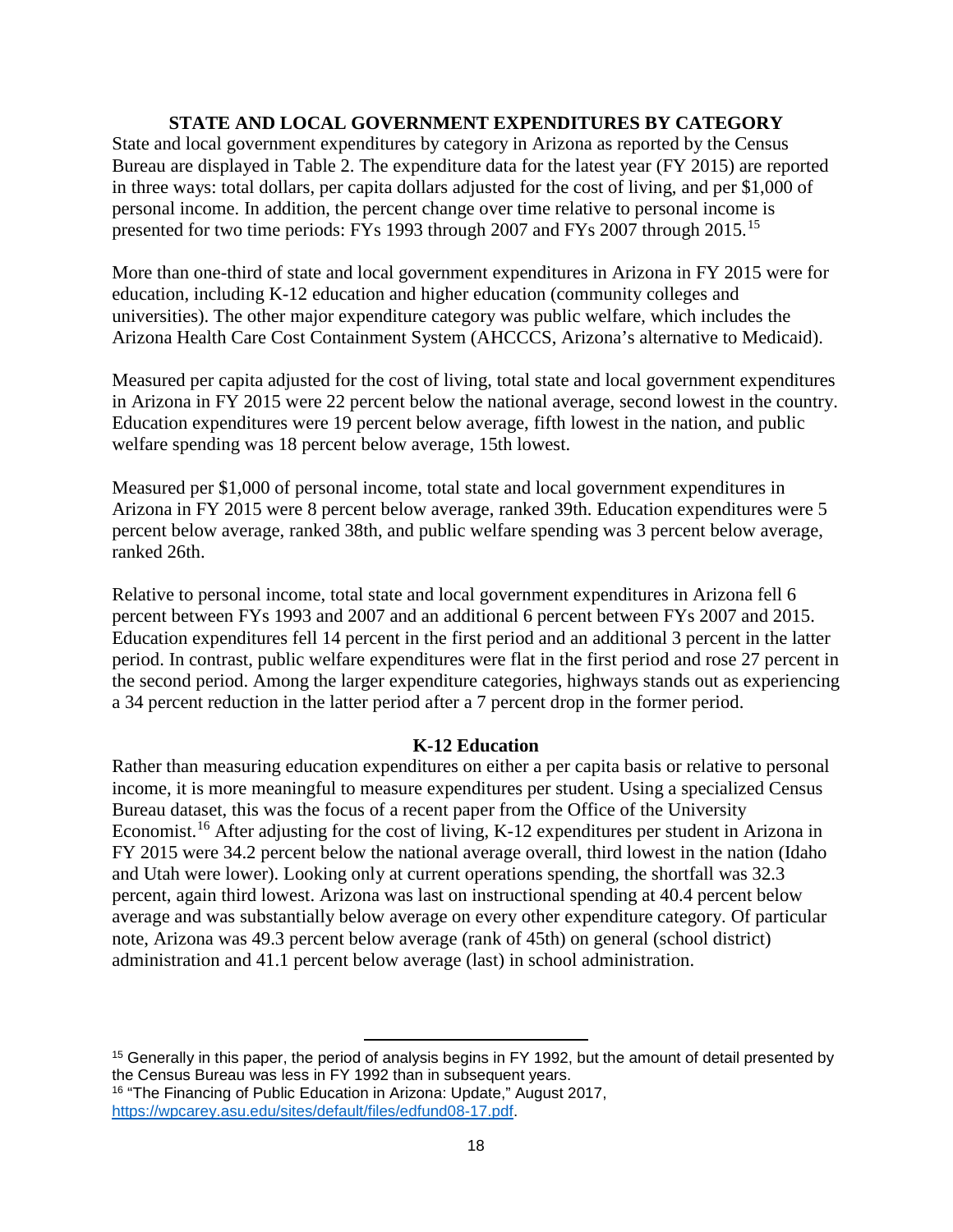## STATE AND LOCAL GOVERNMENT EXPENDITURES BY CATEGORY

State and local government expenditures by category in Arizona as reported by the Census Bureau are displayed in Table 2. The expenditure data for the latest year (FY 2015) are reported in three ways: total dollars, per capita dollars adjusted for the cost of living, and per $1,000 of personal income. In addition, the percent change over time relative to personal income is presented for two time periods: FYs 1993 through 2007 and FYs 2007 through 2015.[15]

More than one-third of state and local government expenditures in Arizona in FY 2015 were for education, including K-12 education and higher education (community colleges and universities). The other major expenditure category was public welfare, which includes the Arizona Health Care Cost Containment System (AHCCCS, Arizona's alternative to Medicaid).

Measured per capita adjusted for the cost of living, total state and local government expenditures in Arizona in FY 2015 were 22 percent below the national average, second lowest in the country. Education expenditures were 19 percent below average, fifth lowest in the nation, and public welfare spending was 18 percent below average, 15th lowest.

Measured per $1,000 of personal income, total state and local government expenditures in Arizona in FY 2015 were 8 percent below average, ranked 39th. Education expenditures were 5 percent below average, ranked 38th, and public welfare spending was 3 percent below average, ranked 26th.

Relative to personal income, total state and local government expenditures in Arizona fell 6 percent between FYs 1993 and 2007 and an additional 6 percent between FYs 2007 and 2015. Education expenditures fell 14 percent in the first period and an additional 3 percent in the latter period. In contrast, public welfare expenditures were flat in the first period and rose 27 percent in the second period. Among the larger expenditure categories, highways stands out as experiencing a 34 percent reduction in the latter period after a 7 percent drop in the former period.

### K-12 Education

Rather than measuring education expenditures on either a per capita basis or relative to personal income, it is more meaningful to measure expenditures per student. Using a specialized Census Bureau dataset, this was the focus of a recent paper from the Office of the University Economist.[16] After adjusting for the cost of living, K-12 expenditures per student in Arizona in FY 2015 were 34.2 percent below the national average overall, third lowest in the nation (Idaho and Utah were lower). Looking only at current operations spending, the shortfall was 32.3 percent, again third lowest. Arizona was last on instructional spending at 40.4 percent below average and was substantially below average on every other expenditure category. Of particular note, Arizona was 49.3 percent below average (rank of 45th) on general (school district) administration and 41.1 percent below average (last) in school administration.

---

[15] Generally in this paper, the period of analysis begins in FY 1992, but the amount of detail presented by the Census Bureau was less in FY 1992 than in subsequent years.

[16] "The Financing of Public Education in Arizona: Update," August 2017, https://wpcarey.asu.edu/sites/default/files/edfund08-17.pdf.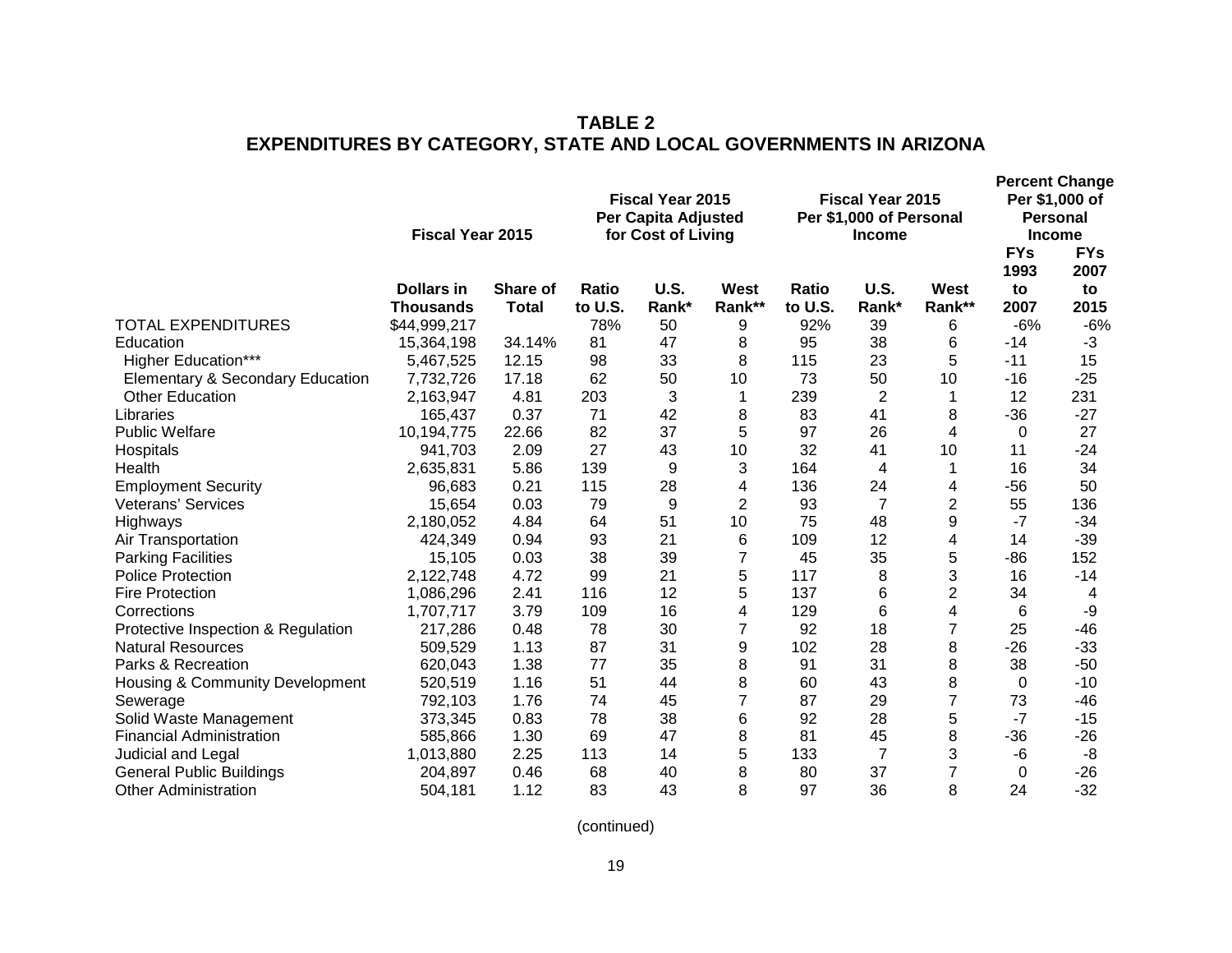**TABLE 2**
**EXPENDITURES BY CATEGORY, STATE AND LOCAL GOVERNMENTS IN ARIZONA**

| | Fiscal Year 2015 | | Fiscal Year 2015 Per Capita Adjusted for Cost of Living | | | Fiscal Year 2015 Per $1,000 of Personal Income | | | Percent Change Per $1,000 of Personal Income | |
|---|---|---|---|---|---|---|---|---|---|---|
| | Dollars in Thousands | Share of Total | Ratio to U.S. | U.S. Rank* | West Rank** | Ratio to U.S. | U.S. Rank* | West Rank** | FYs 1993 to 2007 | FYs 2007 to 2015 |
| TOTAL EXPENDITURES | $44,999,217 | | 78% | 50 | 9 | 92% | 39 | 6 | -6% | -6% |
| Education | 15,364,198 | 34.14% | 81 | 47 | 8 | 95 | 38 | 6 | -14 | -3 |
| Higher Education*** | 5,467,525 | 12.15 | 98 | 33 | 8 | 115 | 23 | 5 | -11 | 15 |
| Elementary & Secondary Education | 7,732,726 | 17.18 | 62 | 50 | 10 | 73 | 50 | 10 | -16 | -25 |
| Other Education | 2,163,947 | 4.81 | 203 | 3 | 1 | 239 | 2 | 1 | 12 | 231 |
| Libraries | 165,437 | 0.37 | 71 | 42 | 8 | 83 | 41 | 8 | -36 | -27 |
| Public Welfare | 10,194,775 | 22.66 | 82 | 37 | 5 | 97 | 26 | 4 | 0 | 27 |
| Hospitals | 941,703 | 2.09 | 27 | 43 | 10 | 32 | 41 | 10 | 11 | -24 |
| Health | 2,635,831 | 5.86 | 139 | 9 | 3 | 164 | 4 | 1 | 16 | 34 |
| Employment Security | 96,683 | 0.21 | 115 | 28 | 4 | 136 | 24 | 4 | -56 | 50 |
| Veterans' Services | 15,654 | 0.03 | 79 | 9 | 2 | 93 | 7 | 2 | 55 | 136 |
| Highways | 2,180,052 | 4.84 | 64 | 51 | 10 | 75 | 48 | 9 | -7 | -34 |
| Air Transportation | 424,349 | 0.94 | 93 | 21 | 6 | 109 | 12 | 4 | 14 | -39 |
| Parking Facilities | 15,105 | 0.03 | 38 | 39 | 7 | 45 | 35 | 5 | -86 | 152 |
| Police Protection | 2,122,748 | 4.72 | 99 | 21 | 5 | 117 | 8 | 3 | 16 | -14 |
| Fire Protection | 1,086,296 | 2.41 | 116 | 12 | 5 | 137 | 6 | 2 | 34 | 4 |
| Corrections | 1,707,717 | 3.79 | 109 | 16 | 4 | 129 | 6 | 4 | 6 | -9 |
| Protective Inspection & Regulation | 217,286 | 0.48 | 78 | 30 | 7 | 92 | 18 | 7 | 25 | -46 |
| Natural Resources | 509,529 | 1.13 | 87 | 31 | 9 | 102 | 28 | 8 | -26 | -33 |
| Parks & Recreation | 620,043 | 1.38 | 77 | 35 | 8 | 91 | 31 | 8 | 38 | -50 |
| Housing & Community Development | 520,519 | 1.16 | 51 | 44 | 8 | 60 | 43 | 8 | 0 | -10 |
| Sewerage | 792,103 | 1.76 | 74 | 45 | 7 | 87 | 29 | 7 | 73 | -46 |
| Solid Waste Management | 373,345 | 0.83 | 78 | 38 | 6 | 92 | 28 | 5 | -7 | -15 |
| Financial Administration | 585,866 | 1.30 | 69 | 47 | 8 | 81 | 45 | 8 | -36 | -26 |
| Judicial and Legal | 1,013,880 | 2.25 | 113 | 14 | 5 | 133 | 7 | 3 | -6 | -8 |
| General Public Buildings | 204,897 | 0.46 | 68 | 40 | 8 | 80 | 37 | 7 | 0 | -26 |
| Other Administration | 504,181 | 1.12 | 83 | 43 | 8 | 97 | 36 | 8 | 24 | -32 |

(continued)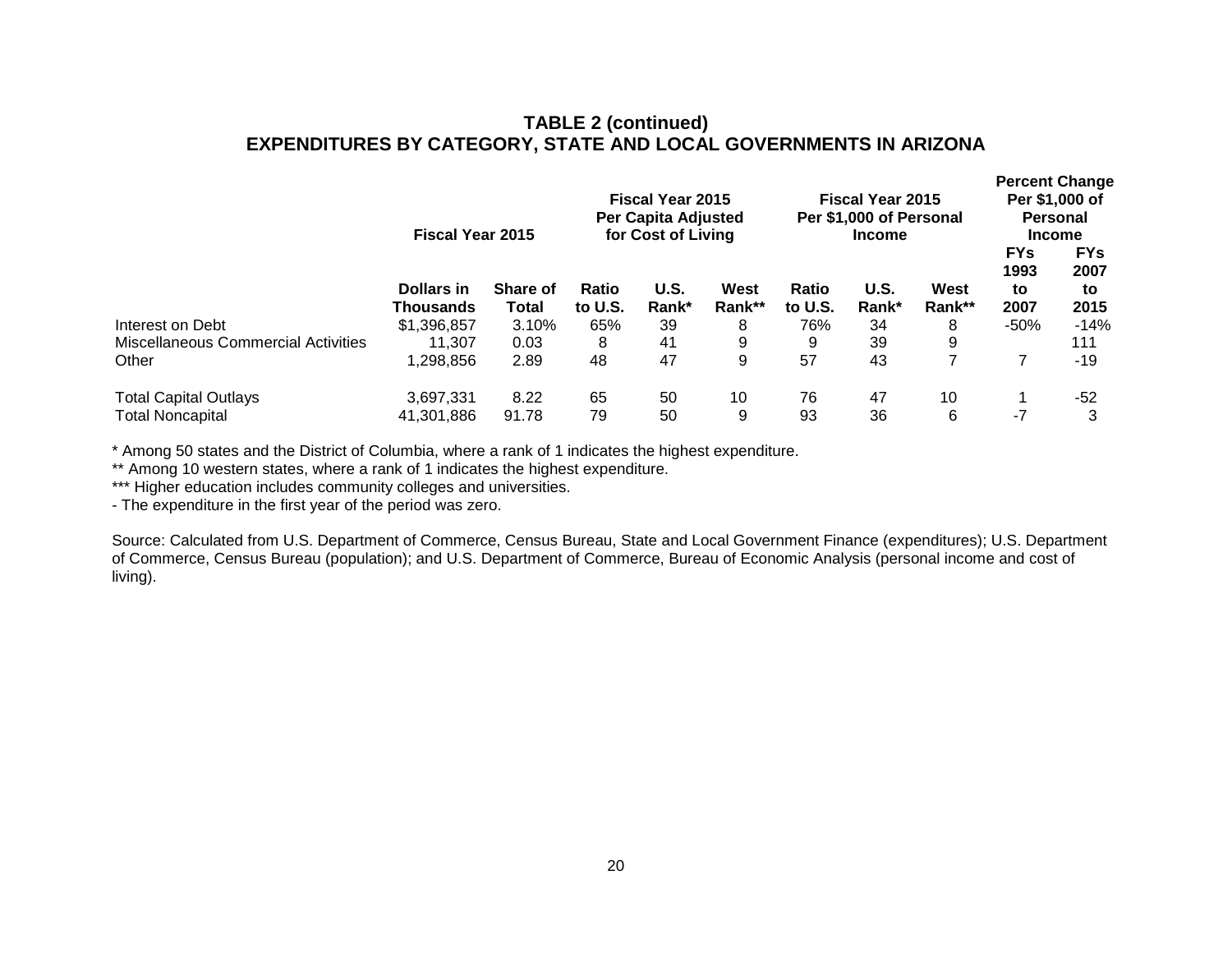## TABLE 2 (continued)
## EXPENDITURES BY CATEGORY, STATE AND LOCAL GOVERNMENTS IN ARIZONA

| | Fiscal Year 2015 | | Fiscal Year 2015 Per Capita Adjusted for Cost of Living | | | Fiscal Year 2015 Per $1,000 of Personal Income | | | Percent Change Per $1,000 of Personal Income | |
|---|---|---|---|---|---|---|---|---|---|---|
| | Dollars in Thousands | Share of Total | Ratio to U.S. | U.S. Rank* | West Rank** | Ratio to U.S. | U.S. Rank* | West Rank** | FYs 1993 to 2007 | FYs 2007 to 2015 |
| Interest on Debt | $1,396,857 | 3.10% | 65% | 39 | 8 | 76% | 34 | 8 | -50% | -14% |
| Miscellaneous Commercial Activities | 11,307 | 0.03 | 8 | 41 | 9 | 9 | 39 | 9 | | 111 |
| Other | 1,298,856 | 2.89 | 48 | 47 | 9 | 57 | 43 | 7 | 7 | -19 |
| | | | | | | | | | | |
| Total Capital Outlays | 3,697,331 | 8.22 | 65 | 50 | 10 | 76 | 47 | 10 | 1 | -52 |
| Total Noncapital | 41,301,886 | 91.78 | 79 | 50 | 9 | 93 | 36 | 6 | -7 | 3 |

* Among 50 states and the District of Columbia, where a rank of 1 indicates the highest expenditure.
** Among 10 western states, where a rank of 1 indicates the highest expenditure.
*** Higher education includes community colleges and universities.
- The expenditure in the first year of the period was zero.

Source: Calculated from U.S. Department of Commerce, Census Bureau, State and Local Government Finance (expenditures); U.S. Department of Commerce, Census Bureau (population); and U.S. Department of Commerce, Bureau of Economic Analysis (personal income and cost of living).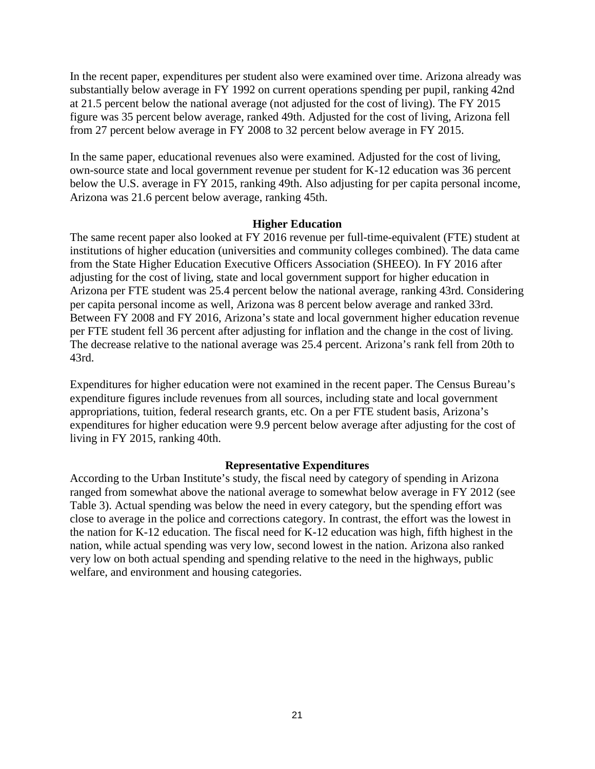In the recent paper, expenditures per student also were examined over time. Arizona already was substantially below average in FY 1992 on current operations spending per pupil, ranking 42nd at 21.5 percent below the national average (not adjusted for the cost of living). The FY 2015 figure was 35 percent below average, ranked 49th. Adjusted for the cost of living, Arizona fell from 27 percent below average in FY 2008 to 32 percent below average in FY 2015.

In the same paper, educational revenues also were examined. Adjusted for the cost of living, own-source state and local government revenue per student for K-12 education was 36 percent below the U.S. average in FY 2015, ranking 49th. Also adjusting for per capita personal income, Arizona was 21.6 percent below average, ranking 45th.

### Higher Education

The same recent paper also looked at FY 2016 revenue per full-time-equivalent (FTE) student at institutions of higher education (universities and community colleges combined). The data came from the State Higher Education Executive Officers Association (SHEEO). In FY 2016 after adjusting for the cost of living, state and local government support for higher education in Arizona per FTE student was 25.4 percent below the national average, ranking 43rd. Considering per capita personal income as well, Arizona was 8 percent below average and ranked 33rd. Between FY 2008 and FY 2016, Arizona's state and local government higher education revenue per FTE student fell 36 percent after adjusting for inflation and the change in the cost of living. The decrease relative to the national average was 25.4 percent. Arizona's rank fell from 20th to 43rd.

Expenditures for higher education were not examined in the recent paper. The Census Bureau's expenditure figures include revenues from all sources, including state and local government appropriations, tuition, federal research grants, etc. On a per FTE student basis, Arizona's expenditures for higher education were 9.9 percent below average after adjusting for the cost of living in FY 2015, ranking 40th.

### Representative Expenditures

According to the Urban Institute's study, the fiscal need by category of spending in Arizona ranged from somewhat above the national average to somewhat below average in FY 2012 (see Table 3). Actual spending was below the need in every category, but the spending effort was close to average in the police and corrections category. In contrast, the effort was the lowest in the nation for K-12 education. The fiscal need for K-12 education was high, fifth highest in the nation, while actual spending was very low, second lowest in the nation. Arizona also ranked very low on both actual spending and spending relative to the need in the highways, public welfare, and environment and housing categories.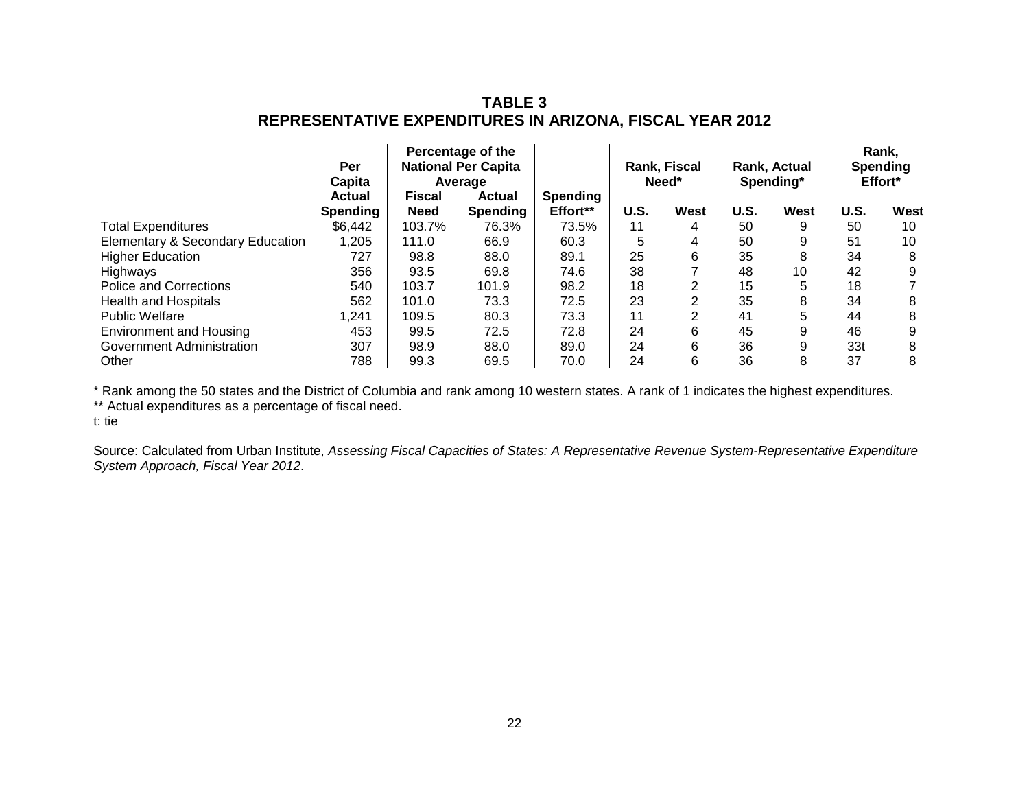# TABLE 3
## REPRESENTATIVE EXPENDITURES IN ARIZONA, FISCAL YEAR 2012

| | Per Capita Actual Spending | Percentage of the National Per Capita Average | | Spending Effort** | Rank, Fiscal Need* | | Rank, Actual Spending* | | Rank, Spending Effort* | |
|---|---|---|---|---|---|---|---|---|---|---|
| | | Fiscal Need | Actual Spending | | U.S. | West | U.S. | West | U.S. | West |
| Total Expenditures | $6,442 | 103.7% | 76.3% | 73.5% | 11 | 4 | 50 | 9 | 50 | 10 |
| Elementary & Secondary Education | 1,205 | 111.0 | 66.9 | 60.3 | 5 | 4 | 50 | 9 | 51 | 10 |
| Higher Education | 727 | 98.8 | 88.0 | 89.1 | 25 | 6 | 35 | 8 | 34 | 8 |
| Highways | 356 | 93.5 | 69.8 | 74.6 | 38 | 7 | 48 | 10 | 42 | 9 |
| Police and Corrections | 540 | 103.7 | 101.9 | 98.2 | 18 | 2 | 15 | 5 | 18 | 7 |
| Health and Hospitals | 562 | 101.0 | 73.3 | 72.5 | 23 | 2 | 35 | 8 | 34 | 8 |
| Public Welfare | 1,241 | 109.5 | 80.3 | 73.3 | 11 | 2 | 41 | 5 | 44 | 8 |
| Environment and Housing | 453 | 99.5 | 72.5 | 72.8 | 24 | 6 | 45 | 9 | 46 | 9 |
| Government Administration | 307 | 98.9 | 88.0 | 89.0 | 24 | 6 | 36 | 9 | 33t | 8 |
| Other | 788 | 99.3 | 69.5 | 70.0 | 24 | 6 | 36 | 8 | 37 | 8 |

* Rank among the 50 states and the District of Columbia and rank among 10 western states. A rank of 1 indicates the highest expenditures.

** Actual expenditures as a percentage of fiscal need.

t: tie

Source: Calculated from Urban Institute, *Assessing Fiscal Capacities of States: A Representative Revenue System-Representative Expenditure System Approach, Fiscal Year 2012*.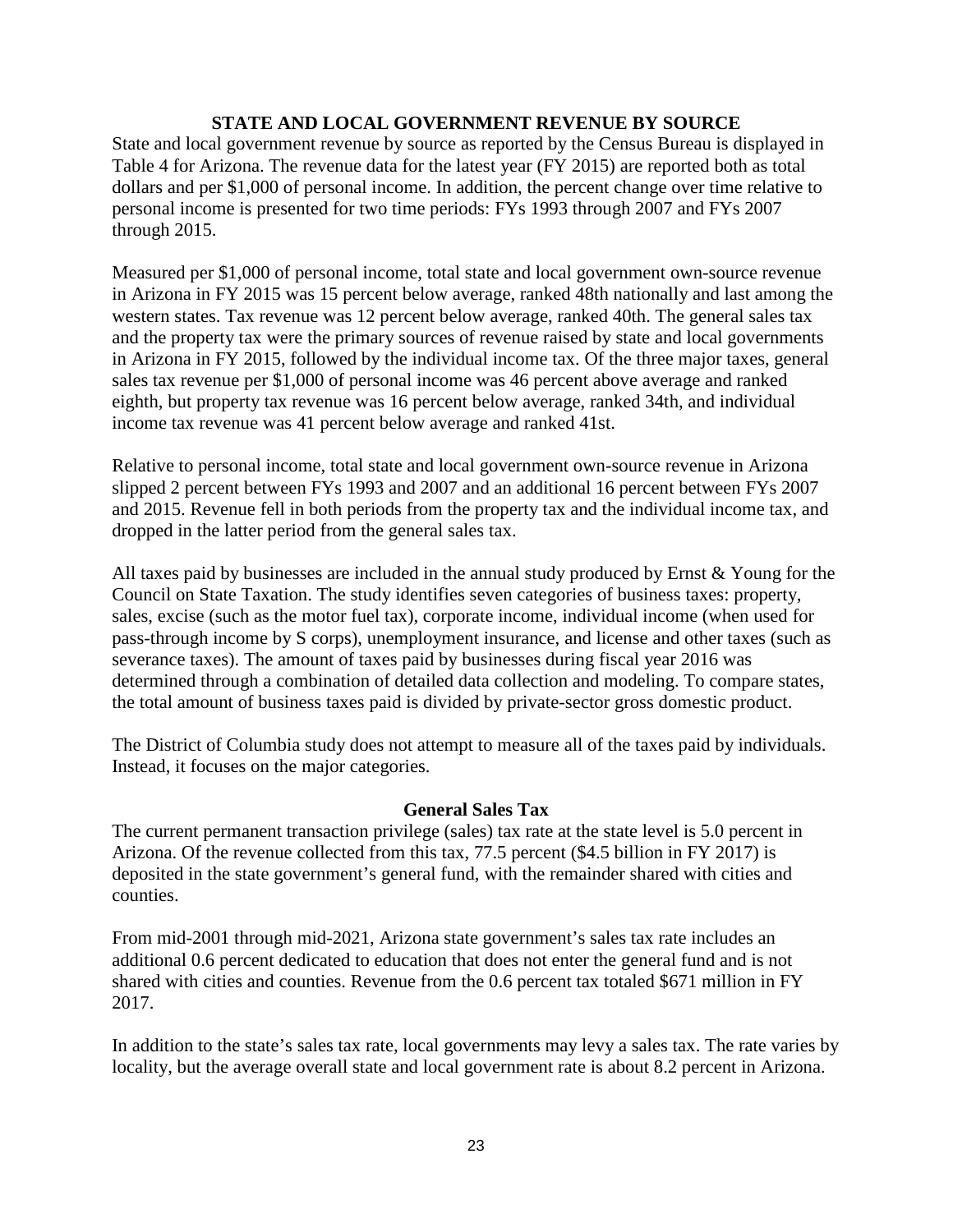## STATE AND LOCAL GOVERNMENT REVENUE BY SOURCE

State and local government revenue by source as reported by the Census Bureau is displayed in Table 4 for Arizona. The revenue data for the latest year (FY 2015) are reported both as total dollars and per $1,000 of personal income. In addition, the percent change over time relative to personal income is presented for two time periods: FYs 1993 through 2007 and FYs 2007 through 2015.

Measured per $1,000 of personal income, total state and local government own-source revenue in Arizona in FY 2015 was 15 percent below average, ranked 48th nationally and last among the western states. Tax revenue was 12 percent below average, ranked 40th. The general sales tax and the property tax were the primary sources of revenue raised by state and local governments in Arizona in FY 2015, followed by the individual income tax. Of the three major taxes, general sales tax revenue per $1,000 of personal income was 46 percent above average and ranked eighth, but property tax revenue was 16 percent below average, ranked 34th, and individual income tax revenue was 41 percent below average and ranked 41st.

Relative to personal income, total state and local government own-source revenue in Arizona slipped 2 percent between FYs 1993 and 2007 and an additional 16 percent between FYs 2007 and 2015. Revenue fell in both periods from the property tax and the individual income tax, and dropped in the latter period from the general sales tax.

All taxes paid by businesses are included in the annual study produced by Ernst & Young for the Council on State Taxation. The study identifies seven categories of business taxes: property, sales, excise (such as the motor fuel tax), corporate income, individual income (when used for pass-through income by S corps), unemployment insurance, and license and other taxes (such as severance taxes). The amount of taxes paid by businesses during fiscal year 2016 was determined through a combination of detailed data collection and modeling. To compare states, the total amount of business taxes paid is divided by private-sector gross domestic product.

The District of Columbia study does not attempt to measure all of the taxes paid by individuals. Instead, it focuses on the major categories.

### General Sales Tax

The current permanent transaction privilege (sales) tax rate at the state level is 5.0 percent in Arizona. Of the revenue collected from this tax, 77.5 percent ($4.5 billion in FY 2017) is deposited in the state government's general fund, with the remainder shared with cities and counties.

From mid-2001 through mid-2021, Arizona state government's sales tax rate includes an additional 0.6 percent dedicated to education that does not enter the general fund and is not shared with cities and counties. Revenue from the 0.6 percent tax totaled $671 million in FY 2017.

In addition to the state's sales tax rate, local governments may levy a sales tax. The rate varies by locality, but the average overall state and local government rate is about 8.2 percent in Arizona.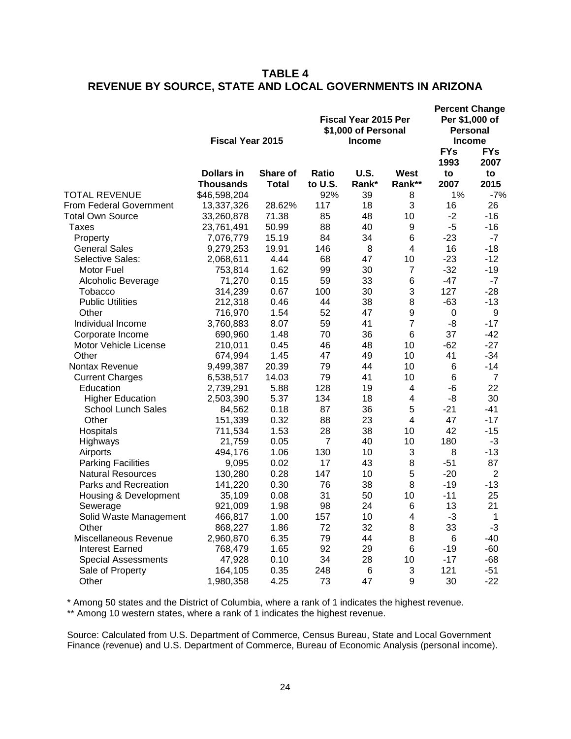## TABLE 4
## REVENUE BY SOURCE, STATE AND LOCAL GOVERNMENTS IN ARIZONA

| | Fiscal Year 2015 | | Fiscal Year 2015 Per $1,000 of Personal Income | | | Percent Change Per $1,000 of Personal Income | |
|---|---|---|---|---|---|---|---|
| | Dollars in Thousands | Share of Total | Ratio to U.S. | U.S. Rank* | West Rank** | FYs 1993 to 2007 | FYs 2007 to 2015 |
| TOTAL REVENUE | $46,598,204 | | 92% | 39 | 8 | 1% | -7% |
| From Federal Government | 13,337,326 | 28.62% | 117 | 18 | 3 | 16 | 26 |
| Total Own Source | 33,260,878 | 71.38 | 85 | 48 | 10 | -2 | -16 |
| Taxes | 23,761,491 | 50.99 | 88 | 40 | 9 | -5 | -16 |
| Property | 7,076,779 | 15.19 | 84 | 34 | 6 | -23 | -7 |
| General Sales | 9,279,253 | 19.91 | 146 | 8 | 4 | 16 | -18 |
| Selective Sales: | 2,068,611 | 4.44 | 68 | 47 | 10 | -23 | -12 |
| Motor Fuel | 753,814 | 1.62 | 99 | 30 | 7 | -32 | -19 |
| Alcoholic Beverage | 71,270 | 0.15 | 59 | 33 | 6 | -47 | -7 |
| Tobacco | 314,239 | 0.67 | 100 | 30 | 3 | 127 | -28 |
| Public Utilities | 212,318 | 0.46 | 44 | 38 | 8 | -63 | -13 |
| Other | 716,970 | 1.54 | 52 | 47 | 9 | 0 | 9 |
| Individual Income | 3,760,883 | 8.07 | 59 | 41 | 7 | -8 | -17 |
| Corporate Income | 690,960 | 1.48 | 70 | 36 | 6 | 37 | -42 |
| Motor Vehicle License | 210,011 | 0.45 | 46 | 48 | 10 | -62 | -27 |
| Other | 674,994 | 1.45 | 47 | 49 | 10 | 41 | -34 |
| Nontax Revenue | 9,499,387 | 20.39 | 79 | 44 | 10 | 6 | -14 |
| Current Charges | 6,538,517 | 14.03 | 79 | 41 | 10 | 6 | 7 |
| Education | 2,739,291 | 5.88 | 128 | 19 | 4 | -6 | 22 |
| Higher Education | 2,503,390 | 5.37 | 134 | 18 | 4 | -8 | 30 |
| School Lunch Sales | 84,562 | 0.18 | 87 | 36 | 5 | -21 | -41 |
| Other | 151,339 | 0.32 | 88 | 23 | 4 | 47 | -17 |
| Hospitals | 711,534 | 1.53 | 28 | 38 | 10 | 42 | -15 |
| Highways | 21,759 | 0.05 | 7 | 40 | 10 | 180 | -3 |
| Airports | 494,176 | 1.06 | 130 | 10 | 3 | 8 | -13 |
| Parking Facilities | 9,095 | 0.02 | 17 | 43 | 8 | -51 | 87 |
| Natural Resources | 130,280 | 0.28 | 147 | 10 | 5 | -20 | 2 |
| Parks and Recreation | 141,220 | 0.30 | 76 | 38 | 8 | -19 | -13 |
| Housing & Development | 35,109 | 0.08 | 31 | 50 | 10 | -11 | 25 |
| Sewerage | 921,009 | 1.98 | 98 | 24 | 6 | 13 | 21 |
| Solid Waste Management | 466,817 | 1.00 | 157 | 10 | 4 | -3 | 1 |
| Other | 868,227 | 1.86 | 72 | 32 | 8 | 33 | -3 |
| Miscellaneous Revenue | 2,960,870 | 6.35 | 79 | 44 | 8 | 6 | -40 |
| Interest Earned | 768,479 | 1.65 | 92 | 29 | 6 | -19 | -60 |
| Special Assessments | 47,928 | 0.10 | 34 | 28 | 10 | -17 | -68 |
| Sale of Property | 164,105 | 0.35 | 248 | 6 | 3 | 121 | -51 |
| Other | 1,980,358 | 4.25 | 73 | 47 | 9 | 30 | -22 |

\* Among 50 states and the District of Columbia, where a rank of 1 indicates the highest revenue.
** Among 10 western states, where a rank of 1 indicates the highest revenue.

Source: Calculated from U.S. Department of Commerce, Census Bureau, State and Local Government Finance (revenue) and U.S. Department of Commerce, Bureau of Economic Analysis (personal income).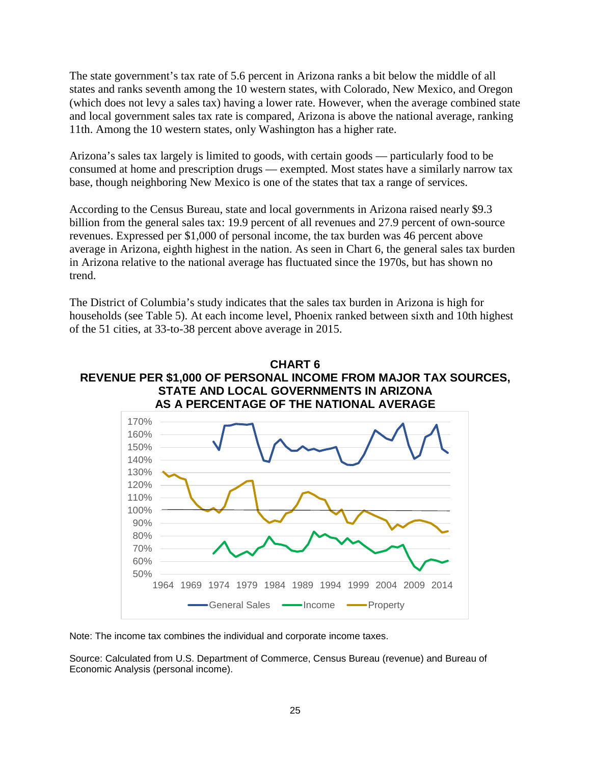The state government's tax rate of 5.6 percent in Arizona ranks a bit below the middle of all states and ranks seventh among the 10 western states, with Colorado, New Mexico, and Oregon (which does not levy a sales tax) having a lower rate. However, when the average combined state and local government sales tax rate is compared, Arizona is above the national average, ranking 11th. Among the 10 western states, only Washington has a higher rate.

Arizona's sales tax largely is limited to goods, with certain goods — particularly food to be consumed at home and prescription drugs — exempted. Most states have a similarly narrow tax base, though neighboring New Mexico is one of the states that tax a range of services.

According to the Census Bureau, state and local governments in Arizona raised nearly $9.3 billion from the general sales tax: 19.9 percent of all revenues and 27.9 percent of own-source revenues. Expressed per $1,000 of personal income, the tax burden was 46 percent above average in Arizona, eighth highest in the nation. As seen in Chart 6, the general sales tax burden in Arizona relative to the national average has fluctuated since the 1970s, but has shown no trend.

The District of Columbia's study indicates that the sales tax burden in Arizona is high for households (see Table 5). At each income level, Phoenix ranked between sixth and 10th highest of the 51 cities, at 33-to-38 percent above average in 2015.

**CHART 6**
**REVENUE PER $1,000 OF PERSONAL INCOME FROM MAJOR TAX SOURCES, STATE AND LOCAL GOVERNMENTS IN ARIZONA AS A PERCENTAGE OF THE NATIONAL AVERAGE**

Note: The income tax combines the individual and corporate income taxes.

Source: Calculated from U.S. Department of Commerce, Census Bureau (revenue) and Bureau of Economic Analysis (personal income).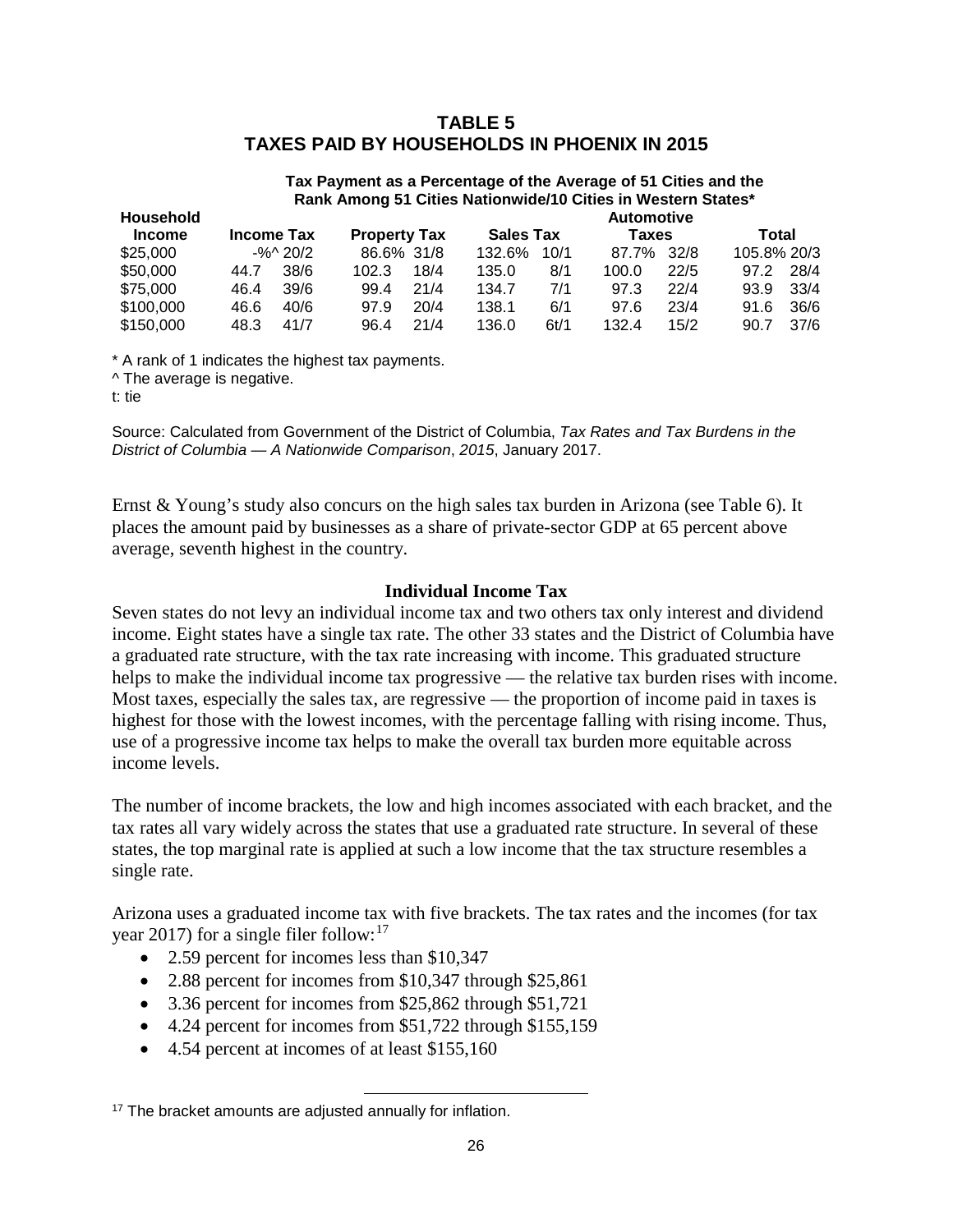## TABLE 5
## TAXES PAID BY HOUSEHOLDS IN PHOENIX IN 2015

**Tax Payment as a Percentage of the Average of 51 Cities and the Rank Among 51 Cities Nationwide/10 Cities in Western States***

| Household Income | Income Tax | | Property Tax | | Sales Tax | | Automotive Taxes | | Total | |
|---|---|---|---|---|---|---|---|---|---|---|
| $25,000 | -%^ | 20/2 | 86.6% | 31/8 | 132.6% | 10/1 | 87.7% | 32/8 | 105.8% | 20/3 |
| $50,000 | 44.7 | 38/6 | 102.3 | 18/4 | 135.0 | 8/1 | 100.0 | 22/5 | 97.2 | 28/4 |
| $75,000 | 46.4 | 39/6 | 99.4 | 21/4 | 134.7 | 7/1 | 97.3 | 22/4 | 93.9 | 33/4 |
| $100,000 | 46.6 | 40/6 | 97.9 | 20/4 | 138.1 | 6/1 | 97.6 | 23/4 | 91.6 | 36/6 |
| $150,000 | 48.3 | 41/7 | 96.4 | 21/4 | 136.0 | 6t/1 | 132.4 | 15/2 | 90.7 | 37/6 |

* A rank of 1 indicates the highest tax payments.
^ The average is negative.
t: tie

Source: Calculated from Government of the District of Columbia, *Tax Rates and Tax Burdens in the District of Columbia — A Nationwide Comparison*, *2015*, January 2017.

Ernst & Young's study also concurs on the high sales tax burden in Arizona (see Table 6). It places the amount paid by businesses as a share of private-sector GDP at 65 percent above average, seventh highest in the country.

### Individual Income Tax

Seven states do not levy an individual income tax and two others tax only interest and dividend income. Eight states have a single tax rate. The other 33 states and the District of Columbia have a graduated rate structure, with the tax rate increasing with income. This graduated structure helps to make the individual income tax progressive — the relative tax burden rises with income. Most taxes, especially the sales tax, are regressive — the proportion of income paid in taxes is highest for those with the lowest incomes, with the percentage falling with rising income. Thus, use of a progressive income tax helps to make the overall tax burden more equitable across income levels.

The number of income brackets, the low and high incomes associated with each bracket, and the tax rates all vary widely across the states that use a graduated rate structure. In several of these states, the top marginal rate is applied at such a low income that the tax structure resembles a single rate.

Arizona uses a graduated income tax with five brackets. The tax rates and the incomes (for tax year 2017) for a single filer follow:[17]

- 2.59 percent for incomes less than $10,347
- 2.88 percent for incomes from $10,347 through $25,861
- 3.36 percent for incomes from $25,862 through $51,721
- 4.24 percent for incomes from $51,722 through $155,159
- 4.54 percent at incomes of at least $155,160

[17] The bracket amounts are adjusted annually for inflation.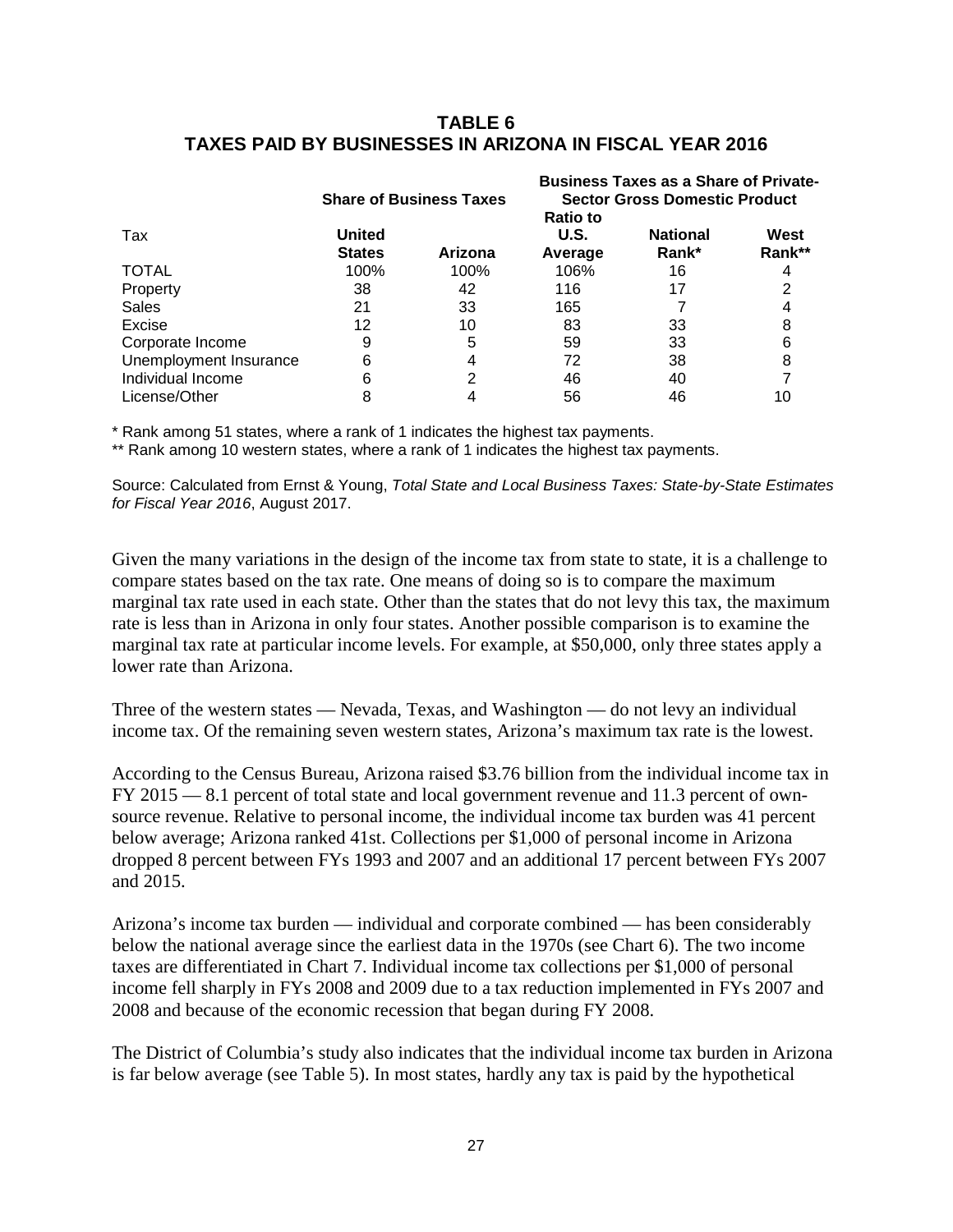## TABLE 6
## TAXES PAID BY BUSINESSES IN ARIZONA IN FISCAL YEAR 2016

| Tax | Share of Business Taxes | | Business Taxes as a Share of Private-Sector Gross Domestic Product | | |
|---|---|---|---|---|---|
| | United States | Arizona | Ratio to U.S. Average | National Rank* | West Rank** |
| TOTAL | 100% | 100% | 106% | 16 | 4 |
| Property | 38 | 42 | 116 | 17 | 2 |
| Sales | 21 | 33 | 165 | 7 | 4 |
| Excise | 12 | 10 | 83 | 33 | 8 |
| Corporate Income | 9 | 5 | 59 | 33 | 6 |
| Unemployment Insurance | 6 | 4 | 72 | 38 | 8 |
| Individual Income | 6 | 2 | 46 | 40 | 7 |
| License/Other | 8 | 4 | 56 | 46 | 10 |

* Rank among 51 states, where a rank of 1 indicates the highest tax payments.

** Rank among 10 western states, where a rank of 1 indicates the highest tax payments.

Source: Calculated from Ernst & Young, *Total State and Local Business Taxes: State-by-State Estimates for Fiscal Year 2016*, August 2017.

Given the many variations in the design of the income tax from state to state, it is a challenge to compare states based on the tax rate. One means of doing so is to compare the maximum marginal tax rate used in each state. Other than the states that do not levy this tax, the maximum rate is less than in Arizona in only four states. Another possible comparison is to examine the marginal tax rate at particular income levels. For example, at $50,000, only three states apply a lower rate than Arizona.

Three of the western states — Nevada, Texas, and Washington — do not levy an individual income tax. Of the remaining seven western states, Arizona's maximum tax rate is the lowest.

According to the Census Bureau, Arizona raised $3.76 billion from the individual income tax in FY 2015 — 8.1 percent of total state and local government revenue and 11.3 percent of own-source revenue. Relative to personal income, the individual income tax burden was 41 percent below average; Arizona ranked 41st. Collections per $1,000 of personal income in Arizona dropped 8 percent between FYs 1993 and 2007 and an additional 17 percent between FYs 2007 and 2015.

Arizona's income tax burden — individual and corporate combined — has been considerably below the national average since the earliest data in the 1970s (see Chart 6). The two income taxes are differentiated in Chart 7. Individual income tax collections per $1,000 of personal income fell sharply in FYs 2008 and 2009 due to a tax reduction implemented in FYs 2007 and 2008 and because of the economic recession that began during FY 2008.

The District of Columbia's study also indicates that the individual income tax burden in Arizona is far below average (see Table 5). In most states, hardly any tax is paid by the hypothetical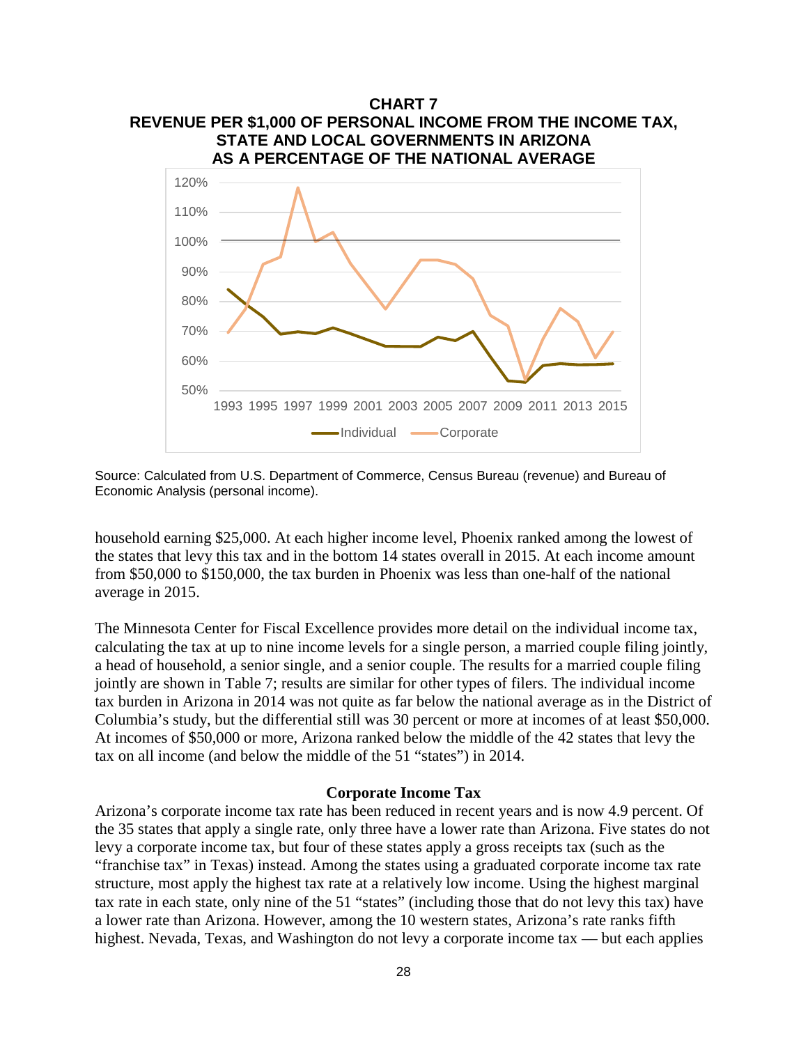**CHART 7**
**REVENUE PER $1,000 OF PERSONAL INCOME FROM THE INCOME TAX, STATE AND LOCAL GOVERNMENTS IN ARIZONA AS A PERCENTAGE OF THE NATIONAL AVERAGE**

Source: Calculated from U.S. Department of Commerce, Census Bureau (revenue) and Bureau of Economic Analysis (personal income).

household earning $25,000. At each higher income level, Phoenix ranked among the lowest of the states that levy this tax and in the bottom 14 states overall in 2015. At each income amount from $50,000 to $150,000, the tax burden in Phoenix was less than one-half of the national average in 2015.

The Minnesota Center for Fiscal Excellence provides more detail on the individual income tax, calculating the tax at up to nine income levels for a single person, a married couple filing jointly, a head of household, a senior single, and a senior couple. The results for a married couple filing jointly are shown in Table 7; results are similar for other types of filers. The individual income tax burden in Arizona in 2014 was not quite as far below the national average as in the District of Columbia's study, but the differential still was 30 percent or more at incomes of at least $50,000. At incomes of $50,000 or more, Arizona ranked below the middle of the 42 states that levy the tax on all income (and below the middle of the 51 "states") in 2014.

## Corporate Income Tax

Arizona's corporate income tax rate has been reduced in recent years and is now 4.9 percent. Of the 35 states that apply a single rate, only three have a lower rate than Arizona. Five states do not levy a corporate income tax, but four of these states apply a gross receipts tax (such as the "franchise tax" in Texas) instead. Among the states using a graduated corporate income tax rate structure, most apply the highest tax rate at a relatively low income. Using the highest marginal tax rate in each state, only nine of the 51 "states" (including those that do not levy this tax) have a lower rate than Arizona. However, among the 10 western states, Arizona's rate ranks fifth highest. Nevada, Texas, and Washington do not levy a corporate income tax — but each applies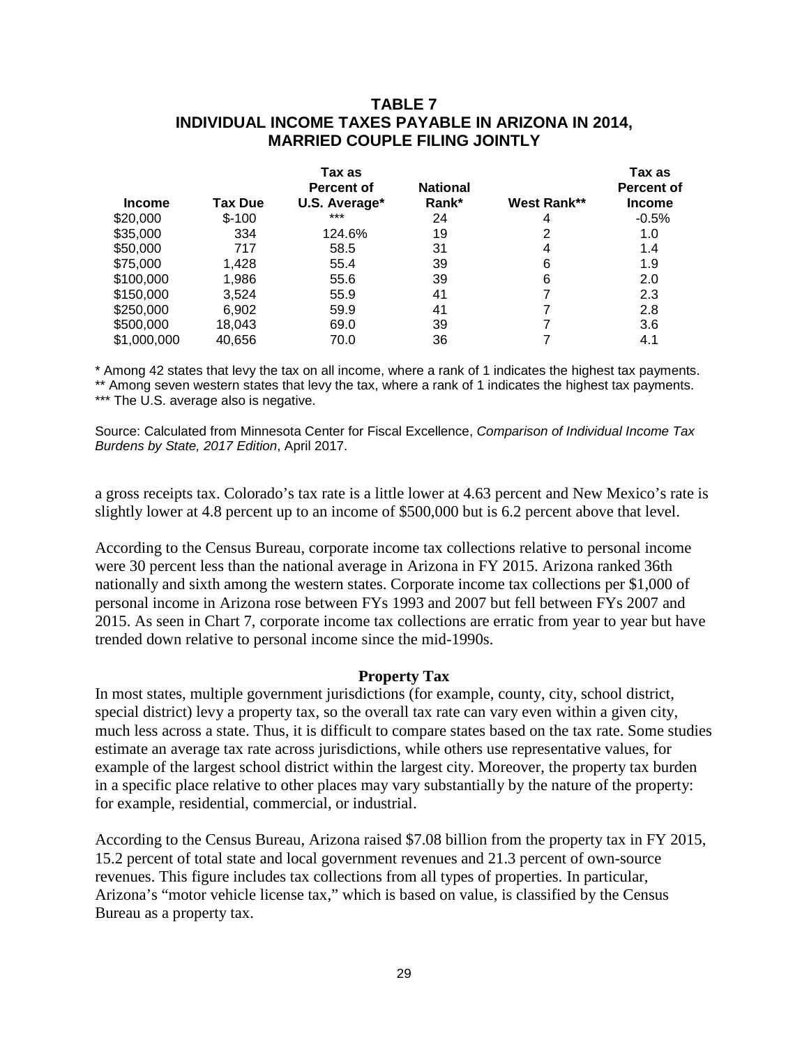## TABLE 7
## INDIVIDUAL INCOME TAXES PAYABLE IN ARIZONA IN 2014, MARRIED COUPLE FILING JOINTLY

| Income | Tax Due | Tax as Percent of U.S. Average* | National Rank* | West Rank** | Tax as Percent of Income |
|---|---|---|---|---|---|
| $20,000 | $-100 | *** | 24 | 4 | -0.5% |
| $35,000 | 334 | 124.6% | 19 | 2 | 1.0 |
| $50,000 | 717 | 58.5 | 31 | 4 | 1.4 |
| $75,000 | 1,428 | 55.4 | 39 | 6 | 1.9 |
| $100,000 | 1,986 | 55.6 | 39 | 6 | 2.0 |
| $150,000 | 3,524 | 55.9 | 41 | 7 | 2.3 |
| $250,000 | 6,902 | 59.9 | 41 | 7 | 2.8 |
| $500,000 | 18,043 | 69.0 | 39 | 7 | 3.6 |
| $1,000,000 | 40,656 | 70.0 | 36 | 7 | 4.1 |

* Among 42 states that levy the tax on all income, where a rank of 1 indicates the highest tax payments.
** Among seven western states that levy the tax, where a rank of 1 indicates the highest tax payments.
*** The U.S. average also is negative.

Source: Calculated from Minnesota Center for Fiscal Excellence, *Comparison of Individual Income Tax Burdens by State, 2017 Edition*, April 2017.

a gross receipts tax. Colorado's tax rate is a little lower at 4.63 percent and New Mexico's rate is slightly lower at 4.8 percent up to an income of $500,000 but is 6.2 percent above that level.

According to the Census Bureau, corporate income tax collections relative to personal income were 30 percent less than the national average in Arizona in FY 2015. Arizona ranked 36th nationally and sixth among the western states. Corporate income tax collections per $1,000 of personal income in Arizona rose between FYs 1993 and 2007 but fell between FYs 2007 and 2015. As seen in Chart 7, corporate income tax collections are erratic from year to year but have trended down relative to personal income since the mid-1990s.

### Property Tax

In most states, multiple government jurisdictions (for example, county, city, school district, special district) levy a property tax, so the overall tax rate can vary even within a given city, much less across a state. Thus, it is difficult to compare states based on the tax rate. Some studies estimate an average tax rate across jurisdictions, while others use representative values, for example of the largest school district within the largest city. Moreover, the property tax burden in a specific place relative to other places may vary substantially by the nature of the property: for example, residential, commercial, or industrial.

According to the Census Bureau, Arizona raised $7.08 billion from the property tax in FY 2015, 15.2 percent of total state and local government revenues and 21.3 percent of own-source revenues. This figure includes tax collections from all types of properties. In particular, Arizona's "motor vehicle license tax," which is based on value, is classified by the Census Bureau as a property tax.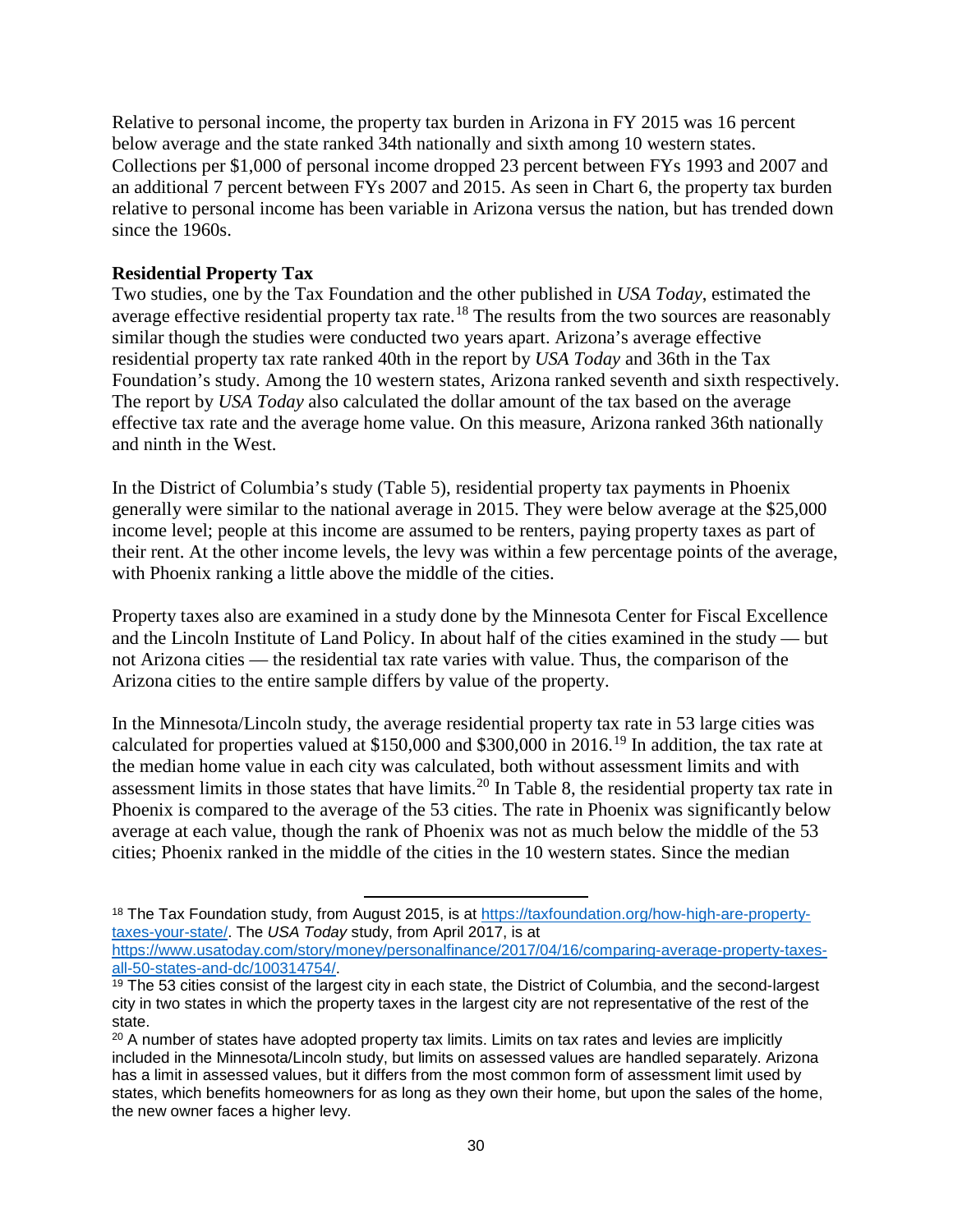Relative to personal income, the property tax burden in Arizona in FY 2015 was 16 percent below average and the state ranked 34th nationally and sixth among 10 western states. Collections per $1,000 of personal income dropped 23 percent between FYs 1993 and 2007 and an additional 7 percent between FYs 2007 and 2015. As seen in Chart 6, the property tax burden relative to personal income has been variable in Arizona versus the nation, but has trended down since the 1960s.

**Residential Property Tax**

Two studies, one by the Tax Foundation and the other published in *USA Today*, estimated the average effective residential property tax rate.[18] The results from the two sources are reasonably similar though the studies were conducted two years apart. Arizona's average effective residential property tax rate ranked 40th in the report by *USA Today* and 36th in the Tax Foundation's study. Among the 10 western states, Arizona ranked seventh and sixth respectively. The report by *USA Today* also calculated the dollar amount of the tax based on the average effective tax rate and the average home value. On this measure, Arizona ranked 36th nationally and ninth in the West.

In the District of Columbia's study (Table 5), residential property tax payments in Phoenix generally were similar to the national average in 2015. They were below average at the $25,000 income level; people at this income are assumed to be renters, paying property taxes as part of their rent. At the other income levels, the levy was within a few percentage points of the average, with Phoenix ranking a little above the middle of the cities.

Property taxes also are examined in a study done by the Minnesota Center for Fiscal Excellence and the Lincoln Institute of Land Policy. In about half of the cities examined in the study — but not Arizona cities — the residential tax rate varies with value. Thus, the comparison of the Arizona cities to the entire sample differs by value of the property.

In the Minnesota/Lincoln study, the average residential property tax rate in 53 large cities was calculated for properties valued at $150,000 and $300,000 in 2016.[19] In addition, the tax rate at the median home value in each city was calculated, both without assessment limits and with assessment limits in those states that have limits.[20] In Table 8, the residential property tax rate in Phoenix is compared to the average of the 53 cities. The rate in Phoenix was significantly below average at each value, though the rank of Phoenix was not as much below the middle of the 53 cities; Phoenix ranked in the middle of the cities in the 10 western states. Since the median

---

[18] The Tax Foundation study, from August 2015, is at https://taxfoundation.org/how-high-are-property-taxes-your-state/. The *USA Today* study, from April 2017, is at https://www.usatoday.com/story/money/personalfinance/2017/04/16/comparing-average-property-taxes-all-50-states-and-dc/100314754/.

[19] The 53 cities consist of the largest city in each state, the District of Columbia, and the second-largest city in two states in which the property taxes in the largest city are not representative of the rest of the state.

[20] A number of states have adopted property tax limits. Limits on tax rates and levies are implicitly included in the Minnesota/Lincoln study, but limits on assessed values are handled separately. Arizona has a limit in assessed values, but it differs from the most common form of assessment limit used by states, which benefits homeowners for as long as they own their home, but upon the sales of the home, the new owner faces a higher levy.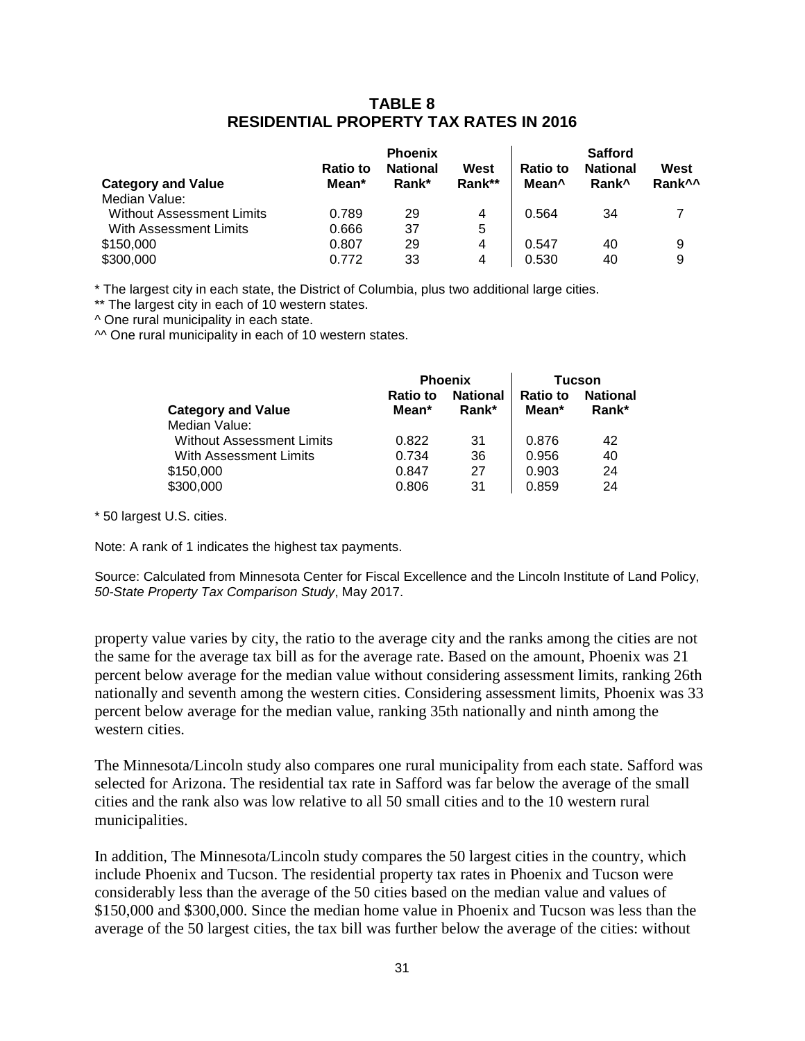## TABLE 8
## RESIDENTIAL PROPERTY TAX RATES IN 2016

| | Phoenix | | | Safford | | |
|---|---|---|---|---|---|---|
| **Category and Value** | **Ratio to Mean*** | **National Rank*** | **West Rank**** | **Ratio to Mean^** | **National Rank^** | **West Rank^^** |
| Median Value: | | | | | | |
| Without Assessment Limits | 0.789 | 29 | 4 | 0.564 | 34 | 7 |
| With Assessment Limits | 0.666 | 37 | 5 | | | |
| $150,000 | 0.807 | 29 | 4 | 0.547 | 40 | 9 |
| $300,000 | 0.772 | 33 | 4 | 0.530 | 40 | 9 |

* The largest city in each state, the District of Columbia, plus two additional large cities.

** The largest city in each of 10 western states.

^ One rural municipality in each state.

^^ One rural municipality in each of 10 western states.

| | Phoenix | | Tucson | |
|---|---|---|---|---|
| **Category and Value** | **Ratio to Mean*** | **National Rank*** | **Ratio to Mean*** | **National Rank*** |
| Median Value: | | | | |
| Without Assessment Limits | 0.822 | 31 | 0.876 | 42 |
| With Assessment Limits | 0.734 | 36 | 0.956 | 40 |
| $150,000 | 0.847 | 27 | 0.903 | 24 |
| $300,000 | 0.806 | 31 | 0.859 | 24 |

* 50 largest U.S. cities.

Note: A rank of 1 indicates the highest tax payments.

Source: Calculated from Minnesota Center for Fiscal Excellence and the Lincoln Institute of Land Policy, *50-State Property Tax Comparison Study*, May 2017.

property value varies by city, the ratio to the average city and the ranks among the cities are not the same for the average tax bill as for the average rate. Based on the amount, Phoenix was 21 percent below average for the median value without considering assessment limits, ranking 26th nationally and seventh among the western cities. Considering assessment limits, Phoenix was 33 percent below average for the median value, ranking 35th nationally and ninth among the western cities.

The Minnesota/Lincoln study also compares one rural municipality from each state. Safford was selected for Arizona. The residential tax rate in Safford was far below the average of the small cities and the rank also was low relative to all 50 small cities and to the 10 western rural municipalities.

In addition, The Minnesota/Lincoln study compares the 50 largest cities in the country, which include Phoenix and Tucson. The residential property tax rates in Phoenix and Tucson were considerably less than the average of the 50 cities based on the median value and values of $150,000 and $300,000. Since the median home value in Phoenix and Tucson was less than the average of the 50 largest cities, the tax bill was further below the average of the cities: without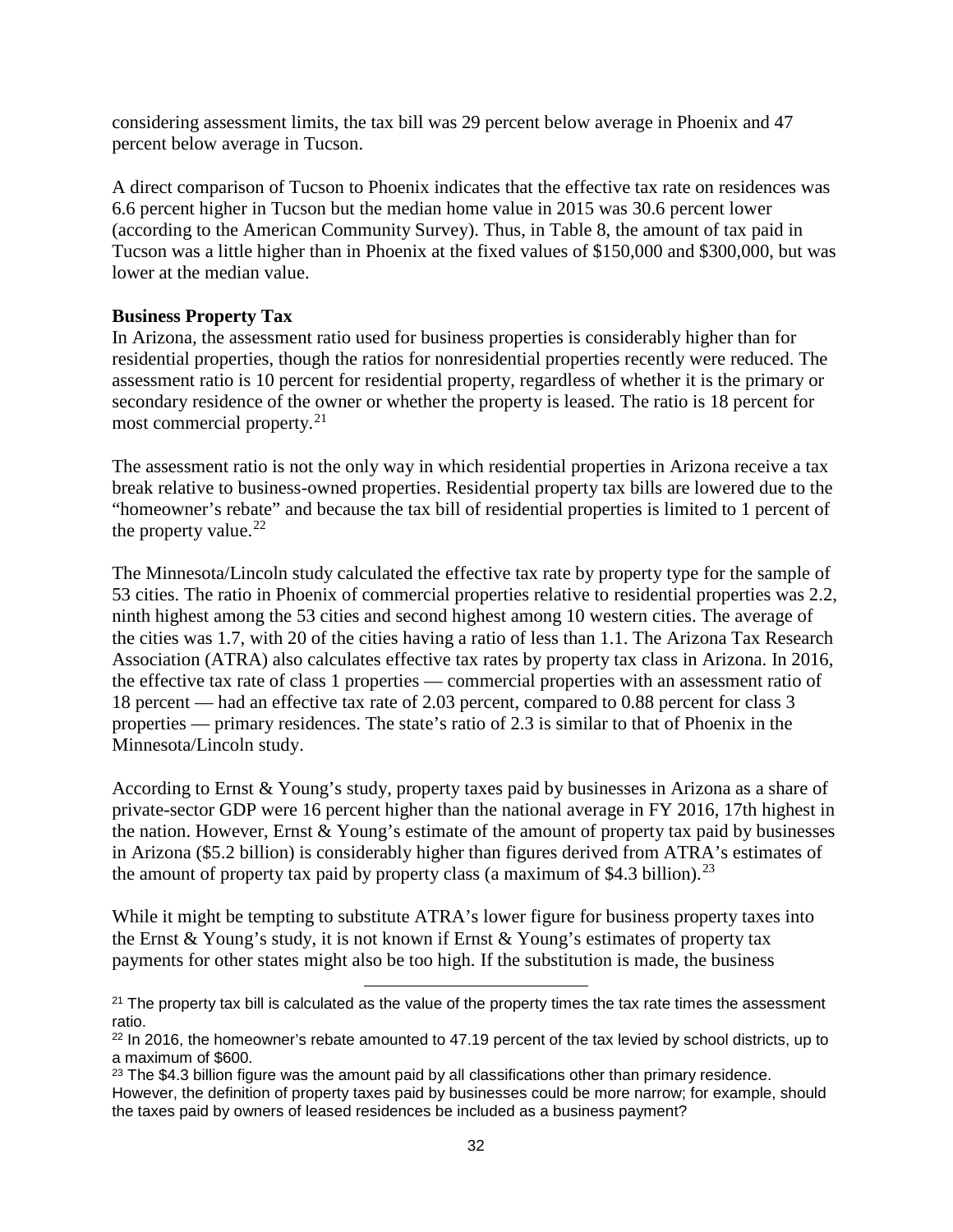considering assessment limits, the tax bill was 29 percent below average in Phoenix and 47 percent below average in Tucson.

A direct comparison of Tucson to Phoenix indicates that the effective tax rate on residences was 6.6 percent higher in Tucson but the median home value in 2015 was 30.6 percent lower (according to the American Community Survey). Thus, in Table 8, the amount of tax paid in Tucson was a little higher than in Phoenix at the fixed values of $150,000 and $300,000, but was lower at the median value.

**Business Property Tax**

In Arizona, the assessment ratio used for business properties is considerably higher than for residential properties, though the ratios for nonresidential properties recently were reduced. The assessment ratio is 10 percent for residential property, regardless of whether it is the primary or secondary residence of the owner or whether the property is leased. The ratio is 18 percent for most commercial property.[21]

The assessment ratio is not the only way in which residential properties in Arizona receive a tax break relative to business-owned properties. Residential property tax bills are lowered due to the "homeowner's rebate" and because the tax bill of residential properties is limited to 1 percent of the property value.[22]

The Minnesota/Lincoln study calculated the effective tax rate by property type for the sample of 53 cities. The ratio in Phoenix of commercial properties relative to residential properties was 2.2, ninth highest among the 53 cities and second highest among 10 western cities. The average of the cities was 1.7, with 20 of the cities having a ratio of less than 1.1. The Arizona Tax Research Association (ATRA) also calculates effective tax rates by property tax class in Arizona. In 2016, the effective tax rate of class 1 properties — commercial properties with an assessment ratio of 18 percent — had an effective tax rate of 2.03 percent, compared to 0.88 percent for class 3 properties — primary residences. The state's ratio of 2.3 is similar to that of Phoenix in the Minnesota/Lincoln study.

According to Ernst & Young's study, property taxes paid by businesses in Arizona as a share of private-sector GDP were 16 percent higher than the national average in FY 2016, 17th highest in the nation. However, Ernst & Young's estimate of the amount of property tax paid by businesses in Arizona ($5.2 billion) is considerably higher than figures derived from ATRA's estimates of the amount of property tax paid by property class (a maximum of $4.3 billion).[23]

While it might be tempting to substitute ATRA's lower figure for business property taxes into the Ernst & Young's study, it is not known if Ernst & Young's estimates of property tax payments for other states might also be too high. If the substitution is made, the business

---

[21] The property tax bill is calculated as the value of the property times the tax rate times the assessment ratio.

[22] In 2016, the homeowner's rebate amounted to 47.19 percent of the tax levied by school districts, up to a maximum of $600.

[23] The $4.3 billion figure was the amount paid by all classifications other than primary residence. However, the definition of property taxes paid by businesses could be more narrow; for example, should the taxes paid by owners of leased residences be included as a business payment?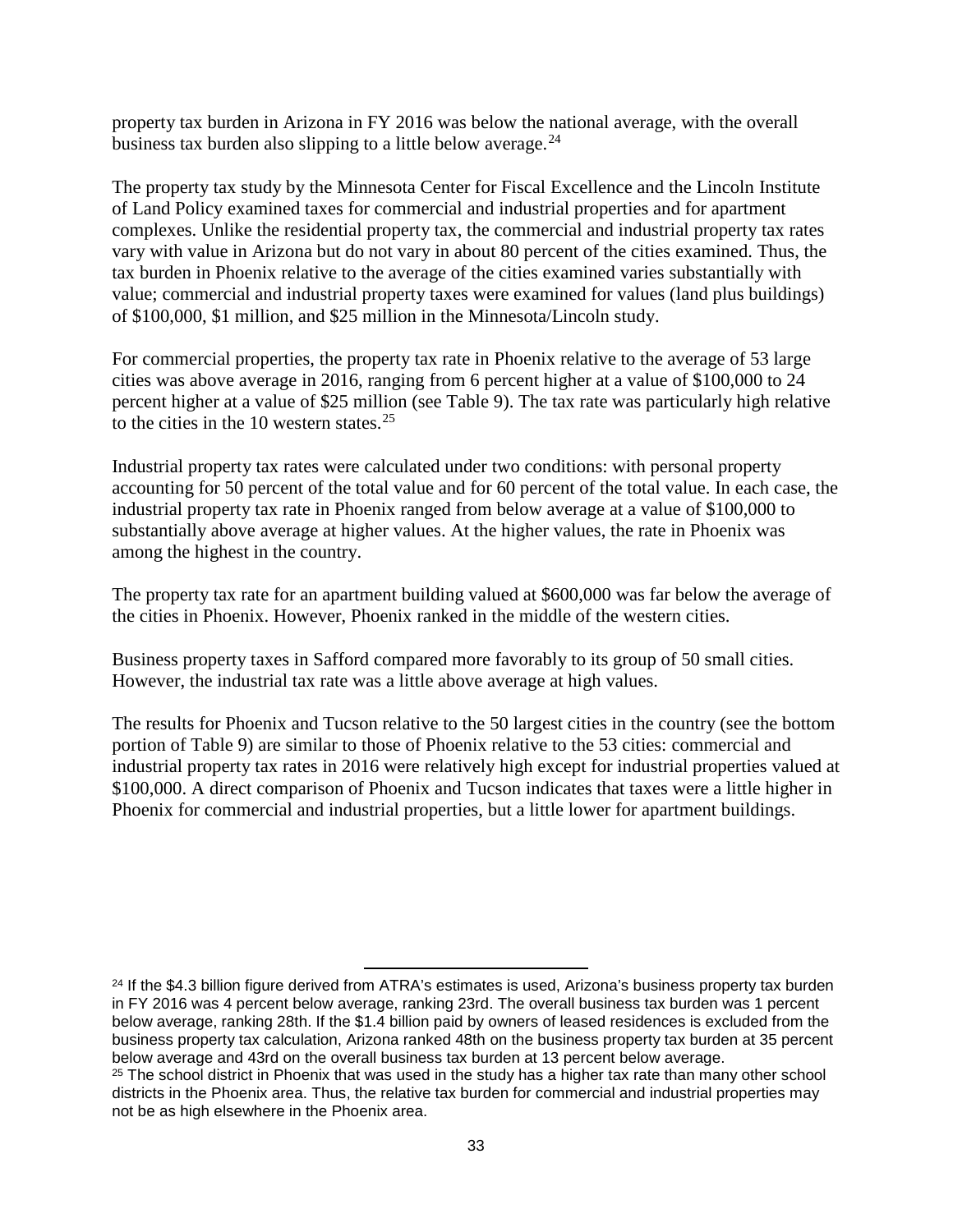property tax burden in Arizona in FY 2016 was below the national average, with the overall business tax burden also slipping to a little below average.[24]

The property tax study by the Minnesota Center for Fiscal Excellence and the Lincoln Institute of Land Policy examined taxes for commercial and industrial properties and for apartment complexes. Unlike the residential property tax, the commercial and industrial property tax rates vary with value in Arizona but do not vary in about 80 percent of the cities examined. Thus, the tax burden in Phoenix relative to the average of the cities examined varies substantially with value; commercial and industrial property taxes were examined for values (land plus buildings) of $100,000, $1 million, and $25 million in the Minnesota/Lincoln study.

For commercial properties, the property tax rate in Phoenix relative to the average of 53 large cities was above average in 2016, ranging from 6 percent higher at a value of $100,000 to 24 percent higher at a value of $25 million (see Table 9). The tax rate was particularly high relative to the cities in the 10 western states.[25]

Industrial property tax rates were calculated under two conditions: with personal property accounting for 50 percent of the total value and for 60 percent of the total value. In each case, the industrial property tax rate in Phoenix ranged from below average at a value of $100,000 to substantially above average at higher values. At the higher values, the rate in Phoenix was among the highest in the country.

The property tax rate for an apartment building valued at $600,000 was far below the average of the cities in Phoenix. However, Phoenix ranked in the middle of the western cities.

Business property taxes in Safford compared more favorably to its group of 50 small cities. However, the industrial tax rate was a little above average at high values.

The results for Phoenix and Tucson relative to the 50 largest cities in the country (see the bottom portion of Table 9) are similar to those of Phoenix relative to the 53 cities: commercial and industrial property tax rates in 2016 were relatively high except for industrial properties valued at $100,000. A direct comparison of Phoenix and Tucson indicates that taxes were a little higher in Phoenix for commercial and industrial properties, but a little lower for apartment buildings.

---

[24] If the $4.3 billion figure derived from ATRA's estimates is used, Arizona's business property tax burden in FY 2016 was 4 percent below average, ranking 23rd. The overall business tax burden was 1 percent below average, ranking 28th. If the $1.4 billion paid by owners of leased residences is excluded from the business property tax calculation, Arizona ranked 48th on the business property tax burden at 35 percent below average and 43rd on the overall business tax burden at 13 percent below average.

[25] The school district in Phoenix that was used in the study has a higher tax rate than many other school districts in the Phoenix area. Thus, the relative tax burden for commercial and industrial properties may not be as high elsewhere in the Phoenix area.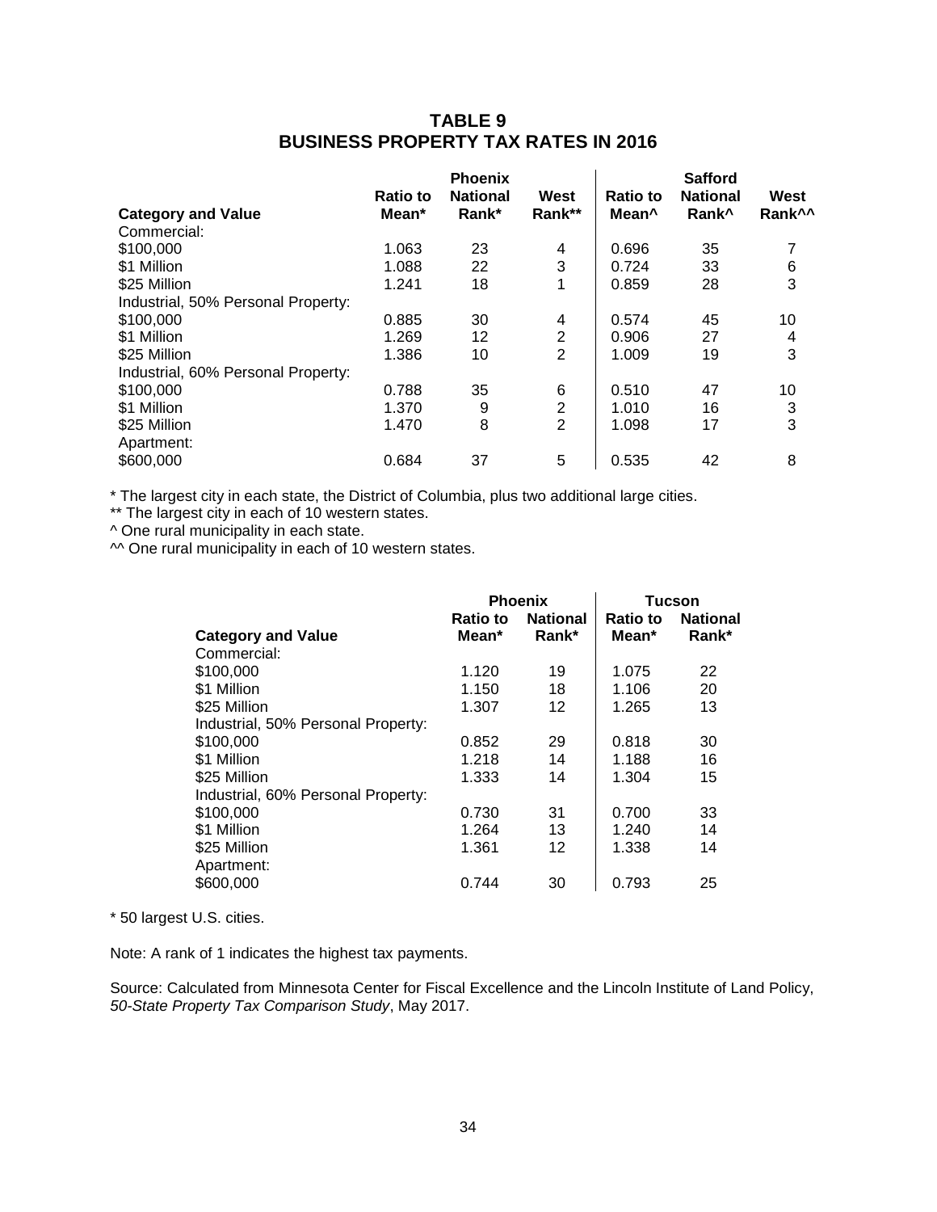## TABLE 9
## BUSINESS PROPERTY TAX RATES IN 2016

| Category and Value | Phoenix Ratio to Mean* | Phoenix National Rank* | Phoenix West Rank** | Safford Ratio to Mean^ | Safford National Rank^ | Safford West Rank^^ |
|---|---|---|---|---|---|---|
| Commercial: | | | | | | |
| $100,000 | 1.063 | 23 | 4 | 0.696 | 35 | 7 |
| $1 Million | 1.088 | 22 | 3 | 0.724 | 33 | 6 |
| $25 Million | 1.241 | 18 | 1 | 0.859 | 28 | 3 |
| Industrial, 50% Personal Property: | | | | | | |
| $100,000 | 0.885 | 30 | 4 | 0.574 | 45 | 10 |
| $1 Million | 1.269 | 12 | 2 | 0.906 | 27 | 4 |
| $25 Million | 1.386 | 10 | 2 | 1.009 | 19 | 3 |
| Industrial, 60% Personal Property: | | | | | | |
| $100,000 | 0.788 | 35 | 6 | 0.510 | 47 | 10 |
| $1 Million | 1.370 | 9 | 2 | 1.010 | 16 | 3 |
| $25 Million | 1.470 | 8 | 2 | 1.098 | 17 | 3 |
| Apartment: | | | | | | |
| $600,000 | 0.684 | 37 | 5 | 0.535 | 42 | 8 |

\* The largest city in each state, the District of Columbia, plus two additional large cities.

** The largest city in each of 10 western states.

^ One rural municipality in each state.

^^ One rural municipality in each of 10 western states.

| Category and Value | Phoenix Ratio to Mean* | Phoenix National Rank* | Tucson Ratio to Mean* | Tucson National Rank* |
|---|---|---|---|---|
| Commercial: | | | | |
| $100,000 | 1.120 | 19 | 1.075 | 22 |
| $1 Million | 1.150 | 18 | 1.106 | 20 |
| $25 Million | 1.307 | 12 | 1.265 | 13 |
| Industrial, 50% Personal Property: | | | | |
| $100,000 | 0.852 | 29 | 0.818 | 30 |
| $1 Million | 1.218 | 14 | 1.188 | 16 |
| $25 Million | 1.333 | 14 | 1.304 | 15 |
| Industrial, 60% Personal Property: | | | | |
| $100,000 | 0.730 | 31 | 0.700 | 33 |
| $1 Million | 1.264 | 13 | 1.240 | 14 |
| $25 Million | 1.361 | 12 | 1.338 | 14 |
| Apartment: | | | | |
| $600,000 | 0.744 | 30 | 0.793 | 25 |

\* 50 largest U.S. cities.

Note: A rank of 1 indicates the highest tax payments.

Source: Calculated from Minnesota Center for Fiscal Excellence and the Lincoln Institute of Land Policy, *50-State Property Tax Comparison Study*, May 2017.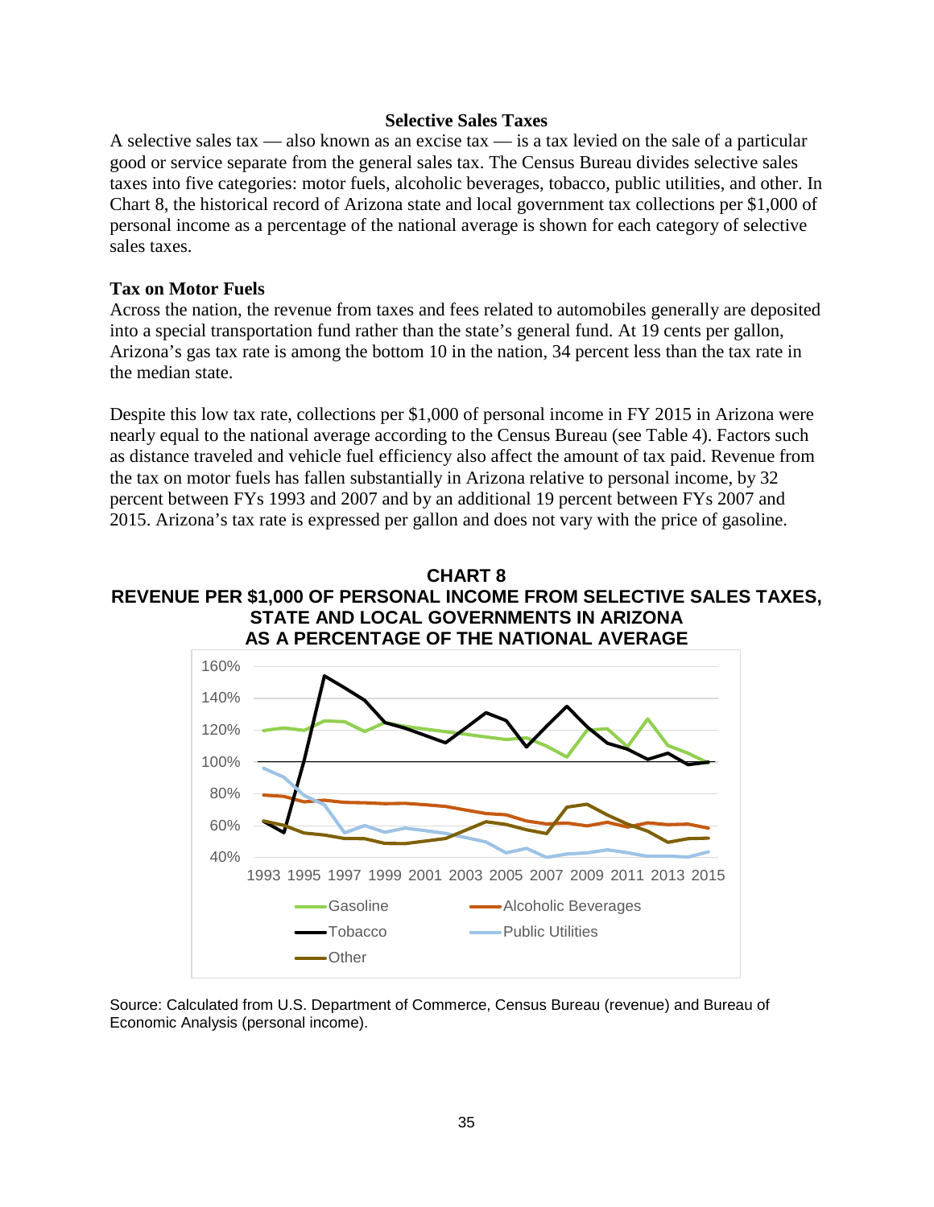## Selective Sales Taxes

A selective sales tax — also known as an excise tax — is a tax levied on the sale of a particular good or service separate from the general sales tax. The Census Bureau divides selective sales taxes into five categories: motor fuels, alcoholic beverages, tobacco, public utilities, and other. In Chart 8, the historical record of Arizona state and local government tax collections per $1,000 of personal income as a percentage of the national average is shown for each category of selective sales taxes.

### Tax on Motor Fuels

Across the nation, the revenue from taxes and fees related to automobiles generally are deposited into a special transportation fund rather than the state's general fund. At 19 cents per gallon, Arizona's gas tax rate is among the bottom 10 in the nation, 34 percent less than the tax rate in the median state.

Despite this low tax rate, collections per $1,000 of personal income in FY 2015 in Arizona were nearly equal to the national average according to the Census Bureau (see Table 4). Factors such as distance traveled and vehicle fuel efficiency also affect the amount of tax paid. Revenue from the tax on motor fuels has fallen substantially in Arizona relative to personal income, by 32 percent between FYs 1993 and 2007 and by an additional 19 percent between FYs 2007 and 2015. Arizona's tax rate is expressed per gallon and does not vary with the price of gasoline.

**CHART 8**
**REVENUE PER $1,000 OF PERSONAL INCOME FROM SELECTIVE SALES TAXES, STATE AND LOCAL GOVERNMENTS IN ARIZONA AS A PERCENTAGE OF THE NATIONAL AVERAGE**

Source: Calculated from U.S. Department of Commerce, Census Bureau (revenue) and Bureau of Economic Analysis (personal income).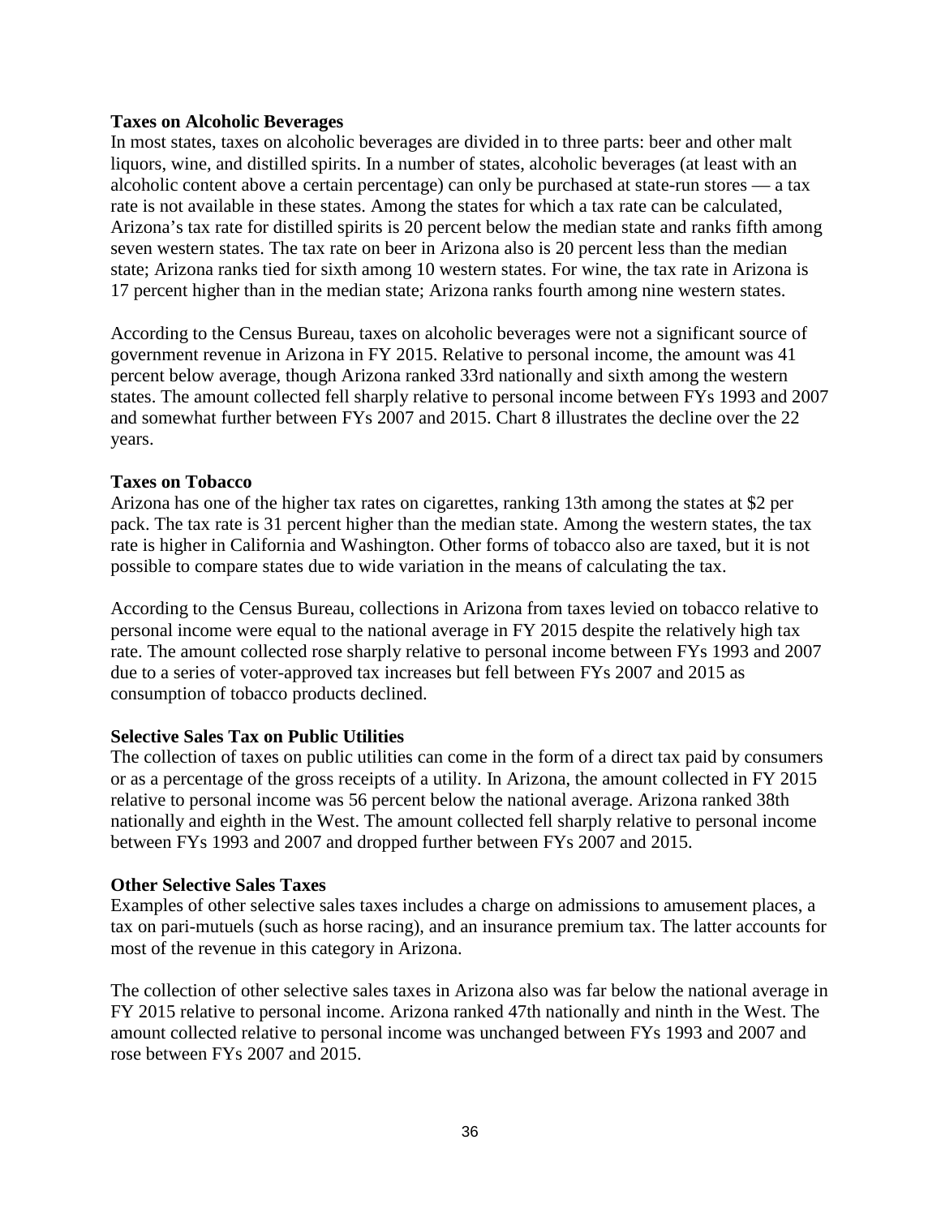**Taxes on Alcoholic Beverages**

In most states, taxes on alcoholic beverages are divided in to three parts: beer and other malt liquors, wine, and distilled spirits. In a number of states, alcoholic beverages (at least with an alcoholic content above a certain percentage) can only be purchased at state-run stores — a tax rate is not available in these states. Among the states for which a tax rate can be calculated, Arizona's tax rate for distilled spirits is 20 percent below the median state and ranks fifth among seven western states. The tax rate on beer in Arizona also is 20 percent less than the median state; Arizona ranks tied for sixth among 10 western states. For wine, the tax rate in Arizona is 17 percent higher than in the median state; Arizona ranks fourth among nine western states.

According to the Census Bureau, taxes on alcoholic beverages were not a significant source of government revenue in Arizona in FY 2015. Relative to personal income, the amount was 41 percent below average, though Arizona ranked 33rd nationally and sixth among the western states. The amount collected fell sharply relative to personal income between FYs 1993 and 2007 and somewhat further between FYs 2007 and 2015. Chart 8 illustrates the decline over the 22 years.

**Taxes on Tobacco**

Arizona has one of the higher tax rates on cigarettes, ranking 13th among the states at $2 per pack. The tax rate is 31 percent higher than the median state. Among the western states, the tax rate is higher in California and Washington. Other forms of tobacco also are taxed, but it is not possible to compare states due to wide variation in the means of calculating the tax.

According to the Census Bureau, collections in Arizona from taxes levied on tobacco relative to personal income were equal to the national average in FY 2015 despite the relatively high tax rate. The amount collected rose sharply relative to personal income between FYs 1993 and 2007 due to a series of voter-approved tax increases but fell between FYs 2007 and 2015 as consumption of tobacco products declined.

**Selective Sales Tax on Public Utilities**

The collection of taxes on public utilities can come in the form of a direct tax paid by consumers or as a percentage of the gross receipts of a utility. In Arizona, the amount collected in FY 2015 relative to personal income was 56 percent below the national average. Arizona ranked 38th nationally and eighth in the West. The amount collected fell sharply relative to personal income between FYs 1993 and 2007 and dropped further between FYs 2007 and 2015.

**Other Selective Sales Taxes**

Examples of other selective sales taxes includes a charge on admissions to amusement places, a tax on pari-mutuels (such as horse racing), and an insurance premium tax. The latter accounts for most of the revenue in this category in Arizona.

The collection of other selective sales taxes in Arizona also was far below the national average in FY 2015 relative to personal income. Arizona ranked 47th nationally and ninth in the West. The amount collected relative to personal income was unchanged between FYs 1993 and 2007 and rose between FYs 2007 and 2015.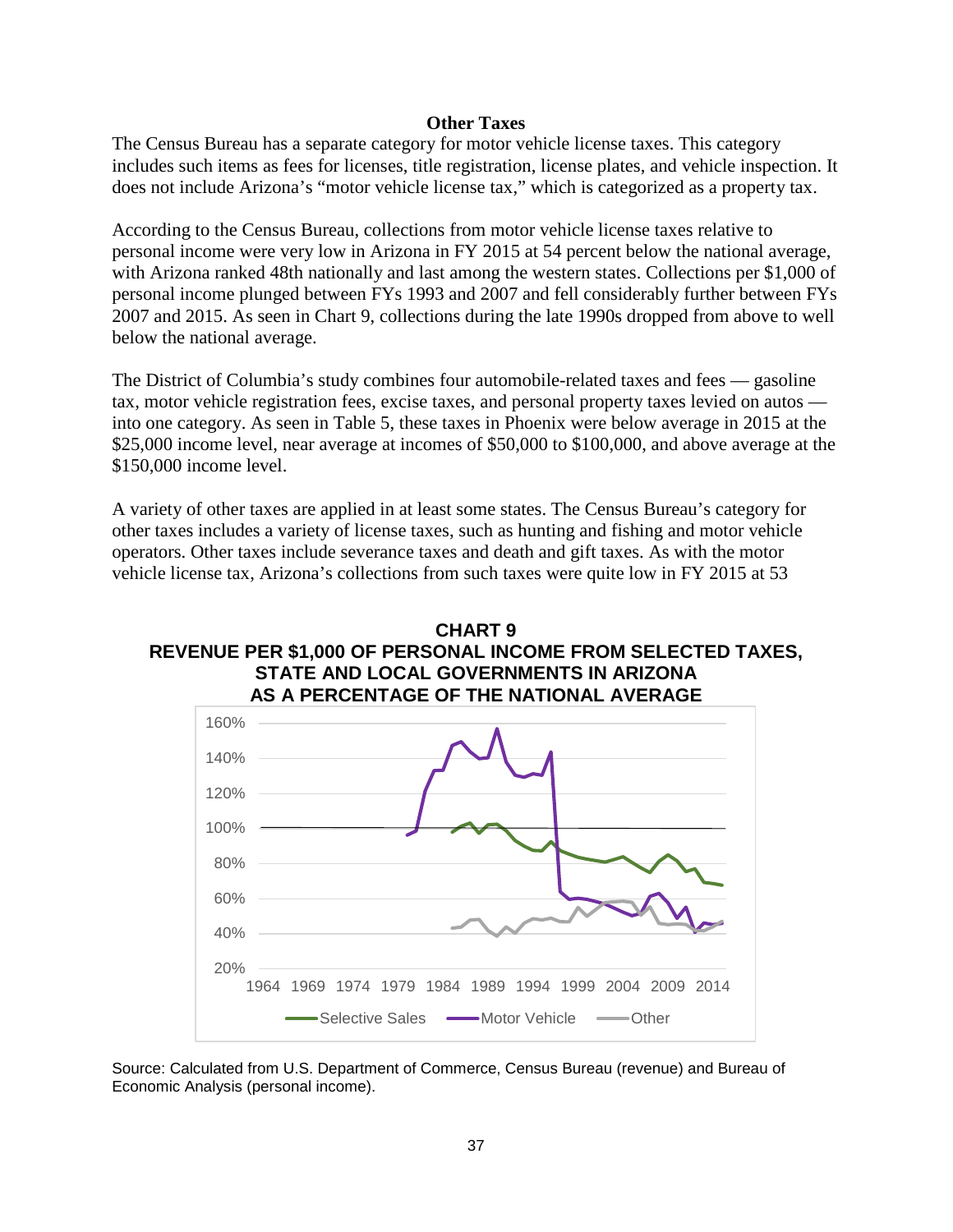## Other Taxes

The Census Bureau has a separate category for motor vehicle license taxes. This category includes such items as fees for licenses, title registration, license plates, and vehicle inspection. It does not include Arizona's "motor vehicle license tax," which is categorized as a property tax.

According to the Census Bureau, collections from motor vehicle license taxes relative to personal income were very low in Arizona in FY 2015 at 54 percent below the national average, with Arizona ranked 48th nationally and last among the western states. Collections per $1,000 of personal income plunged between FYs 1993 and 2007 and fell considerably further between FYs 2007 and 2015. As seen in Chart 9, collections during the late 1990s dropped from above to well below the national average.

The District of Columbia's study combines four automobile-related taxes and fees — gasoline tax, motor vehicle registration fees, excise taxes, and personal property taxes levied on autos — into one category. As seen in Table 5, these taxes in Phoenix were below average in 2015 at the $25,000 income level, near average at incomes of $50,000 to $100,000, and above average at the $150,000 income level.

A variety of other taxes are applied in at least some states. The Census Bureau's category for other taxes includes a variety of license taxes, such as hunting and fishing and motor vehicle operators. Other taxes include severance taxes and death and gift taxes. As with the motor vehicle license tax, Arizona's collections from such taxes were quite low in FY 2015 at 53

**CHART 9**
**REVENUE PER $1,000 OF PERSONAL INCOME FROM SELECTED TAXES, STATE AND LOCAL GOVERNMENTS IN ARIZONA AS A PERCENTAGE OF THE NATIONAL AVERAGE**

Source: Calculated from U.S. Department of Commerce, Census Bureau (revenue) and Bureau of Economic Analysis (personal income).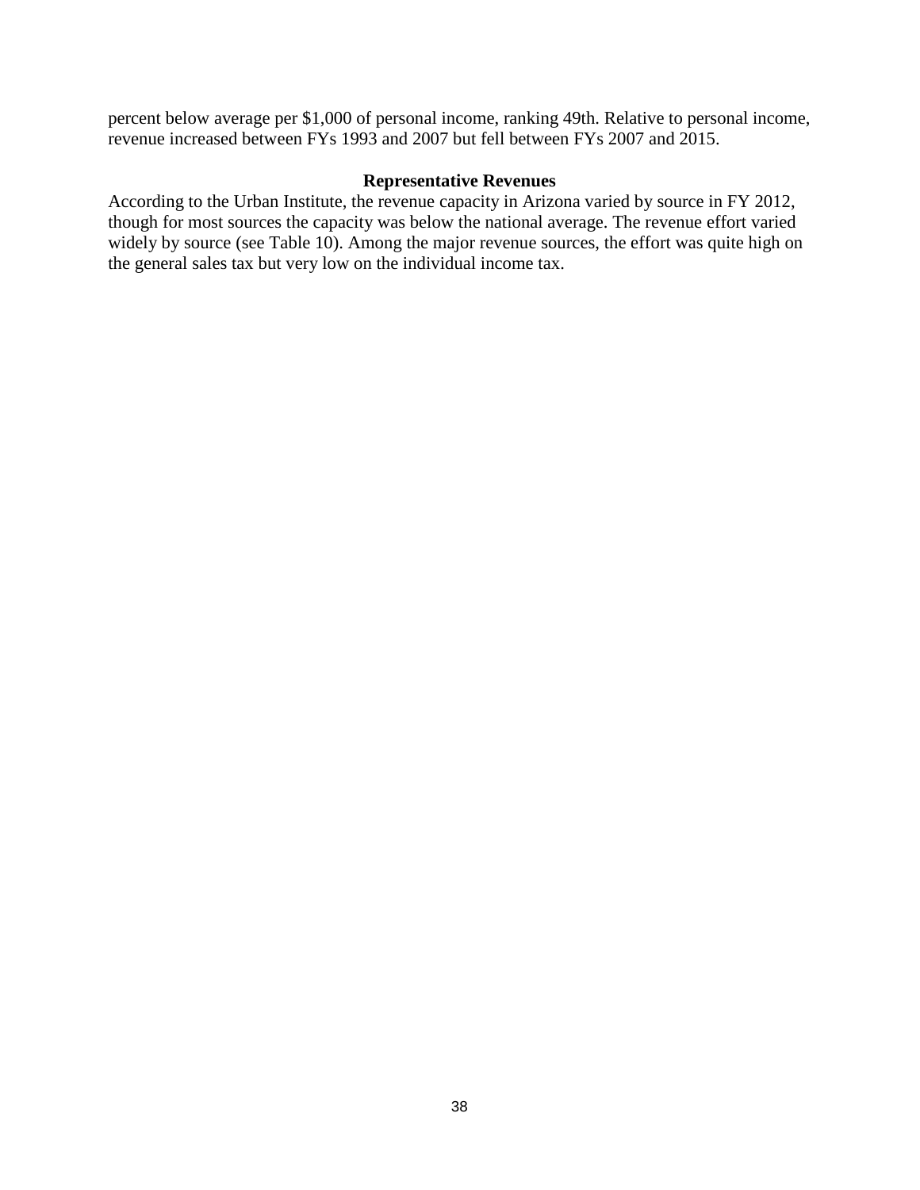percent below average per $1,000 of personal income, ranking 49th. Relative to personal income, revenue increased between FYs 1993 and 2007 but fell between FYs 2007 and 2015.

### Representative Revenues

According to the Urban Institute, the revenue capacity in Arizona varied by source in FY 2012, though for most sources the capacity was below the national average. The revenue effort varied widely by source (see Table 10). Among the major revenue sources, the effort was quite high on the general sales tax but very low on the individual income tax.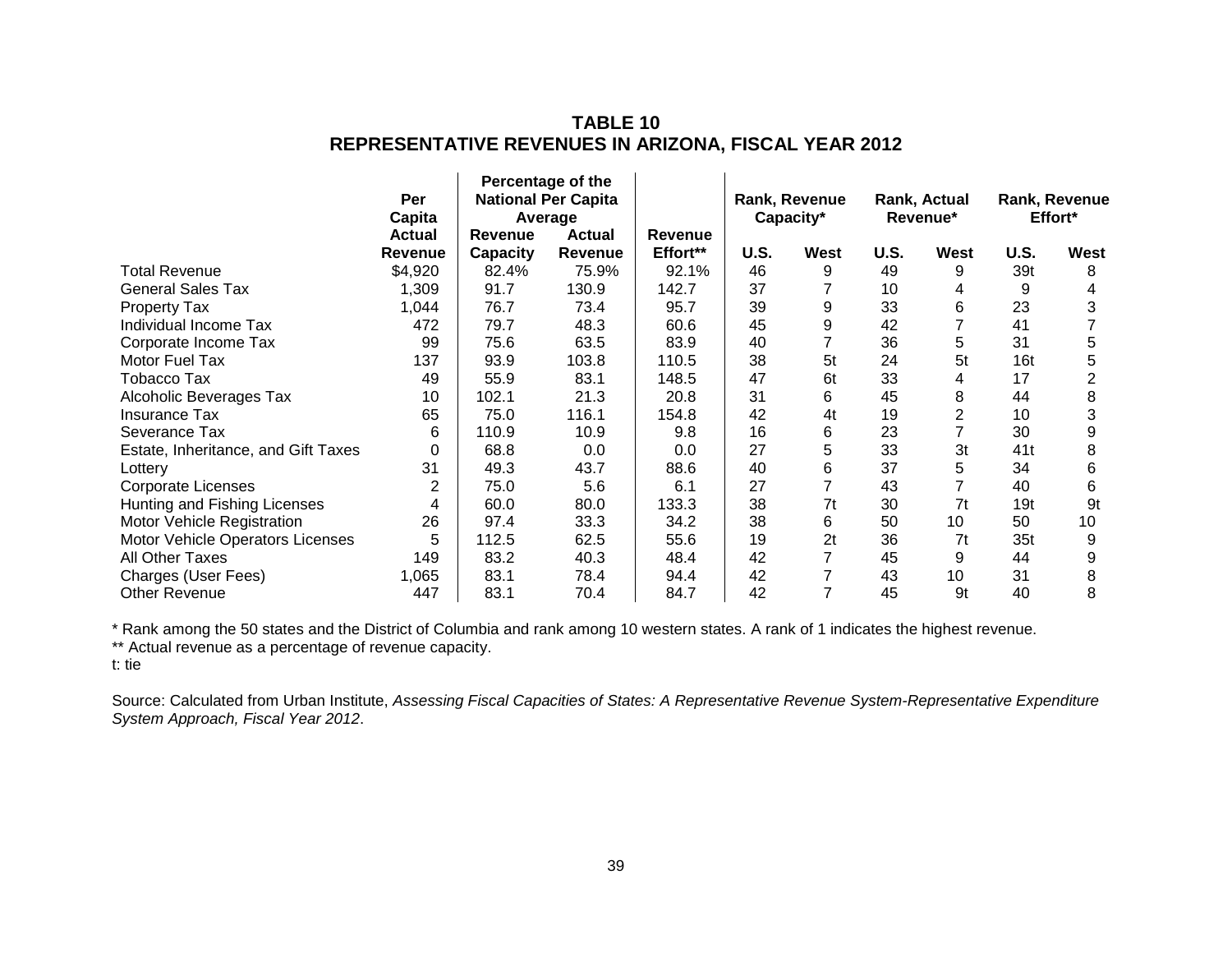# TABLE 10
## REPRESENTATIVE REVENUES IN ARIZONA, FISCAL YEAR 2012

| | Per Capita Actual Revenue | Percentage of the National Per Capita Average | | Revenue Effort** | Rank, Revenue Capacity* | | Rank, Actual Revenue* | | Rank, Revenue Effort* | |
|---|---|---|---|---|---|---|---|---|---|---|
| | | Revenue Capacity | Actual Revenue | | U.S. | West | U.S. | West | U.S. | West |
| Total Revenue | $4,920 | 82.4% | 75.9% | 92.1% | 46 | 9 | 49 | 9 | 39t | 8 |
| General Sales Tax | 1,309 | 91.7 | 130.9 | 142.7 | 37 | 7 | 10 | 4 | 9 | 4 |
| Property Tax | 1,044 | 76.7 | 73.4 | 95.7 | 39 | 9 | 33 | 6 | 23 | 3 |
| Individual Income Tax | 472 | 79.7 | 48.3 | 60.6 | 45 | 9 | 42 | 7 | 41 | 7 |
| Corporate Income Tax | 99 | 75.6 | 63.5 | 83.9 | 40 | 7 | 36 | 5 | 31 | 5 |
| Motor Fuel Tax | 137 | 93.9 | 103.8 | 110.5 | 38 | 5t | 24 | 5t | 16t | 5 |
| Tobacco Tax | 49 | 55.9 | 83.1 | 148.5 | 47 | 6t | 33 | 4 | 17 | 2 |
| Alcoholic Beverages Tax | 10 | 102.1 | 21.3 | 20.8 | 31 | 6 | 45 | 8 | 44 | 8 |
| Insurance Tax | 65 | 75.0 | 116.1 | 154.8 | 42 | 4t | 19 | 2 | 10 | 3 |
| Severance Tax | 6 | 110.9 | 10.9 | 9.8 | 16 | 6 | 23 | 7 | 30 | 9 |
| Estate, Inheritance, and Gift Taxes | 0 | 68.8 | 0.0 | 0.0 | 27 | 5 | 33 | 3t | 41t | 8 |
| Lottery | 31 | 49.3 | 43.7 | 88.6 | 40 | 6 | 37 | 5 | 34 | 6 |
| Corporate Licenses | 2 | 75.0 | 5.6 | 6.1 | 27 | 7 | 43 | 7 | 40 | 6 |
| Hunting and Fishing Licenses | 4 | 60.0 | 80.0 | 133.3 | 38 | 7t | 30 | 7t | 19t | 9t |
| Motor Vehicle Registration | 26 | 97.4 | 33.3 | 34.2 | 38 | 6 | 50 | 10 | 50 | 10 |
| Motor Vehicle Operators Licenses | 5 | 112.5 | 62.5 | 55.6 | 19 | 2t | 36 | 7t | 35t | 9 |
| All Other Taxes | 149 | 83.2 | 40.3 | 48.4 | 42 | 7 | 45 | 9 | 44 | 9 |
| Charges (User Fees) | 1,065 | 83.1 | 78.4 | 94.4 | 42 | 7 | 43 | 10 | 31 | 8 |
| Other Revenue | 447 | 83.1 | 70.4 | 84.7 | 42 | 7 | 45 | 9t | 40 | 8 |

\* Rank among the 50 states and the District of Columbia and rank among 10 western states. A rank of 1 indicates the highest revenue.
** Actual revenue as a percentage of revenue capacity.
t: tie

Source: Calculated from Urban Institute, *Assessing Fiscal Capacities of States: A Representative Revenue System-Representative Expenditure System Approach, Fiscal Year 2012*.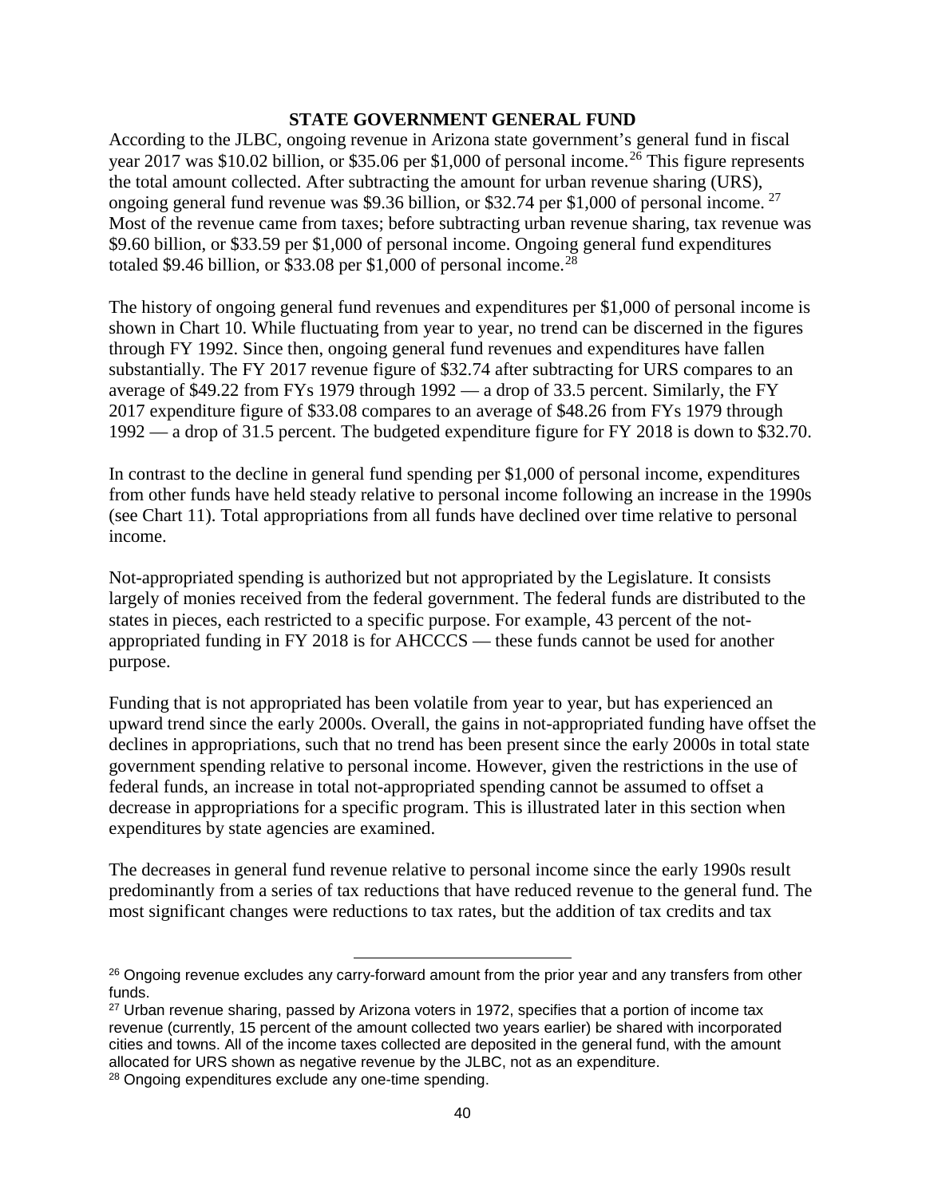## STATE GOVERNMENT GENERAL FUND

According to the JLBC, ongoing revenue in Arizona state government's general fund in fiscal year 2017 was $10.02 billion, or $35.06 per $1,000 of personal income.[26] This figure represents the total amount collected. After subtracting the amount for urban revenue sharing (URS), ongoing general fund revenue was $9.36 billion, or $32.74 per $1,000 of personal income.[27] Most of the revenue came from taxes; before subtracting urban revenue sharing, tax revenue was $9.60 billion, or $33.59 per $1,000 of personal income. Ongoing general fund expenditures totaled $9.46 billion, or $33.08 per $1,000 of personal income.[28]

The history of ongoing general fund revenues and expenditures per $1,000 of personal income is shown in Chart 10. While fluctuating from year to year, no trend can be discerned in the figures through FY 1992. Since then, ongoing general fund revenues and expenditures have fallen substantially. The FY 2017 revenue figure of $32.74 after subtracting for URS compares to an average of $49.22 from FYs 1979 through 1992 — a drop of 33.5 percent. Similarly, the FY 2017 expenditure figure of $33.08 compares to an average of $48.26 from FYs 1979 through 1992 — a drop of 31.5 percent. The budgeted expenditure figure for FY 2018 is down to $32.70.

In contrast to the decline in general fund spending per $1,000 of personal income, expenditures from other funds have held steady relative to personal income following an increase in the 1990s (see Chart 11). Total appropriations from all funds have declined over time relative to personal income.

Not-appropriated spending is authorized but not appropriated by the Legislature. It consists largely of monies received from the federal government. The federal funds are distributed to the states in pieces, each restricted to a specific purpose. For example, 43 percent of the not-appropriated funding in FY 2018 is for AHCCCS — these funds cannot be used for another purpose.

Funding that is not appropriated has been volatile from year to year, but has experienced an upward trend since the early 2000s. Overall, the gains in not-appropriated funding have offset the declines in appropriations, such that no trend has been present since the early 2000s in total state government spending relative to personal income. However, given the restrictions in the use of federal funds, an increase in total not-appropriated spending cannot be assumed to offset a decrease in appropriations for a specific program. This is illustrated later in this section when expenditures by state agencies are examined.

The decreases in general fund revenue relative to personal income since the early 1990s result predominantly from a series of tax reductions that have reduced revenue to the general fund. The most significant changes were reductions to tax rates, but the addition of tax credits and tax

---

[26] Ongoing revenue excludes any carry-forward amount from the prior year and any transfers from other funds.

[27] Urban revenue sharing, passed by Arizona voters in 1972, specifies that a portion of income tax revenue (currently, 15 percent of the amount collected two years earlier) be shared with incorporated cities and towns. All of the income taxes collected are deposited in the general fund, with the amount allocated for URS shown as negative revenue by the JLBC, not as an expenditure.

[28] Ongoing expenditures exclude any one-time spending.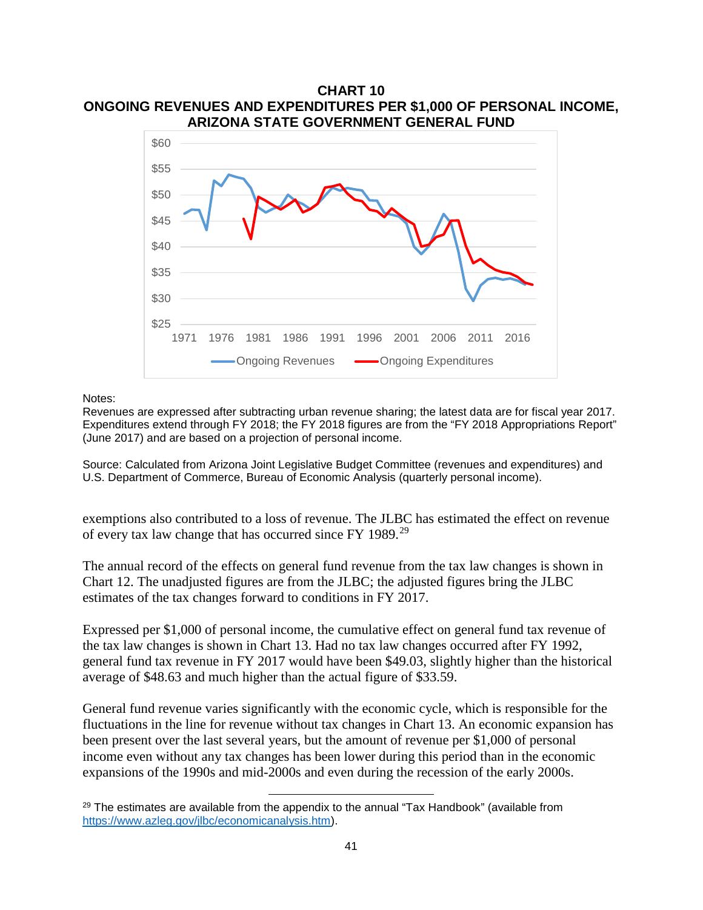**CHART 10**
**ONGOING REVENUES AND EXPENDITURES PER $1,000 OF PERSONAL INCOME, ARIZONA STATE GOVERNMENT GENERAL FUND**

Notes:
Revenues are expressed after subtracting urban revenue sharing; the latest data are for fiscal year 2017. Expenditures extend through FY 2018; the FY 2018 figures are from the "FY 2018 Appropriations Report" (June 2017) and are based on a projection of personal income.

Source: Calculated from Arizona Joint Legislative Budget Committee (revenues and expenditures) and U.S. Department of Commerce, Bureau of Economic Analysis (quarterly personal income).

exemptions also contributed to a loss of revenue. The JLBC has estimated the effect on revenue of every tax law change that has occurred since FY 1989.[29]

The annual record of the effects on general fund revenue from the tax law changes is shown in Chart 12. The unadjusted figures are from the JLBC; the adjusted figures bring the JLBC estimates of the tax changes forward to conditions in FY 2017.

Expressed per $1,000 of personal income, the cumulative effect on general fund tax revenue of the tax law changes is shown in Chart 13. Had no tax law changes occurred after FY 1992, general fund tax revenue in FY 2017 would have been $49.03, slightly higher than the historical average of $48.63 and much higher than the actual figure of $33.59.

General fund revenue varies significantly with the economic cycle, which is responsible for the fluctuations in the line for revenue without tax changes in Chart 13. An economic expansion has been present over the last several years, but the amount of revenue per $1,000 of personal income even without any tax changes has been lower during this period than in the economic expansions of the 1990s and mid-2000s and even during the recession of the early 2000s.

---

[29] The estimates are available from the appendix to the annual "Tax Handbook" (available from https://www.azleg.gov/jlbc/economicanalysis.htm).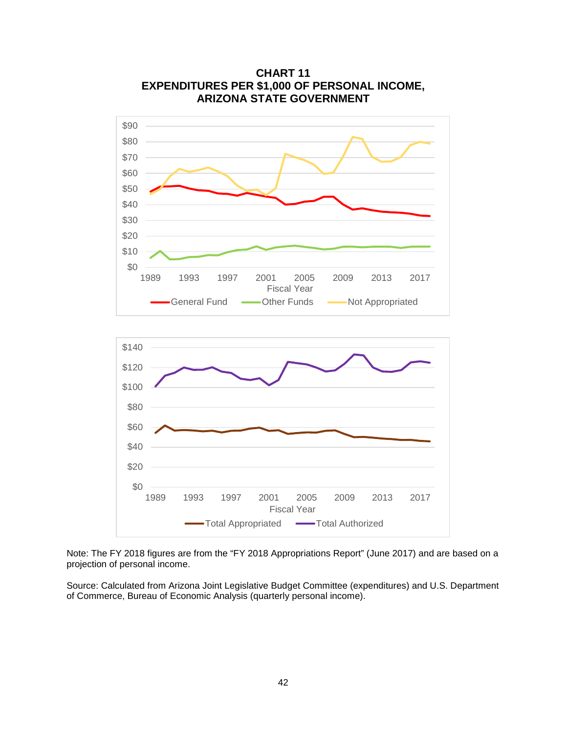# CHART 11
# EXPENDITURES PER $1,000 OF PERSONAL INCOME, ARIZONA STATE GOVERNMENT

Note: The FY 2018 figures are from the "FY 2018 Appropriations Report" (June 2017) and are based on a projection of personal income.

Source: Calculated from Arizona Joint Legislative Budget Committee (expenditures) and U.S. Department of Commerce, Bureau of Economic Analysis (quarterly personal income).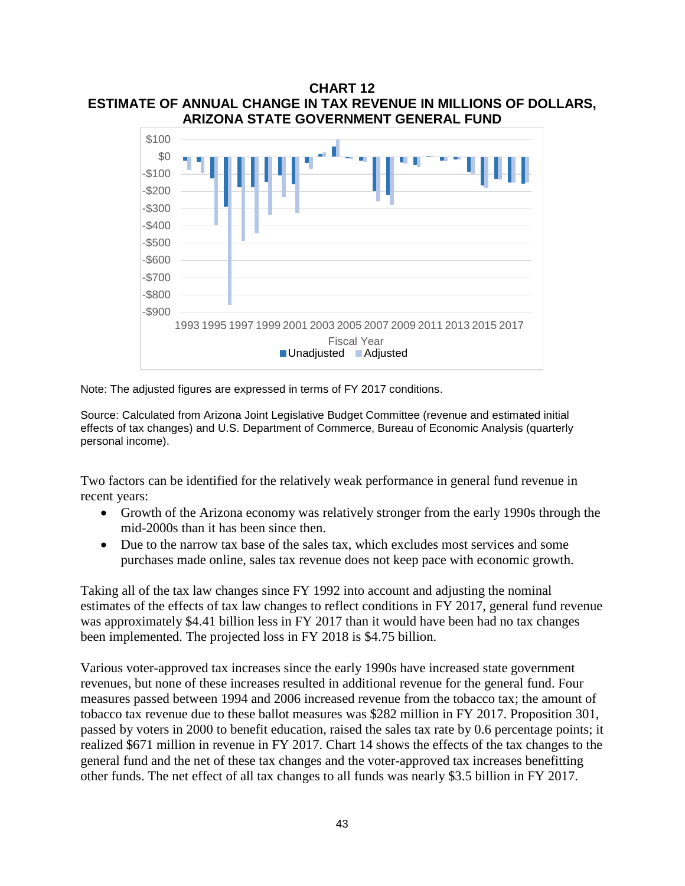**CHART 12**
**ESTIMATE OF ANNUAL CHANGE IN TAX REVENUE IN MILLIONS OF DOLLARS, ARIZONA STATE GOVERNMENT GENERAL FUND**

Note: The adjusted figures are expressed in terms of FY 2017 conditions.

Source: Calculated from Arizona Joint Legislative Budget Committee (revenue and estimated initial effects of tax changes) and U.S. Department of Commerce, Bureau of Economic Analysis (quarterly personal income).

Two factors can be identified for the relatively weak performance in general fund revenue in recent years:

- Growth of the Arizona economy was relatively stronger from the early 1990s through the mid-2000s than it has been since then.
- Due to the narrow tax base of the sales tax, which excludes most services and some purchases made online, sales tax revenue does not keep pace with economic growth.

Taking all of the tax law changes since FY 1992 into account and adjusting the nominal estimates of the effects of tax law changes to reflect conditions in FY 2017, general fund revenue was approximately $4.41 billion less in FY 2017 than it would have been had no tax changes been implemented. The projected loss in FY 2018 is $4.75 billion.

Various voter-approved tax increases since the early 1990s have increased state government revenues, but none of these increases resulted in additional revenue for the general fund. Four measures passed between 1994 and 2006 increased revenue from the tobacco tax; the amount of tobacco tax revenue due to these ballot measures was $282 million in FY 2017. Proposition 301, passed by voters in 2000 to benefit education, raised the sales tax rate by 0.6 percentage points; it realized $671 million in revenue in FY 2017. Chart 14 shows the effects of the tax changes to the general fund and the net of these tax changes and the voter-approved tax increases benefitting other funds. The net effect of all tax changes to all funds was nearly $3.5 billion in FY 2017.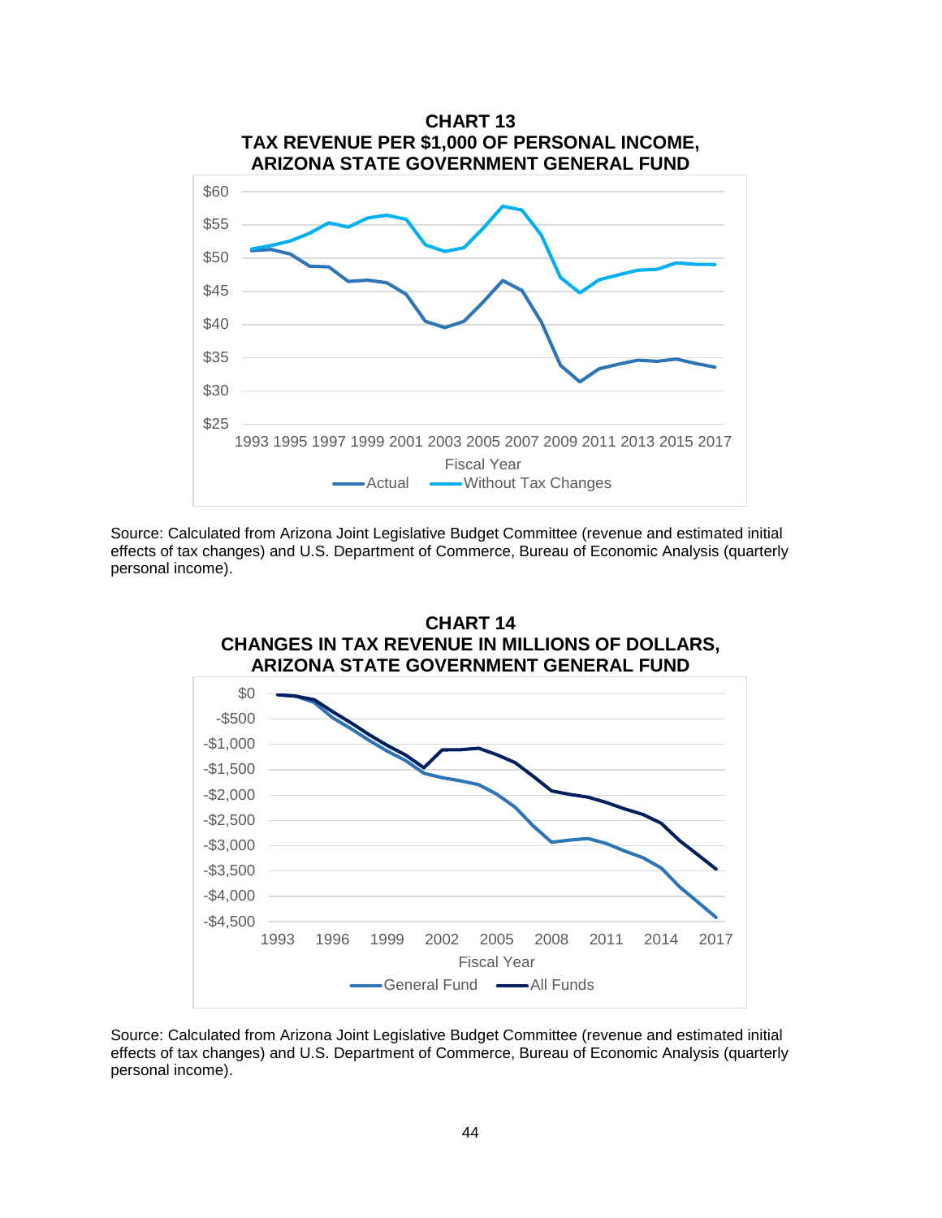**CHART 13**
**TAX REVENUE PER $1,000 OF PERSONAL INCOME, ARIZONA STATE GOVERNMENT GENERAL FUND**

Source: Calculated from Arizona Joint Legislative Budget Committee (revenue and estimated initial effects of tax changes) and U.S. Department of Commerce, Bureau of Economic Analysis (quarterly personal income).

**CHART 14**
**CHANGES IN TAX REVENUE IN MILLIONS OF DOLLARS, ARIZONA STATE GOVERNMENT GENERAL FUND**

Source: Calculated from Arizona Joint Legislative Budget Committee (revenue and estimated initial effects of tax changes) and U.S. Department of Commerce, Bureau of Economic Analysis (quarterly personal income).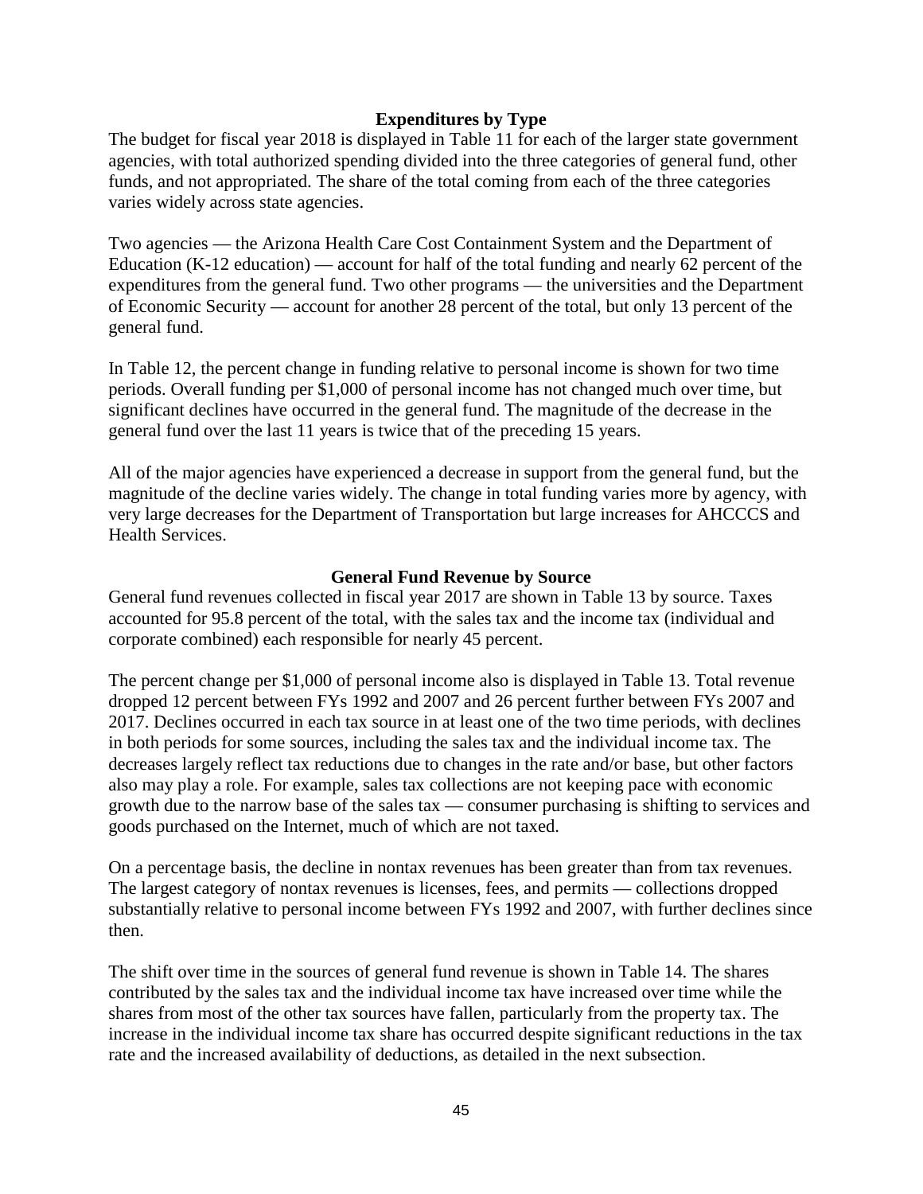### Expenditures by Type

The budget for fiscal year 2018 is displayed in Table 11 for each of the larger state government agencies, with total authorized spending divided into the three categories of general fund, other funds, and not appropriated. The share of the total coming from each of the three categories varies widely across state agencies.

Two agencies — the Arizona Health Care Cost Containment System and the Department of Education (K-12 education) — account for half of the total funding and nearly 62 percent of the expenditures from the general fund. Two other programs — the universities and the Department of Economic Security — account for another 28 percent of the total, but only 13 percent of the general fund.

In Table 12, the percent change in funding relative to personal income is shown for two time periods. Overall funding per $1,000 of personal income has not changed much over time, but significant declines have occurred in the general fund. The magnitude of the decrease in the general fund over the last 11 years is twice that of the preceding 15 years.

All of the major agencies have experienced a decrease in support from the general fund, but the magnitude of the decline varies widely. The change in total funding varies more by agency, with very large decreases for the Department of Transportation but large increases for AHCCCS and Health Services.

### General Fund Revenue by Source

General fund revenues collected in fiscal year 2017 are shown in Table 13 by source. Taxes accounted for 95.8 percent of the total, with the sales tax and the income tax (individual and corporate combined) each responsible for nearly 45 percent.

The percent change per $1,000 of personal income also is displayed in Table 13. Total revenue dropped 12 percent between FYs 1992 and 2007 and 26 percent further between FYs 2007 and 2017. Declines occurred in each tax source in at least one of the two time periods, with declines in both periods for some sources, including the sales tax and the individual income tax. The decreases largely reflect tax reductions due to changes in the rate and/or base, but other factors also may play a role. For example, sales tax collections are not keeping pace with economic growth due to the narrow base of the sales tax — consumer purchasing is shifting to services and goods purchased on the Internet, much of which are not taxed.

On a percentage basis, the decline in nontax revenues has been greater than from tax revenues. The largest category of nontax revenues is licenses, fees, and permits — collections dropped substantially relative to personal income between FYs 1992 and 2007, with further declines since then.

The shift over time in the sources of general fund revenue is shown in Table 14. The shares contributed by the sales tax and the individual income tax have increased over time while the shares from most of the other tax sources have fallen, particularly from the property tax. The increase in the individual income tax share has occurred despite significant reductions in the tax rate and the increased availability of deductions, as detailed in the next subsection.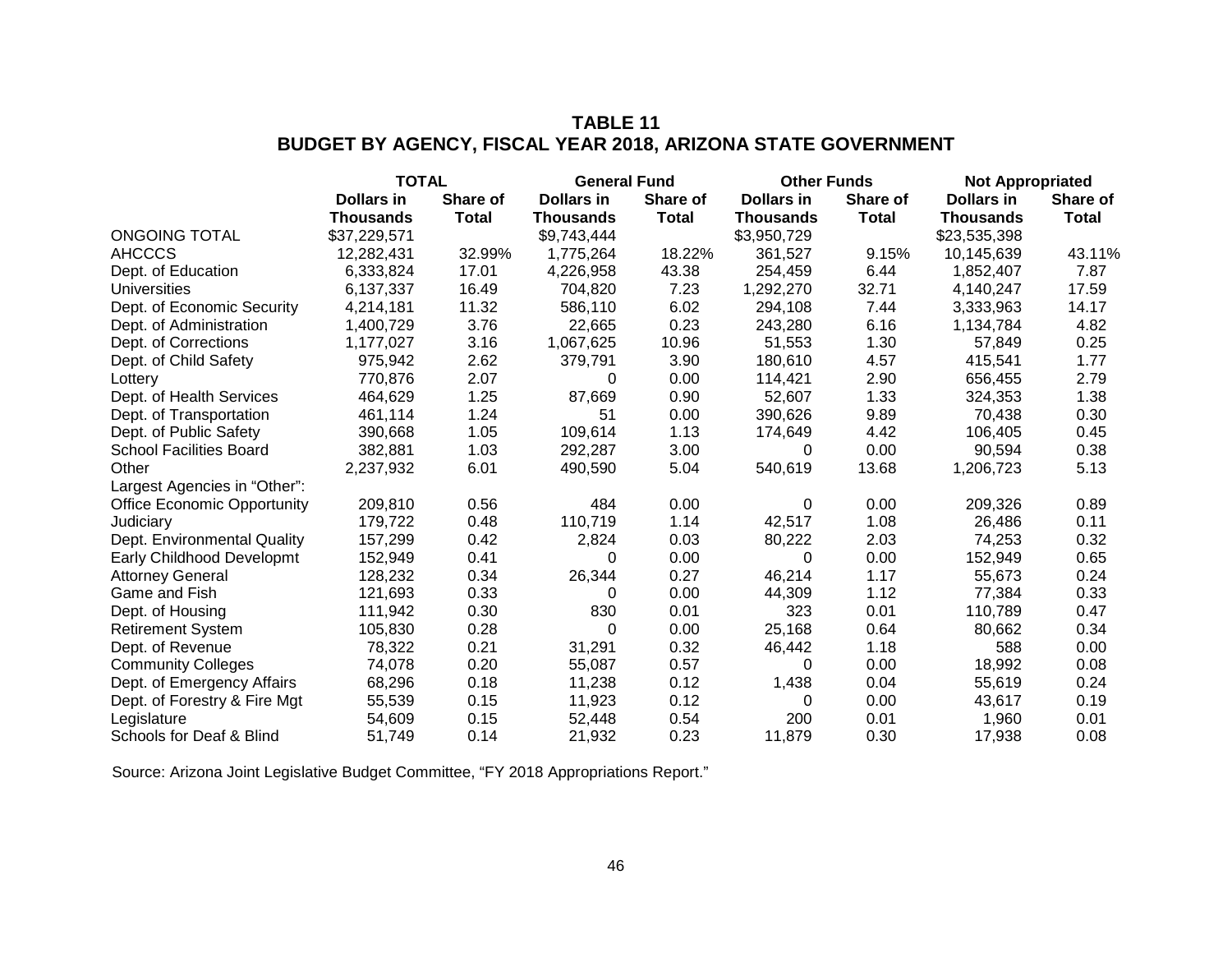## TABLE 11
## BUDGET BY AGENCY, FISCAL YEAR 2018, ARIZONA STATE GOVERNMENT

| | TOTAL | | General Fund | | Other Funds | | Not Appropriated | |
|---|---|---|---|---|---|---|---|---|
| | Dollars in Thousands | Share of Total | Dollars in Thousands | Share of Total | Dollars in Thousands | Share of Total | Dollars in Thousands | Share of Total |
| ONGOING TOTAL | $37,229,571 | | $9,743,444 | | $3,950,729 | | $23,535,398 | |
| AHCCCS | 12,282,431 | 32.99% | 1,775,264 | 18.22% | 361,527 | 9.15% | 10,145,639 | 43.11% |
| Dept. of Education | 6,333,824 | 17.01 | 4,226,958 | 43.38 | 254,459 | 6.44 | 1,852,407 | 7.87 |
| Universities | 6,137,337 | 16.49 | 704,820 | 7.23 | 1,292,270 | 32.71 | 4,140,247 | 17.59 |
| Dept. of Economic Security | 4,214,181 | 11.32 | 586,110 | 6.02 | 294,108 | 7.44 | 3,333,963 | 14.17 |
| Dept. of Administration | 1,400,729 | 3.76 | 22,665 | 0.23 | 243,280 | 6.16 | 1,134,784 | 4.82 |
| Dept. of Corrections | 1,177,027 | 3.16 | 1,067,625 | 10.96 | 51,553 | 1.30 | 57,849 | 0.25 |
| Dept. of Child Safety | 975,942 | 2.62 | 379,791 | 3.90 | 180,610 | 4.57 | 415,541 | 1.77 |
| Lottery | 770,876 | 2.07 | 0 | 0.00 | 114,421 | 2.90 | 656,455 | 2.79 |
| Dept. of Health Services | 464,629 | 1.25 | 87,669 | 0.90 | 52,607 | 1.33 | 324,353 | 1.38 |
| Dept. of Transportation | 461,114 | 1.24 | 51 | 0.00 | 390,626 | 9.89 | 70,438 | 0.30 |
| Dept. of Public Safety | 390,668 | 1.05 | 109,614 | 1.13 | 174,649 | 4.42 | 106,405 | 0.45 |
| School Facilities Board | 382,881 | 1.03 | 292,287 | 3.00 | 0 | 0.00 | 90,594 | 0.38 |
| Other | 2,237,932 | 6.01 | 490,590 | 5.04 | 540,619 | 13.68 | 1,206,723 | 5.13 |
| Largest Agencies in "Other": | | | | | | | | |
| Office Economic Opportunity | 209,810 | 0.56 | 484 | 0.00 | 0 | 0.00 | 209,326 | 0.89 |
| Judiciary | 179,722 | 0.48 | 110,719 | 1.14 | 42,517 | 1.08 | 26,486 | 0.11 |
| Dept. Environmental Quality | 157,299 | 0.42 | 2,824 | 0.03 | 80,222 | 2.03 | 74,253 | 0.32 |
| Early Childhood Developmt | 152,949 | 0.41 | 0 | 0.00 | 0 | 0.00 | 152,949 | 0.65 |
| Attorney General | 128,232 | 0.34 | 26,344 | 0.27 | 46,214 | 1.17 | 55,673 | 0.24 |
| Game and Fish | 121,693 | 0.33 | 0 | 0.00 | 44,309 | 1.12 | 77,384 | 0.33 |
| Dept. of Housing | 111,942 | 0.30 | 830 | 0.01 | 323 | 0.01 | 110,789 | 0.47 |
| Retirement System | 105,830 | 0.28 | 0 | 0.00 | 25,168 | 0.64 | 80,662 | 0.34 |
| Dept. of Revenue | 78,322 | 0.21 | 31,291 | 0.32 | 46,442 | 1.18 | 588 | 0.00 |
| Community Colleges | 74,078 | 0.20 | 55,087 | 0.57 | 0 | 0.00 | 18,992 | 0.08 |
| Dept. of Emergency Affairs | 68,296 | 0.18 | 11,238 | 0.12 | 1,438 | 0.04 | 55,619 | 0.24 |
| Dept. of Forestry & Fire Mgt | 55,539 | 0.15 | 11,923 | 0.12 | 0 | 0.00 | 43,617 | 0.19 |
| Legislature | 54,609 | 0.15 | 52,448 | 0.54 | 200 | 0.01 | 1,960 | 0.01 |
| Schools for Deaf & Blind | 51,749 | 0.14 | 21,932 | 0.23 | 11,879 | 0.30 | 17,938 | 0.08 |

Source: Arizona Joint Legislative Budget Committee, "FY 2018 Appropriations Report."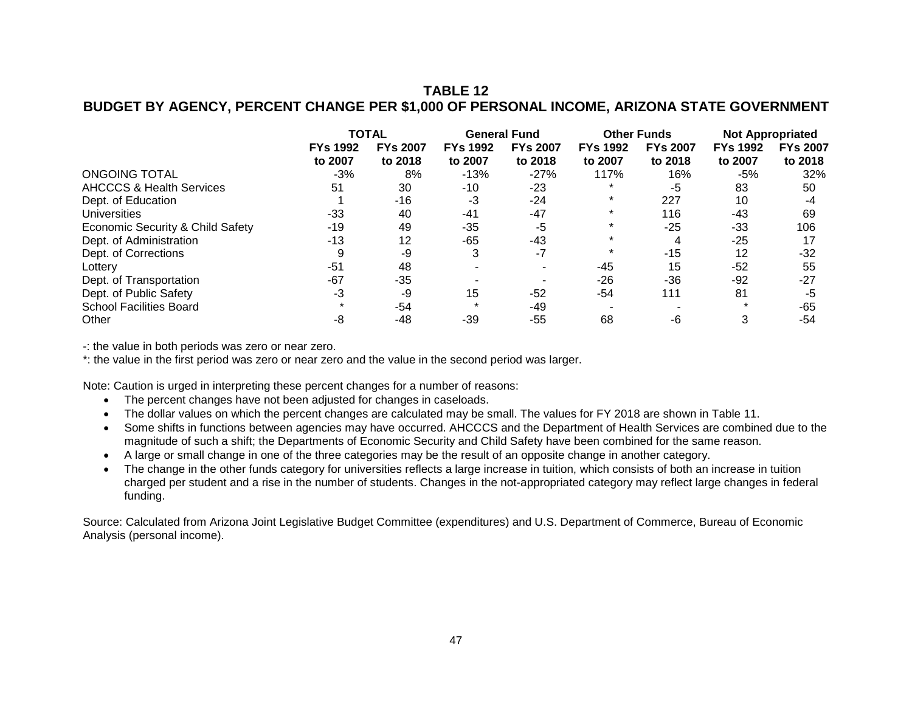## TABLE 12
## BUDGET BY AGENCY, PERCENT CHANGE PER $1,000 OF PERSONAL INCOME, ARIZONA STATE GOVERNMENT

| | TOTAL | | General Fund | | Other Funds | | Not Appropriated | |
|---|---|---|---|---|---|---|---|---|
| | FYs 1992 to 2007 | FYs 2007 to 2018 | FYs 1992 to 2007 | FYs 2007 to 2018 | FYs 1992 to 2007 | FYs 2007 to 2018 | FYs 1992 to 2007 | FYs 2007 to 2018 |
| ONGOING TOTAL | -3% | 8% | -13% | -27% | 117% | 16% | -5% | 32% |
| AHCCCS & Health Services | 51 | 30 | -10 | -23 | * | -5 | 83 | 50 |
| Dept. of Education | 1 | -16 | -3 | -24 | * | 227 | 10 | -4 |
| Universities | -33 | 40 | -41 | -47 | * | 116 | -43 | 69 |
| Economic Security & Child Safety | -19 | 49 | -35 | -5 | * | -25 | -33 | 106 |
| Dept. of Administration | -13 | 12 | -65 | -43 | * | 4 | -25 | 17 |
| Dept. of Corrections | 9 | -9 | 3 | -7 | * | -15 | 12 | -32 |
| Lottery | -51 | 48 | - | - | -45 | 15 | -52 | 55 |
| Dept. of Transportation | -67 | -35 | - | - | -26 | -36 | -92 | -27 |
| Dept. of Public Safety | -3 | -9 | 15 | -52 | -54 | 111 | 81 | -5 |
| School Facilities Board | * | -54 | * | -49 | - | - | * | -65 |
| Other | -8 | -48 | -39 | -55 | 68 | -6 | 3 | -54 |

-: the value in both periods was zero or near zero.

*: the value in the first period was zero or near zero and the value in the second period was larger.

Note: Caution is urged in interpreting these percent changes for a number of reasons:

- The percent changes have not been adjusted for changes in caseloads.
- The dollar values on which the percent changes are calculated may be small. The values for FY 2018 are shown in Table 11.
- Some shifts in functions between agencies may have occurred. AHCCCS and the Department of Health Services are combined due to the magnitude of such a shift; the Departments of Economic Security and Child Safety have been combined for the same reason.
- A large or small change in one of the three categories may be the result of an opposite change in another category.
- The change in the other funds category for universities reflects a large increase in tuition, which consists of both an increase in tuition charged per student and a rise in the number of students. Changes in the not-appropriated category may reflect large changes in federal funding.

Source: Calculated from Arizona Joint Legislative Budget Committee (expenditures) and U.S. Department of Commerce, Bureau of Economic Analysis (personal income).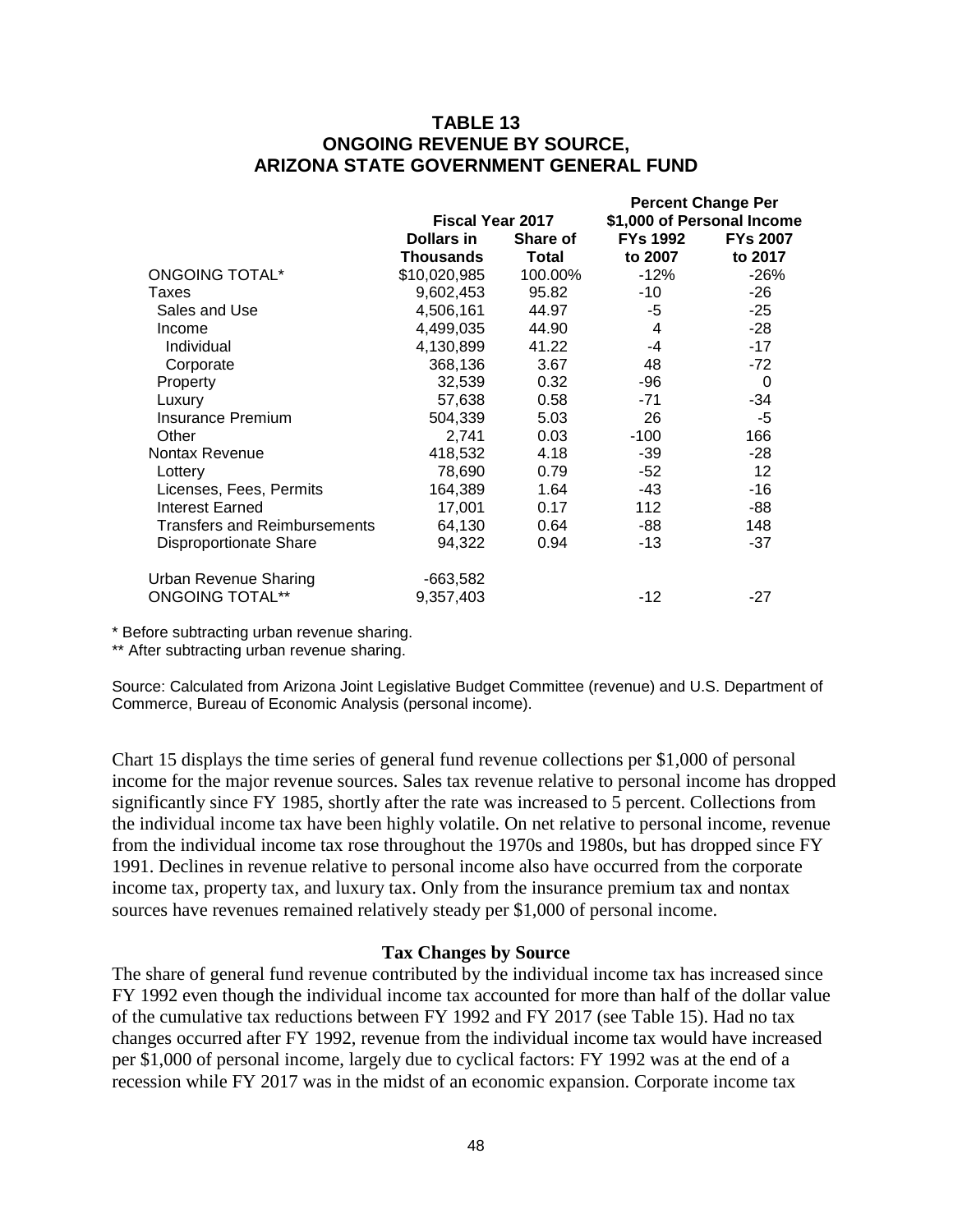## TABLE 13
## ONGOING REVENUE BY SOURCE,
## ARIZONA STATE GOVERNMENT GENERAL FUND

| | Fiscal Year 2017 | | Percent Change Per $1,000 of Personal Income | |
|---|---|---|---|---|
| | Dollars in Thousands | Share of Total | FYs 1992 to 2007 | FYs 2007 to 2017 |
| ONGOING TOTAL* | $10,020,985 | 100.00% | -12% | -26% |
| Taxes | 9,602,453 | 95.82 | -10 | -26 |
| Sales and Use | 4,506,161 | 44.97 | -5 | -25 |
| Income | 4,499,035 | 44.90 | 4 | -28 |
| Individual | 4,130,899 | 41.22 | -4 | -17 |
| Corporate | 368,136 | 3.67 | 48 | -72 |
| Property | 32,539 | 0.32 | -96 | 0 |
| Luxury | 57,638 | 0.58 | -71 | -34 |
| Insurance Premium | 504,339 | 5.03 | 26 | -5 |
| Other | 2,741 | 0.03 | -100 | 166 |
| Nontax Revenue | 418,532 | 4.18 | -39 | -28 |
| Lottery | 78,690 | 0.79 | -52 | 12 |
| Licenses, Fees, Permits | 164,389 | 1.64 | -43 | -16 |
| Interest Earned | 17,001 | 0.17 | 112 | -88 |
| Transfers and Reimbursements | 64,130 | 0.64 | -88 | 148 |
| Disproportionate Share | 94,322 | 0.94 | -13 | -37 |
| Urban Revenue Sharing | -663,582 | | | |
| ONGOING TOTAL** | 9,357,403 | | -12 | -27 |

* Before subtracting urban revenue sharing.

** After subtracting urban revenue sharing.

Source: Calculated from Arizona Joint Legislative Budget Committee (revenue) and U.S. Department of Commerce, Bureau of Economic Analysis (personal income).

Chart 15 displays the time series of general fund revenue collections per $1,000 of personal income for the major revenue sources. Sales tax revenue relative to personal income has dropped significantly since FY 1985, shortly after the rate was increased to 5 percent. Collections from the individual income tax have been highly volatile. On net relative to personal income, revenue from the individual income tax rose throughout the 1970s and 1980s, but has dropped since FY 1991. Declines in revenue relative to personal income also have occurred from the corporate income tax, property tax, and luxury tax. Only from the insurance premium tax and nontax sources have revenues remained relatively steady per $1,000 of personal income.

### Tax Changes by Source

The share of general fund revenue contributed by the individual income tax has increased since FY 1992 even though the individual income tax accounted for more than half of the dollar value of the cumulative tax reductions between FY 1992 and FY 2017 (see Table 15). Had no tax changes occurred after FY 1992, revenue from the individual income tax would have increased per $1,000 of personal income, largely due to cyclical factors: FY 1992 was at the end of a recession while FY 2017 was in the midst of an economic expansion. Corporate income tax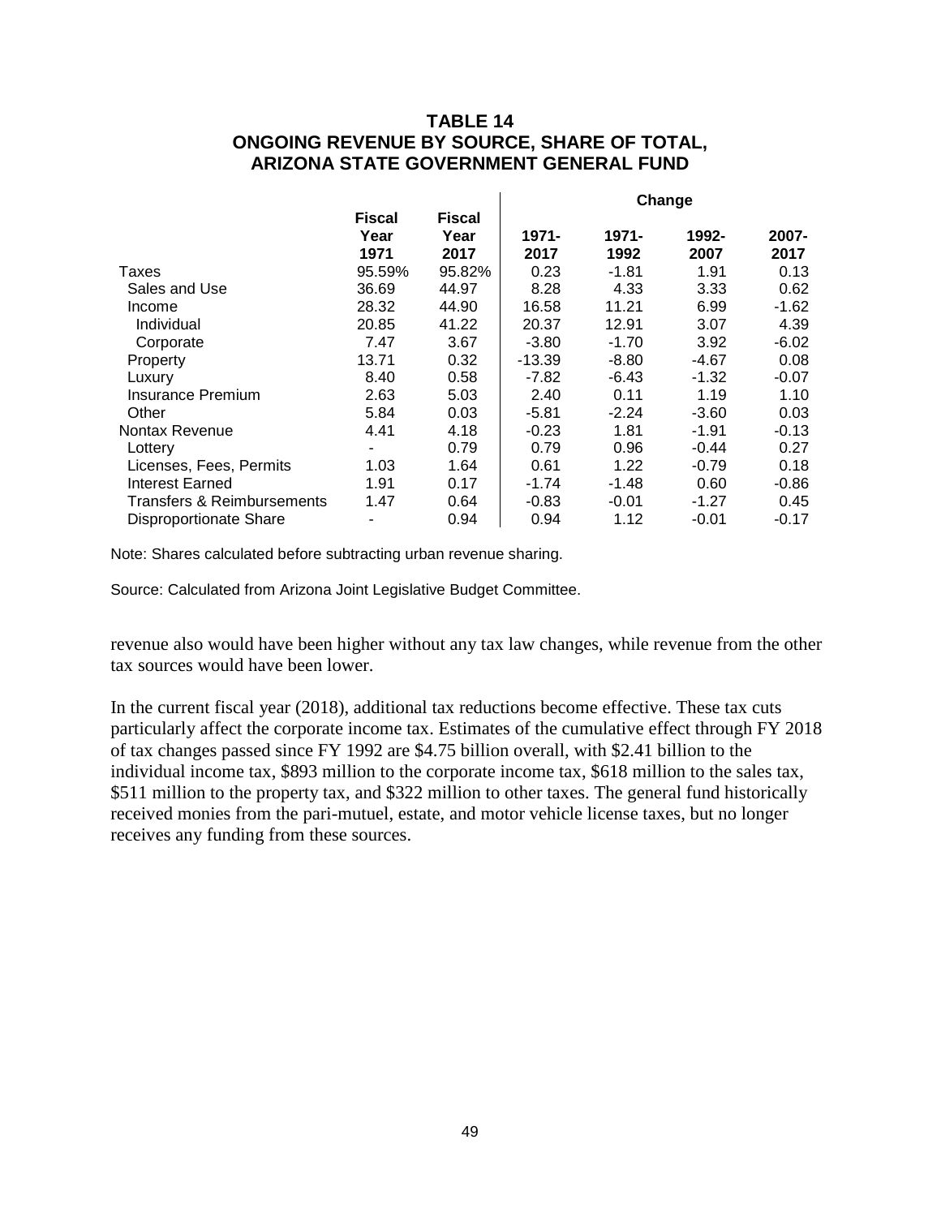# TABLE 14
## ONGOING REVENUE BY SOURCE, SHARE OF TOTAL, ARIZONA STATE GOVERNMENT GENERAL FUND

| | Fiscal Year 1971 | Fiscal Year 2017 | Change 1971-2017 | Change 1971-1992 | Change 1992-2007 | Change 2007-2017 |
|---|---|---|---|---|---|---|
| Taxes | 95.59% | 95.82% | 0.23 | -1.81 | 1.91 | 0.13 |
| Sales and Use | 36.69 | 44.97 | 8.28 | 4.33 | 3.33 | 0.62 |
| Income | 28.32 | 44.90 | 16.58 | 11.21 | 6.99 | -1.62 |
| Individual | 20.85 | 41.22 | 20.37 | 12.91 | 3.07 | 4.39 |
| Corporate | 7.47 | 3.67 | -3.80 | -1.70 | 3.92 | -6.02 |
| Property | 13.71 | 0.32 | -13.39 | -8.80 | -4.67 | 0.08 |
| Luxury | 8.40 | 0.58 | -7.82 | -6.43 | -1.32 | -0.07 |
| Insurance Premium | 2.63 | 5.03 | 2.40 | 0.11 | 1.19 | 1.10 |
| Other | 5.84 | 0.03 | -5.81 | -2.24 | -3.60 | 0.03 |
| Nontax Revenue | 4.41 | 4.18 | -0.23 | 1.81 | -1.91 | -0.13 |
| Lottery | - | 0.79 | 0.79 | 0.96 | -0.44 | 0.27 |
| Licenses, Fees, Permits | 1.03 | 1.64 | 0.61 | 1.22 | -0.79 | 0.18 |
| Interest Earned | 1.91 | 0.17 | -1.74 | -1.48 | 0.60 | -0.86 |
| Transfers & Reimbursements | 1.47 | 0.64 | -0.83 | -0.01 | -1.27 | 0.45 |
| Disproportionate Share | - | 0.94 | 0.94 | 1.12 | -0.01 | -0.17 |

Note: Shares calculated before subtracting urban revenue sharing.

Source: Calculated from Arizona Joint Legislative Budget Committee.

revenue also would have been higher without any tax law changes, while revenue from the other tax sources would have been lower.

In the current fiscal year (2018), additional tax reductions become effective. These tax cuts particularly affect the corporate income tax. Estimates of the cumulative effect through FY 2018 of tax changes passed since FY 1992 are $4.75 billion overall, with $2.41 billion to the individual income tax, $893 million to the corporate income tax, $618 million to the sales tax, $511 million to the property tax, and $322 million to other taxes. The general fund historically received monies from the pari-mutuel, estate, and motor vehicle license taxes, but no longer receives any funding from these sources.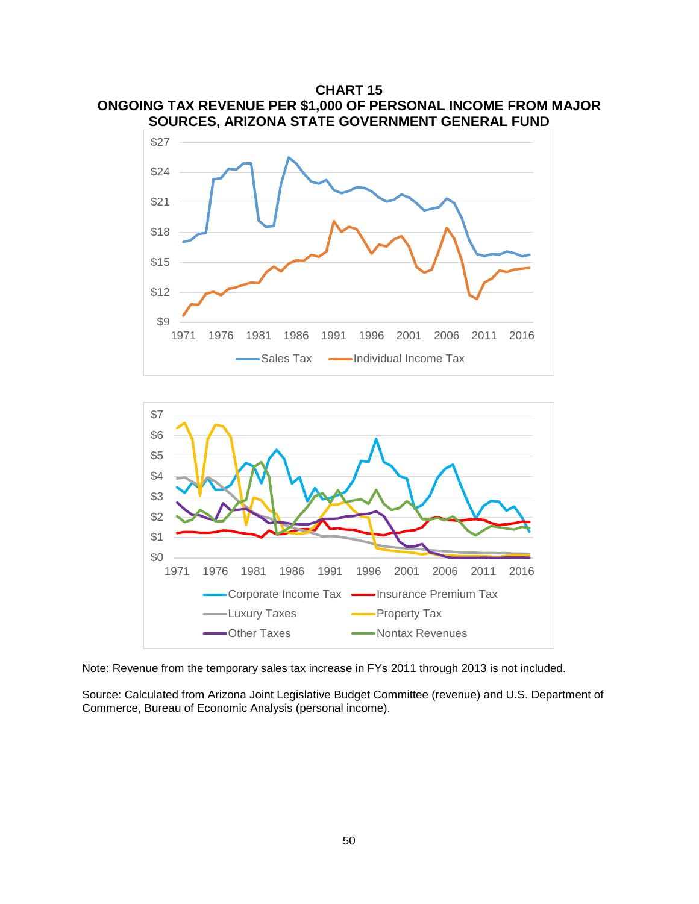**CHART 15**
**ONGOING TAX REVENUE PER $1,000 OF PERSONAL INCOME FROM MAJOR SOURCES, ARIZONA STATE GOVERNMENT GENERAL FUND**

Note: Revenue from the temporary sales tax increase in FYs 2011 through 2013 is not included.

Source: Calculated from Arizona Joint Legislative Budget Committee (revenue) and U.S. Department of Commerce, Bureau of Economic Analysis (personal income).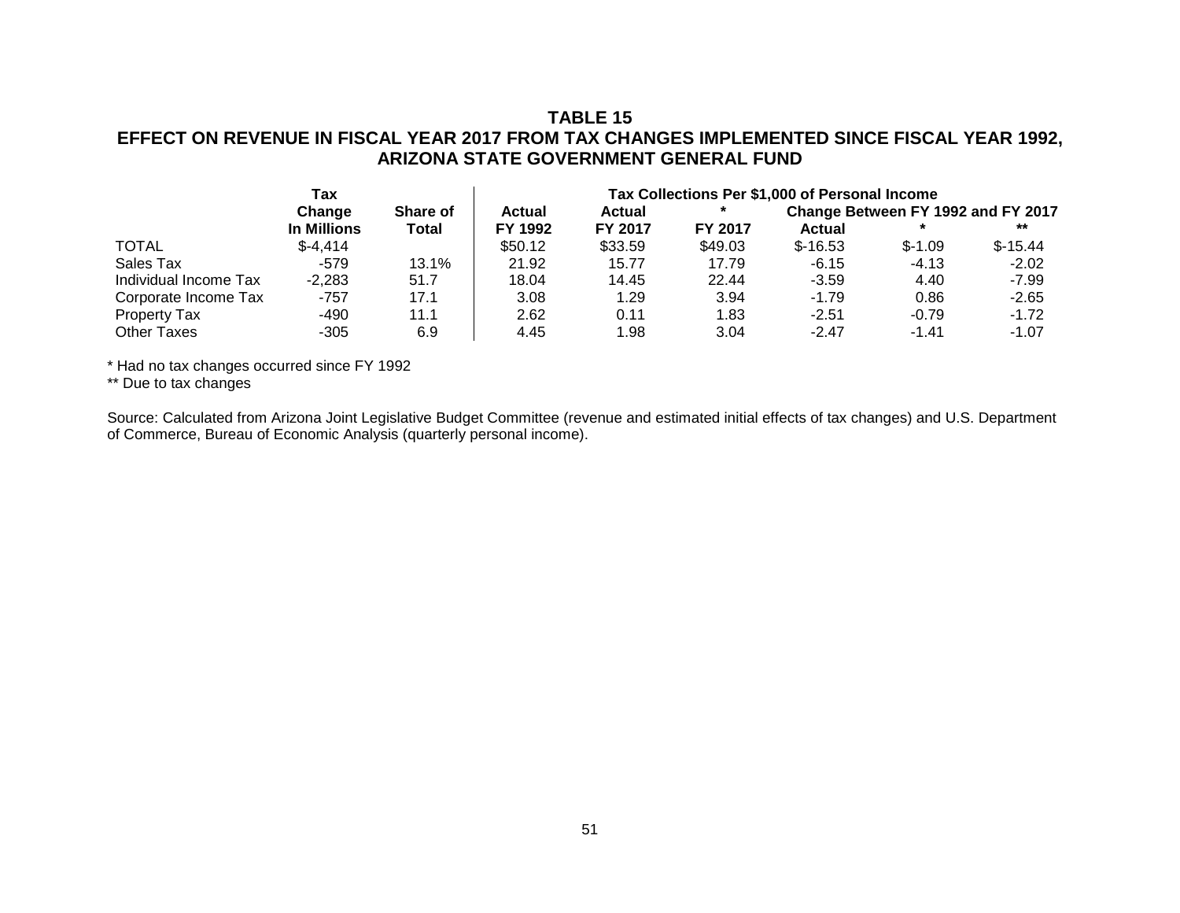**TABLE 15**
**EFFECT ON REVENUE IN FISCAL YEAR 2017 FROM TAX CHANGES IMPLEMENTED SINCE FISCAL YEAR 1992, ARIZONA STATE GOVERNMENT GENERAL FUND**

| | Tax Change In Millions | Share of Total | Tax Collections Per $1,000 of Personal Income | | | | | |
|---|---|---|---|---|---|---|---|---|
| | | | Actual FY 1992 | Actual FY 2017 | * FY 2017 | Change Between FY 1992 and FY 2017 | | |
| | | | | | | Actual | * | ** |
| TOTAL | $-4,414 | | $50.12 | $33.59 | $49.03 | $-16.53 | $-1.09 | $-15.44 |
| Sales Tax | -579 | 13.1% | 21.92 | 15.77 | 17.79 | -6.15 | -4.13 | -2.02 |
| Individual Income Tax | -2,283 | 51.7 | 18.04 | 14.45 | 22.44 | -3.59 | 4.40 | -7.99 |
| Corporate Income Tax | -757 | 17.1 | 3.08 | 1.29 | 3.94 | -1.79 | 0.86 | -2.65 |
| Property Tax | -490 | 11.1 | 2.62 | 0.11 | 1.83 | -2.51 | -0.79 | -1.72 |
| Other Taxes | -305 | 6.9 | 4.45 | 1.98 | 3.04 | -2.47 | -1.41 | -1.07 |

* Had no tax changes occurred since FY 1992
** Due to tax changes

Source: Calculated from Arizona Joint Legislative Budget Committee (revenue and estimated initial effects of tax changes) and U.S. Department of Commerce, Bureau of Economic Analysis (quarterly personal income).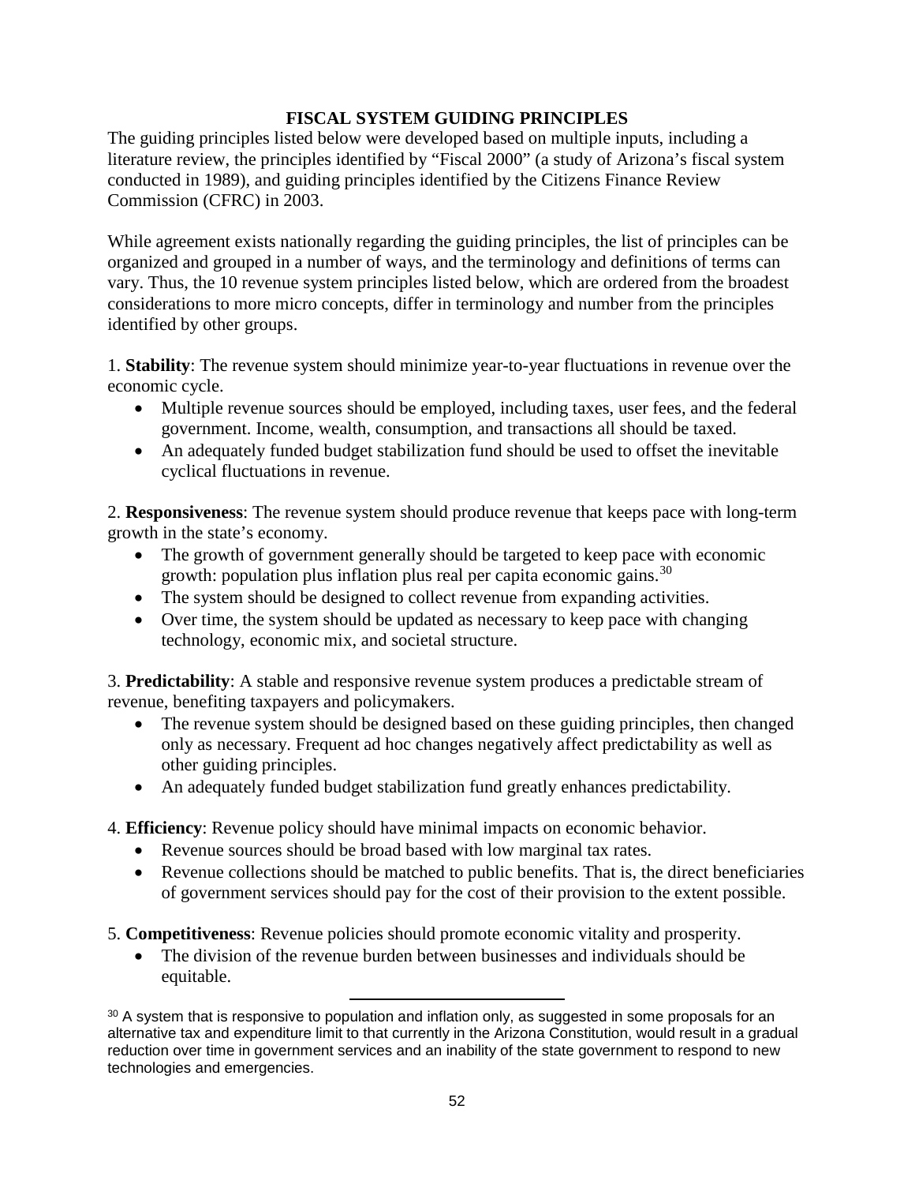## FISCAL SYSTEM GUIDING PRINCIPLES

The guiding principles listed below were developed based on multiple inputs, including a literature review, the principles identified by "Fiscal 2000" (a study of Arizona's fiscal system conducted in 1989), and guiding principles identified by the Citizens Finance Review Commission (CFRC) in 2003.

While agreement exists nationally regarding the guiding principles, the list of principles can be organized and grouped in a number of ways, and the terminology and definitions of terms can vary. Thus, the 10 revenue system principles listed below, which are ordered from the broadest considerations to more micro concepts, differ in terminology and number from the principles identified by other groups.

1. **Stability**: The revenue system should minimize year-to-year fluctuations in revenue over the economic cycle.
   - Multiple revenue sources should be employed, including taxes, user fees, and the federal government. Income, wealth, consumption, and transactions all should be taxed.
   - An adequately funded budget stabilization fund should be used to offset the inevitable cyclical fluctuations in revenue.

2. **Responsiveness**: The revenue system should produce revenue that keeps pace with long-term growth in the state's economy.
   - The growth of government generally should be targeted to keep pace with economic growth: population plus inflation plus real per capita economic gains.[30]
   - The system should be designed to collect revenue from expanding activities.
   - Over time, the system should be updated as necessary to keep pace with changing technology, economic mix, and societal structure.

3. **Predictability**: A stable and responsive revenue system produces a predictable stream of revenue, benefiting taxpayers and policymakers.
   - The revenue system should be designed based on these guiding principles, then changed only as necessary. Frequent ad hoc changes negatively affect predictability as well as other guiding principles.
   - An adequately funded budget stabilization fund greatly enhances predictability.

4. **Efficiency**: Revenue policy should have minimal impacts on economic behavior.
   - Revenue sources should be broad based with low marginal tax rates.
   - Revenue collections should be matched to public benefits. That is, the direct beneficiaries of government services should pay for the cost of their provision to the extent possible.

5. **Competitiveness**: Revenue policies should promote economic vitality and prosperity.
   - The division of the revenue burden between businesses and individuals should be equitable.

---

[30] A system that is responsive to population and inflation only, as suggested in some proposals for an alternative tax and expenditure limit to that currently in the Arizona Constitution, would result in a gradual reduction over time in government services and an inability of the state government to respond to new technologies and emergencies.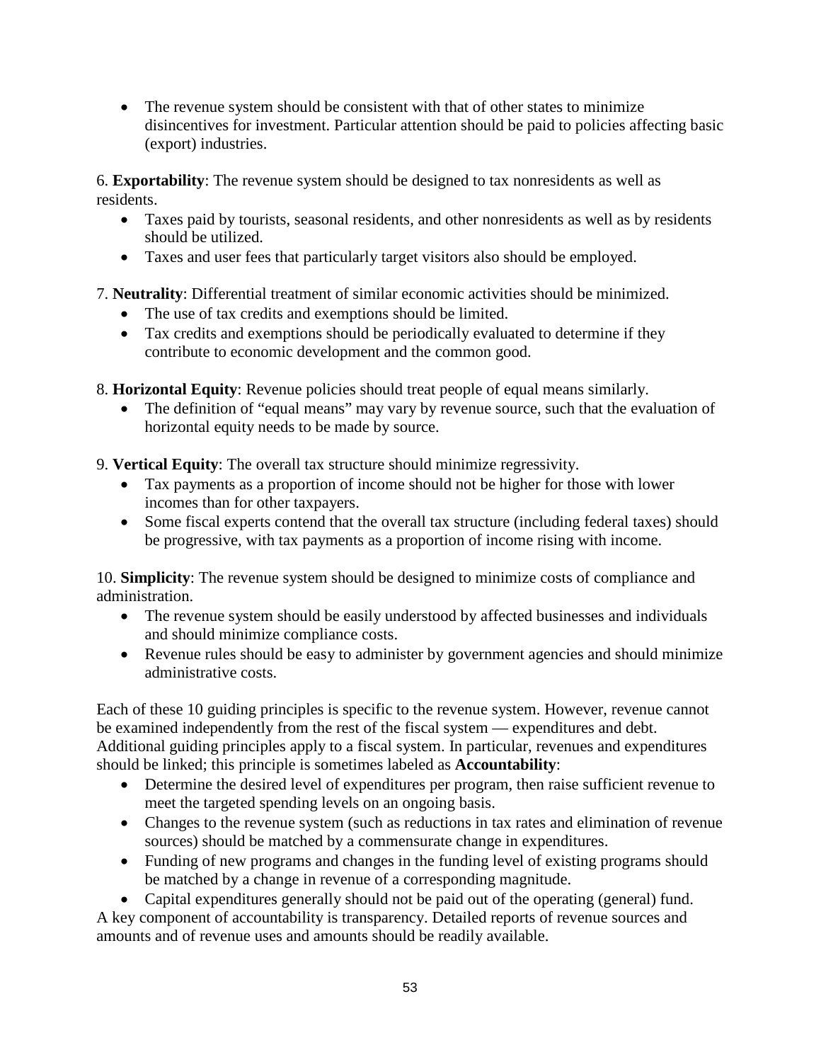- The revenue system should be consistent with that of other states to minimize disincentives for investment. Particular attention should be paid to policies affecting basic (export) industries.

6. **Exportability**: The revenue system should be designed to tax nonresidents as well as residents.
   - Taxes paid by tourists, seasonal residents, and other nonresidents as well as by residents should be utilized.
   - Taxes and user fees that particularly target visitors also should be employed.

7. **Neutrality**: Differential treatment of similar economic activities should be minimized.
   - The use of tax credits and exemptions should be limited.
   - Tax credits and exemptions should be periodically evaluated to determine if they contribute to economic development and the common good.

8. **Horizontal Equity**: Revenue policies should treat people of equal means similarly.
   - The definition of "equal means" may vary by revenue source, such that the evaluation of horizontal equity needs to be made by source.

9. **Vertical Equity**: The overall tax structure should minimize regressivity.
   - Tax payments as a proportion of income should not be higher for those with lower incomes than for other taxpayers.
   - Some fiscal experts contend that the overall tax structure (including federal taxes) should be progressive, with tax payments as a proportion of income rising with income.

10. **Simplicity**: The revenue system should be designed to minimize costs of compliance and administration.
    - The revenue system should be easily understood by affected businesses and individuals and should minimize compliance costs.
    - Revenue rules should be easy to administer by government agencies and should minimize administrative costs.

Each of these 10 guiding principles is specific to the revenue system. However, revenue cannot be examined independently from the rest of the fiscal system — expenditures and debt. Additional guiding principles apply to a fiscal system. In particular, revenues and expenditures should be linked; this principle is sometimes labeled as **Accountability**:

- Determine the desired level of expenditures per program, then raise sufficient revenue to meet the targeted spending levels on an ongoing basis.
- Changes to the revenue system (such as reductions in tax rates and elimination of revenue sources) should be matched by a commensurate change in expenditures.
- Funding of new programs and changes in the funding level of existing programs should be matched by a change in revenue of a corresponding magnitude.
- Capital expenditures generally should not be paid out of the operating (general) fund.

A key component of accountability is transparency. Detailed reports of revenue sources and amounts and of revenue uses and amounts should be readily available.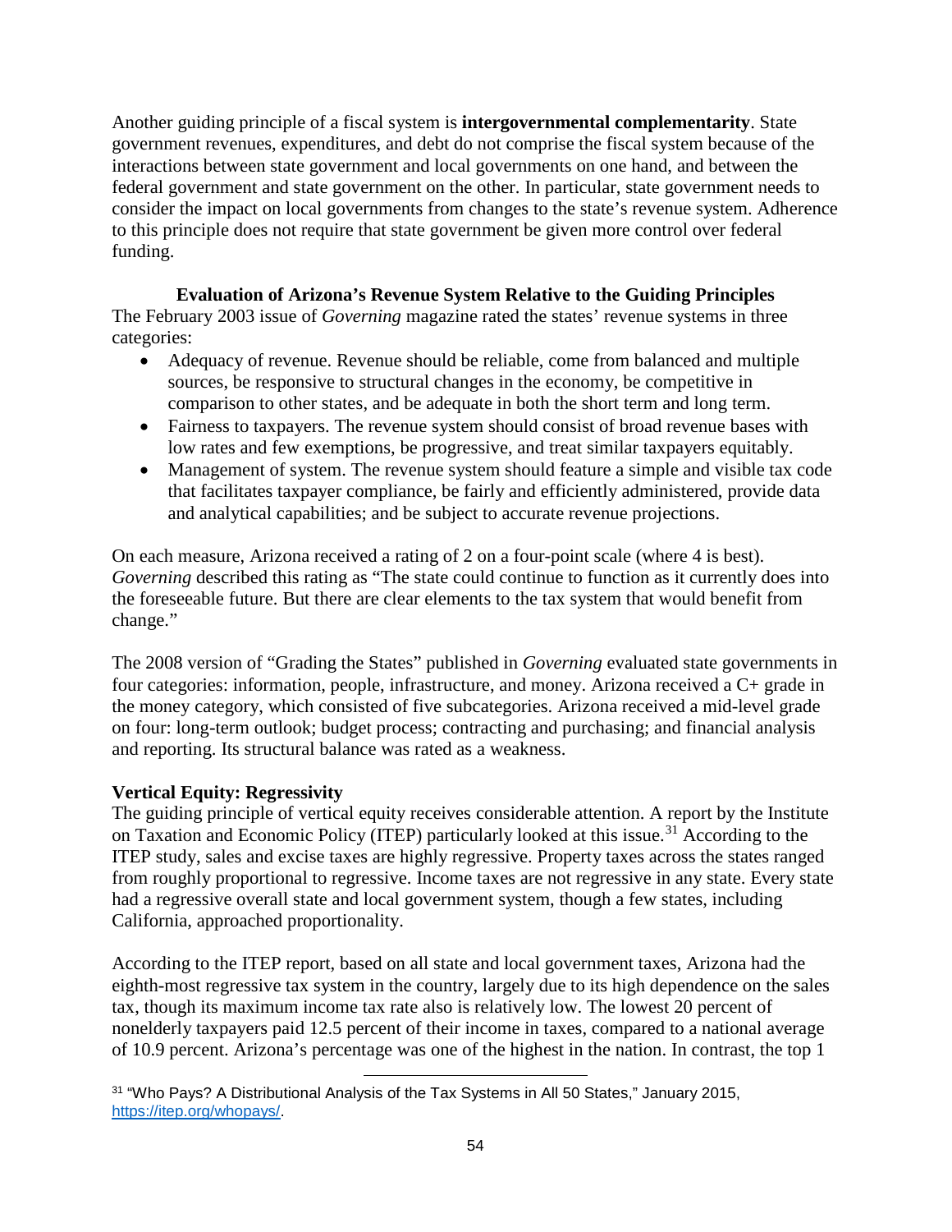Another guiding principle of a fiscal system is **intergovernmental complementarity**. State government revenues, expenditures, and debt do not comprise the fiscal system because of the interactions between state government and local governments on one hand, and between the federal government and state government on the other. In particular, state government needs to consider the impact on local governments from changes to the state's revenue system. Adherence to this principle does not require that state government be given more control over federal funding.

### Evaluation of Arizona's Revenue System Relative to the Guiding Principles

The February 2003 issue of *Governing* magazine rated the states' revenue systems in three categories:

- Adequacy of revenue. Revenue should be reliable, come from balanced and multiple sources, be responsive to structural changes in the economy, be competitive in comparison to other states, and be adequate in both the short term and long term.
- Fairness to taxpayers. The revenue system should consist of broad revenue bases with low rates and few exemptions, be progressive, and treat similar taxpayers equitably.
- Management of system. The revenue system should feature a simple and visible tax code that facilitates taxpayer compliance, be fairly and efficiently administered, provide data and analytical capabilities; and be subject to accurate revenue projections.

On each measure, Arizona received a rating of 2 on a four-point scale (where 4 is best). *Governing* described this rating as "The state could continue to function as it currently does into the foreseeable future. But there are clear elements to the tax system that would benefit from change."

The 2008 version of "Grading the States" published in *Governing* evaluated state governments in four categories: information, people, infrastructure, and money. Arizona received a C+ grade in the money category, which consisted of five subcategories. Arizona received a mid-level grade on four: long-term outlook; budget process; contracting and purchasing; and financial analysis and reporting. Its structural balance was rated as a weakness.

#### Vertical Equity: Regressivity

The guiding principle of vertical equity receives considerable attention. A report by the Institute on Taxation and Economic Policy (ITEP) particularly looked at this issue.[31] According to the ITEP study, sales and excise taxes are highly regressive. Property taxes across the states ranged from roughly proportional to regressive. Income taxes are not regressive in any state. Every state had a regressive overall state and local government system, though a few states, including California, approached proportionality.

According to the ITEP report, based on all state and local government taxes, Arizona had the eighth-most regressive tax system in the country, largely due to its high dependence on the sales tax, though its maximum income tax rate also is relatively low. The lowest 20 percent of nonelderly taxpayers paid 12.5 percent of their income in taxes, compared to a national average of 10.9 percent. Arizona's percentage was one of the highest in the nation. In contrast, the top 1

[31] "Who Pays? A Distributional Analysis of the Tax Systems in All 50 States," January 2015, https://itep.org/whopays/.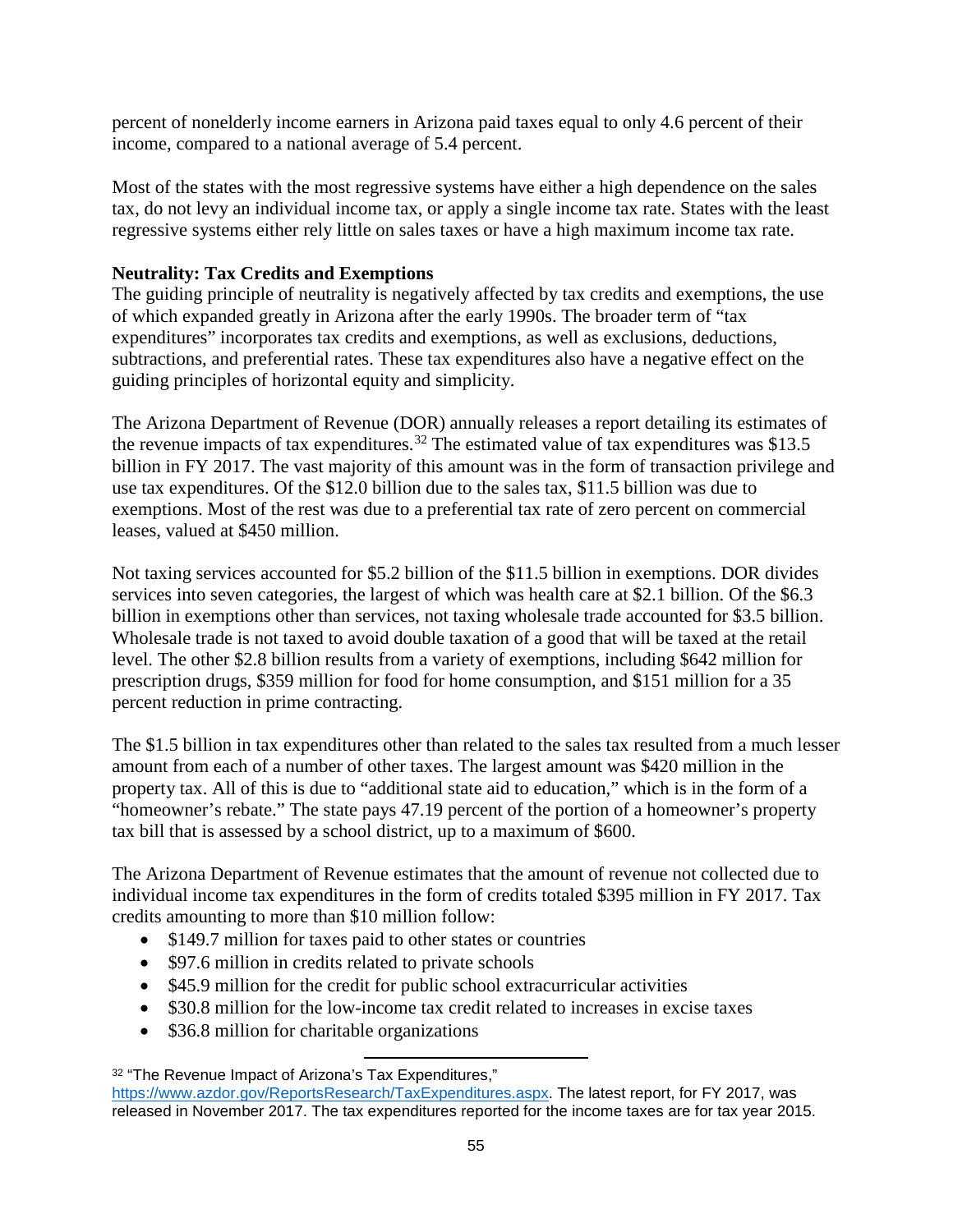percent of nonelderly income earners in Arizona paid taxes equal to only 4.6 percent of their income, compared to a national average of 5.4 percent.

Most of the states with the most regressive systems have either a high dependence on the sales tax, do not levy an individual income tax, or apply a single income tax rate. States with the least regressive systems either rely little on sales taxes or have a high maximum income tax rate.

**Neutrality: Tax Credits and Exemptions**

The guiding principle of neutrality is negatively affected by tax credits and exemptions, the use of which expanded greatly in Arizona after the early 1990s. The broader term of "tax expenditures" incorporates tax credits and exemptions, as well as exclusions, deductions, subtractions, and preferential rates. These tax expenditures also have a negative effect on the guiding principles of horizontal equity and simplicity.

The Arizona Department of Revenue (DOR) annually releases a report detailing its estimates of the revenue impacts of tax expenditures.[32] The estimated value of tax expenditures was $13.5 billion in FY 2017. The vast majority of this amount was in the form of transaction privilege and use tax expenditures. Of the $12.0 billion due to the sales tax, $11.5 billion was due to exemptions. Most of the rest was due to a preferential tax rate of zero percent on commercial leases, valued at $450 million.

Not taxing services accounted for $5.2 billion of the $11.5 billion in exemptions. DOR divides services into seven categories, the largest of which was health care at $2.1 billion. Of the $6.3 billion in exemptions other than services, not taxing wholesale trade accounted for $3.5 billion. Wholesale trade is not taxed to avoid double taxation of a good that will be taxed at the retail level. The other $2.8 billion results from a variety of exemptions, including $642 million for prescription drugs, $359 million for food for home consumption, and $151 million for a 35 percent reduction in prime contracting.

The $1.5 billion in tax expenditures other than related to the sales tax resulted from a much lesser amount from each of a number of other taxes. The largest amount was $420 million in the property tax. All of this is due to "additional state aid to education," which is in the form of a "homeowner's rebate." The state pays 47.19 percent of the portion of a homeowner's property tax bill that is assessed by a school district, up to a maximum of $600.

The Arizona Department of Revenue estimates that the amount of revenue not collected due to individual income tax expenditures in the form of credits totaled $395 million in FY 2017. Tax credits amounting to more than $10 million follow:

- $149.7 million for taxes paid to other states or countries
- $97.6 million in credits related to private schools
- $45.9 million for the credit for public school extracurricular activities
- $30.8 million for the low-income tax credit related to increases in excise taxes
- $36.8 million for charitable organizations

---

[32] "The Revenue Impact of Arizona's Tax Expenditures," https://www.azdor.gov/ReportsResearch/TaxExpenditures.aspx. The latest report, for FY 2017, was released in November 2017. The tax expenditures reported for the income taxes are for tax year 2015.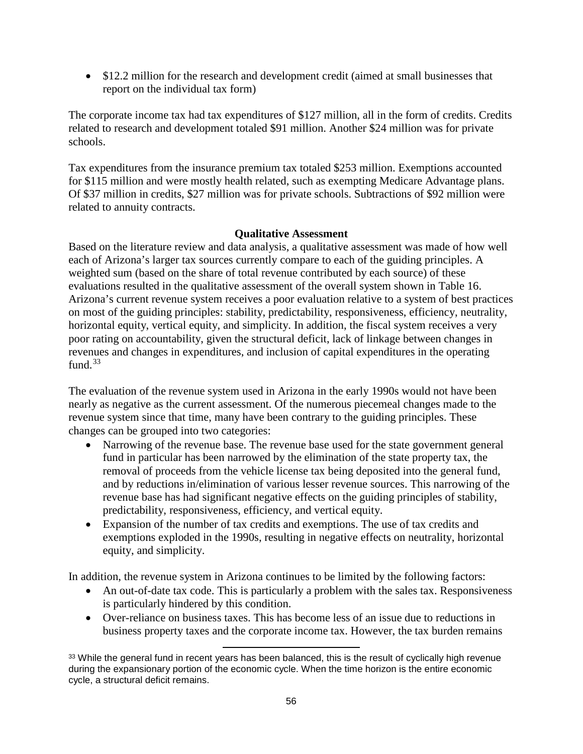- $12.2 million for the research and development credit (aimed at small businesses that report on the individual tax form)

The corporate income tax had tax expenditures of $127 million, all in the form of credits. Credits related to research and development totaled $91 million. Another $24 million was for private schools.

Tax expenditures from the insurance premium tax totaled $253 million. Exemptions accounted for $115 million and were mostly health related, such as exempting Medicare Advantage plans. Of $37 million in credits, $27 million was for private schools. Subtractions of $92 million were related to annuity contracts.

### Qualitative Assessment

Based on the literature review and data analysis, a qualitative assessment was made of how well each of Arizona's larger tax sources currently compare to each of the guiding principles. A weighted sum (based on the share of total revenue contributed by each source) of these evaluations resulted in the qualitative assessment of the overall system shown in Table 16. Arizona's current revenue system receives a poor evaluation relative to a system of best practices on most of the guiding principles: stability, predictability, responsiveness, efficiency, neutrality, horizontal equity, vertical equity, and simplicity. In addition, the fiscal system receives a very poor rating on accountability, given the structural deficit, lack of linkage between changes in revenues and changes in expenditures, and inclusion of capital expenditures in the operating fund.[33]

The evaluation of the revenue system used in Arizona in the early 1990s would not have been nearly as negative as the current assessment. Of the numerous piecemeal changes made to the revenue system since that time, many have been contrary to the guiding principles. These changes can be grouped into two categories:

- Narrowing of the revenue base. The revenue base used for the state government general fund in particular has been narrowed by the elimination of the state property tax, the removal of proceeds from the vehicle license tax being deposited into the general fund, and by reductions in/elimination of various lesser revenue sources. This narrowing of the revenue base has had significant negative effects on the guiding principles of stability, predictability, responsiveness, efficiency, and vertical equity.
- Expansion of the number of tax credits and exemptions. The use of tax credits and exemptions exploded in the 1990s, resulting in negative effects on neutrality, horizontal equity, and simplicity.

In addition, the revenue system in Arizona continues to be limited by the following factors:

- An out-of-date tax code. This is particularly a problem with the sales tax. Responsiveness is particularly hindered by this condition.
- Over-reliance on business taxes. This has become less of an issue due to reductions in business property taxes and the corporate income tax. However, the tax burden remains

[33] While the general fund in recent years has been balanced, this is the result of cyclically high revenue during the expansionary portion of the economic cycle. When the time horizon is the entire economic cycle, a structural deficit remains.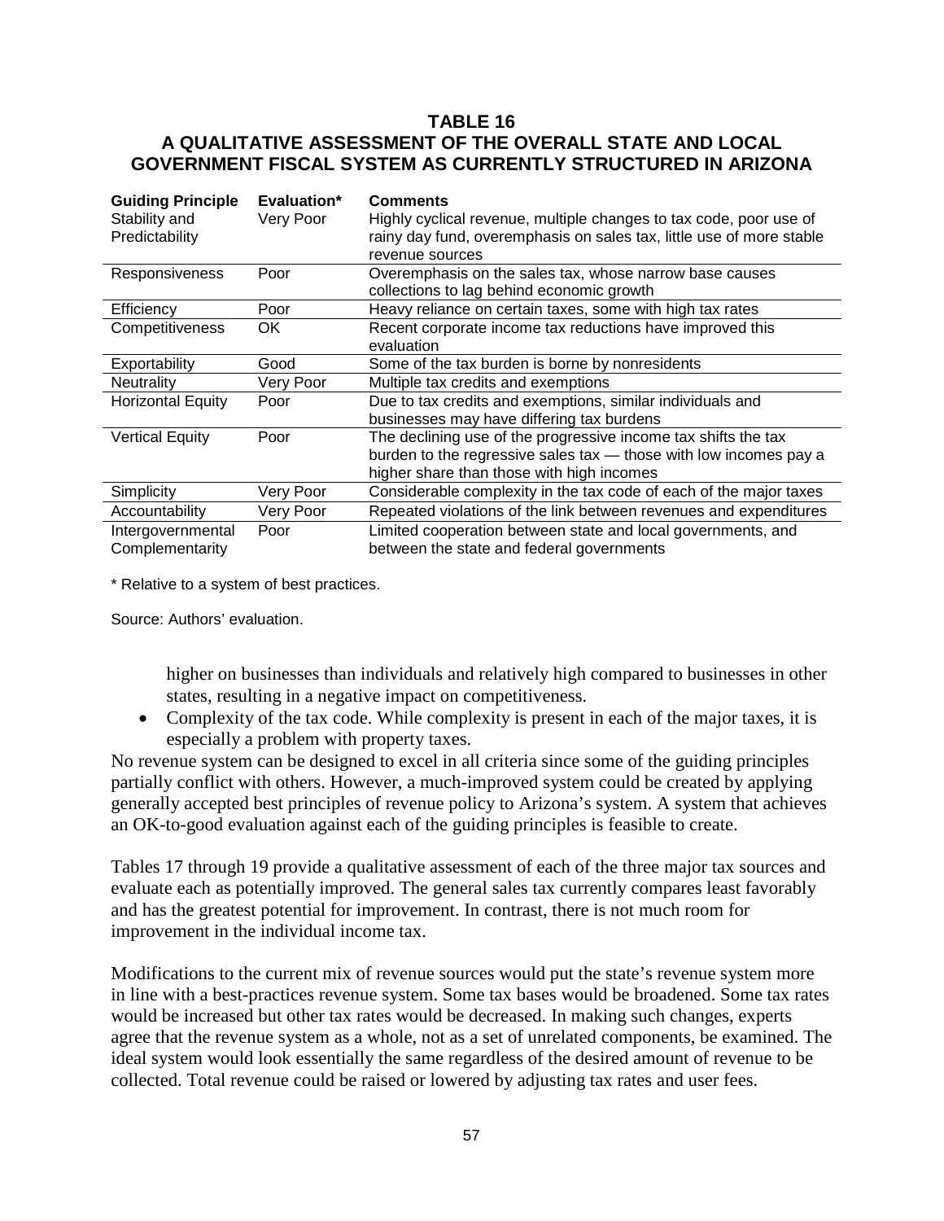**TABLE 16**
**A QUALITATIVE ASSESSMENT OF THE OVERALL STATE AND LOCAL GOVERNMENT FISCAL SYSTEM AS CURRENTLY STRUCTURED IN ARIZONA**

| Guiding Principle | Evaluation* | Comments |
|---|---|---|
| Stability and Predictability | Very Poor | Highly cyclical revenue, multiple changes to tax code, poor use of rainy day fund, overemphasis on sales tax, little use of more stable revenue sources |
| Responsiveness | Poor | Overemphasis on the sales tax, whose narrow base causes collections to lag behind economic growth |
| Efficiency | Poor | Heavy reliance on certain taxes, some with high tax rates |
| Competitiveness | OK | Recent corporate income tax reductions have improved this evaluation |
| Exportability | Good | Some of the tax burden is borne by nonresidents |
| Neutrality | Very Poor | Multiple tax credits and exemptions |
| Horizontal Equity | Poor | Due to tax credits and exemptions, similar individuals and businesses may have differing tax burdens |
| Vertical Equity | Poor | The declining use of the progressive income tax shifts the tax burden to the regressive sales tax — those with low incomes pay a higher share than those with high incomes |
| Simplicity | Very Poor | Considerable complexity in the tax code of each of the major taxes |
| Accountability | Very Poor | Repeated violations of the link between revenues and expenditures |
| Intergovernmental Complementarity | Poor | Limited cooperation between state and local governments, and between the state and federal governments |

* Relative to a system of best practices.

Source: Authors' evaluation.

higher on businesses than individuals and relatively high compared to businesses in other states, resulting in a negative impact on competitiveness.

- Complexity of the tax code. While complexity is present in each of the major taxes, it is especially a problem with property taxes.

No revenue system can be designed to excel in all criteria since some of the guiding principles partially conflict with others. However, a much-improved system could be created by applying generally accepted best principles of revenue policy to Arizona's system. A system that achieves an OK-to-good evaluation against each of the guiding principles is feasible to create.

Tables 17 through 19 provide a qualitative assessment of each of the three major tax sources and evaluate each as potentially improved. The general sales tax currently compares least favorably and has the greatest potential for improvement. In contrast, there is not much room for improvement in the individual income tax.

Modifications to the current mix of revenue sources would put the state's revenue system more in line with a best-practices revenue system. Some tax bases would be broadened. Some tax rates would be increased but other tax rates would be decreased. In making such changes, experts agree that the revenue system as a whole, not as a set of unrelated components, be examined. The ideal system would look essentially the same regardless of the desired amount of revenue to be collected. Total revenue could be raised or lowered by adjusting tax rates and user fees.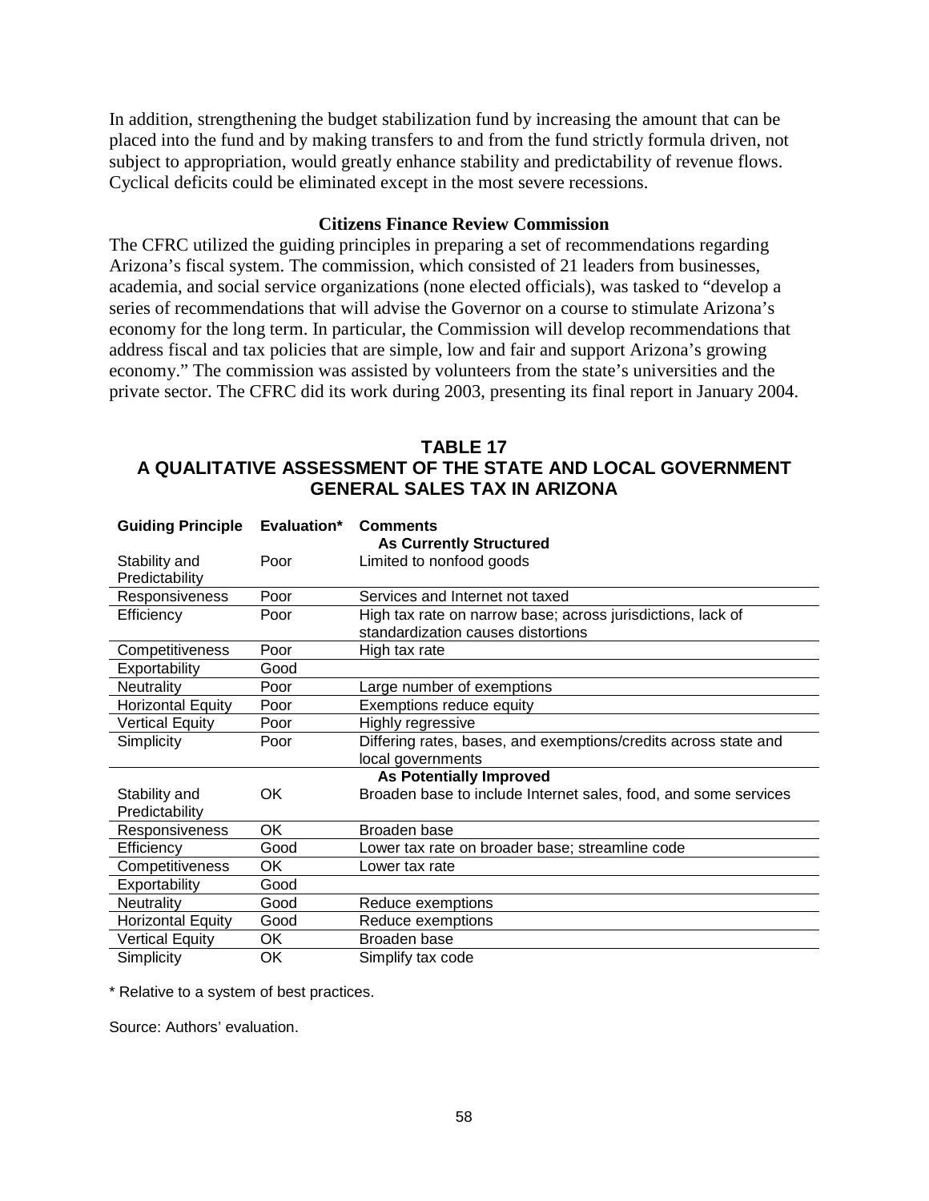In addition, strengthening the budget stabilization fund by increasing the amount that can be placed into the fund and by making transfers to and from the fund strictly formula driven, not subject to appropriation, would greatly enhance stability and predictability of revenue flows. Cyclical deficits could be eliminated except in the most severe recessions.

### Citizens Finance Review Commission

The CFRC utilized the guiding principles in preparing a set of recommendations regarding Arizona's fiscal system. The commission, which consisted of 21 leaders from businesses, academia, and social service organizations (none elected officials), was tasked to "develop a series of recommendations that will advise the Governor on a course to stimulate Arizona's economy for the long term. In particular, the Commission will develop recommendations that address fiscal and tax policies that are simple, low and fair and support Arizona's growing economy." The commission was assisted by volunteers from the state's universities and the private sector. The CFRC did its work during 2003, presenting its final report in January 2004.

## TABLE 17
## A QUALITATIVE ASSESSMENT OF THE STATE AND LOCAL GOVERNMENT GENERAL SALES TAX IN ARIZONA

| Guiding Principle | Evaluation* | Comments |
|---|---|---|
| | | **As Currently Structured** |
| Stability and Predictability | Poor | Limited to nonfood goods |
| Responsiveness | Poor | Services and Internet not taxed |
| Efficiency | Poor | High tax rate on narrow base; across jurisdictions, lack of standardization causes distortions |
| Competitiveness | Poor | High tax rate |
| Exportability | Good | |
| Neutrality | Poor | Large number of exemptions |
| Horizontal Equity | Poor | Exemptions reduce equity |
| Vertical Equity | Poor | Highly regressive |
| Simplicity | Poor | Differing rates, bases, and exemptions/credits across state and local governments |
| | | **As Potentially Improved** |
| Stability and Predictability | OK | Broaden base to include Internet sales, food, and some services |
| Responsiveness | OK | Broaden base |
| Efficiency | Good | Lower tax rate on broader base; streamline code |
| Competitiveness | OK | Lower tax rate |
| Exportability | Good | |
| Neutrality | Good | Reduce exemptions |
| Horizontal Equity | Good | Reduce exemptions |
| Vertical Equity | OK | Broaden base |
| Simplicity | OK | Simplify tax code |

* Relative to a system of best practices.

Source: Authors' evaluation.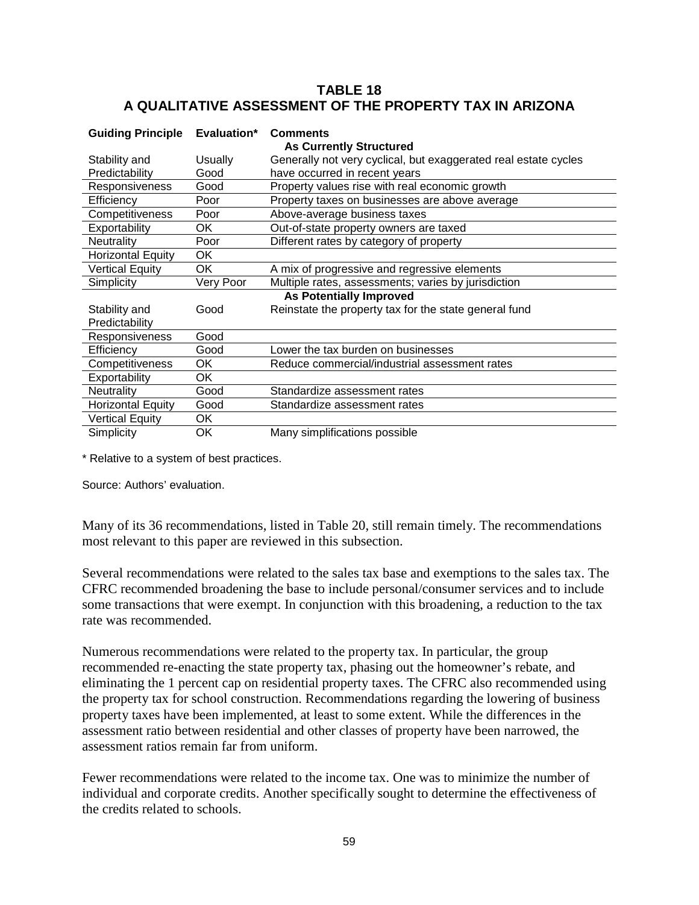**TABLE 18**
**A QUALITATIVE ASSESSMENT OF THE PROPERTY TAX IN ARIZONA**

| Guiding Principle | Evaluation* | Comments |
|---|---|---|
| | | **As Currently Structured** |
| Stability and Predictability | Usually Good | Generally not very cyclical, but exaggerated real estate cycles have occurred in recent years |
| Responsiveness | Good | Property values rise with real economic growth |
| Efficiency | Poor | Property taxes on businesses are above average |
| Competitiveness | Poor | Above-average business taxes |
| Exportability | OK | Out-of-state property owners are taxed |
| Neutrality | Poor | Different rates by category of property |
| Horizontal Equity | OK | |
| Vertical Equity | OK | A mix of progressive and regressive elements |
| Simplicity | Very Poor | Multiple rates, assessments; varies by jurisdiction |
| | | **As Potentially Improved** |
| Stability and Predictability | Good | Reinstate the property tax for the state general fund |
| Responsiveness | Good | |
| Efficiency | Good | Lower the tax burden on businesses |
| Competitiveness | OK | Reduce commercial/industrial assessment rates |
| Exportability | OK | |
| Neutrality | Good | Standardize assessment rates |
| Horizontal Equity | Good | Standardize assessment rates |
| Vertical Equity | OK | |
| Simplicity | OK | Many simplifications possible |

* Relative to a system of best practices.

Source: Authors' evaluation.

Many of its 36 recommendations, listed in Table 20, still remain timely. The recommendations most relevant to this paper are reviewed in this subsection.

Several recommendations were related to the sales tax base and exemptions to the sales tax. The CFRC recommended broadening the base to include personal/consumer services and to include some transactions that were exempt. In conjunction with this broadening, a reduction to the tax rate was recommended.

Numerous recommendations were related to the property tax. In particular, the group recommended re-enacting the state property tax, phasing out the homeowner's rebate, and eliminating the 1 percent cap on residential property taxes. The CFRC also recommended using the property tax for school construction. Recommendations regarding the lowering of business property taxes have been implemented, at least to some extent. While the differences in the assessment ratio between residential and other classes of property have been narrowed, the assessment ratios remain far from uniform.

Fewer recommendations were related to the income tax. One was to minimize the number of individual and corporate credits. Another specifically sought to determine the effectiveness of the credits related to schools.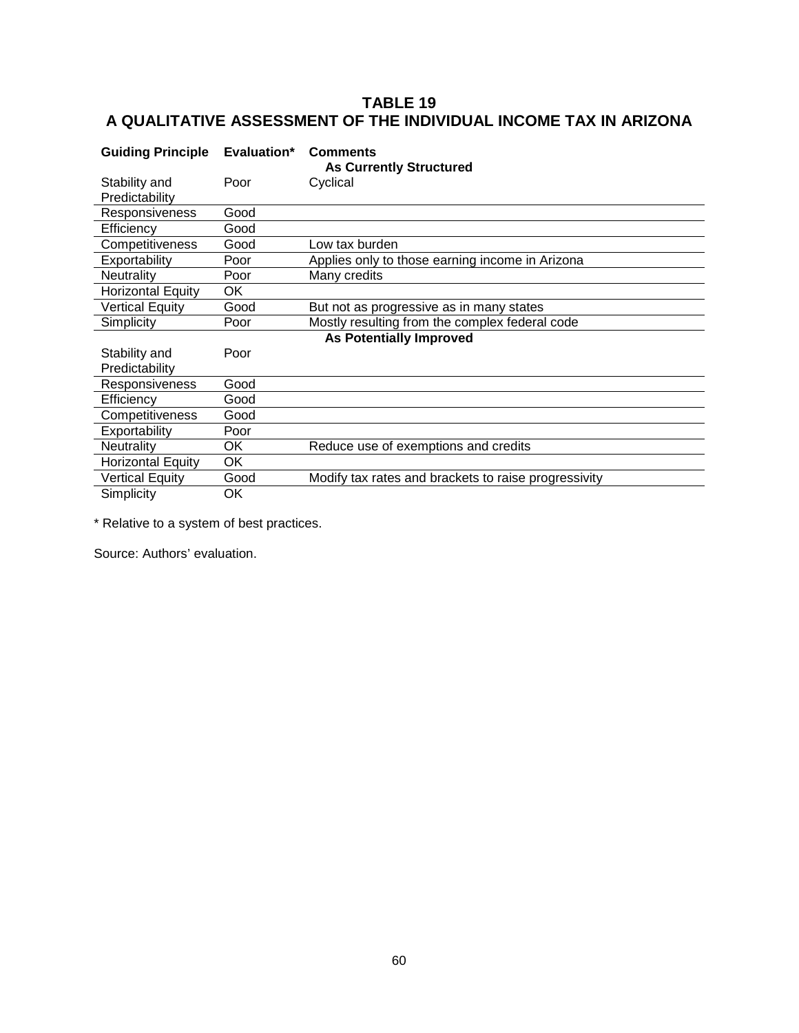## TABLE 19
## A QUALITATIVE ASSESSMENT OF THE INDIVIDUAL INCOME TAX IN ARIZONA

| Guiding Principle | Evaluation* | Comments |
|---|---|---|
| | | **As Currently Structured** |
| Stability and Predictability | Poor | Cyclical |
| Responsiveness | Good | |
| Efficiency | Good | |
| Competitiveness | Good | Low tax burden |
| Exportability | Poor | Applies only to those earning income in Arizona |
| Neutrality | Poor | Many credits |
| Horizontal Equity | OK | |
| Vertical Equity | Good | But not as progressive as in many states |
| Simplicity | Poor | Mostly resulting from the complex federal code |
| | | **As Potentially Improved** |
| Stability and Predictability | Poor | |
| Responsiveness | Good | |
| Efficiency | Good | |
| Competitiveness | Good | |
| Exportability | Poor | |
| Neutrality | OK | Reduce use of exemptions and credits |
| Horizontal Equity | OK | |
| Vertical Equity | Good | Modify tax rates and brackets to raise progressivity |
| Simplicity | OK | |

* Relative to a system of best practices.

Source: Authors' evaluation.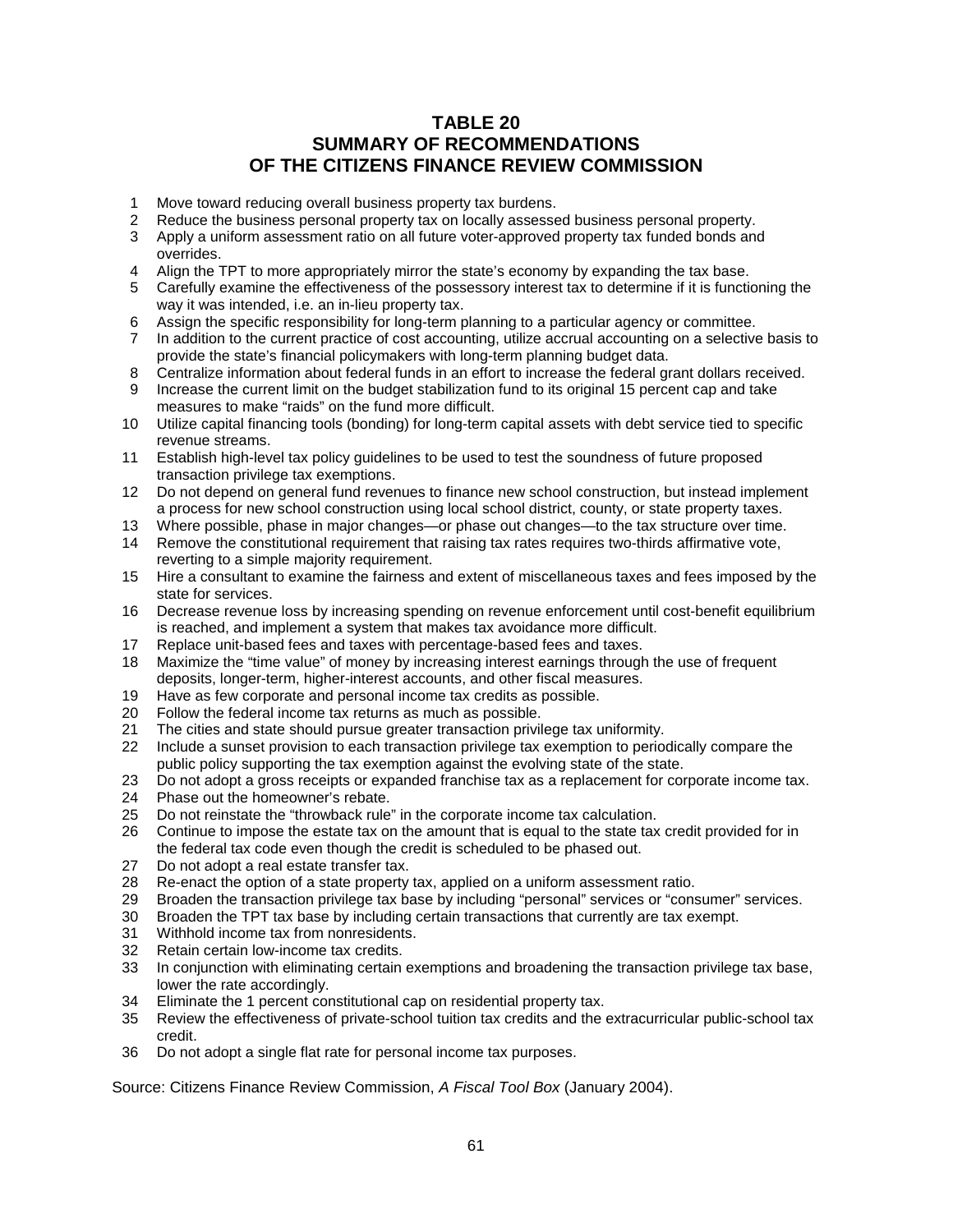## TABLE 20
## SUMMARY OF RECOMMENDATIONS
## OF THE CITIZENS FINANCE REVIEW COMMISSION

1. Move toward reducing overall business property tax burdens.
2. Reduce the business personal property tax on locally assessed business personal property.
3. Apply a uniform assessment ratio on all future voter-approved property tax funded bonds and overrides.
4. Align the TPT to more appropriately mirror the state's economy by expanding the tax base.
5. Carefully examine the effectiveness of the possessory interest tax to determine if it is functioning the way it was intended, i.e. an in-lieu property tax.
6. Assign the specific responsibility for long-term planning to a particular agency or committee.
7. In addition to the current practice of cost accounting, utilize accrual accounting on a selective basis to provide the state's financial policymakers with long-term planning budget data.
8. Centralize information about federal funds in an effort to increase the federal grant dollars received.
9. Increase the current limit on the budget stabilization fund to its original 15 percent cap and take measures to make "raids" on the fund more difficult.
10. Utilize capital financing tools (bonding) for long-term capital assets with debt service tied to specific revenue streams.
11. Establish high-level tax policy guidelines to be used to test the soundness of future proposed transaction privilege tax exemptions.
12. Do not depend on general fund revenues to finance new school construction, but instead implement a process for new school construction using local school district, county, or state property taxes.
13. Where possible, phase in major changes—or phase out changes—to the tax structure over time.
14. Remove the constitutional requirement that raising tax rates requires two-thirds affirmative vote, reverting to a simple majority requirement.
15. Hire a consultant to examine the fairness and extent of miscellaneous taxes and fees imposed by the state for services.
16. Decrease revenue loss by increasing spending on revenue enforcement until cost-benefit equilibrium is reached, and implement a system that makes tax avoidance more difficult.
17. Replace unit-based fees and taxes with percentage-based fees and taxes.
18. Maximize the "time value" of money by increasing interest earnings through the use of frequent deposits, longer-term, higher-interest accounts, and other fiscal measures.
19. Have as few corporate and personal income tax credits as possible.
20. Follow the federal income tax returns as much as possible.
21. The cities and state should pursue greater transaction privilege tax uniformity.
22. Include a sunset provision to each transaction privilege tax exemption to periodically compare the public policy supporting the tax exemption against the evolving state of the state.
23. Do not adopt a gross receipts or expanded franchise tax as a replacement for corporate income tax.
24. Phase out the homeowner's rebate.
25. Do not reinstate the "throwback rule" in the corporate income tax calculation.
26. Continue to impose the estate tax on the amount that is equal to the state tax credit provided for in the federal tax code even though the credit is scheduled to be phased out.
27. Do not adopt a real estate transfer tax.
28. Re-enact the option of a state property tax, applied on a uniform assessment ratio.
29. Broaden the transaction privilege tax base by including "personal" services or "consumer" services.
30. Broaden the TPT tax base by including certain transactions that currently are tax exempt.
31. Withhold income tax from nonresidents.
32. Retain certain low-income tax credits.
33. In conjunction with eliminating certain exemptions and broadening the transaction privilege tax base, lower the rate accordingly.
34. Eliminate the 1 percent constitutional cap on residential property tax.
35. Review the effectiveness of private-school tuition tax credits and the extracurricular public-school tax credit.
36. Do not adopt a single flat rate for personal income tax purposes.

Source: Citizens Finance Review Commission, *A Fiscal Tool Box* (January 2004).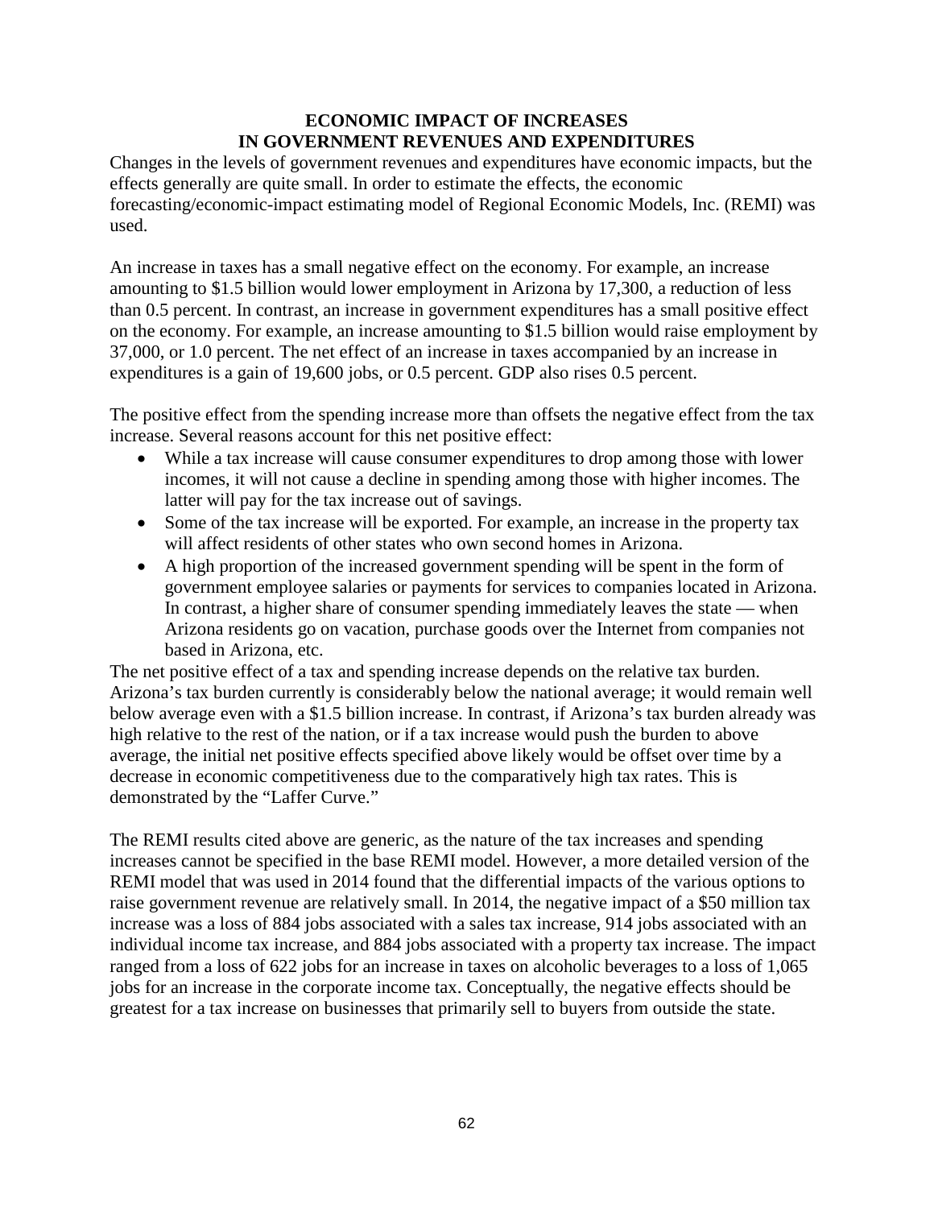## ECONOMIC IMPACT OF INCREASES IN GOVERNMENT REVENUES AND EXPENDITURES

Changes in the levels of government revenues and expenditures have economic impacts, but the effects generally are quite small. In order to estimate the effects, the economic forecasting/economic-impact estimating model of Regional Economic Models, Inc. (REMI) was used.

An increase in taxes has a small negative effect on the economy. For example, an increase amounting to $1.5 billion would lower employment in Arizona by 17,300, a reduction of less than 0.5 percent. In contrast, an increase in government expenditures has a small positive effect on the economy. For example, an increase amounting to $1.5 billion would raise employment by 37,000, or 1.0 percent. The net effect of an increase in taxes accompanied by an increase in expenditures is a gain of 19,600 jobs, or 0.5 percent. GDP also rises 0.5 percent.

The positive effect from the spending increase more than offsets the negative effect from the tax increase. Several reasons account for this net positive effect:

- While a tax increase will cause consumer expenditures to drop among those with lower incomes, it will not cause a decline in spending among those with higher incomes. The latter will pay for the tax increase out of savings.
- Some of the tax increase will be exported. For example, an increase in the property tax will affect residents of other states who own second homes in Arizona.
- A high proportion of the increased government spending will be spent in the form of government employee salaries or payments for services to companies located in Arizona. In contrast, a higher share of consumer spending immediately leaves the state — when Arizona residents go on vacation, purchase goods over the Internet from companies not based in Arizona, etc.

The net positive effect of a tax and spending increase depends on the relative tax burden. Arizona's tax burden currently is considerably below the national average; it would remain well below average even with a $1.5 billion increase. In contrast, if Arizona's tax burden already was high relative to the rest of the nation, or if a tax increase would push the burden to above average, the initial net positive effects specified above likely would be offset over time by a decrease in economic competitiveness due to the comparatively high tax rates. This is demonstrated by the "Laffer Curve."

The REMI results cited above are generic, as the nature of the tax increases and spending increases cannot be specified in the base REMI model. However, a more detailed version of the REMI model that was used in 2014 found that the differential impacts of the various options to raise government revenue are relatively small. In 2014, the negative impact of a $50 million tax increase was a loss of 884 jobs associated with a sales tax increase, 914 jobs associated with an individual income tax increase, and 884 jobs associated with a property tax increase. The impact ranged from a loss of 622 jobs for an increase in taxes on alcoholic beverages to a loss of 1,065 jobs for an increase in the corporate income tax. Conceptually, the negative effects should be greatest for a tax increase on businesses that primarily sell to buyers from outside the state.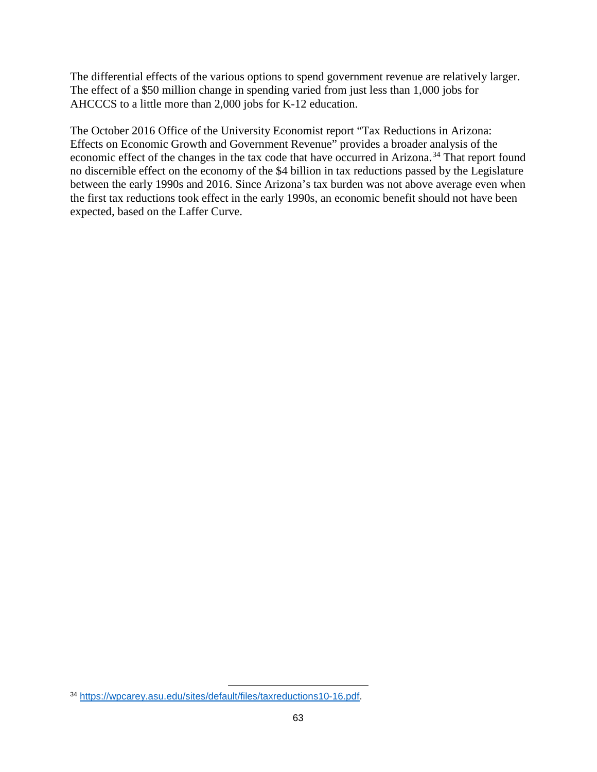The differential effects of the various options to spend government revenue are relatively larger. The effect of a $50 million change in spending varied from just less than 1,000 jobs for AHCCCS to a little more than 2,000 jobs for K-12 education.

The October 2016 Office of the University Economist report "Tax Reductions in Arizona: Effects on Economic Growth and Government Revenue" provides a broader analysis of the economic effect of the changes in the tax code that have occurred in Arizona.[34] That report found no discernible effect on the economy of the $4 billion in tax reductions passed by the Legislature between the early 1990s and 2016. Since Arizona's tax burden was not above average even when the first tax reductions took effect in the early 1990s, an economic benefit should not have been expected, based on the Laffer Curve.

[34] https://wpcarey.asu.edu/sites/default/files/taxreductions10-16.pdf.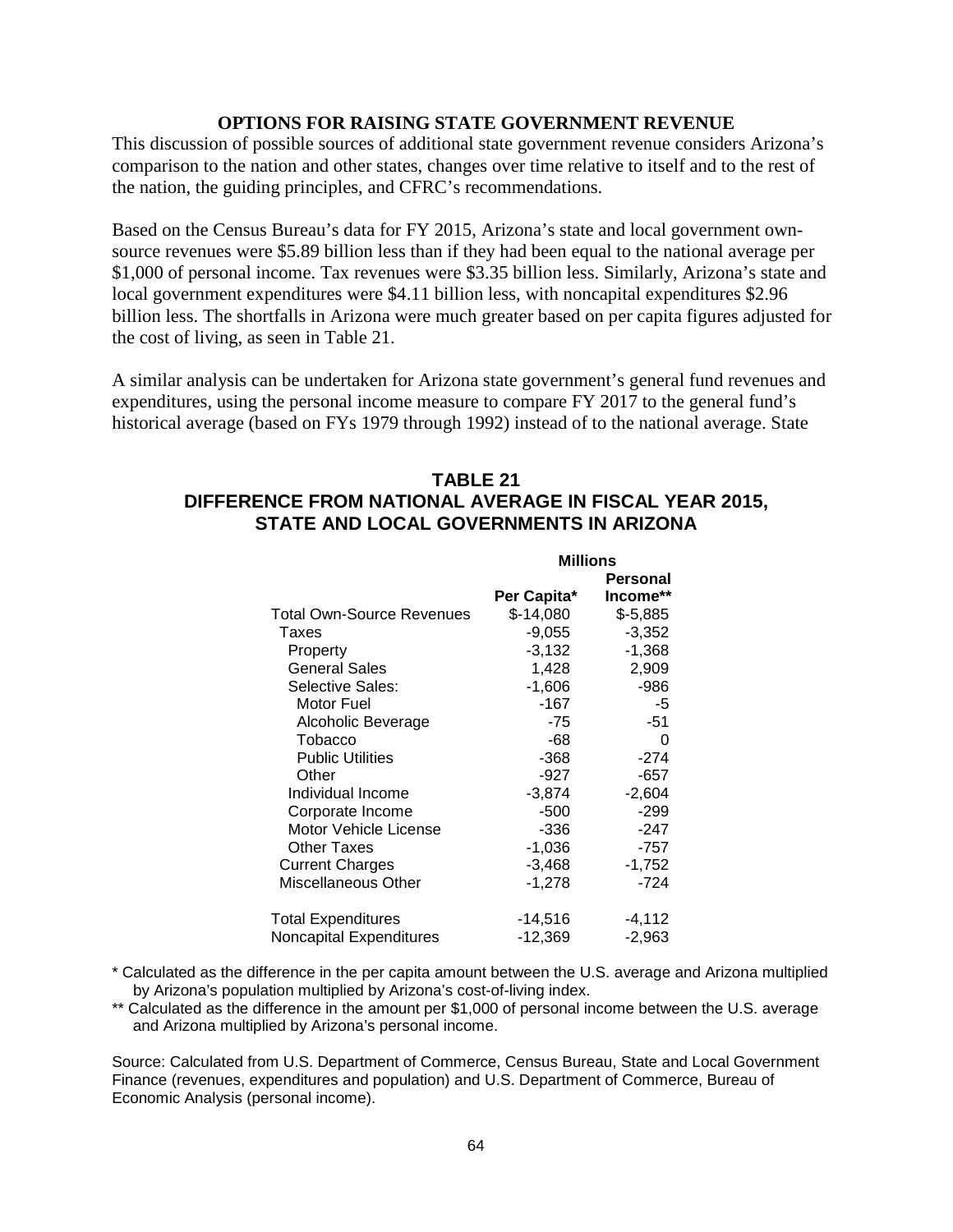## OPTIONS FOR RAISING STATE GOVERNMENT REVENUE

This discussion of possible sources of additional state government revenue considers Arizona's comparison to the nation and other states, changes over time relative to itself and to the rest of the nation, the guiding principles, and CFRC's recommendations.

Based on the Census Bureau's data for FY 2015, Arizona's state and local government own-source revenues were $5.89 billion less than if they had been equal to the national average per $1,000 of personal income. Tax revenues were $3.35 billion less. Similarly, Arizona's state and local government expenditures were $4.11 billion less, with noncapital expenditures $2.96 billion less. The shortfalls in Arizona were much greater based on per capita figures adjusted for the cost of living, as seen in Table 21.

A similar analysis can be undertaken for Arizona state government's general fund revenues and expenditures, using the personal income measure to compare FY 2017 to the general fund's historical average (based on FYs 1979 through 1992) instead of to the national average. State

### TABLE 21
### DIFFERENCE FROM NATIONAL AVERAGE IN FISCAL YEAR 2015, STATE AND LOCAL GOVERNMENTS IN ARIZONA

| | Millions | |
|---|---|---|
| | Per Capita* | Personal Income** |
| Total Own-Source Revenues | $-14,080 | $-5,885 |
| Taxes | -9,055 | -3,352 |
| Property | -3,132 | -1,368 |
| General Sales | 1,428 | 2,909 |
| Selective Sales: | -1,606 | -986 |
| Motor Fuel | -167 | -5 |
| Alcoholic Beverage | -75 | -51 |
| Tobacco | -68 | 0 |
| Public Utilities | -368 | -274 |
| Other | -927 | -657 |
| Individual Income | -3,874 | -2,604 |
| Corporate Income | -500 | -299 |
| Motor Vehicle License | -336 | -247 |
| Other Taxes | -1,036 | -757 |
| Current Charges | -3,468 | -1,752 |
| Miscellaneous Other | -1,278 | -724 |
| Total Expenditures | -14,516 | -4,112 |
| Noncapital Expenditures | -12,369 | -2,963 |

* Calculated as the difference in the per capita amount between the U.S. average and Arizona multiplied by Arizona's population multiplied by Arizona's cost-of-living index.

** Calculated as the difference in the amount per $1,000 of personal income between the U.S. average and Arizona multiplied by Arizona's personal income.

Source: Calculated from U.S. Department of Commerce, Census Bureau, State and Local Government Finance (revenues, expenditures and population) and U.S. Department of Commerce, Bureau of Economic Analysis (personal income).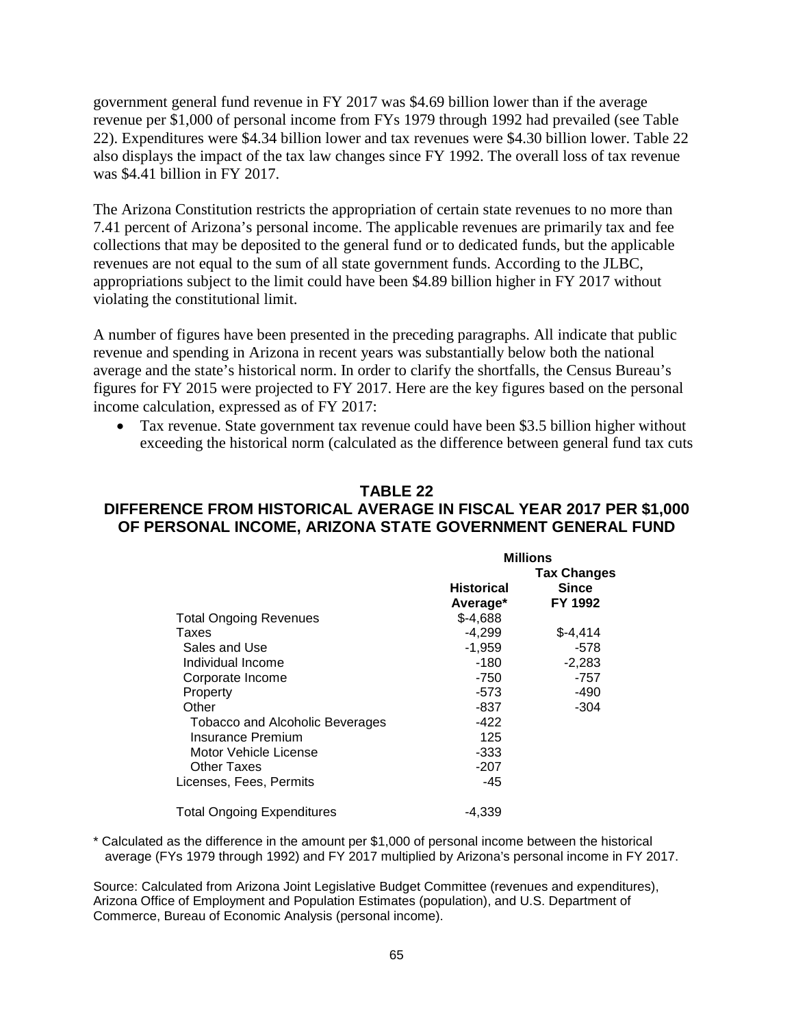government general fund revenue in FY 2017 was \$4.69 billion lower than if the average revenue per \$1,000 of personal income from FYs 1979 through 1992 had prevailed (see Table 22). Expenditures were \$4.34 billion lower and tax revenues were \$4.30 billion lower. Table 22 also displays the impact of the tax law changes since FY 1992. The overall loss of tax revenue was \$4.41 billion in FY 2017.

The Arizona Constitution restricts the appropriation of certain state revenues to no more than 7.41 percent of Arizona's personal income. The applicable revenues are primarily tax and fee collections that may be deposited to the general fund or to dedicated funds, but the applicable revenues are not equal to the sum of all state government funds. According to the JLBC, appropriations subject to the limit could have been \$4.89 billion higher in FY 2017 without violating the constitutional limit.

A number of figures have been presented in the preceding paragraphs. All indicate that public revenue and spending in Arizona in recent years was substantially below both the national average and the state's historical norm. In order to clarify the shortfalls, the Census Bureau's figures for FY 2015 were projected to FY 2017. Here are the key figures based on the personal income calculation, expressed as of FY 2017:

- Tax revenue. State government tax revenue could have been \$3.5 billion higher without exceeding the historical norm (calculated as the difference between general fund tax cuts

**TABLE 22**
**DIFFERENCE FROM HISTORICAL AVERAGE IN FISCAL YEAR 2017 PER \$1,000 OF PERSONAL INCOME, ARIZONA STATE GOVERNMENT GENERAL FUND**

| | Millions | |
|---|---|---|
| | Historical Average* | Tax Changes Since FY 1992 |
| Total Ongoing Revenues | \$-4,688 | |
| Taxes | -4,299 | \$-4,414 |
| Sales and Use | -1,959 | -578 |
| Individual Income | -180 | -2,283 |
| Corporate Income | -750 | -757 |
| Property | -573 | -490 |
| Other | -837 | -304 |
| Tobacco and Alcoholic Beverages | -422 | |
| Insurance Premium | 125 | |
| Motor Vehicle License | -333 | |
| Other Taxes | -207 | |
| Licenses, Fees, Permits | -45 | |
| Total Ongoing Expenditures | -4,339 | |

\* Calculated as the difference in the amount per \$1,000 of personal income between the historical average (FYs 1979 through 1992) and FY 2017 multiplied by Arizona's personal income in FY 2017.

Source: Calculated from Arizona Joint Legislative Budget Committee (revenues and expenditures), Arizona Office of Employment and Population Estimates (population), and U.S. Department of Commerce, Bureau of Economic Analysis (personal income).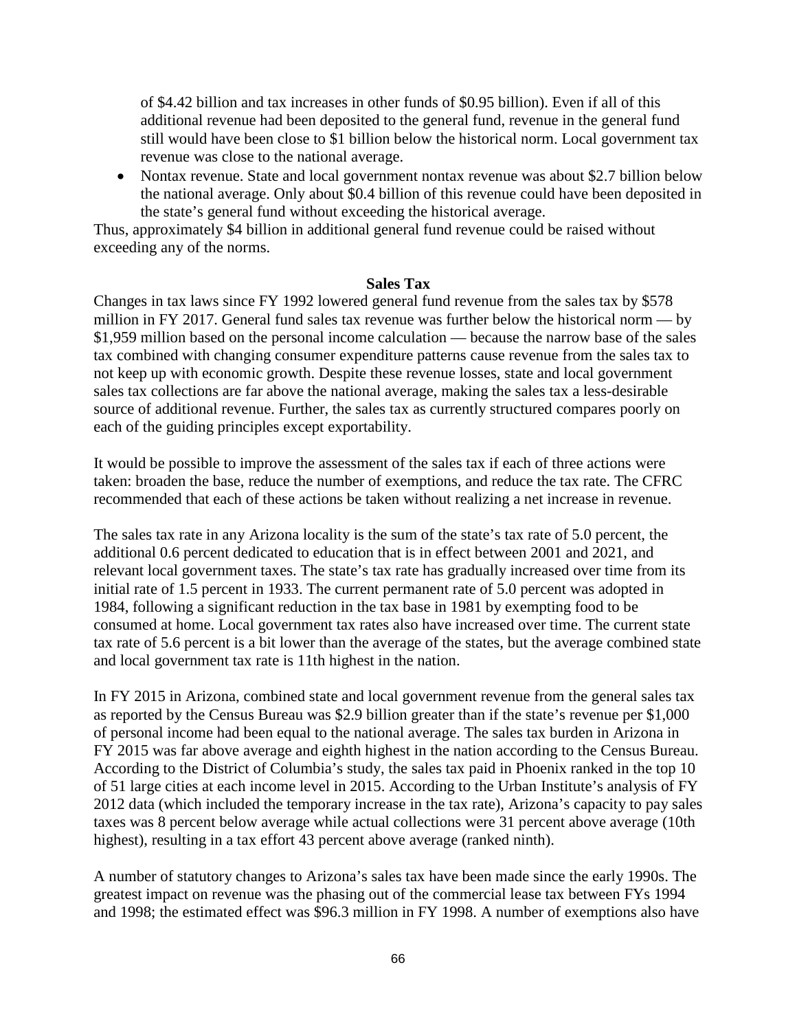of $4.42 billion and tax increases in other funds of $0.95 billion). Even if all of this additional revenue had been deposited to the general fund, revenue in the general fund still would have been close to $1 billion below the historical norm. Local government tax revenue was close to the national average.

- Nontax revenue. State and local government nontax revenue was about $2.7 billion below the national average. Only about $0.4 billion of this revenue could have been deposited in the state's general fund without exceeding the historical average.

Thus, approximately $4 billion in additional general fund revenue could be raised without exceeding any of the norms.

## Sales Tax

Changes in tax laws since FY 1992 lowered general fund revenue from the sales tax by $578 million in FY 2017. General fund sales tax revenue was further below the historical norm — by $1,959 million based on the personal income calculation — because the narrow base of the sales tax combined with changing consumer expenditure patterns cause revenue from the sales tax to not keep up with economic growth. Despite these revenue losses, state and local government sales tax collections are far above the national average, making the sales tax a less-desirable source of additional revenue. Further, the sales tax as currently structured compares poorly on each of the guiding principles except exportability.

It would be possible to improve the assessment of the sales tax if each of three actions were taken: broaden the base, reduce the number of exemptions, and reduce the tax rate. The CFRC recommended that each of these actions be taken without realizing a net increase in revenue.

The sales tax rate in any Arizona locality is the sum of the state's tax rate of 5.0 percent, the additional 0.6 percent dedicated to education that is in effect between 2001 and 2021, and relevant local government taxes. The state's tax rate has gradually increased over time from its initial rate of 1.5 percent in 1933. The current permanent rate of 5.0 percent was adopted in 1984, following a significant reduction in the tax base in 1981 by exempting food to be consumed at home. Local government tax rates also have increased over time. The current state tax rate of 5.6 percent is a bit lower than the average of the states, but the average combined state and local government tax rate is 11th highest in the nation.

In FY 2015 in Arizona, combined state and local government revenue from the general sales tax as reported by the Census Bureau was $2.9 billion greater than if the state's revenue per $1,000 of personal income had been equal to the national average. The sales tax burden in Arizona in FY 2015 was far above average and eighth highest in the nation according to the Census Bureau. According to the District of Columbia's study, the sales tax paid in Phoenix ranked in the top 10 of 51 large cities at each income level in 2015. According to the Urban Institute's analysis of FY 2012 data (which included the temporary increase in the tax rate), Arizona's capacity to pay sales taxes was 8 percent below average while actual collections were 31 percent above average (10th highest), resulting in a tax effort 43 percent above average (ranked ninth).

A number of statutory changes to Arizona's sales tax have been made since the early 1990s. The greatest impact on revenue was the phasing out of the commercial lease tax between FYs 1994 and 1998; the estimated effect was $96.3 million in FY 1998. A number of exemptions also have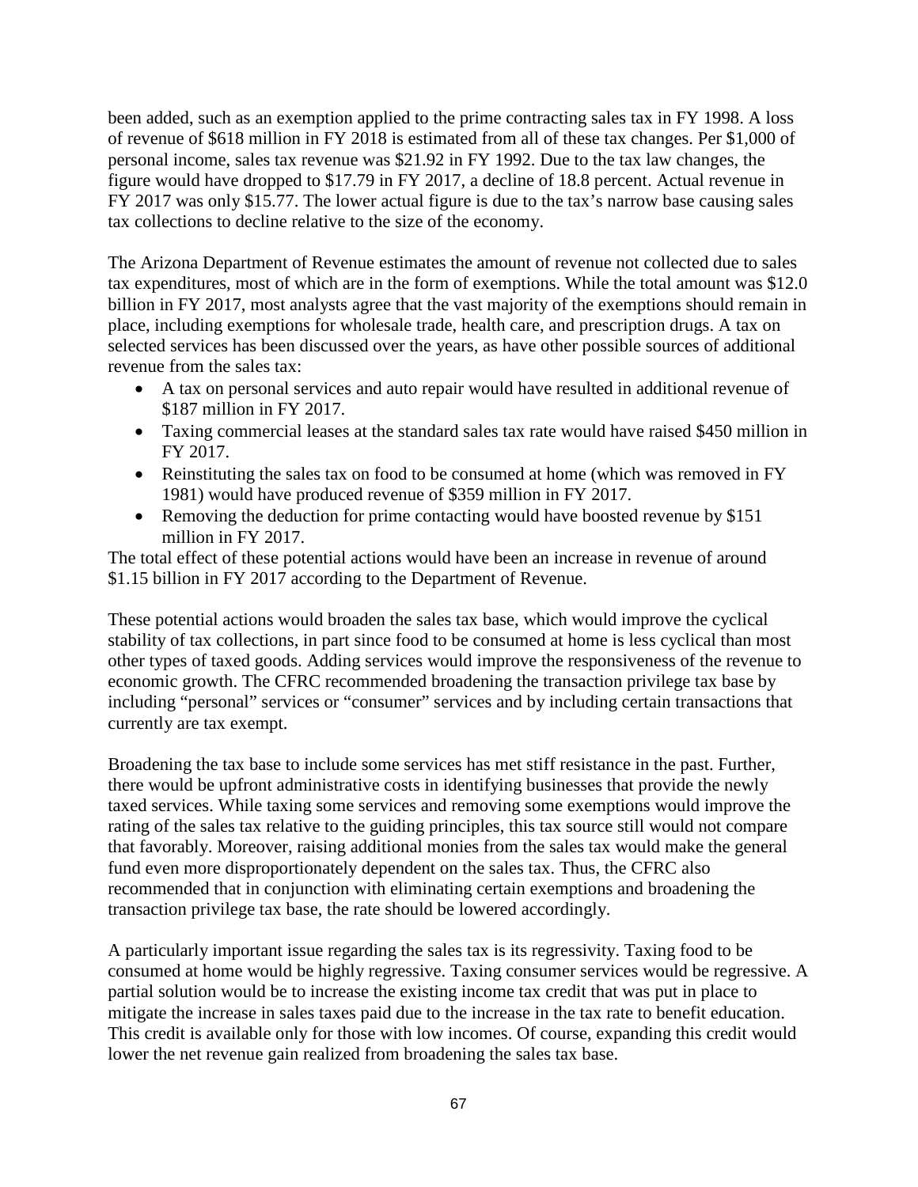been added, such as an exemption applied to the prime contracting sales tax in FY 1998. A loss of revenue of $618 million in FY 2018 is estimated from all of these tax changes. Per $1,000 of personal income, sales tax revenue was $21.92 in FY 1992. Due to the tax law changes, the figure would have dropped to $17.79 in FY 2017, a decline of 18.8 percent. Actual revenue in FY 2017 was only $15.77. The lower actual figure is due to the tax's narrow base causing sales tax collections to decline relative to the size of the economy.

The Arizona Department of Revenue estimates the amount of revenue not collected due to sales tax expenditures, most of which are in the form of exemptions. While the total amount was $12.0 billion in FY 2017, most analysts agree that the vast majority of the exemptions should remain in place, including exemptions for wholesale trade, health care, and prescription drugs. A tax on selected services has been discussed over the years, as have other possible sources of additional revenue from the sales tax:

- A tax on personal services and auto repair would have resulted in additional revenue of $187 million in FY 2017.
- Taxing commercial leases at the standard sales tax rate would have raised $450 million in FY 2017.
- Reinstituting the sales tax on food to be consumed at home (which was removed in FY 1981) would have produced revenue of $359 million in FY 2017.
- Removing the deduction for prime contacting would have boosted revenue by $151 million in FY 2017.

The total effect of these potential actions would have been an increase in revenue of around $1.15 billion in FY 2017 according to the Department of Revenue.

These potential actions would broaden the sales tax base, which would improve the cyclical stability of tax collections, in part since food to be consumed at home is less cyclical than most other types of taxed goods. Adding services would improve the responsiveness of the revenue to economic growth. The CFRC recommended broadening the transaction privilege tax base by including "personal" services or "consumer" services and by including certain transactions that currently are tax exempt.

Broadening the tax base to include some services has met stiff resistance in the past. Further, there would be upfront administrative costs in identifying businesses that provide the newly taxed services. While taxing some services and removing some exemptions would improve the rating of the sales tax relative to the guiding principles, this tax source still would not compare that favorably. Moreover, raising additional monies from the sales tax would make the general fund even more disproportionately dependent on the sales tax. Thus, the CFRC also recommended that in conjunction with eliminating certain exemptions and broadening the transaction privilege tax base, the rate should be lowered accordingly.

A particularly important issue regarding the sales tax is its regressivity. Taxing food to be consumed at home would be highly regressive. Taxing consumer services would be regressive. A partial solution would be to increase the existing income tax credit that was put in place to mitigate the increase in sales taxes paid due to the increase in the tax rate to benefit education. This credit is available only for those with low incomes. Of course, expanding this credit would lower the net revenue gain realized from broadening the sales tax base.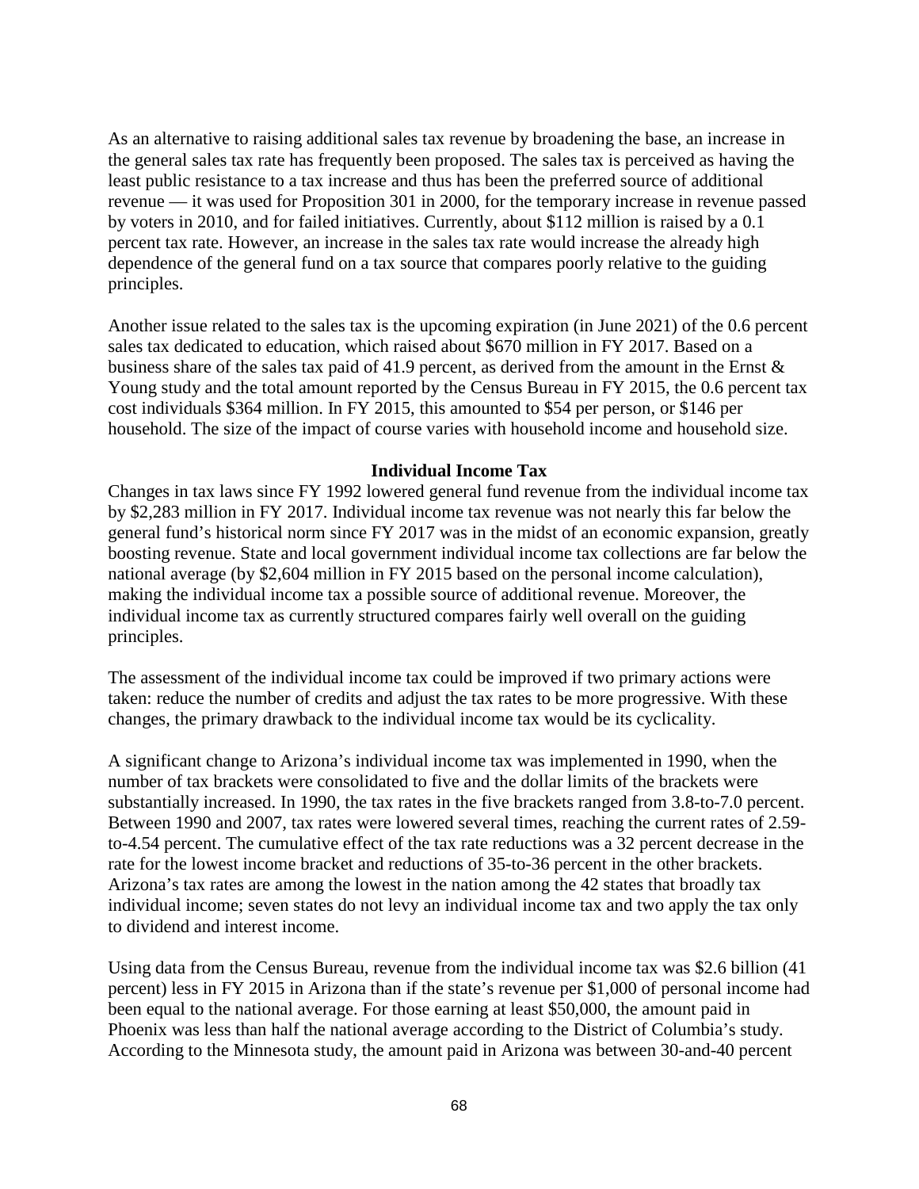As an alternative to raising additional sales tax revenue by broadening the base, an increase in the general sales tax rate has frequently been proposed. The sales tax is perceived as having the least public resistance to a tax increase and thus has been the preferred source of additional revenue — it was used for Proposition 301 in 2000, for the temporary increase in revenue passed by voters in 2010, and for failed initiatives. Currently, about $112 million is raised by a 0.1 percent tax rate. However, an increase in the sales tax rate would increase the already high dependence of the general fund on a tax source that compares poorly relative to the guiding principles.

Another issue related to the sales tax is the upcoming expiration (in June 2021) of the 0.6 percent sales tax dedicated to education, which raised about $670 million in FY 2017. Based on a business share of the sales tax paid of 41.9 percent, as derived from the amount in the Ernst & Young study and the total amount reported by the Census Bureau in FY 2015, the 0.6 percent tax cost individuals $364 million. In FY 2015, this amounted to $54 per person, or $146 per household. The size of the impact of course varies with household income and household size.

## Individual Income Tax

Changes in tax laws since FY 1992 lowered general fund revenue from the individual income tax by $2,283 million in FY 2017. Individual income tax revenue was not nearly this far below the general fund's historical norm since FY 2017 was in the midst of an economic expansion, greatly boosting revenue. State and local government individual income tax collections are far below the national average (by $2,604 million in FY 2015 based on the personal income calculation), making the individual income tax a possible source of additional revenue. Moreover, the individual income tax as currently structured compares fairly well overall on the guiding principles.

The assessment of the individual income tax could be improved if two primary actions were taken: reduce the number of credits and adjust the tax rates to be more progressive. With these changes, the primary drawback to the individual income tax would be its cyclicality.

A significant change to Arizona's individual income tax was implemented in 1990, when the number of tax brackets were consolidated to five and the dollar limits of the brackets were substantially increased. In 1990, the tax rates in the five brackets ranged from 3.8-to-7.0 percent. Between 1990 and 2007, tax rates were lowered several times, reaching the current rates of 2.59-to-4.54 percent. The cumulative effect of the tax rate reductions was a 32 percent decrease in the rate for the lowest income bracket and reductions of 35-to-36 percent in the other brackets. Arizona's tax rates are among the lowest in the nation among the 42 states that broadly tax individual income; seven states do not levy an individual income tax and two apply the tax only to dividend and interest income.

Using data from the Census Bureau, revenue from the individual income tax was $2.6 billion (41 percent) less in FY 2015 in Arizona than if the state's revenue per $1,000 of personal income had been equal to the national average. For those earning at least $50,000, the amount paid in Phoenix was less than half the national average according to the District of Columbia's study. According to the Minnesota study, the amount paid in Arizona was between 30-and-40 percent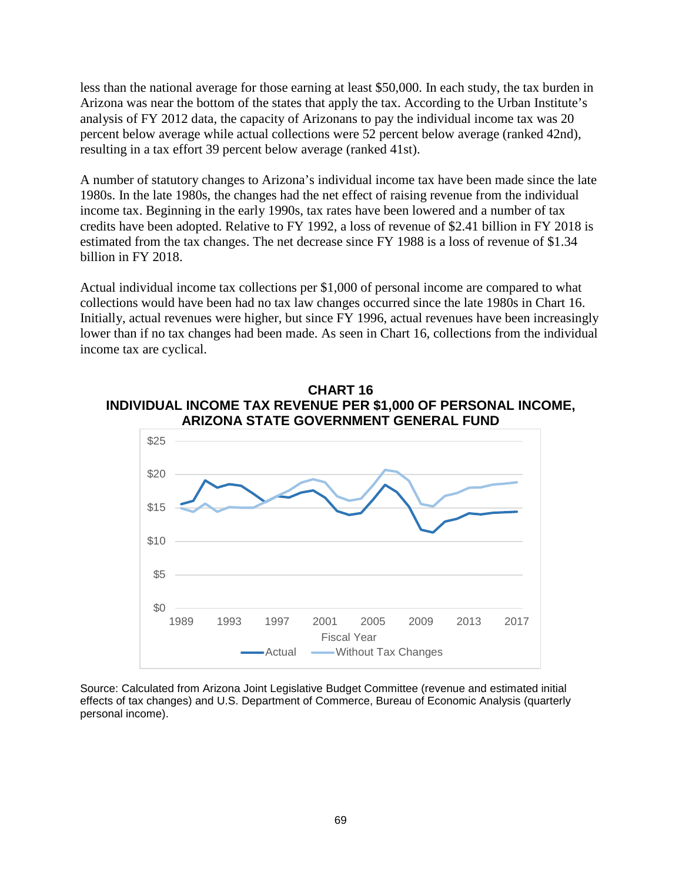less than the national average for those earning at least $50,000. In each study, the tax burden in Arizona was near the bottom of the states that apply the tax. According to the Urban Institute's analysis of FY 2012 data, the capacity of Arizonans to pay the individual income tax was 20 percent below average while actual collections were 52 percent below average (ranked 42nd), resulting in a tax effort 39 percent below average (ranked 41st).

A number of statutory changes to Arizona's individual income tax have been made since the late 1980s. In the late 1980s, the changes had the net effect of raising revenue from the individual income tax. Beginning in the early 1990s, tax rates have been lowered and a number of tax credits have been adopted. Relative to FY 1992, a loss of revenue of $2.41 billion in FY 2018 is estimated from the tax changes. The net decrease since FY 1988 is a loss of revenue of $1.34 billion in FY 2018.

Actual individual income tax collections per $1,000 of personal income are compared to what collections would have been had no tax law changes occurred since the late 1980s in Chart 16. Initially, actual revenues were higher, but since FY 1996, actual revenues have been increasingly lower than if no tax changes had been made. As seen in Chart 16, collections from the individual income tax are cyclical.

**CHART 16**
**INDIVIDUAL INCOME TAX REVENUE PER $1,000 OF PERSONAL INCOME, ARIZONA STATE GOVERNMENT GENERAL FUND**

Source: Calculated from Arizona Joint Legislative Budget Committee (revenue and estimated initial effects of tax changes) and U.S. Department of Commerce, Bureau of Economic Analysis (quarterly personal income).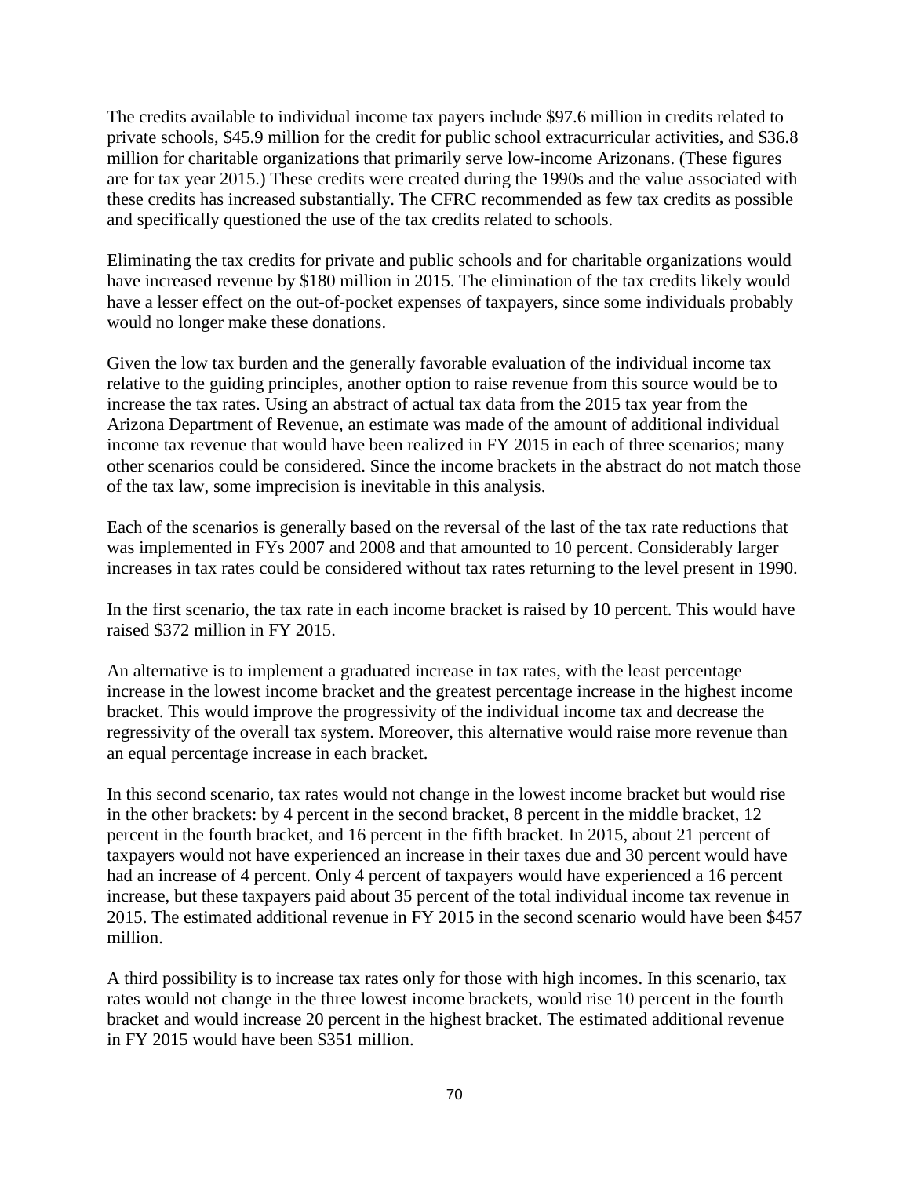The credits available to individual income tax payers include $97.6 million in credits related to private schools, $45.9 million for the credit for public school extracurricular activities, and $36.8 million for charitable organizations that primarily serve low-income Arizonans. (These figures are for tax year 2015.) These credits were created during the 1990s and the value associated with these credits has increased substantially. The CFRC recommended as few tax credits as possible and specifically questioned the use of the tax credits related to schools.

Eliminating the tax credits for private and public schools and for charitable organizations would have increased revenue by $180 million in 2015. The elimination of the tax credits likely would have a lesser effect on the out-of-pocket expenses of taxpayers, since some individuals probably would no longer make these donations.

Given the low tax burden and the generally favorable evaluation of the individual income tax relative to the guiding principles, another option to raise revenue from this source would be to increase the tax rates. Using an abstract of actual tax data from the 2015 tax year from the Arizona Department of Revenue, an estimate was made of the amount of additional individual income tax revenue that would have been realized in FY 2015 in each of three scenarios; many other scenarios could be considered. Since the income brackets in the abstract do not match those of the tax law, some imprecision is inevitable in this analysis.

Each of the scenarios is generally based on the reversal of the last of the tax rate reductions that was implemented in FYs 2007 and 2008 and that amounted to 10 percent. Considerably larger increases in tax rates could be considered without tax rates returning to the level present in 1990.

In the first scenario, the tax rate in each income bracket is raised by 10 percent. This would have raised $372 million in FY 2015.

An alternative is to implement a graduated increase in tax rates, with the least percentage increase in the lowest income bracket and the greatest percentage increase in the highest income bracket. This would improve the progressivity of the individual income tax and decrease the regressivity of the overall tax system. Moreover, this alternative would raise more revenue than an equal percentage increase in each bracket.

In this second scenario, tax rates would not change in the lowest income bracket but would rise in the other brackets: by 4 percent in the second bracket, 8 percent in the middle bracket, 12 percent in the fourth bracket, and 16 percent in the fifth bracket. In 2015, about 21 percent of taxpayers would not have experienced an increase in their taxes due and 30 percent would have had an increase of 4 percent. Only 4 percent of taxpayers would have experienced a 16 percent increase, but these taxpayers paid about 35 percent of the total individual income tax revenue in 2015. The estimated additional revenue in FY 2015 in the second scenario would have been $457 million.

A third possibility is to increase tax rates only for those with high incomes. In this scenario, tax rates would not change in the three lowest income brackets, would rise 10 percent in the fourth bracket and would increase 20 percent in the highest bracket. The estimated additional revenue in FY 2015 would have been $351 million.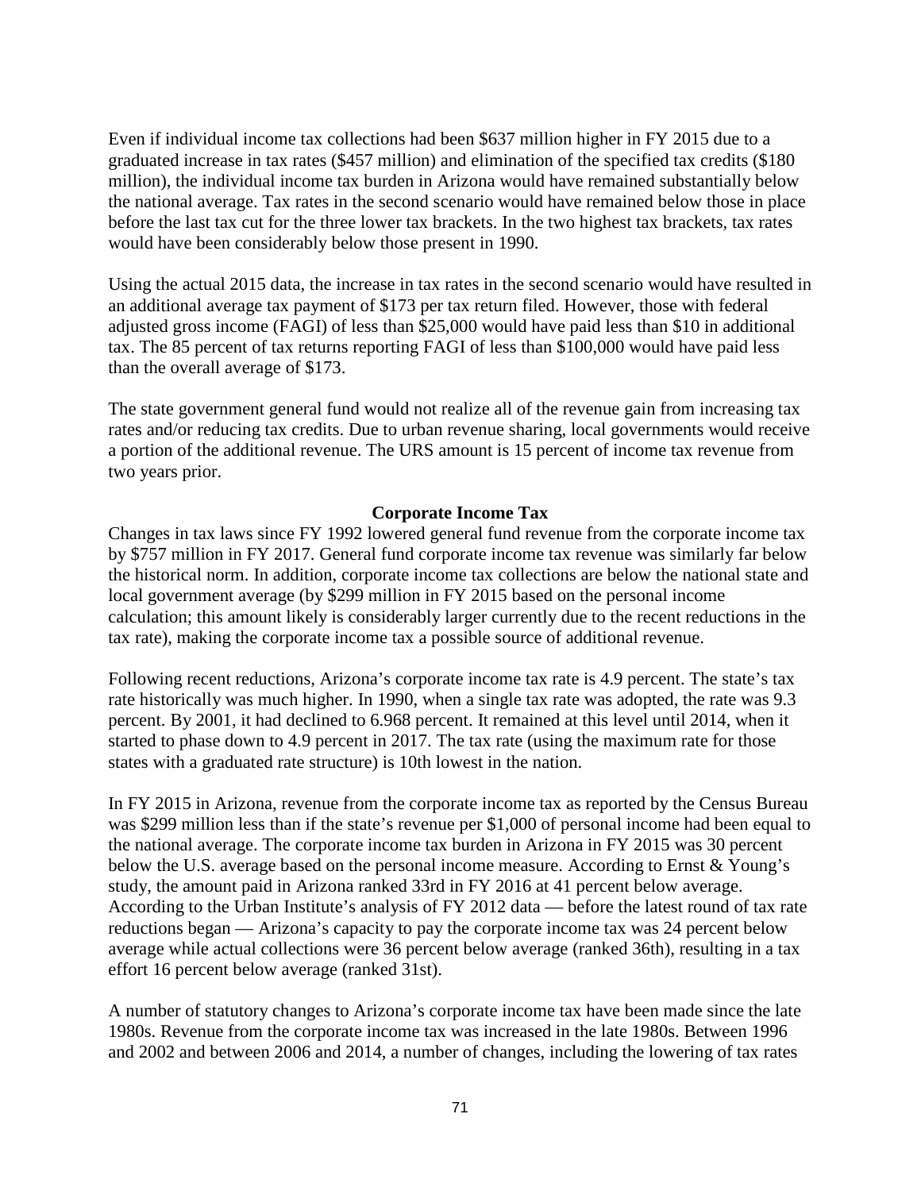Even if individual income tax collections had been $637 million higher in FY 2015 due to a graduated increase in tax rates ($457 million) and elimination of the specified tax credits ($180 million), the individual income tax burden in Arizona would have remained substantially below the national average. Tax rates in the second scenario would have remained below those in place before the last tax cut for the three lower tax brackets. In the two highest tax brackets, tax rates would have been considerably below those present in 1990.

Using the actual 2015 data, the increase in tax rates in the second scenario would have resulted in an additional average tax payment of $173 per tax return filed. However, those with federal adjusted gross income (FAGI) of less than $25,000 would have paid less than $10 in additional tax. The 85 percent of tax returns reporting FAGI of less than $100,000 would have paid less than the overall average of $173.

The state government general fund would not realize all of the revenue gain from increasing tax rates and/or reducing tax credits. Due to urban revenue sharing, local governments would receive a portion of the additional revenue. The URS amount is 15 percent of income tax revenue from two years prior.

## Corporate Income Tax

Changes in tax laws since FY 1992 lowered general fund revenue from the corporate income tax by $757 million in FY 2017. General fund corporate income tax revenue was similarly far below the historical norm. In addition, corporate income tax collections are below the national state and local government average (by $299 million in FY 2015 based on the personal income calculation; this amount likely is considerably larger currently due to the recent reductions in the tax rate), making the corporate income tax a possible source of additional revenue.

Following recent reductions, Arizona's corporate income tax rate is 4.9 percent. The state's tax rate historically was much higher. In 1990, when a single tax rate was adopted, the rate was 9.3 percent. By 2001, it had declined to 6.968 percent. It remained at this level until 2014, when it started to phase down to 4.9 percent in 2017. The tax rate (using the maximum rate for those states with a graduated rate structure) is 10th lowest in the nation.

In FY 2015 in Arizona, revenue from the corporate income tax as reported by the Census Bureau was $299 million less than if the state's revenue per $1,000 of personal income had been equal to the national average. The corporate income tax burden in Arizona in FY 2015 was 30 percent below the U.S. average based on the personal income measure. According to Ernst & Young's study, the amount paid in Arizona ranked 33rd in FY 2016 at 41 percent below average. According to the Urban Institute's analysis of FY 2012 data — before the latest round of tax rate reductions began — Arizona's capacity to pay the corporate income tax was 24 percent below average while actual collections were 36 percent below average (ranked 36th), resulting in a tax effort 16 percent below average (ranked 31st).

A number of statutory changes to Arizona's corporate income tax have been made since the late 1980s. Revenue from the corporate income tax was increased in the late 1980s. Between 1996 and 2002 and between 2006 and 2014, a number of changes, including the lowering of tax rates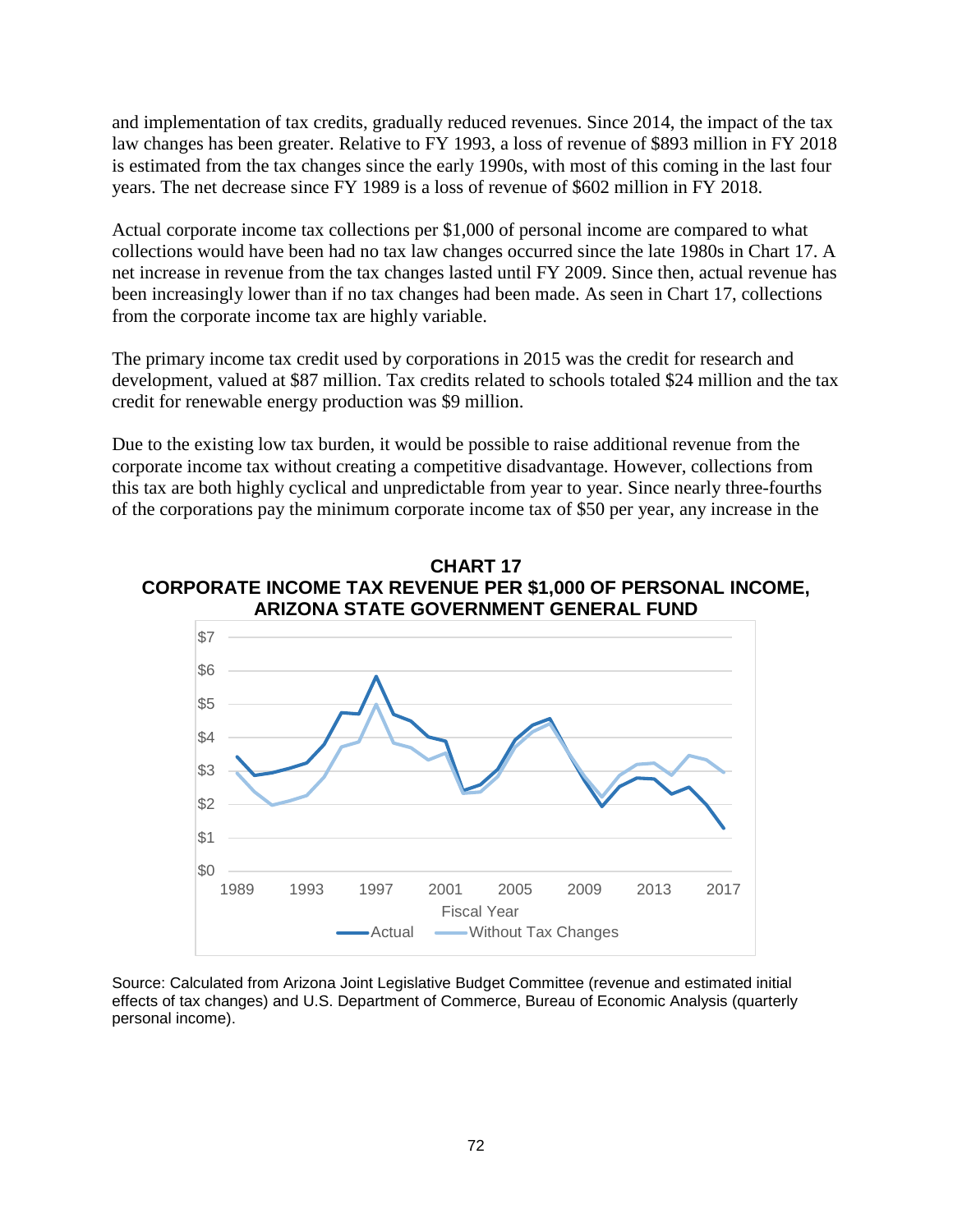and implementation of tax credits, gradually reduced revenues. Since 2014, the impact of the tax law changes has been greater. Relative to FY 1993, a loss of revenue of $893 million in FY 2018 is estimated from the tax changes since the early 1990s, with most of this coming in the last four years. The net decrease since FY 1989 is a loss of revenue of $602 million in FY 2018.

Actual corporate income tax collections per $1,000 of personal income are compared to what collections would have been had no tax law changes occurred since the late 1980s in Chart 17. A net increase in revenue from the tax changes lasted until FY 2009. Since then, actual revenue has been increasingly lower than if no tax changes had been made. As seen in Chart 17, collections from the corporate income tax are highly variable.

The primary income tax credit used by corporations in 2015 was the credit for research and development, valued at $87 million. Tax credits related to schools totaled $24 million and the tax credit for renewable energy production was $9 million.

Due to the existing low tax burden, it would be possible to raise additional revenue from the corporate income tax without creating a competitive disadvantage. However, collections from this tax are both highly cyclical and unpredictable from year to year. Since nearly three-fourths of the corporations pay the minimum corporate income tax of $50 per year, any increase in the

**CHART 17**
**CORPORATE INCOME TAX REVENUE PER $1,000 OF PERSONAL INCOME, ARIZONA STATE GOVERNMENT GENERAL FUND**

Source: Calculated from Arizona Joint Legislative Budget Committee (revenue and estimated initial effects of tax changes) and U.S. Department of Commerce, Bureau of Economic Analysis (quarterly personal income).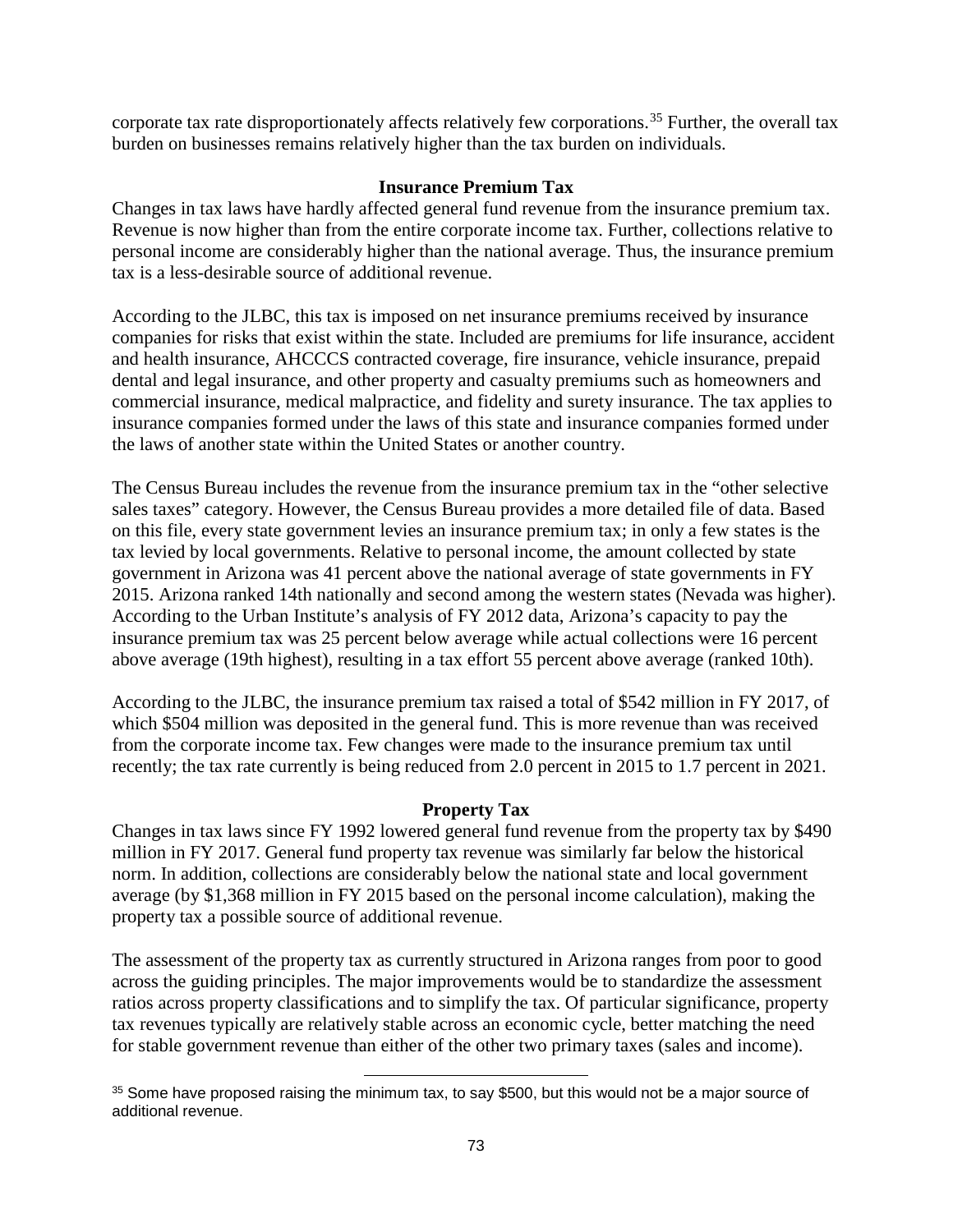corporate tax rate disproportionately affects relatively few corporations.[35] Further, the overall tax burden on businesses remains relatively higher than the tax burden on individuals.

### Insurance Premium Tax

Changes in tax laws have hardly affected general fund revenue from the insurance premium tax. Revenue is now higher than from the entire corporate income tax. Further, collections relative to personal income are considerably higher than the national average. Thus, the insurance premium tax is a less-desirable source of additional revenue.

According to the JLBC, this tax is imposed on net insurance premiums received by insurance companies for risks that exist within the state. Included are premiums for life insurance, accident and health insurance, AHCCCS contracted coverage, fire insurance, vehicle insurance, prepaid dental and legal insurance, and other property and casualty premiums such as homeowners and commercial insurance, medical malpractice, and fidelity and surety insurance. The tax applies to insurance companies formed under the laws of this state and insurance companies formed under the laws of another state within the United States or another country.

The Census Bureau includes the revenue from the insurance premium tax in the "other selective sales taxes" category. However, the Census Bureau provides a more detailed file of data. Based on this file, every state government levies an insurance premium tax; in only a few states is the tax levied by local governments. Relative to personal income, the amount collected by state government in Arizona was 41 percent above the national average of state governments in FY 2015. Arizona ranked 14th nationally and second among the western states (Nevada was higher). According to the Urban Institute's analysis of FY 2012 data, Arizona's capacity to pay the insurance premium tax was 25 percent below average while actual collections were 16 percent above average (19th highest), resulting in a tax effort 55 percent above average (ranked 10th).

According to the JLBC, the insurance premium tax raised a total of $542 million in FY 2017, of which $504 million was deposited in the general fund. This is more revenue than was received from the corporate income tax. Few changes were made to the insurance premium tax until recently; the tax rate currently is being reduced from 2.0 percent in 2015 to 1.7 percent in 2021.

### Property Tax

Changes in tax laws since FY 1992 lowered general fund revenue from the property tax by $490 million in FY 2017. General fund property tax revenue was similarly far below the historical norm. In addition, collections are considerably below the national state and local government average (by $1,368 million in FY 2015 based on the personal income calculation), making the property tax a possible source of additional revenue.

The assessment of the property tax as currently structured in Arizona ranges from poor to good across the guiding principles. The major improvements would be to standardize the assessment ratios across property classifications and to simplify the tax. Of particular significance, property tax revenues typically are relatively stable across an economic cycle, better matching the need for stable government revenue than either of the other two primary taxes (sales and income).

---

[35] Some have proposed raising the minimum tax, to say $500, but this would not be a major source of additional revenue.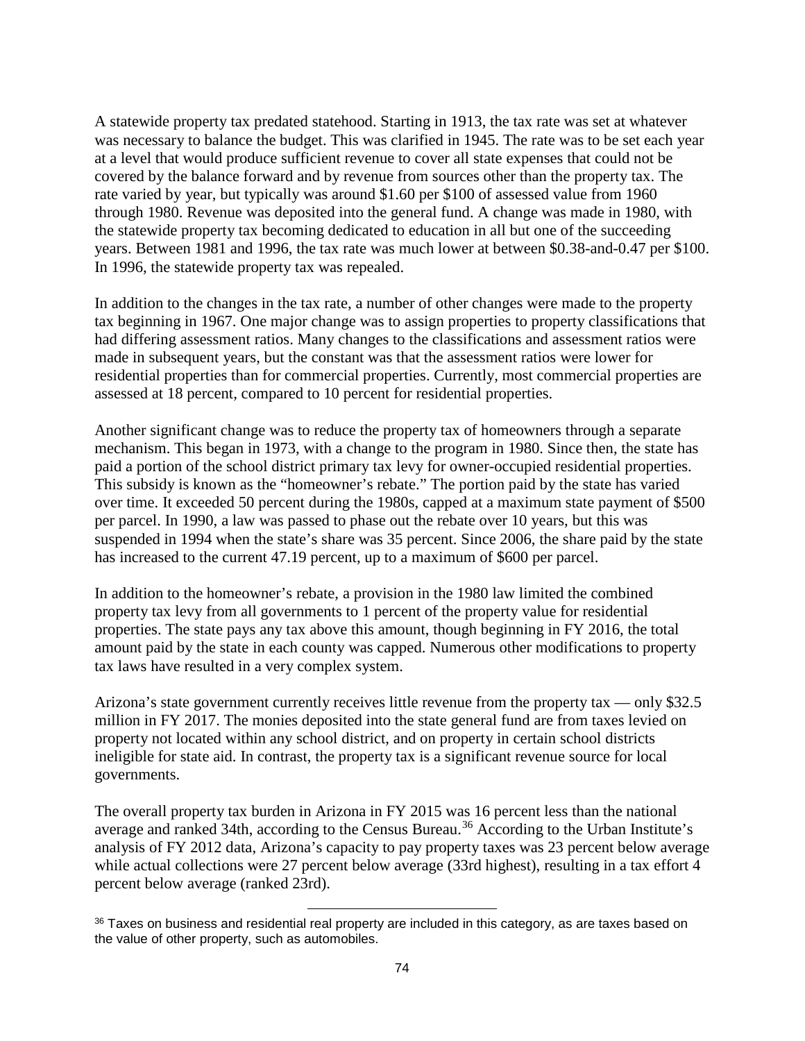A statewide property tax predated statehood. Starting in 1913, the tax rate was set at whatever was necessary to balance the budget. This was clarified in 1945. The rate was to be set each year at a level that would produce sufficient revenue to cover all state expenses that could not be covered by the balance forward and by revenue from sources other than the property tax. The rate varied by year, but typically was around $1.60 per $100 of assessed value from 1960 through 1980. Revenue was deposited into the general fund. A change was made in 1980, with the statewide property tax becoming dedicated to education in all but one of the succeeding years. Between 1981 and 1996, the tax rate was much lower at between $0.38-and-0.47 per $100. In 1996, the statewide property tax was repealed.

In addition to the changes in the tax rate, a number of other changes were made to the property tax beginning in 1967. One major change was to assign properties to property classifications that had differing assessment ratios. Many changes to the classifications and assessment ratios were made in subsequent years, but the constant was that the assessment ratios were lower for residential properties than for commercial properties. Currently, most commercial properties are assessed at 18 percent, compared to 10 percent for residential properties.

Another significant change was to reduce the property tax of homeowners through a separate mechanism. This began in 1973, with a change to the program in 1980. Since then, the state has paid a portion of the school district primary tax levy for owner-occupied residential properties. This subsidy is known as the "homeowner's rebate." The portion paid by the state has varied over time. It exceeded 50 percent during the 1980s, capped at a maximum state payment of $500 per parcel. In 1990, a law was passed to phase out the rebate over 10 years, but this was suspended in 1994 when the state's share was 35 percent. Since 2006, the share paid by the state has increased to the current 47.19 percent, up to a maximum of $600 per parcel.

In addition to the homeowner's rebate, a provision in the 1980 law limited the combined property tax levy from all governments to 1 percent of the property value for residential properties. The state pays any tax above this amount, though beginning in FY 2016, the total amount paid by the state in each county was capped. Numerous other modifications to property tax laws have resulted in a very complex system.

Arizona's state government currently receives little revenue from the property tax — only $32.5 million in FY 2017. The monies deposited into the state general fund are from taxes levied on property not located within any school district, and on property in certain school districts ineligible for state aid. In contrast, the property tax is a significant revenue source for local governments.

The overall property tax burden in Arizona in FY 2015 was 16 percent less than the national average and ranked 34th, according to the Census Bureau.[36] According to the Urban Institute's analysis of FY 2012 data, Arizona's capacity to pay property taxes was 23 percent below average while actual collections were 27 percent below average (33rd highest), resulting in a tax effort 4 percent below average (ranked 23rd).

---

[36] Taxes on business and residential real property are included in this category, as are taxes based on the value of other property, such as automobiles.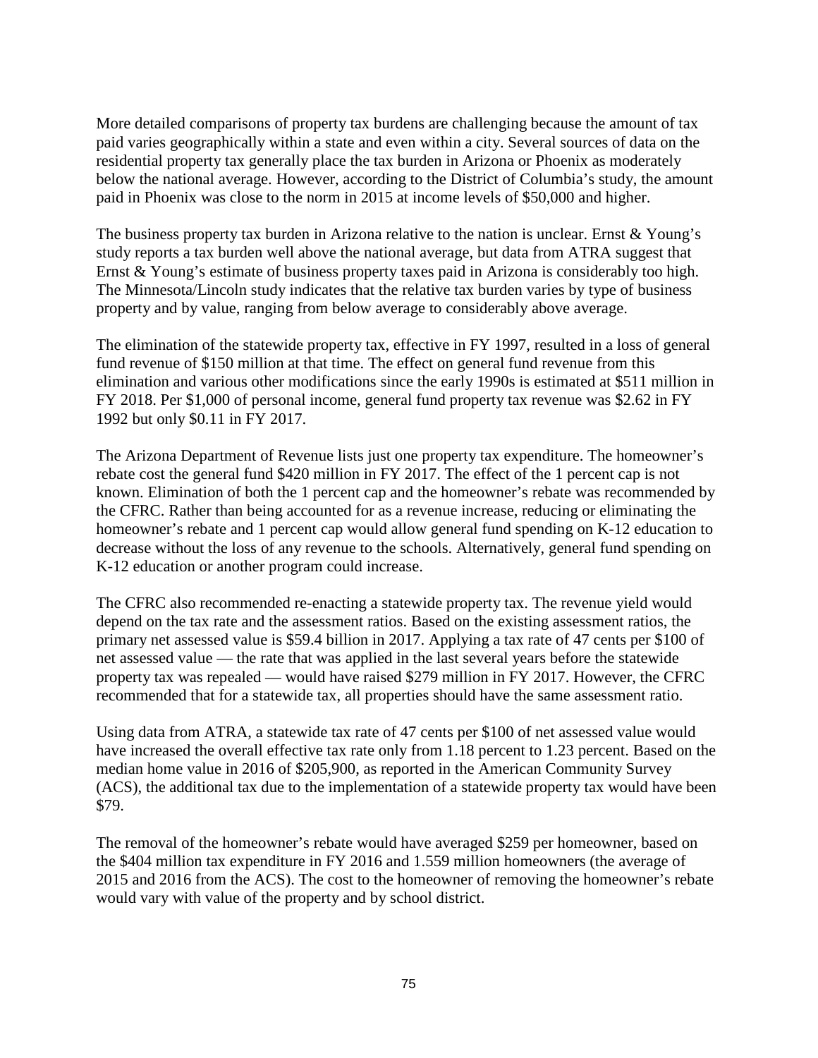More detailed comparisons of property tax burdens are challenging because the amount of tax paid varies geographically within a state and even within a city. Several sources of data on the residential property tax generally place the tax burden in Arizona or Phoenix as moderately below the national average. However, according to the District of Columbia's study, the amount paid in Phoenix was close to the norm in 2015 at income levels of $50,000 and higher.

The business property tax burden in Arizona relative to the nation is unclear. Ernst & Young's study reports a tax burden well above the national average, but data from ATRA suggest that Ernst & Young's estimate of business property taxes paid in Arizona is considerably too high. The Minnesota/Lincoln study indicates that the relative tax burden varies by type of business property and by value, ranging from below average to considerably above average.

The elimination of the statewide property tax, effective in FY 1997, resulted in a loss of general fund revenue of $150 million at that time. The effect on general fund revenue from this elimination and various other modifications since the early 1990s is estimated at $511 million in FY 2018. Per $1,000 of personal income, general fund property tax revenue was $2.62 in FY 1992 but only $0.11 in FY 2017.

The Arizona Department of Revenue lists just one property tax expenditure. The homeowner's rebate cost the general fund $420 million in FY 2017. The effect of the 1 percent cap is not known. Elimination of both the 1 percent cap and the homeowner's rebate was recommended by the CFRC. Rather than being accounted for as a revenue increase, reducing or eliminating the homeowner's rebate and 1 percent cap would allow general fund spending on K-12 education to decrease without the loss of any revenue to the schools. Alternatively, general fund spending on K-12 education or another program could increase.

The CFRC also recommended re-enacting a statewide property tax. The revenue yield would depend on the tax rate and the assessment ratios. Based on the existing assessment ratios, the primary net assessed value is $59.4 billion in 2017. Applying a tax rate of 47 cents per $100 of net assessed value — the rate that was applied in the last several years before the statewide property tax was repealed — would have raised $279 million in FY 2017. However, the CFRC recommended that for a statewide tax, all properties should have the same assessment ratio.

Using data from ATRA, a statewide tax rate of 47 cents per $100 of net assessed value would have increased the overall effective tax rate only from 1.18 percent to 1.23 percent. Based on the median home value in 2016 of $205,900, as reported in the American Community Survey (ACS), the additional tax due to the implementation of a statewide property tax would have been $79.

The removal of the homeowner's rebate would have averaged $259 per homeowner, based on the $404 million tax expenditure in FY 2016 and 1.559 million homeowners (the average of 2015 and 2016 from the ACS). The cost to the homeowner of removing the homeowner's rebate would vary with value of the property and by school district.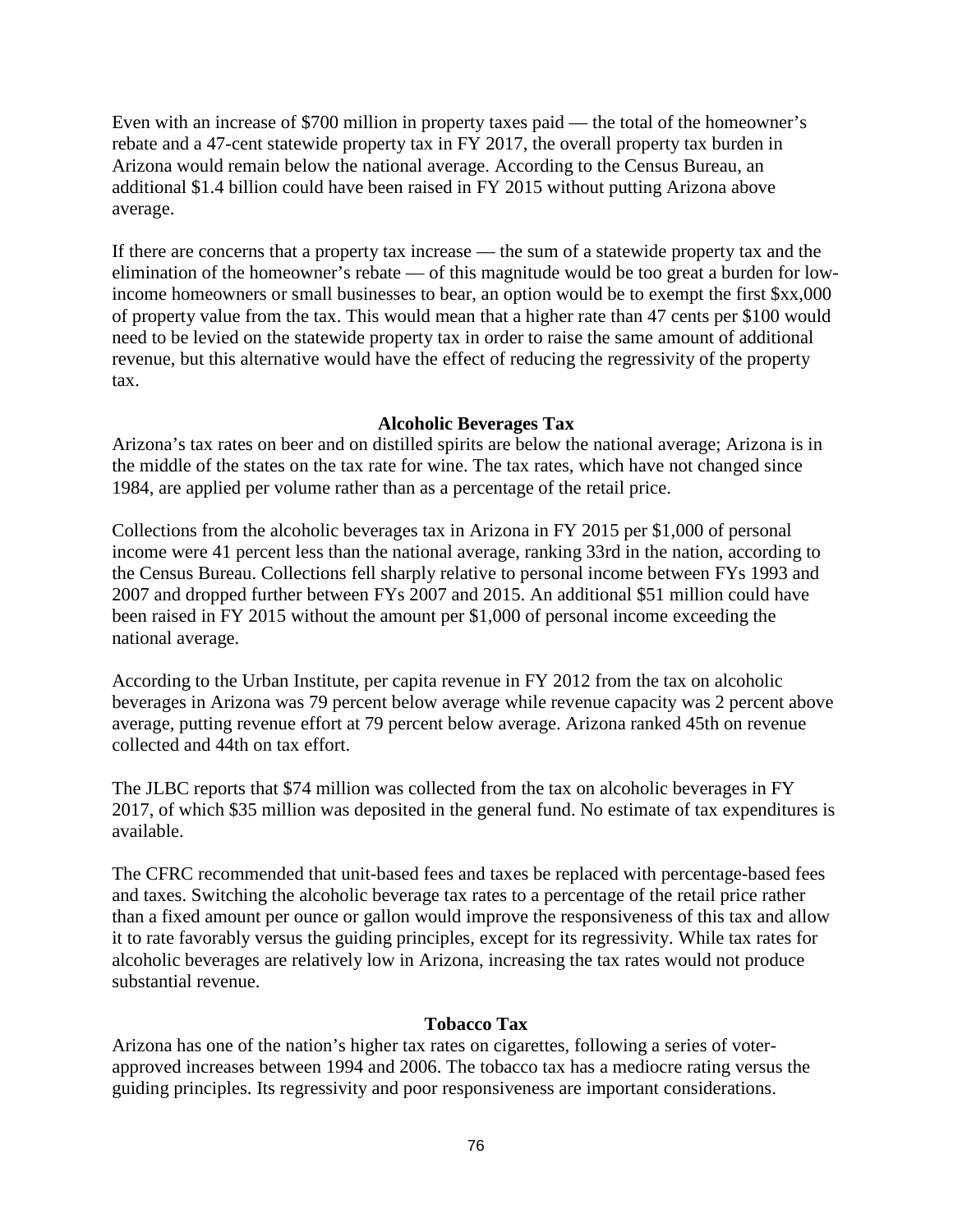Even with an increase of $700 million in property taxes paid — the total of the homeowner's rebate and a 47-cent statewide property tax in FY 2017, the overall property tax burden in Arizona would remain below the national average. According to the Census Bureau, an additional $1.4 billion could have been raised in FY 2015 without putting Arizona above average.

If there are concerns that a property tax increase — the sum of a statewide property tax and the elimination of the homeowner's rebate — of this magnitude would be too great a burden for low-income homeowners or small businesses to bear, an option would be to exempt the first $xx,000 of property value from the tax. This would mean that a higher rate than 47 cents per $100 would need to be levied on the statewide property tax in order to raise the same amount of additional revenue, but this alternative would have the effect of reducing the regressivity of the property tax.

## Alcoholic Beverages Tax

Arizona's tax rates on beer and on distilled spirits are below the national average; Arizona is in the middle of the states on the tax rate for wine. The tax rates, which have not changed since 1984, are applied per volume rather than as a percentage of the retail price.

Collections from the alcoholic beverages tax in Arizona in FY 2015 per $1,000 of personal income were 41 percent less than the national average, ranking 33rd in the nation, according to the Census Bureau. Collections fell sharply relative to personal income between FYs 1993 and 2007 and dropped further between FYs 2007 and 2015. An additional $51 million could have been raised in FY 2015 without the amount per $1,000 of personal income exceeding the national average.

According to the Urban Institute, per capita revenue in FY 2012 from the tax on alcoholic beverages in Arizona was 79 percent below average while revenue capacity was 2 percent above average, putting revenue effort at 79 percent below average. Arizona ranked 45th on revenue collected and 44th on tax effort.

The JLBC reports that $74 million was collected from the tax on alcoholic beverages in FY 2017, of which $35 million was deposited in the general fund. No estimate of tax expenditures is available.

The CFRC recommended that unit-based fees and taxes be replaced with percentage-based fees and taxes. Switching the alcoholic beverage tax rates to a percentage of the retail price rather than a fixed amount per ounce or gallon would improve the responsiveness of this tax and allow it to rate favorably versus the guiding principles, except for its regressivity. While tax rates for alcoholic beverages are relatively low in Arizona, increasing the tax rates would not produce substantial revenue.

## Tobacco Tax

Arizona has one of the nation's higher tax rates on cigarettes, following a series of voter-approved increases between 1994 and 2006. The tobacco tax has a mediocre rating versus the guiding principles. Its regressivity and poor responsiveness are important considerations.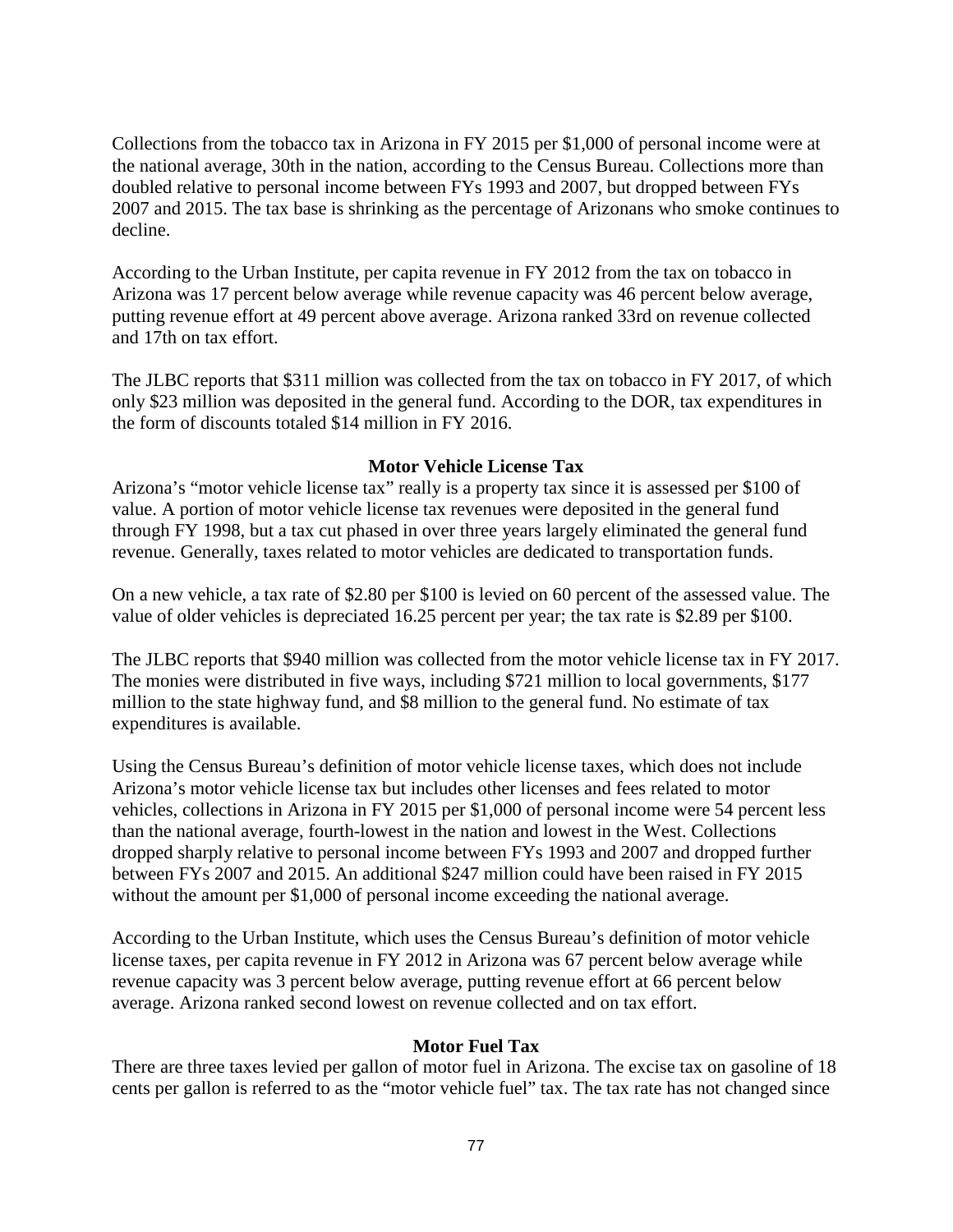Collections from the tobacco tax in Arizona in FY 2015 per $1,000 of personal income were at the national average, 30th in the nation, according to the Census Bureau. Collections more than doubled relative to personal income between FYs 1993 and 2007, but dropped between FYs 2007 and 2015. The tax base is shrinking as the percentage of Arizonans who smoke continues to decline.

According to the Urban Institute, per capita revenue in FY 2012 from the tax on tobacco in Arizona was 17 percent below average while revenue capacity was 46 percent below average, putting revenue effort at 49 percent above average. Arizona ranked 33rd on revenue collected and 17th on tax effort.

The JLBC reports that $311 million was collected from the tax on tobacco in FY 2017, of which only $23 million was deposited in the general fund. According to the DOR, tax expenditures in the form of discounts totaled $14 million in FY 2016.

### Motor Vehicle License Tax

Arizona's "motor vehicle license tax" really is a property tax since it is assessed per $100 of value. A portion of motor vehicle license tax revenues were deposited in the general fund through FY 1998, but a tax cut phased in over three years largely eliminated the general fund revenue. Generally, taxes related to motor vehicles are dedicated to transportation funds.

On a new vehicle, a tax rate of $2.80 per $100 is levied on 60 percent of the assessed value. The value of older vehicles is depreciated 16.25 percent per year; the tax rate is $2.89 per $100.

The JLBC reports that $940 million was collected from the motor vehicle license tax in FY 2017. The monies were distributed in five ways, including $721 million to local governments, $177 million to the state highway fund, and $8 million to the general fund. No estimate of tax expenditures is available.

Using the Census Bureau's definition of motor vehicle license taxes, which does not include Arizona's motor vehicle license tax but includes other licenses and fees related to motor vehicles, collections in Arizona in FY 2015 per $1,000 of personal income were 54 percent less than the national average, fourth-lowest in the nation and lowest in the West. Collections dropped sharply relative to personal income between FYs 1993 and 2007 and dropped further between FYs 2007 and 2015. An additional $247 million could have been raised in FY 2015 without the amount per $1,000 of personal income exceeding the national average.

According to the Urban Institute, which uses the Census Bureau's definition of motor vehicle license taxes, per capita revenue in FY 2012 in Arizona was 67 percent below average while revenue capacity was 3 percent below average, putting revenue effort at 66 percent below average. Arizona ranked second lowest on revenue collected and on tax effort.

### Motor Fuel Tax

There are three taxes levied per gallon of motor fuel in Arizona. The excise tax on gasoline of 18 cents per gallon is referred to as the "motor vehicle fuel" tax. The tax rate has not changed since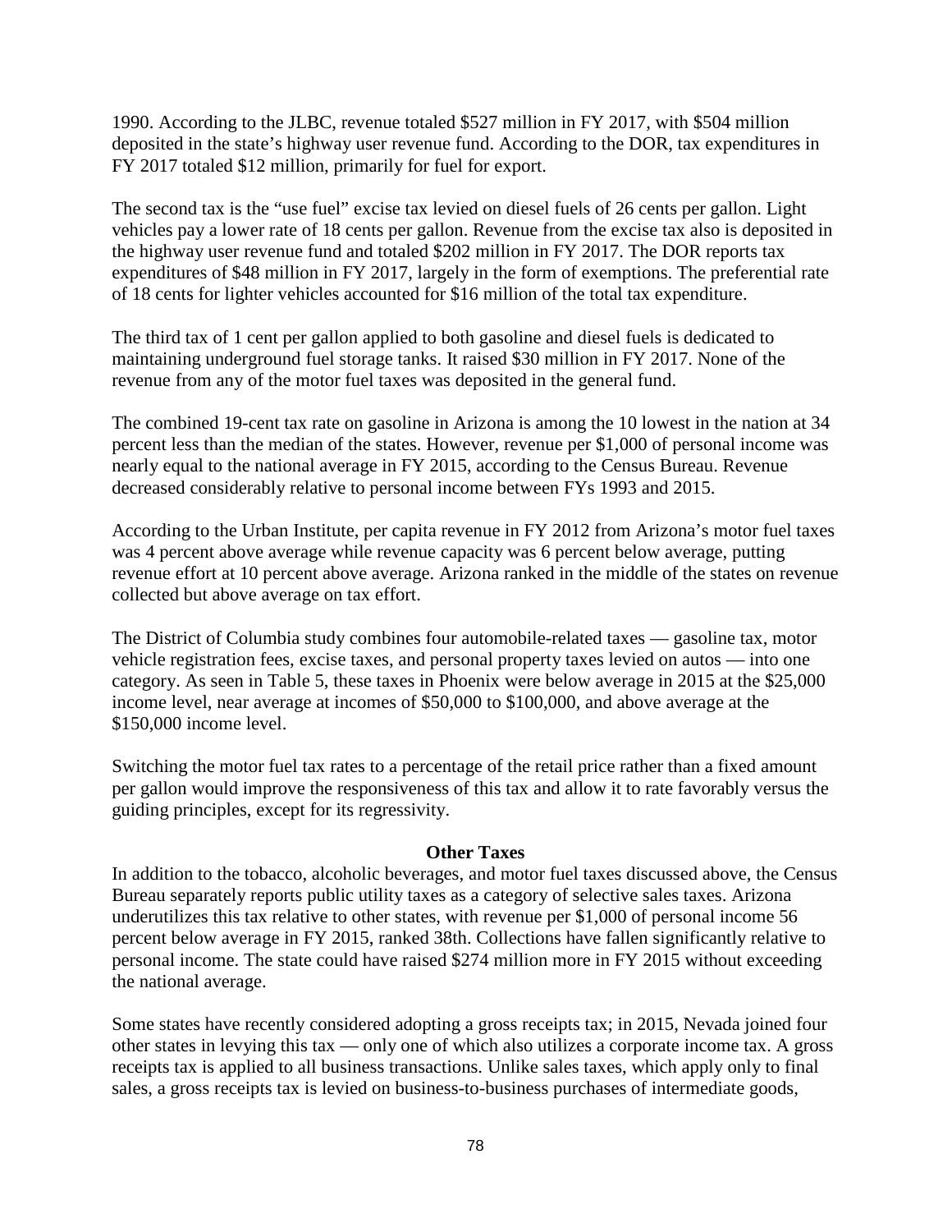1990. According to the JLBC, revenue totaled $527 million in FY 2017, with $504 million deposited in the state's highway user revenue fund. According to the DOR, tax expenditures in FY 2017 totaled $12 million, primarily for fuel for export.

The second tax is the "use fuel" excise tax levied on diesel fuels of 26 cents per gallon. Light vehicles pay a lower rate of 18 cents per gallon. Revenue from the excise tax also is deposited in the highway user revenue fund and totaled $202 million in FY 2017. The DOR reports tax expenditures of $48 million in FY 2017, largely in the form of exemptions. The preferential rate of 18 cents for lighter vehicles accounted for $16 million of the total tax expenditure.

The third tax of 1 cent per gallon applied to both gasoline and diesel fuels is dedicated to maintaining underground fuel storage tanks. It raised $30 million in FY 2017. None of the revenue from any of the motor fuel taxes was deposited in the general fund.

The combined 19-cent tax rate on gasoline in Arizona is among the 10 lowest in the nation at 34 percent less than the median of the states. However, revenue per $1,000 of personal income was nearly equal to the national average in FY 2015, according to the Census Bureau. Revenue decreased considerably relative to personal income between FYs 1993 and 2015.

According to the Urban Institute, per capita revenue in FY 2012 from Arizona's motor fuel taxes was 4 percent above average while revenue capacity was 6 percent below average, putting revenue effort at 10 percent above average. Arizona ranked in the middle of the states on revenue collected but above average on tax effort.

The District of Columbia study combines four automobile-related taxes — gasoline tax, motor vehicle registration fees, excise taxes, and personal property taxes levied on autos — into one category. As seen in Table 5, these taxes in Phoenix were below average in 2015 at the $25,000 income level, near average at incomes of $50,000 to $100,000, and above average at the $150,000 income level.

Switching the motor fuel tax rates to a percentage of the retail price rather than a fixed amount per gallon would improve the responsiveness of this tax and allow it to rate favorably versus the guiding principles, except for its regressivity.

### Other Taxes

In addition to the tobacco, alcoholic beverages, and motor fuel taxes discussed above, the Census Bureau separately reports public utility taxes as a category of selective sales taxes. Arizona underutilizes this tax relative to other states, with revenue per $1,000 of personal income 56 percent below average in FY 2015, ranked 38th. Collections have fallen significantly relative to personal income. The state could have raised $274 million more in FY 2015 without exceeding the national average.

Some states have recently considered adopting a gross receipts tax; in 2015, Nevada joined four other states in levying this tax — only one of which also utilizes a corporate income tax. A gross receipts tax is applied to all business transactions. Unlike sales taxes, which apply only to final sales, a gross receipts tax is levied on business-to-business purchases of intermediate goods,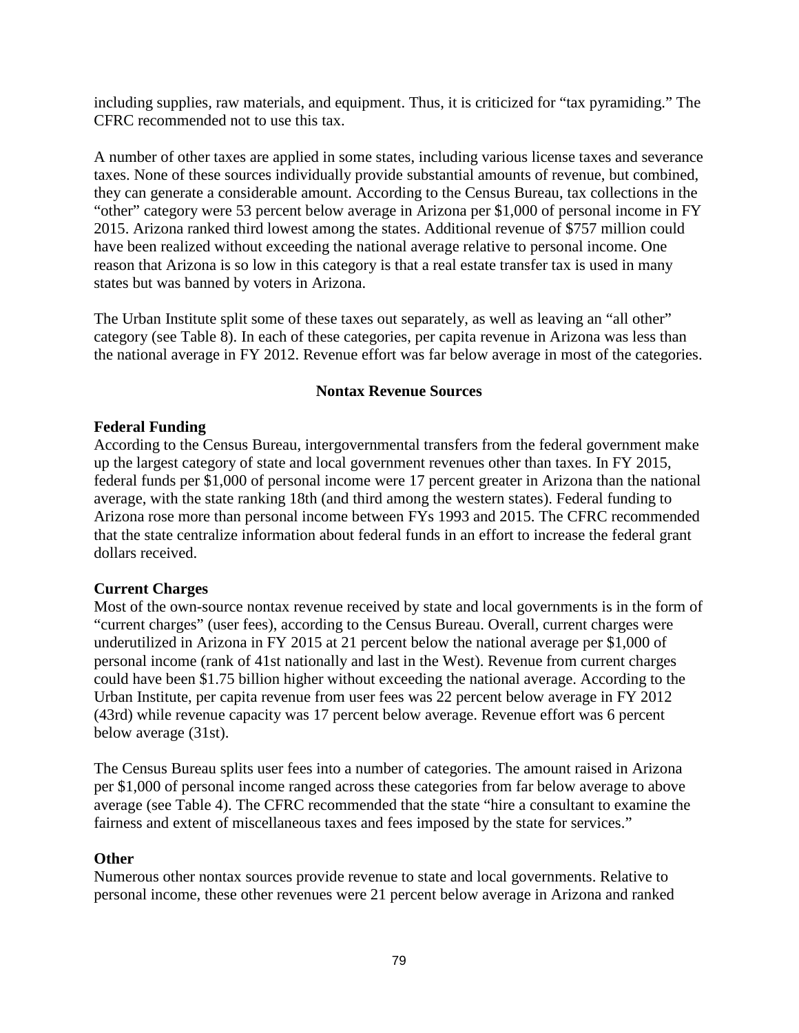including supplies, raw materials, and equipment. Thus, it is criticized for "tax pyramiding." The CFRC recommended not to use this tax.

A number of other taxes are applied in some states, including various license taxes and severance taxes. None of these sources individually provide substantial amounts of revenue, but combined, they can generate a considerable amount. According to the Census Bureau, tax collections in the "other" category were 53 percent below average in Arizona per $1,000 of personal income in FY 2015. Arizona ranked third lowest among the states. Additional revenue of $757 million could have been realized without exceeding the national average relative to personal income. One reason that Arizona is so low in this category is that a real estate transfer tax is used in many states but was banned by voters in Arizona.

The Urban Institute split some of these taxes out separately, as well as leaving an "all other" category (see Table 8). In each of these categories, per capita revenue in Arizona was less than the national average in FY 2012. Revenue effort was far below average in most of the categories.

## Nontax Revenue Sources

### Federal Funding

According to the Census Bureau, intergovernmental transfers from the federal government make up the largest category of state and local government revenues other than taxes. In FY 2015, federal funds per $1,000 of personal income were 17 percent greater in Arizona than the national average, with the state ranking 18th (and third among the western states). Federal funding to Arizona rose more than personal income between FYs 1993 and 2015. The CFRC recommended that the state centralize information about federal funds in an effort to increase the federal grant dollars received.

### Current Charges

Most of the own-source nontax revenue received by state and local governments is in the form of "current charges" (user fees), according to the Census Bureau. Overall, current charges were underutilized in Arizona in FY 2015 at 21 percent below the national average per $1,000 of personal income (rank of 41st nationally and last in the West). Revenue from current charges could have been $1.75 billion higher without exceeding the national average. According to the Urban Institute, per capita revenue from user fees was 22 percent below average in FY 2012 (43rd) while revenue capacity was 17 percent below average. Revenue effort was 6 percent below average (31st).

The Census Bureau splits user fees into a number of categories. The amount raised in Arizona per $1,000 of personal income ranged across these categories from far below average to above average (see Table 4). The CFRC recommended that the state "hire a consultant to examine the fairness and extent of miscellaneous taxes and fees imposed by the state for services."

### Other

Numerous other nontax sources provide revenue to state and local governments. Relative to personal income, these other revenues were 21 percent below average in Arizona and ranked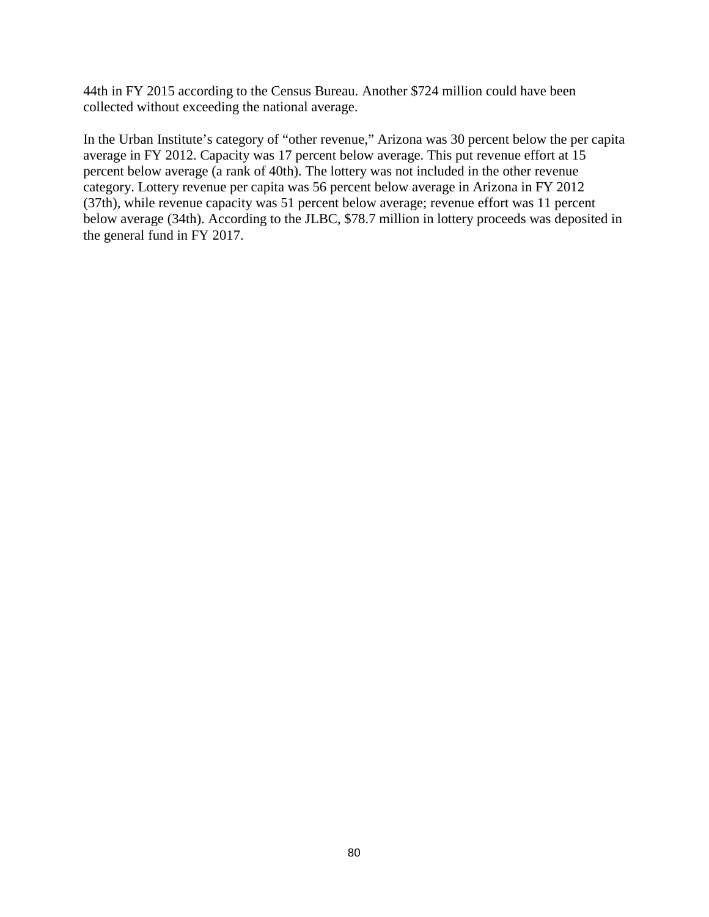44th in FY 2015 according to the Census Bureau. Another $724 million could have been collected without exceeding the national average.

In the Urban Institute's category of "other revenue," Arizona was 30 percent below the per capita average in FY 2012. Capacity was 17 percent below average. This put revenue effort at 15 percent below average (a rank of 40th). The lottery was not included in the other revenue category. Lottery revenue per capita was 56 percent below average in Arizona in FY 2012 (37th), while revenue capacity was 51 percent below average; revenue effort was 11 percent below average (34th). According to the JLBC, $78.7 million in lottery proceeds was deposited in the general fund in FY 2017.